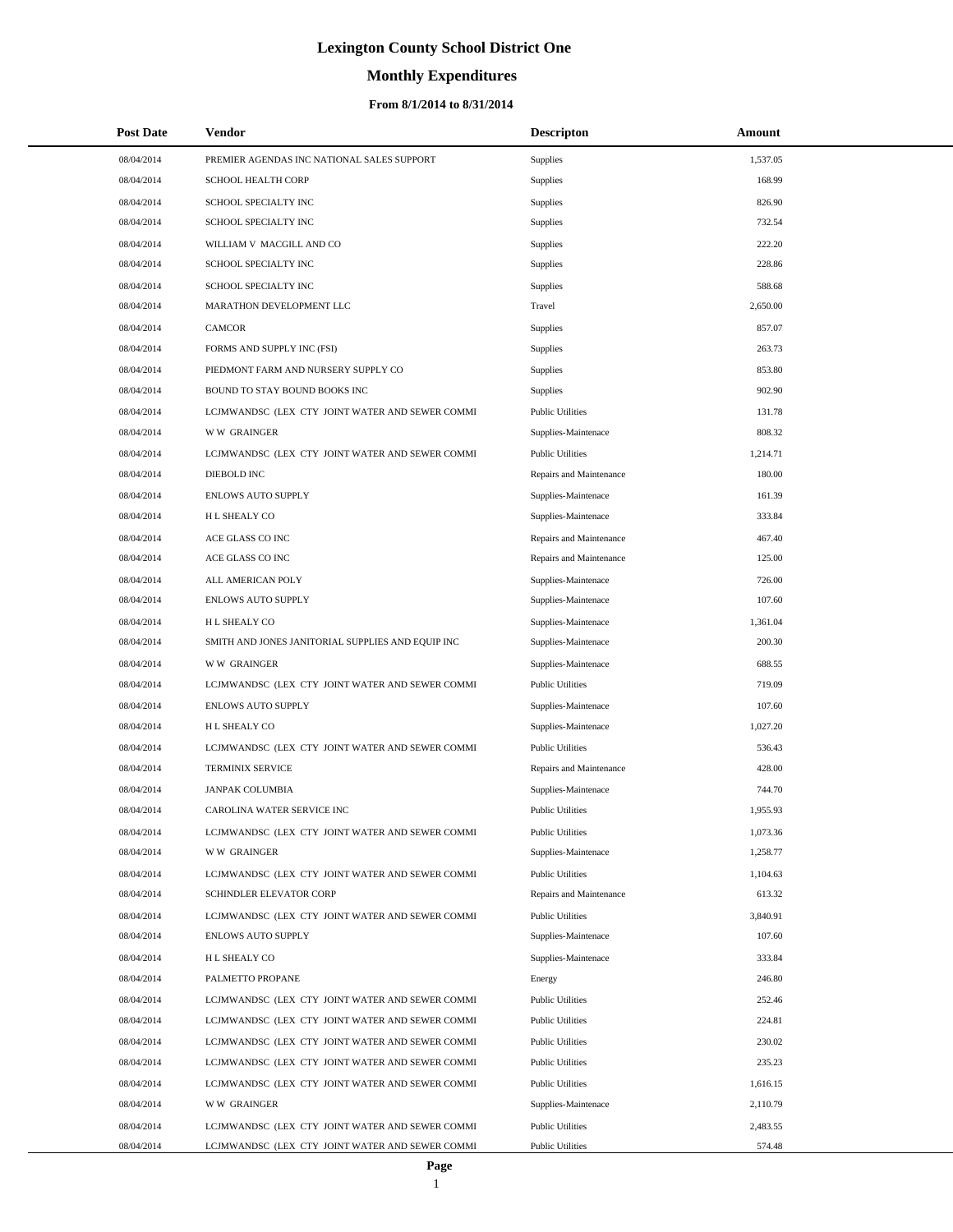# Lexington County School District One

## Monthly Expenditures

### From 8/1/2014 to 8/31/2014

| Post Date | Vendor | Descripton | Amount |
|---|---|---|---|
| 08/04/2014 | PREMIER AGENDAS INC NATIONAL SALES SUPPORT | Supplies | 1,537.05 |
| 08/04/2014 | SCHOOL HEALTH CORP | Supplies | 168.99 |
| 08/04/2014 | SCHOOL SPECIALTY INC | Supplies | 826.90 |
| 08/04/2014 | SCHOOL SPECIALTY INC | Supplies | 732.54 |
| 08/04/2014 | WILLIAM V MACGILL AND CO | Supplies | 222.20 |
| 08/04/2014 | SCHOOL SPECIALTY INC | Supplies | 228.86 |
| 08/04/2014 | SCHOOL SPECIALTY INC | Supplies | 588.68 |
| 08/04/2014 | MARATHON DEVELOPMENT LLC | Travel | 2,650.00 |
| 08/04/2014 | CAMCOR | Supplies | 857.07 |
| 08/04/2014 | FORMS AND SUPPLY INC (FSI) | Supplies | 263.73 |
| 08/04/2014 | PIEDMONT FARM AND NURSERY SUPPLY CO | Supplies | 853.80 |
| 08/04/2014 | BOUND TO STAY BOUND BOOKS INC | Supplies | 902.90 |
| 08/04/2014 | LCJMWANDSC (LEX CTY JOINT WATER AND SEWER COMMI | Public Utilities | 131.78 |
| 08/04/2014 | W W GRAINGER | Supplies-Maintenace | 808.32 |
| 08/04/2014 | LCJMWANDSC (LEX CTY JOINT WATER AND SEWER COMMI | Public Utilities | 1,214.71 |
| 08/04/2014 | DIEBOLD INC | Repairs and Maintenance | 180.00 |
| 08/04/2014 | ENLOWS AUTO SUPPLY | Supplies-Maintenace | 161.39 |
| 08/04/2014 | H L SHEALY CO | Supplies-Maintenace | 333.84 |
| 08/04/2014 | ACE GLASS CO INC | Repairs and Maintenance | 467.40 |
| 08/04/2014 | ACE GLASS CO INC | Repairs and Maintenance | 125.00 |
| 08/04/2014 | ALL AMERICAN POLY | Supplies-Maintenace | 726.00 |
| 08/04/2014 | ENLOWS AUTO SUPPLY | Supplies-Maintenace | 107.60 |
| 08/04/2014 | H L SHEALY CO | Supplies-Maintenace | 1,361.04 |
| 08/04/2014 | SMITH AND JONES JANITORIAL SUPPLIES AND EQUIP INC | Supplies-Maintenace | 200.30 |
| 08/04/2014 | W W GRAINGER | Supplies-Maintenace | 688.55 |
| 08/04/2014 | LCJMWANDSC (LEX CTY JOINT WATER AND SEWER COMMI | Public Utilities | 719.09 |
| 08/04/2014 | ENLOWS AUTO SUPPLY | Supplies-Maintenace | 107.60 |
| 08/04/2014 | H L SHEALY CO | Supplies-Maintenace | 1,027.20 |
| 08/04/2014 | LCJMWANDSC (LEX CTY JOINT WATER AND SEWER COMMI | Public Utilities | 536.43 |
| 08/04/2014 | TERMINIX SERVICE | Repairs and Maintenance | 428.00 |
| 08/04/2014 | JANPAK COLUMBIA | Supplies-Maintenace | 744.70 |
| 08/04/2014 | CAROLINA WATER SERVICE INC | Public Utilities | 1,955.93 |
| 08/04/2014 | LCJMWANDSC (LEX CTY JOINT WATER AND SEWER COMMI | Public Utilities | 1,073.36 |
| 08/04/2014 | W W GRAINGER | Supplies-Maintenace | 1,258.77 |
| 08/04/2014 | LCJMWANDSC (LEX CTY JOINT WATER AND SEWER COMMI | Public Utilities | 1,104.63 |
| 08/04/2014 | SCHINDLER ELEVATOR CORP | Repairs and Maintenance | 613.32 |
| 08/04/2014 | LCJMWANDSC (LEX CTY JOINT WATER AND SEWER COMMI | Public Utilities | 3,840.91 |
| 08/04/2014 | ENLOWS AUTO SUPPLY | Supplies-Maintenace | 107.60 |
| 08/04/2014 | H L SHEALY CO | Supplies-Maintenace | 333.84 |
| 08/04/2014 | PALMETTO PROPANE | Energy | 246.80 |
| 08/04/2014 | LCJMWANDSC (LEX CTY JOINT WATER AND SEWER COMMI | Public Utilities | 252.46 |
| 08/04/2014 | LCJMWANDSC (LEX CTY JOINT WATER AND SEWER COMMI | Public Utilities | 224.81 |
| 08/04/2014 | LCJMWANDSC (LEX CTY JOINT WATER AND SEWER COMMI | Public Utilities | 230.02 |
| 08/04/2014 | LCJMWANDSC (LEX CTY JOINT WATER AND SEWER COMMI | Public Utilities | 235.23 |
| 08/04/2014 | LCJMWANDSC (LEX CTY JOINT WATER AND SEWER COMMI | Public Utilities | 1,616.15 |
| 08/04/2014 | W W GRAINGER | Supplies-Maintenace | 2,110.79 |
| 08/04/2014 | LCJMWANDSC (LEX CTY JOINT WATER AND SEWER COMMI | Public Utilities | 2,483.55 |
| 08/04/2014 | LCJMWANDSC (LEX CTY JOINT WATER AND SEWER COMMI | Public Utilities | 574.48 |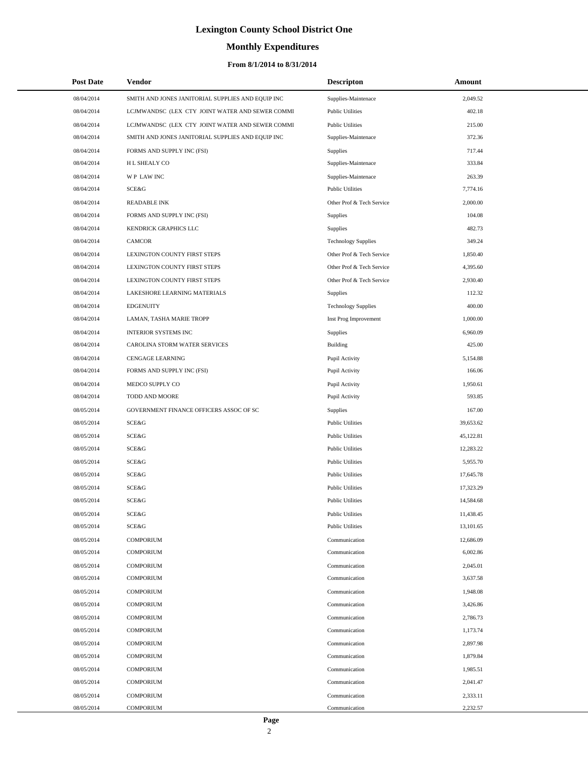# Lexington County School District One

## Monthly Expenditures

### From 8/1/2014 to 8/31/2014

| Post Date | Vendor | Descripton | Amount |
|---|---|---|---|
| 08/04/2014 | SMITH AND JONES JANITORIAL SUPPLIES AND EQUIP INC | Supplies-Maintenace | 2,049.52 |
| 08/04/2014 | LCJMWANDSC (LEX CTY JOINT WATER AND SEWER COMMI | Public Utilities | 402.18 |
| 08/04/2014 | LCJMWANDSC (LEX CTY JOINT WATER AND SEWER COMMI | Public Utilities | 215.00 |
| 08/04/2014 | SMITH AND JONES JANITORIAL SUPPLIES AND EQUIP INC | Supplies-Maintenace | 372.36 |
| 08/04/2014 | FORMS AND SUPPLY INC (FSI) | Supplies | 717.44 |
| 08/04/2014 | H L SHEALY CO | Supplies-Maintenace | 333.84 |
| 08/04/2014 | W P LAW INC | Supplies-Maintenace | 263.39 |
| 08/04/2014 | SCE&G | Public Utilities | 7,774.16 |
| 08/04/2014 | READABLE INK | Other Prof & Tech Service | 2,000.00 |
| 08/04/2014 | FORMS AND SUPPLY INC (FSI) | Supplies | 104.08 |
| 08/04/2014 | KENDRICK GRAPHICS LLC | Supplies | 482.73 |
| 08/04/2014 | CAMCOR | Technology Supplies | 349.24 |
| 08/04/2014 | LEXINGTON COUNTY FIRST STEPS | Other Prof & Tech Service | 1,850.40 |
| 08/04/2014 | LEXINGTON COUNTY FIRST STEPS | Other Prof & Tech Service | 4,395.60 |
| 08/04/2014 | LEXINGTON COUNTY FIRST STEPS | Other Prof & Tech Service | 2,930.40 |
| 08/04/2014 | LAKESHORE LEARNING MATERIALS | Supplies | 112.32 |
| 08/04/2014 | EDGENUITY | Technology Supplies | 400.00 |
| 08/04/2014 | LAMAN, TASHA MARIE TROPP | Inst Prog Improvement | 1,000.00 |
| 08/04/2014 | INTERIOR SYSTEMS INC | Supplies | 6,960.09 |
| 08/04/2014 | CAROLINA STORM WATER SERVICES | Building | 425.00 |
| 08/04/2014 | CENGAGE LEARNING | Pupil Activity | 5,154.88 |
| 08/04/2014 | FORMS AND SUPPLY INC (FSI) | Pupil Activity | 166.06 |
| 08/04/2014 | MEDCO SUPPLY CO | Pupil Activity | 1,950.61 |
| 08/04/2014 | TODD AND MOORE | Pupil Activity | 593.85 |
| 08/05/2014 | GOVERNMENT FINANCE OFFICERS ASSOC OF SC | Supplies | 167.00 |
| 08/05/2014 | SCE&G | Public Utilities | 39,653.62 |
| 08/05/2014 | SCE&G | Public Utilities | 45,122.81 |
| 08/05/2014 | SCE&G | Public Utilities | 12,283.22 |
| 08/05/2014 | SCE&G | Public Utilities | 5,955.70 |
| 08/05/2014 | SCE&G | Public Utilities | 17,645.78 |
| 08/05/2014 | SCE&G | Public Utilities | 17,323.29 |
| 08/05/2014 | SCE&G | Public Utilities | 14,584.68 |
| 08/05/2014 | SCE&G | Public Utilities | 11,438.45 |
| 08/05/2014 | SCE&G | Public Utilities | 13,101.65 |
| 08/05/2014 | COMPORIUM | Communication | 12,686.09 |
| 08/05/2014 | COMPORIUM | Communication | 6,002.86 |
| 08/05/2014 | COMPORIUM | Communication | 2,045.01 |
| 08/05/2014 | COMPORIUM | Communication | 3,637.58 |
| 08/05/2014 | COMPORIUM | Communication | 1,948.08 |
| 08/05/2014 | COMPORIUM | Communication | 3,426.86 |
| 08/05/2014 | COMPORIUM | Communication | 2,786.73 |
| 08/05/2014 | COMPORIUM | Communication | 1,173.74 |
| 08/05/2014 | COMPORIUM | Communication | 2,897.98 |
| 08/05/2014 | COMPORIUM | Communication | 1,879.84 |
| 08/05/2014 | COMPORIUM | Communication | 1,985.51 |
| 08/05/2014 | COMPORIUM | Communication | 2,041.47 |
| 08/05/2014 | COMPORIUM | Communication | 2,333.11 |
| 08/05/2014 | COMPORIUM | Communication | 2,232.57 |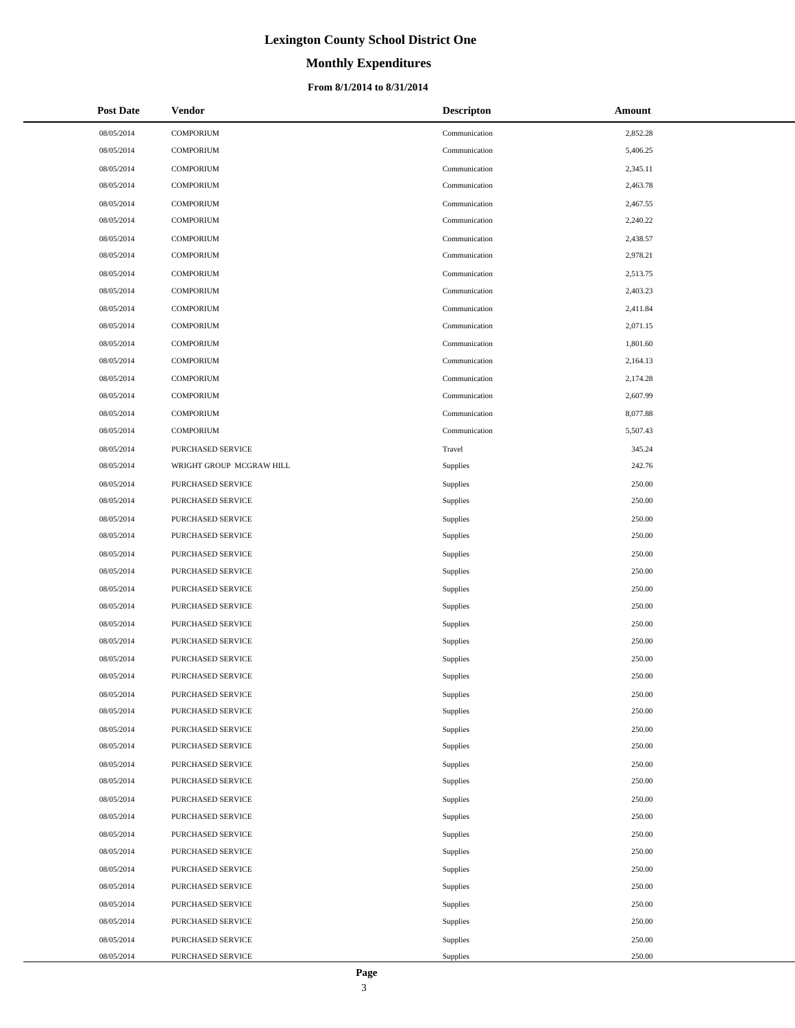# Lexington County School District One

## Monthly Expenditures

**From 8/1/2014 to 8/31/2014**

| Post Date | Vendor | Descripton | Amount |
|---|---|---|---|
| 08/05/2014 | COMPORIUM | Communication | 2,852.28 |
| 08/05/2014 | COMPORIUM | Communication | 5,406.25 |
| 08/05/2014 | COMPORIUM | Communication | 2,345.11 |
| 08/05/2014 | COMPORIUM | Communication | 2,463.78 |
| 08/05/2014 | COMPORIUM | Communication | 2,467.55 |
| 08/05/2014 | COMPORIUM | Communication | 2,240.22 |
| 08/05/2014 | COMPORIUM | Communication | 2,438.57 |
| 08/05/2014 | COMPORIUM | Communication | 2,978.21 |
| 08/05/2014 | COMPORIUM | Communication | 2,513.75 |
| 08/05/2014 | COMPORIUM | Communication | 2,403.23 |
| 08/05/2014 | COMPORIUM | Communication | 2,411.84 |
| 08/05/2014 | COMPORIUM | Communication | 2,071.15 |
| 08/05/2014 | COMPORIUM | Communication | 1,801.60 |
| 08/05/2014 | COMPORIUM | Communication | 2,164.13 |
| 08/05/2014 | COMPORIUM | Communication | 2,174.28 |
| 08/05/2014 | COMPORIUM | Communication | 2,607.99 |
| 08/05/2014 | COMPORIUM | Communication | 8,077.88 |
| 08/05/2014 | COMPORIUM | Communication | 5,507.43 |
| 08/05/2014 | PURCHASED SERVICE | Travel | 345.24 |
| 08/05/2014 | WRIGHT GROUP MCGRAW HILL | Supplies | 242.76 |
| 08/05/2014 | PURCHASED SERVICE | Supplies | 250.00 |
| 08/05/2014 | PURCHASED SERVICE | Supplies | 250.00 |
| 08/05/2014 | PURCHASED SERVICE | Supplies | 250.00 |
| 08/05/2014 | PURCHASED SERVICE | Supplies | 250.00 |
| 08/05/2014 | PURCHASED SERVICE | Supplies | 250.00 |
| 08/05/2014 | PURCHASED SERVICE | Supplies | 250.00 |
| 08/05/2014 | PURCHASED SERVICE | Supplies | 250.00 |
| 08/05/2014 | PURCHASED SERVICE | Supplies | 250.00 |
| 08/05/2014 | PURCHASED SERVICE | Supplies | 250.00 |
| 08/05/2014 | PURCHASED SERVICE | Supplies | 250.00 |
| 08/05/2014 | PURCHASED SERVICE | Supplies | 250.00 |
| 08/05/2014 | PURCHASED SERVICE | Supplies | 250.00 |
| 08/05/2014 | PURCHASED SERVICE | Supplies | 250.00 |
| 08/05/2014 | PURCHASED SERVICE | Supplies | 250.00 |
| 08/05/2014 | PURCHASED SERVICE | Supplies | 250.00 |
| 08/05/2014 | PURCHASED SERVICE | Supplies | 250.00 |
| 08/05/2014 | PURCHASED SERVICE | Supplies | 250.00 |
| 08/05/2014 | PURCHASED SERVICE | Supplies | 250.00 |
| 08/05/2014 | PURCHASED SERVICE | Supplies | 250.00 |
| 08/05/2014 | PURCHASED SERVICE | Supplies | 250.00 |
| 08/05/2014 | PURCHASED SERVICE | Supplies | 250.00 |
| 08/05/2014 | PURCHASED SERVICE | Supplies | 250.00 |
| 08/05/2014 | PURCHASED SERVICE | Supplies | 250.00 |
| 08/05/2014 | PURCHASED SERVICE | Supplies | 250.00 |
| 08/05/2014 | PURCHASED SERVICE | Supplies | 250.00 |
| 08/05/2014 | PURCHASED SERVICE | Supplies | 250.00 |
| 08/05/2014 | PURCHASED SERVICE | Supplies | 250.00 |
| 08/05/2014 | PURCHASED SERVICE | Supplies | 250.00 |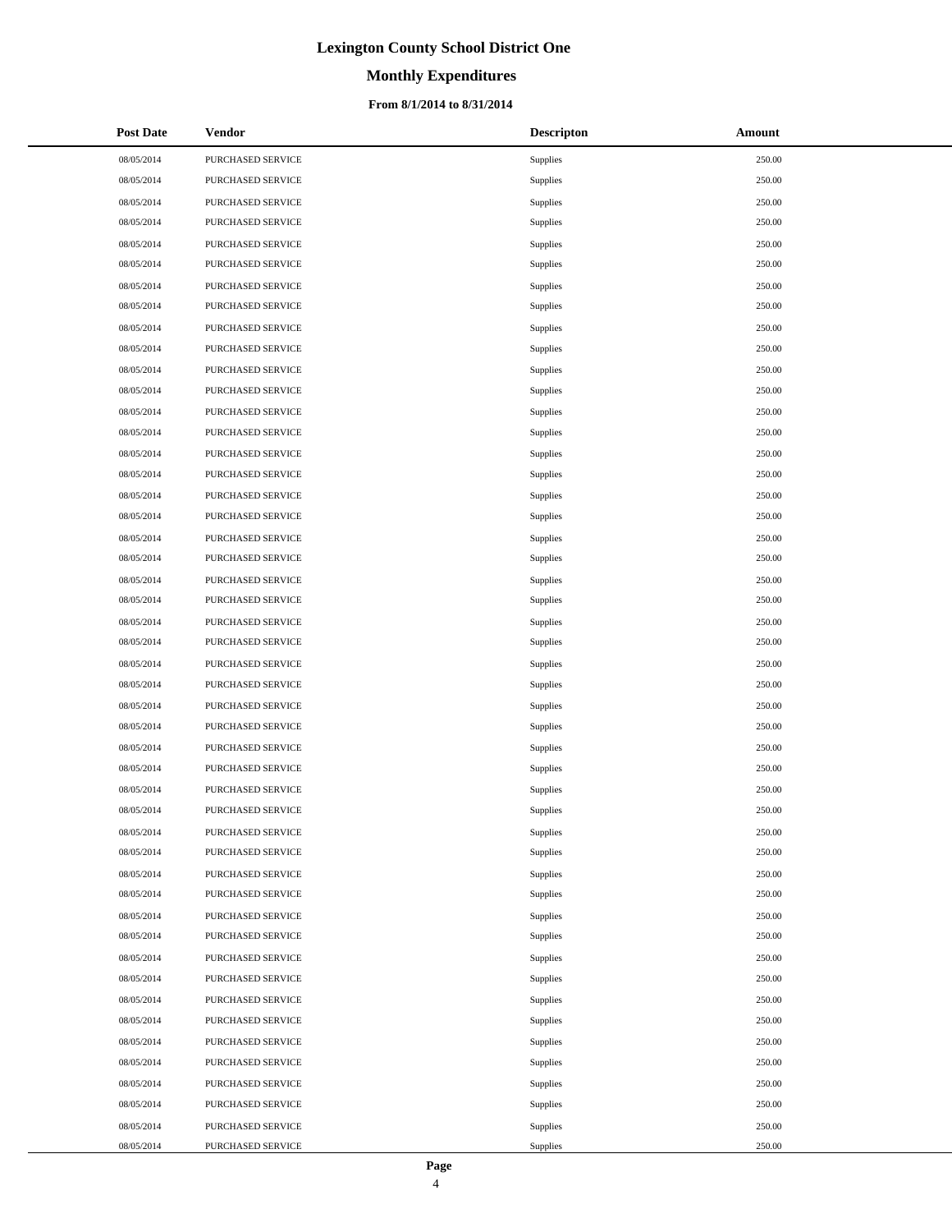# Lexington County School District One

## Monthly Expenditures

### From 8/1/2014 to 8/31/2014

| Post Date | Vendor | Descripton | Amount |
|---|---|---|---|
| 08/05/2014 | PURCHASED SERVICE | Supplies | 250.00 |
| 08/05/2014 | PURCHASED SERVICE | Supplies | 250.00 |
| 08/05/2014 | PURCHASED SERVICE | Supplies | 250.00 |
| 08/05/2014 | PURCHASED SERVICE | Supplies | 250.00 |
| 08/05/2014 | PURCHASED SERVICE | Supplies | 250.00 |
| 08/05/2014 | PURCHASED SERVICE | Supplies | 250.00 |
| 08/05/2014 | PURCHASED SERVICE | Supplies | 250.00 |
| 08/05/2014 | PURCHASED SERVICE | Supplies | 250.00 |
| 08/05/2014 | PURCHASED SERVICE | Supplies | 250.00 |
| 08/05/2014 | PURCHASED SERVICE | Supplies | 250.00 |
| 08/05/2014 | PURCHASED SERVICE | Supplies | 250.00 |
| 08/05/2014 | PURCHASED SERVICE | Supplies | 250.00 |
| 08/05/2014 | PURCHASED SERVICE | Supplies | 250.00 |
| 08/05/2014 | PURCHASED SERVICE | Supplies | 250.00 |
| 08/05/2014 | PURCHASED SERVICE | Supplies | 250.00 |
| 08/05/2014 | PURCHASED SERVICE | Supplies | 250.00 |
| 08/05/2014 | PURCHASED SERVICE | Supplies | 250.00 |
| 08/05/2014 | PURCHASED SERVICE | Supplies | 250.00 |
| 08/05/2014 | PURCHASED SERVICE | Supplies | 250.00 |
| 08/05/2014 | PURCHASED SERVICE | Supplies | 250.00 |
| 08/05/2014 | PURCHASED SERVICE | Supplies | 250.00 |
| 08/05/2014 | PURCHASED SERVICE | Supplies | 250.00 |
| 08/05/2014 | PURCHASED SERVICE | Supplies | 250.00 |
| 08/05/2014 | PURCHASED SERVICE | Supplies | 250.00 |
| 08/05/2014 | PURCHASED SERVICE | Supplies | 250.00 |
| 08/05/2014 | PURCHASED SERVICE | Supplies | 250.00 |
| 08/05/2014 | PURCHASED SERVICE | Supplies | 250.00 |
| 08/05/2014 | PURCHASED SERVICE | Supplies | 250.00 |
| 08/05/2014 | PURCHASED SERVICE | Supplies | 250.00 |
| 08/05/2014 | PURCHASED SERVICE | Supplies | 250.00 |
| 08/05/2014 | PURCHASED SERVICE | Supplies | 250.00 |
| 08/05/2014 | PURCHASED SERVICE | Supplies | 250.00 |
| 08/05/2014 | PURCHASED SERVICE | Supplies | 250.00 |
| 08/05/2014 | PURCHASED SERVICE | Supplies | 250.00 |
| 08/05/2014 | PURCHASED SERVICE | Supplies | 250.00 |
| 08/05/2014 | PURCHASED SERVICE | Supplies | 250.00 |
| 08/05/2014 | PURCHASED SERVICE | Supplies | 250.00 |
| 08/05/2014 | PURCHASED SERVICE | Supplies | 250.00 |
| 08/05/2014 | PURCHASED SERVICE | Supplies | 250.00 |
| 08/05/2014 | PURCHASED SERVICE | Supplies | 250.00 |
| 08/05/2014 | PURCHASED SERVICE | Supplies | 250.00 |
| 08/05/2014 | PURCHASED SERVICE | Supplies | 250.00 |
| 08/05/2014 | PURCHASED SERVICE | Supplies | 250.00 |
| 08/05/2014 | PURCHASED SERVICE | Supplies | 250.00 |
| 08/05/2014 | PURCHASED SERVICE | Supplies | 250.00 |
| 08/05/2014 | PURCHASED SERVICE | Supplies | 250.00 |
| 08/05/2014 | PURCHASED SERVICE | Supplies | 250.00 |
| 08/05/2014 | PURCHASED SERVICE | Supplies | 250.00 |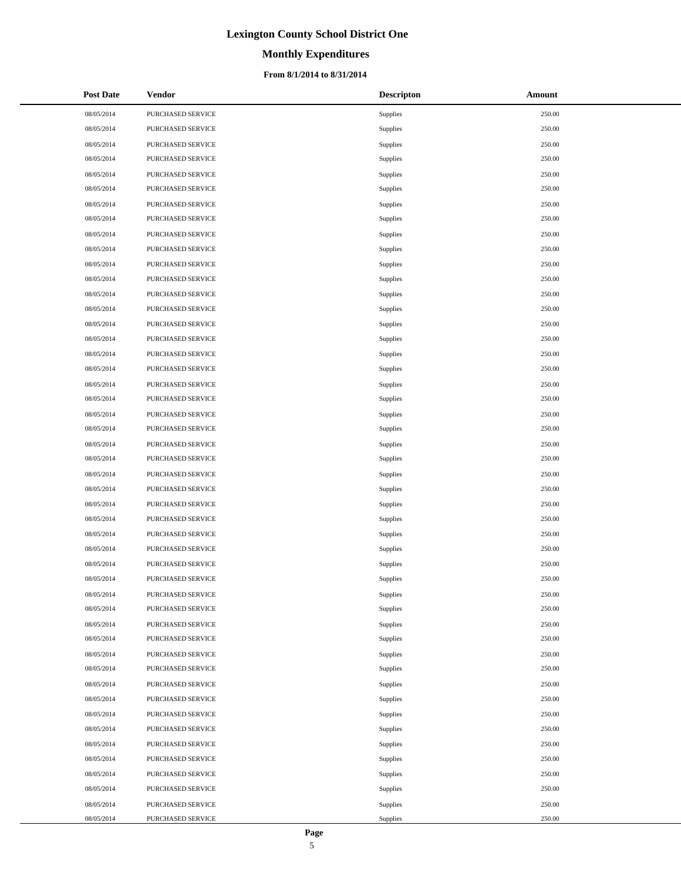# Lexington County School District One

## Monthly Expenditures

### From 8/1/2014 to 8/31/2014

| Post Date | Vendor | Descripton | Amount |
|---|---|---|---|
| 08/05/2014 | PURCHASED SERVICE | Supplies | 250.00 |
| 08/05/2014 | PURCHASED SERVICE | Supplies | 250.00 |
| 08/05/2014 | PURCHASED SERVICE | Supplies | 250.00 |
| 08/05/2014 | PURCHASED SERVICE | Supplies | 250.00 |
| 08/05/2014 | PURCHASED SERVICE | Supplies | 250.00 |
| 08/05/2014 | PURCHASED SERVICE | Supplies | 250.00 |
| 08/05/2014 | PURCHASED SERVICE | Supplies | 250.00 |
| 08/05/2014 | PURCHASED SERVICE | Supplies | 250.00 |
| 08/05/2014 | PURCHASED SERVICE | Supplies | 250.00 |
| 08/05/2014 | PURCHASED SERVICE | Supplies | 250.00 |
| 08/05/2014 | PURCHASED SERVICE | Supplies | 250.00 |
| 08/05/2014 | PURCHASED SERVICE | Supplies | 250.00 |
| 08/05/2014 | PURCHASED SERVICE | Supplies | 250.00 |
| 08/05/2014 | PURCHASED SERVICE | Supplies | 250.00 |
| 08/05/2014 | PURCHASED SERVICE | Supplies | 250.00 |
| 08/05/2014 | PURCHASED SERVICE | Supplies | 250.00 |
| 08/05/2014 | PURCHASED SERVICE | Supplies | 250.00 |
| 08/05/2014 | PURCHASED SERVICE | Supplies | 250.00 |
| 08/05/2014 | PURCHASED SERVICE | Supplies | 250.00 |
| 08/05/2014 | PURCHASED SERVICE | Supplies | 250.00 |
| 08/05/2014 | PURCHASED SERVICE | Supplies | 250.00 |
| 08/05/2014 | PURCHASED SERVICE | Supplies | 250.00 |
| 08/05/2014 | PURCHASED SERVICE | Supplies | 250.00 |
| 08/05/2014 | PURCHASED SERVICE | Supplies | 250.00 |
| 08/05/2014 | PURCHASED SERVICE | Supplies | 250.00 |
| 08/05/2014 | PURCHASED SERVICE | Supplies | 250.00 |
| 08/05/2014 | PURCHASED SERVICE | Supplies | 250.00 |
| 08/05/2014 | PURCHASED SERVICE | Supplies | 250.00 |
| 08/05/2014 | PURCHASED SERVICE | Supplies | 250.00 |
| 08/05/2014 | PURCHASED SERVICE | Supplies | 250.00 |
| 08/05/2014 | PURCHASED SERVICE | Supplies | 250.00 |
| 08/05/2014 | PURCHASED SERVICE | Supplies | 250.00 |
| 08/05/2014 | PURCHASED SERVICE | Supplies | 250.00 |
| 08/05/2014 | PURCHASED SERVICE | Supplies | 250.00 |
| 08/05/2014 | PURCHASED SERVICE | Supplies | 250.00 |
| 08/05/2014 | PURCHASED SERVICE | Supplies | 250.00 |
| 08/05/2014 | PURCHASED SERVICE | Supplies | 250.00 |
| 08/05/2014 | PURCHASED SERVICE | Supplies | 250.00 |
| 08/05/2014 | PURCHASED SERVICE | Supplies | 250.00 |
| 08/05/2014 | PURCHASED SERVICE | Supplies | 250.00 |
| 08/05/2014 | PURCHASED SERVICE | Supplies | 250.00 |
| 08/05/2014 | PURCHASED SERVICE | Supplies | 250.00 |
| 08/05/2014 | PURCHASED SERVICE | Supplies | 250.00 |
| 08/05/2014 | PURCHASED SERVICE | Supplies | 250.00 |
| 08/05/2014 | PURCHASED SERVICE | Supplies | 250.00 |
| 08/05/2014 | PURCHASED SERVICE | Supplies | 250.00 |
| 08/05/2014 | PURCHASED SERVICE | Supplies | 250.00 |
| 08/05/2014 | PURCHASED SERVICE | Supplies | 250.00 |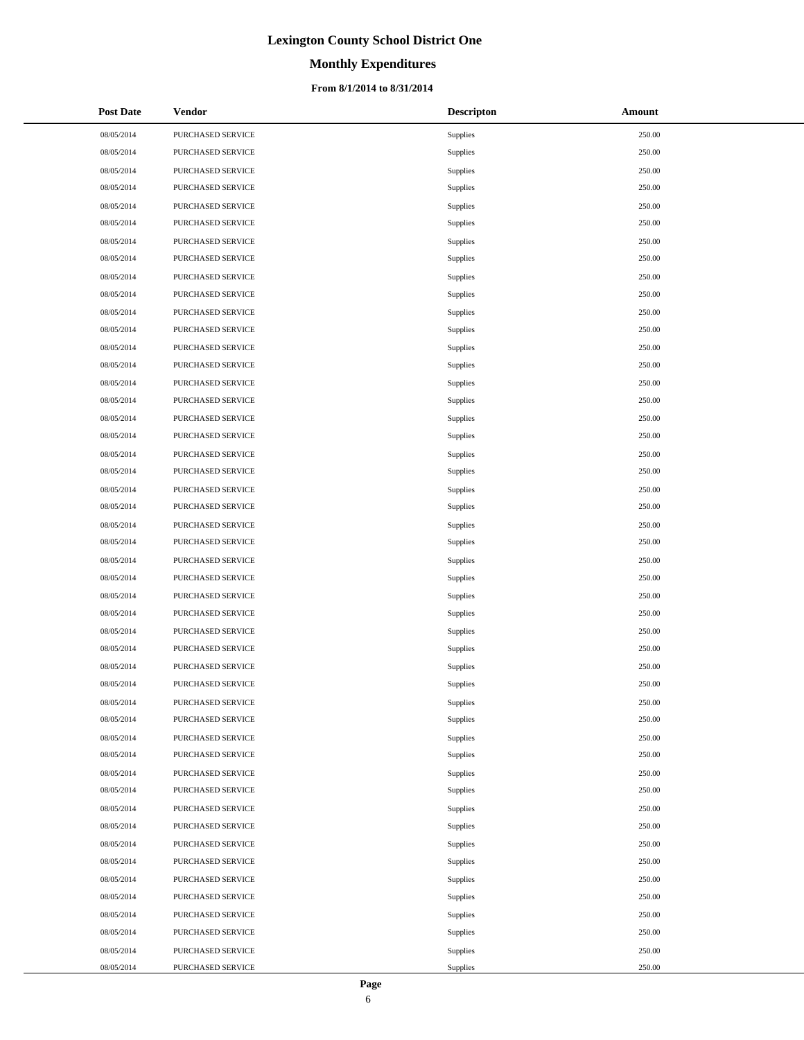# Lexington County School District One

## Monthly Expenditures

### From 8/1/2014 to 8/31/2014

| Post Date | Vendor | Descripton | Amount |
|---|---|---|---|
| 08/05/2014 | PURCHASED SERVICE | Supplies | 250.00 |
| 08/05/2014 | PURCHASED SERVICE | Supplies | 250.00 |
| 08/05/2014 | PURCHASED SERVICE | Supplies | 250.00 |
| 08/05/2014 | PURCHASED SERVICE | Supplies | 250.00 |
| 08/05/2014 | PURCHASED SERVICE | Supplies | 250.00 |
| 08/05/2014 | PURCHASED SERVICE | Supplies | 250.00 |
| 08/05/2014 | PURCHASED SERVICE | Supplies | 250.00 |
| 08/05/2014 | PURCHASED SERVICE | Supplies | 250.00 |
| 08/05/2014 | PURCHASED SERVICE | Supplies | 250.00 |
| 08/05/2014 | PURCHASED SERVICE | Supplies | 250.00 |
| 08/05/2014 | PURCHASED SERVICE | Supplies | 250.00 |
| 08/05/2014 | PURCHASED SERVICE | Supplies | 250.00 |
| 08/05/2014 | PURCHASED SERVICE | Supplies | 250.00 |
| 08/05/2014 | PURCHASED SERVICE | Supplies | 250.00 |
| 08/05/2014 | PURCHASED SERVICE | Supplies | 250.00 |
| 08/05/2014 | PURCHASED SERVICE | Supplies | 250.00 |
| 08/05/2014 | PURCHASED SERVICE | Supplies | 250.00 |
| 08/05/2014 | PURCHASED SERVICE | Supplies | 250.00 |
| 08/05/2014 | PURCHASED SERVICE | Supplies | 250.00 |
| 08/05/2014 | PURCHASED SERVICE | Supplies | 250.00 |
| 08/05/2014 | PURCHASED SERVICE | Supplies | 250.00 |
| 08/05/2014 | PURCHASED SERVICE | Supplies | 250.00 |
| 08/05/2014 | PURCHASED SERVICE | Supplies | 250.00 |
| 08/05/2014 | PURCHASED SERVICE | Supplies | 250.00 |
| 08/05/2014 | PURCHASED SERVICE | Supplies | 250.00 |
| 08/05/2014 | PURCHASED SERVICE | Supplies | 250.00 |
| 08/05/2014 | PURCHASED SERVICE | Supplies | 250.00 |
| 08/05/2014 | PURCHASED SERVICE | Supplies | 250.00 |
| 08/05/2014 | PURCHASED SERVICE | Supplies | 250.00 |
| 08/05/2014 | PURCHASED SERVICE | Supplies | 250.00 |
| 08/05/2014 | PURCHASED SERVICE | Supplies | 250.00 |
| 08/05/2014 | PURCHASED SERVICE | Supplies | 250.00 |
| 08/05/2014 | PURCHASED SERVICE | Supplies | 250.00 |
| 08/05/2014 | PURCHASED SERVICE | Supplies | 250.00 |
| 08/05/2014 | PURCHASED SERVICE | Supplies | 250.00 |
| 08/05/2014 | PURCHASED SERVICE | Supplies | 250.00 |
| 08/05/2014 | PURCHASED SERVICE | Supplies | 250.00 |
| 08/05/2014 | PURCHASED SERVICE | Supplies | 250.00 |
| 08/05/2014 | PURCHASED SERVICE | Supplies | 250.00 |
| 08/05/2014 | PURCHASED SERVICE | Supplies | 250.00 |
| 08/05/2014 | PURCHASED SERVICE | Supplies | 250.00 |
| 08/05/2014 | PURCHASED SERVICE | Supplies | 250.00 |
| 08/05/2014 | PURCHASED SERVICE | Supplies | 250.00 |
| 08/05/2014 | PURCHASED SERVICE | Supplies | 250.00 |
| 08/05/2014 | PURCHASED SERVICE | Supplies | 250.00 |
| 08/05/2014 | PURCHASED SERVICE | Supplies | 250.00 |
| 08/05/2014 | PURCHASED SERVICE | Supplies | 250.00 |
| 08/05/2014 | PURCHASED SERVICE | Supplies | 250.00 |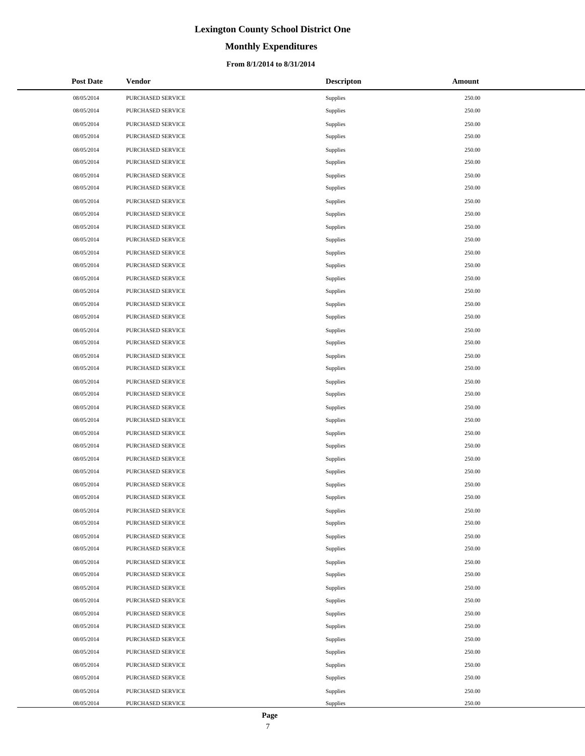# Lexington County School District One

## Monthly Expenditures

### From 8/1/2014 to 8/31/2014

| Post Date | Vendor | Descripton | Amount |
|---|---|---|---|
| 08/05/2014 | PURCHASED SERVICE | Supplies | 250.00 |
| 08/05/2014 | PURCHASED SERVICE | Supplies | 250.00 |
| 08/05/2014 | PURCHASED SERVICE | Supplies | 250.00 |
| 08/05/2014 | PURCHASED SERVICE | Supplies | 250.00 |
| 08/05/2014 | PURCHASED SERVICE | Supplies | 250.00 |
| 08/05/2014 | PURCHASED SERVICE | Supplies | 250.00 |
| 08/05/2014 | PURCHASED SERVICE | Supplies | 250.00 |
| 08/05/2014 | PURCHASED SERVICE | Supplies | 250.00 |
| 08/05/2014 | PURCHASED SERVICE | Supplies | 250.00 |
| 08/05/2014 | PURCHASED SERVICE | Supplies | 250.00 |
| 08/05/2014 | PURCHASED SERVICE | Supplies | 250.00 |
| 08/05/2014 | PURCHASED SERVICE | Supplies | 250.00 |
| 08/05/2014 | PURCHASED SERVICE | Supplies | 250.00 |
| 08/05/2014 | PURCHASED SERVICE | Supplies | 250.00 |
| 08/05/2014 | PURCHASED SERVICE | Supplies | 250.00 |
| 08/05/2014 | PURCHASED SERVICE | Supplies | 250.00 |
| 08/05/2014 | PURCHASED SERVICE | Supplies | 250.00 |
| 08/05/2014 | PURCHASED SERVICE | Supplies | 250.00 |
| 08/05/2014 | PURCHASED SERVICE | Supplies | 250.00 |
| 08/05/2014 | PURCHASED SERVICE | Supplies | 250.00 |
| 08/05/2014 | PURCHASED SERVICE | Supplies | 250.00 |
| 08/05/2014 | PURCHASED SERVICE | Supplies | 250.00 |
| 08/05/2014 | PURCHASED SERVICE | Supplies | 250.00 |
| 08/05/2014 | PURCHASED SERVICE | Supplies | 250.00 |
| 08/05/2014 | PURCHASED SERVICE | Supplies | 250.00 |
| 08/05/2014 | PURCHASED SERVICE | Supplies | 250.00 |
| 08/05/2014 | PURCHASED SERVICE | Supplies | 250.00 |
| 08/05/2014 | PURCHASED SERVICE | Supplies | 250.00 |
| 08/05/2014 | PURCHASED SERVICE | Supplies | 250.00 |
| 08/05/2014 | PURCHASED SERVICE | Supplies | 250.00 |
| 08/05/2014 | PURCHASED SERVICE | Supplies | 250.00 |
| 08/05/2014 | PURCHASED SERVICE | Supplies | 250.00 |
| 08/05/2014 | PURCHASED SERVICE | Supplies | 250.00 |
| 08/05/2014 | PURCHASED SERVICE | Supplies | 250.00 |
| 08/05/2014 | PURCHASED SERVICE | Supplies | 250.00 |
| 08/05/2014 | PURCHASED SERVICE | Supplies | 250.00 |
| 08/05/2014 | PURCHASED SERVICE | Supplies | 250.00 |
| 08/05/2014 | PURCHASED SERVICE | Supplies | 250.00 |
| 08/05/2014 | PURCHASED SERVICE | Supplies | 250.00 |
| 08/05/2014 | PURCHASED SERVICE | Supplies | 250.00 |
| 08/05/2014 | PURCHASED SERVICE | Supplies | 250.00 |
| 08/05/2014 | PURCHASED SERVICE | Supplies | 250.00 |
| 08/05/2014 | PURCHASED SERVICE | Supplies | 250.00 |
| 08/05/2014 | PURCHASED SERVICE | Supplies | 250.00 |
| 08/05/2014 | PURCHASED SERVICE | Supplies | 250.00 |
| 08/05/2014 | PURCHASED SERVICE | Supplies | 250.00 |
| 08/05/2014 | PURCHASED SERVICE | Supplies | 250.00 |
| 08/05/2014 | PURCHASED SERVICE | Supplies | 250.00 |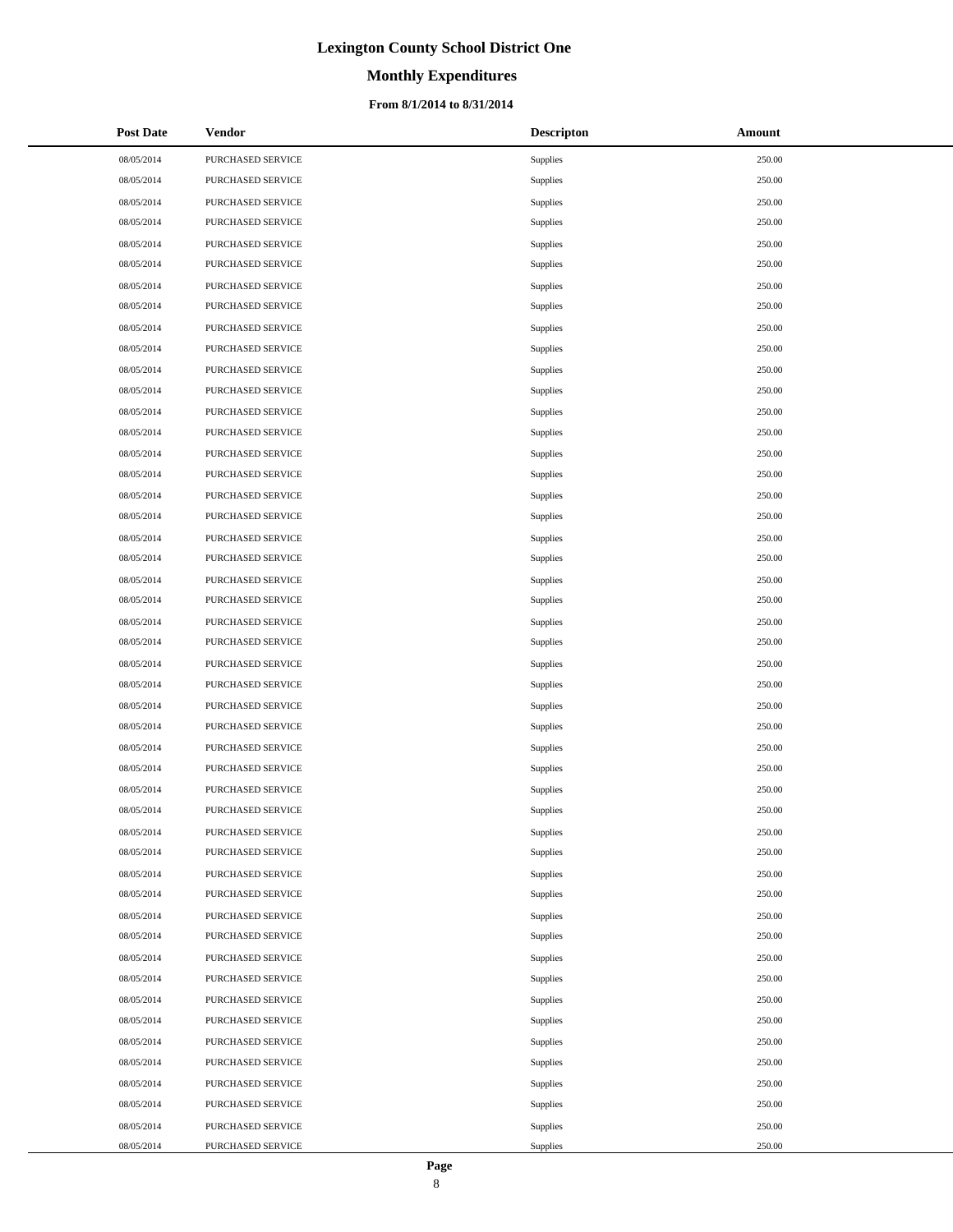# Lexington County School District One

## Monthly Expenditures

### From 8/1/2014 to 8/31/2014

| Post Date | Vendor | Descripton | Amount |
|---|---|---|---|
| 08/05/2014 | PURCHASED SERVICE | Supplies | 250.00 |
| 08/05/2014 | PURCHASED SERVICE | Supplies | 250.00 |
| 08/05/2014 | PURCHASED SERVICE | Supplies | 250.00 |
| 08/05/2014 | PURCHASED SERVICE | Supplies | 250.00 |
| 08/05/2014 | PURCHASED SERVICE | Supplies | 250.00 |
| 08/05/2014 | PURCHASED SERVICE | Supplies | 250.00 |
| 08/05/2014 | PURCHASED SERVICE | Supplies | 250.00 |
| 08/05/2014 | PURCHASED SERVICE | Supplies | 250.00 |
| 08/05/2014 | PURCHASED SERVICE | Supplies | 250.00 |
| 08/05/2014 | PURCHASED SERVICE | Supplies | 250.00 |
| 08/05/2014 | PURCHASED SERVICE | Supplies | 250.00 |
| 08/05/2014 | PURCHASED SERVICE | Supplies | 250.00 |
| 08/05/2014 | PURCHASED SERVICE | Supplies | 250.00 |
| 08/05/2014 | PURCHASED SERVICE | Supplies | 250.00 |
| 08/05/2014 | PURCHASED SERVICE | Supplies | 250.00 |
| 08/05/2014 | PURCHASED SERVICE | Supplies | 250.00 |
| 08/05/2014 | PURCHASED SERVICE | Supplies | 250.00 |
| 08/05/2014 | PURCHASED SERVICE | Supplies | 250.00 |
| 08/05/2014 | PURCHASED SERVICE | Supplies | 250.00 |
| 08/05/2014 | PURCHASED SERVICE | Supplies | 250.00 |
| 08/05/2014 | PURCHASED SERVICE | Supplies | 250.00 |
| 08/05/2014 | PURCHASED SERVICE | Supplies | 250.00 |
| 08/05/2014 | PURCHASED SERVICE | Supplies | 250.00 |
| 08/05/2014 | PURCHASED SERVICE | Supplies | 250.00 |
| 08/05/2014 | PURCHASED SERVICE | Supplies | 250.00 |
| 08/05/2014 | PURCHASED SERVICE | Supplies | 250.00 |
| 08/05/2014 | PURCHASED SERVICE | Supplies | 250.00 |
| 08/05/2014 | PURCHASED SERVICE | Supplies | 250.00 |
| 08/05/2014 | PURCHASED SERVICE | Supplies | 250.00 |
| 08/05/2014 | PURCHASED SERVICE | Supplies | 250.00 |
| 08/05/2014 | PURCHASED SERVICE | Supplies | 250.00 |
| 08/05/2014 | PURCHASED SERVICE | Supplies | 250.00 |
| 08/05/2014 | PURCHASED SERVICE | Supplies | 250.00 |
| 08/05/2014 | PURCHASED SERVICE | Supplies | 250.00 |
| 08/05/2014 | PURCHASED SERVICE | Supplies | 250.00 |
| 08/05/2014 | PURCHASED SERVICE | Supplies | 250.00 |
| 08/05/2014 | PURCHASED SERVICE | Supplies | 250.00 |
| 08/05/2014 | PURCHASED SERVICE | Supplies | 250.00 |
| 08/05/2014 | PURCHASED SERVICE | Supplies | 250.00 |
| 08/05/2014 | PURCHASED SERVICE | Supplies | 250.00 |
| 08/05/2014 | PURCHASED SERVICE | Supplies | 250.00 |
| 08/05/2014 | PURCHASED SERVICE | Supplies | 250.00 |
| 08/05/2014 | PURCHASED SERVICE | Supplies | 250.00 |
| 08/05/2014 | PURCHASED SERVICE | Supplies | 250.00 |
| 08/05/2014 | PURCHASED SERVICE | Supplies | 250.00 |
| 08/05/2014 | PURCHASED SERVICE | Supplies | 250.00 |
| 08/05/2014 | PURCHASED SERVICE | Supplies | 250.00 |
| 08/05/2014 | PURCHASED SERVICE | Supplies | 250.00 |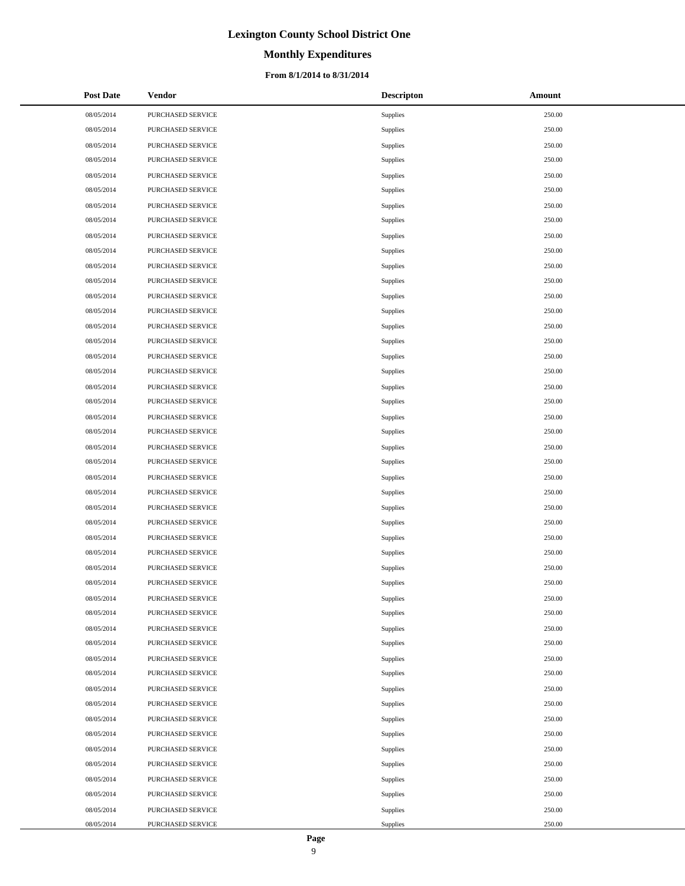# Lexington County School District One

## Monthly Expenditures

### From 8/1/2014 to 8/31/2014

| Post Date | Vendor | Descripton | Amount |
|---|---|---|---|
| 08/05/2014 | PURCHASED SERVICE | Supplies | 250.00 |
| 08/05/2014 | PURCHASED SERVICE | Supplies | 250.00 |
| 08/05/2014 | PURCHASED SERVICE | Supplies | 250.00 |
| 08/05/2014 | PURCHASED SERVICE | Supplies | 250.00 |
| 08/05/2014 | PURCHASED SERVICE | Supplies | 250.00 |
| 08/05/2014 | PURCHASED SERVICE | Supplies | 250.00 |
| 08/05/2014 | PURCHASED SERVICE | Supplies | 250.00 |
| 08/05/2014 | PURCHASED SERVICE | Supplies | 250.00 |
| 08/05/2014 | PURCHASED SERVICE | Supplies | 250.00 |
| 08/05/2014 | PURCHASED SERVICE | Supplies | 250.00 |
| 08/05/2014 | PURCHASED SERVICE | Supplies | 250.00 |
| 08/05/2014 | PURCHASED SERVICE | Supplies | 250.00 |
| 08/05/2014 | PURCHASED SERVICE | Supplies | 250.00 |
| 08/05/2014 | PURCHASED SERVICE | Supplies | 250.00 |
| 08/05/2014 | PURCHASED SERVICE | Supplies | 250.00 |
| 08/05/2014 | PURCHASED SERVICE | Supplies | 250.00 |
| 08/05/2014 | PURCHASED SERVICE | Supplies | 250.00 |
| 08/05/2014 | PURCHASED SERVICE | Supplies | 250.00 |
| 08/05/2014 | PURCHASED SERVICE | Supplies | 250.00 |
| 08/05/2014 | PURCHASED SERVICE | Supplies | 250.00 |
| 08/05/2014 | PURCHASED SERVICE | Supplies | 250.00 |
| 08/05/2014 | PURCHASED SERVICE | Supplies | 250.00 |
| 08/05/2014 | PURCHASED SERVICE | Supplies | 250.00 |
| 08/05/2014 | PURCHASED SERVICE | Supplies | 250.00 |
| 08/05/2014 | PURCHASED SERVICE | Supplies | 250.00 |
| 08/05/2014 | PURCHASED SERVICE | Supplies | 250.00 |
| 08/05/2014 | PURCHASED SERVICE | Supplies | 250.00 |
| 08/05/2014 | PURCHASED SERVICE | Supplies | 250.00 |
| 08/05/2014 | PURCHASED SERVICE | Supplies | 250.00 |
| 08/05/2014 | PURCHASED SERVICE | Supplies | 250.00 |
| 08/05/2014 | PURCHASED SERVICE | Supplies | 250.00 |
| 08/05/2014 | PURCHASED SERVICE | Supplies | 250.00 |
| 08/05/2014 | PURCHASED SERVICE | Supplies | 250.00 |
| 08/05/2014 | PURCHASED SERVICE | Supplies | 250.00 |
| 08/05/2014 | PURCHASED SERVICE | Supplies | 250.00 |
| 08/05/2014 | PURCHASED SERVICE | Supplies | 250.00 |
| 08/05/2014 | PURCHASED SERVICE | Supplies | 250.00 |
| 08/05/2014 | PURCHASED SERVICE | Supplies | 250.00 |
| 08/05/2014 | PURCHASED SERVICE | Supplies | 250.00 |
| 08/05/2014 | PURCHASED SERVICE | Supplies | 250.00 |
| 08/05/2014 | PURCHASED SERVICE | Supplies | 250.00 |
| 08/05/2014 | PURCHASED SERVICE | Supplies | 250.00 |
| 08/05/2014 | PURCHASED SERVICE | Supplies | 250.00 |
| 08/05/2014 | PURCHASED SERVICE | Supplies | 250.00 |
| 08/05/2014 | PURCHASED SERVICE | Supplies | 250.00 |
| 08/05/2014 | PURCHASED SERVICE | Supplies | 250.00 |
| 08/05/2014 | PURCHASED SERVICE | Supplies | 250.00 |
| 08/05/2014 | PURCHASED SERVICE | Supplies | 250.00 |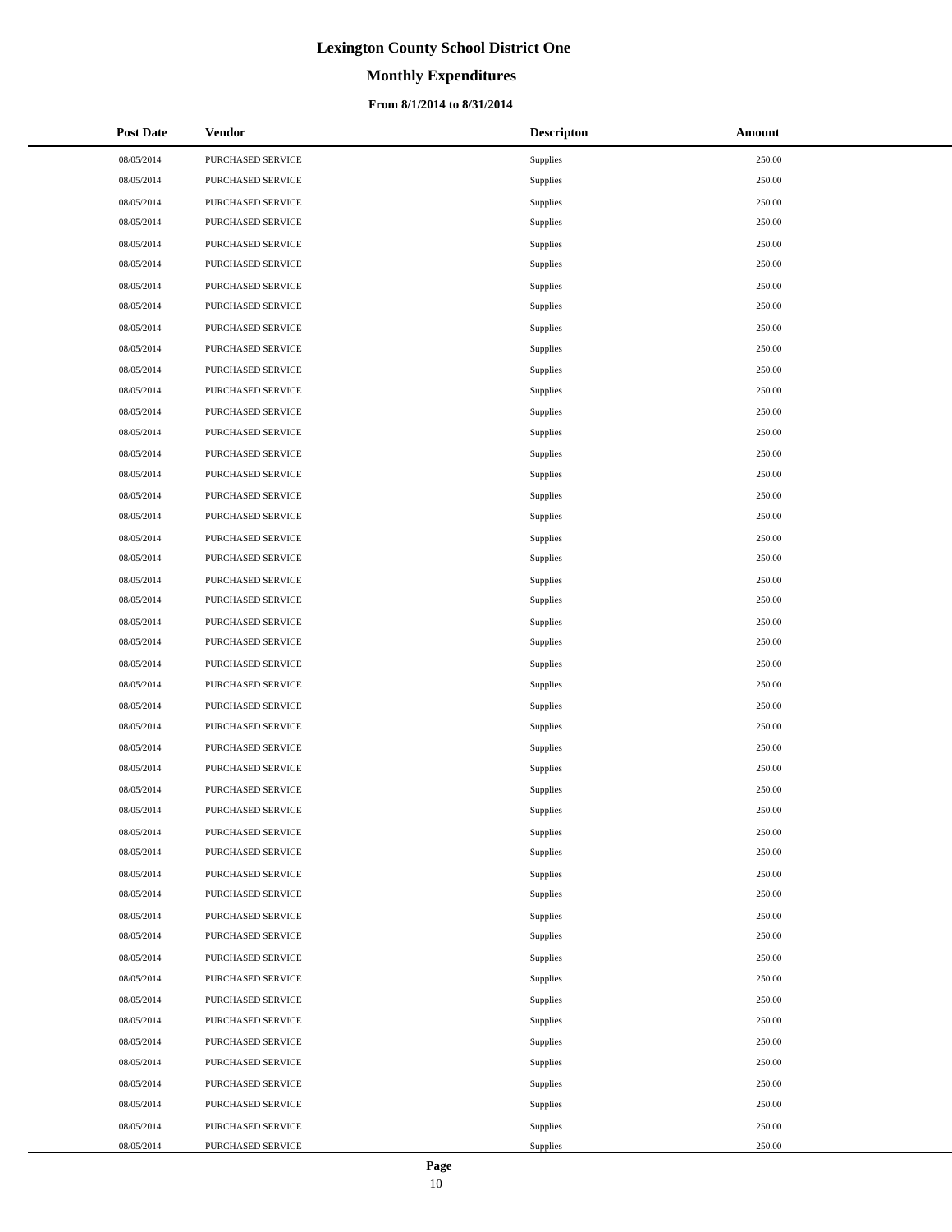# Lexington County School District One

## Monthly Expenditures

### From 8/1/2014 to 8/31/2014

| Post Date | Vendor | Descripton | Amount |
|---|---|---|---|
| 08/05/2014 | PURCHASED SERVICE | Supplies | 250.00 |
| 08/05/2014 | PURCHASED SERVICE | Supplies | 250.00 |
| 08/05/2014 | PURCHASED SERVICE | Supplies | 250.00 |
| 08/05/2014 | PURCHASED SERVICE | Supplies | 250.00 |
| 08/05/2014 | PURCHASED SERVICE | Supplies | 250.00 |
| 08/05/2014 | PURCHASED SERVICE | Supplies | 250.00 |
| 08/05/2014 | PURCHASED SERVICE | Supplies | 250.00 |
| 08/05/2014 | PURCHASED SERVICE | Supplies | 250.00 |
| 08/05/2014 | PURCHASED SERVICE | Supplies | 250.00 |
| 08/05/2014 | PURCHASED SERVICE | Supplies | 250.00 |
| 08/05/2014 | PURCHASED SERVICE | Supplies | 250.00 |
| 08/05/2014 | PURCHASED SERVICE | Supplies | 250.00 |
| 08/05/2014 | PURCHASED SERVICE | Supplies | 250.00 |
| 08/05/2014 | PURCHASED SERVICE | Supplies | 250.00 |
| 08/05/2014 | PURCHASED SERVICE | Supplies | 250.00 |
| 08/05/2014 | PURCHASED SERVICE | Supplies | 250.00 |
| 08/05/2014 | PURCHASED SERVICE | Supplies | 250.00 |
| 08/05/2014 | PURCHASED SERVICE | Supplies | 250.00 |
| 08/05/2014 | PURCHASED SERVICE | Supplies | 250.00 |
| 08/05/2014 | PURCHASED SERVICE | Supplies | 250.00 |
| 08/05/2014 | PURCHASED SERVICE | Supplies | 250.00 |
| 08/05/2014 | PURCHASED SERVICE | Supplies | 250.00 |
| 08/05/2014 | PURCHASED SERVICE | Supplies | 250.00 |
| 08/05/2014 | PURCHASED SERVICE | Supplies | 250.00 |
| 08/05/2014 | PURCHASED SERVICE | Supplies | 250.00 |
| 08/05/2014 | PURCHASED SERVICE | Supplies | 250.00 |
| 08/05/2014 | PURCHASED SERVICE | Supplies | 250.00 |
| 08/05/2014 | PURCHASED SERVICE | Supplies | 250.00 |
| 08/05/2014 | PURCHASED SERVICE | Supplies | 250.00 |
| 08/05/2014 | PURCHASED SERVICE | Supplies | 250.00 |
| 08/05/2014 | PURCHASED SERVICE | Supplies | 250.00 |
| 08/05/2014 | PURCHASED SERVICE | Supplies | 250.00 |
| 08/05/2014 | PURCHASED SERVICE | Supplies | 250.00 |
| 08/05/2014 | PURCHASED SERVICE | Supplies | 250.00 |
| 08/05/2014 | PURCHASED SERVICE | Supplies | 250.00 |
| 08/05/2014 | PURCHASED SERVICE | Supplies | 250.00 |
| 08/05/2014 | PURCHASED SERVICE | Supplies | 250.00 |
| 08/05/2014 | PURCHASED SERVICE | Supplies | 250.00 |
| 08/05/2014 | PURCHASED SERVICE | Supplies | 250.00 |
| 08/05/2014 | PURCHASED SERVICE | Supplies | 250.00 |
| 08/05/2014 | PURCHASED SERVICE | Supplies | 250.00 |
| 08/05/2014 | PURCHASED SERVICE | Supplies | 250.00 |
| 08/05/2014 | PURCHASED SERVICE | Supplies | 250.00 |
| 08/05/2014 | PURCHASED SERVICE | Supplies | 250.00 |
| 08/05/2014 | PURCHASED SERVICE | Supplies | 250.00 |
| 08/05/2014 | PURCHASED SERVICE | Supplies | 250.00 |
| 08/05/2014 | PURCHASED SERVICE | Supplies | 250.00 |
| 08/05/2014 | PURCHASED SERVICE | Supplies | 250.00 |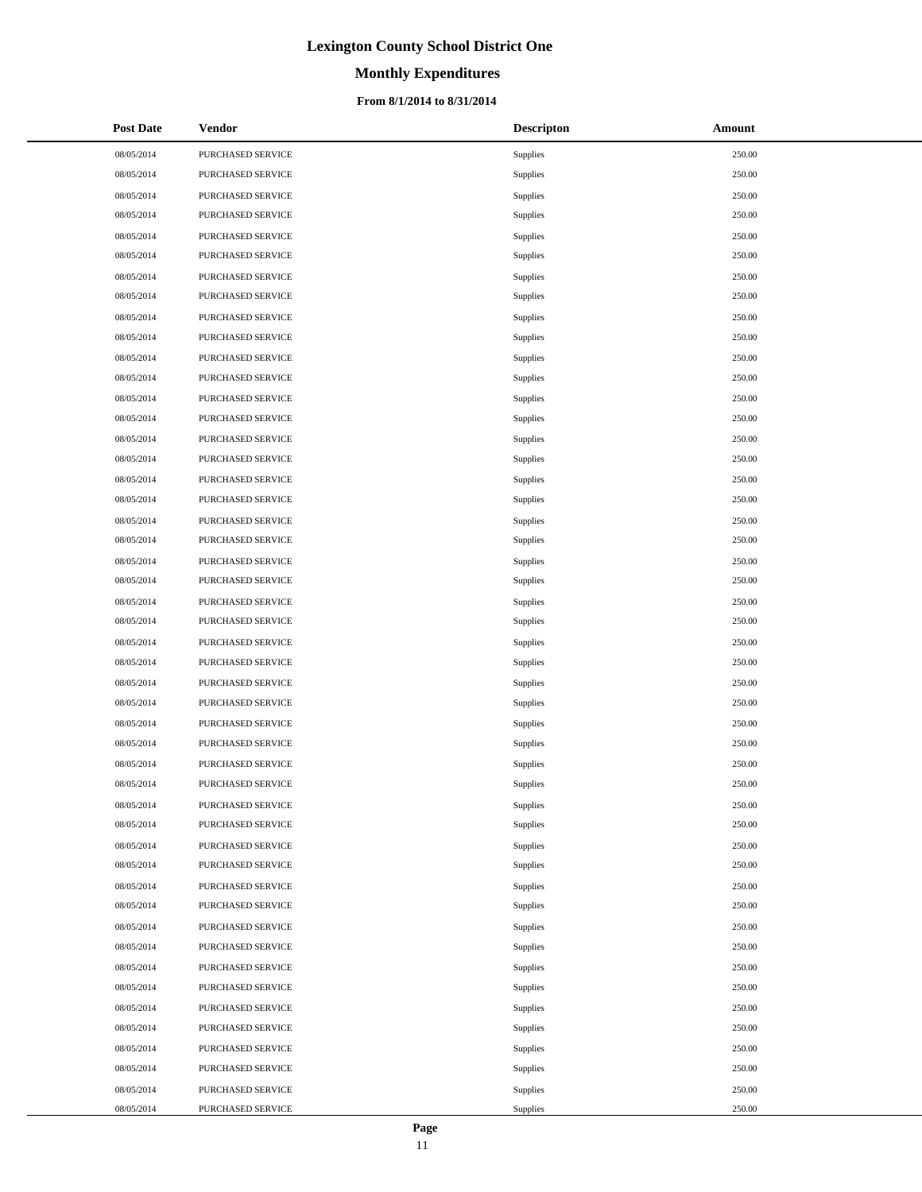# Lexington County School District One

## Monthly Expenditures

### From 8/1/2014 to 8/31/2014

| Post Date | Vendor | Descripton | Amount |
|---|---|---|---|
| 08/05/2014 | PURCHASED SERVICE | Supplies | 250.00 |
| 08/05/2014 | PURCHASED SERVICE | Supplies | 250.00 |
| 08/05/2014 | PURCHASED SERVICE | Supplies | 250.00 |
| 08/05/2014 | PURCHASED SERVICE | Supplies | 250.00 |
| 08/05/2014 | PURCHASED SERVICE | Supplies | 250.00 |
| 08/05/2014 | PURCHASED SERVICE | Supplies | 250.00 |
| 08/05/2014 | PURCHASED SERVICE | Supplies | 250.00 |
| 08/05/2014 | PURCHASED SERVICE | Supplies | 250.00 |
| 08/05/2014 | PURCHASED SERVICE | Supplies | 250.00 |
| 08/05/2014 | PURCHASED SERVICE | Supplies | 250.00 |
| 08/05/2014 | PURCHASED SERVICE | Supplies | 250.00 |
| 08/05/2014 | PURCHASED SERVICE | Supplies | 250.00 |
| 08/05/2014 | PURCHASED SERVICE | Supplies | 250.00 |
| 08/05/2014 | PURCHASED SERVICE | Supplies | 250.00 |
| 08/05/2014 | PURCHASED SERVICE | Supplies | 250.00 |
| 08/05/2014 | PURCHASED SERVICE | Supplies | 250.00 |
| 08/05/2014 | PURCHASED SERVICE | Supplies | 250.00 |
| 08/05/2014 | PURCHASED SERVICE | Supplies | 250.00 |
| 08/05/2014 | PURCHASED SERVICE | Supplies | 250.00 |
| 08/05/2014 | PURCHASED SERVICE | Supplies | 250.00 |
| 08/05/2014 | PURCHASED SERVICE | Supplies | 250.00 |
| 08/05/2014 | PURCHASED SERVICE | Supplies | 250.00 |
| 08/05/2014 | PURCHASED SERVICE | Supplies | 250.00 |
| 08/05/2014 | PURCHASED SERVICE | Supplies | 250.00 |
| 08/05/2014 | PURCHASED SERVICE | Supplies | 250.00 |
| 08/05/2014 | PURCHASED SERVICE | Supplies | 250.00 |
| 08/05/2014 | PURCHASED SERVICE | Supplies | 250.00 |
| 08/05/2014 | PURCHASED SERVICE | Supplies | 250.00 |
| 08/05/2014 | PURCHASED SERVICE | Supplies | 250.00 |
| 08/05/2014 | PURCHASED SERVICE | Supplies | 250.00 |
| 08/05/2014 | PURCHASED SERVICE | Supplies | 250.00 |
| 08/05/2014 | PURCHASED SERVICE | Supplies | 250.00 |
| 08/05/2014 | PURCHASED SERVICE | Supplies | 250.00 |
| 08/05/2014 | PURCHASED SERVICE | Supplies | 250.00 |
| 08/05/2014 | PURCHASED SERVICE | Supplies | 250.00 |
| 08/05/2014 | PURCHASED SERVICE | Supplies | 250.00 |
| 08/05/2014 | PURCHASED SERVICE | Supplies | 250.00 |
| 08/05/2014 | PURCHASED SERVICE | Supplies | 250.00 |
| 08/05/2014 | PURCHASED SERVICE | Supplies | 250.00 |
| 08/05/2014 | PURCHASED SERVICE | Supplies | 250.00 |
| 08/05/2014 | PURCHASED SERVICE | Supplies | 250.00 |
| 08/05/2014 | PURCHASED SERVICE | Supplies | 250.00 |
| 08/05/2014 | PURCHASED SERVICE | Supplies | 250.00 |
| 08/05/2014 | PURCHASED SERVICE | Supplies | 250.00 |
| 08/05/2014 | PURCHASED SERVICE | Supplies | 250.00 |
| 08/05/2014 | PURCHASED SERVICE | Supplies | 250.00 |
| 08/05/2014 | PURCHASED SERVICE | Supplies | 250.00 |
| 08/05/2014 | PURCHASED SERVICE | Supplies | 250.00 |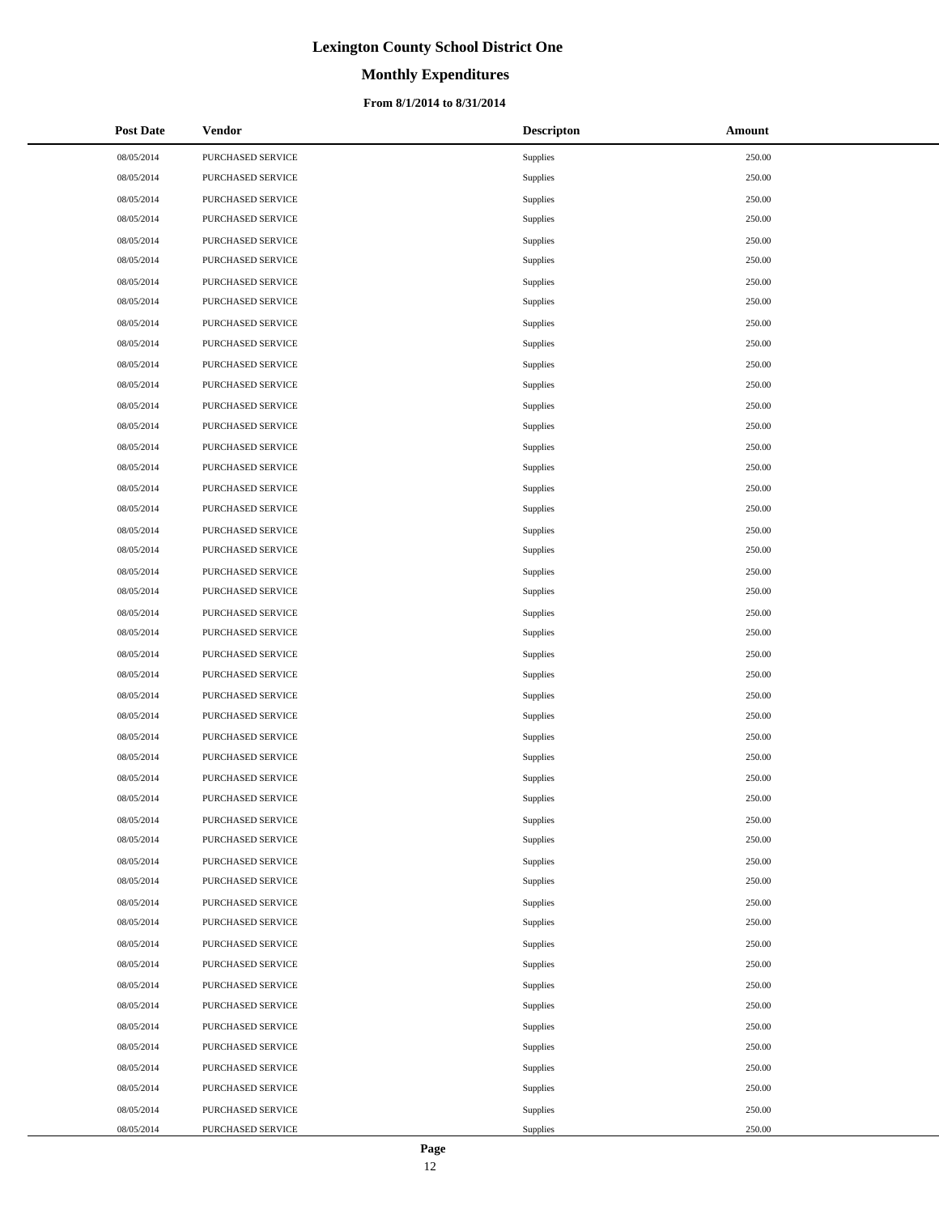# Lexington County School District One

## Monthly Expenditures

### From 8/1/2014 to 8/31/2014

| Post Date | Vendor | Descripton | Amount |
|---|---|---|---|
| 08/05/2014 | PURCHASED SERVICE | Supplies | 250.00 |
| 08/05/2014 | PURCHASED SERVICE | Supplies | 250.00 |
| 08/05/2014 | PURCHASED SERVICE | Supplies | 250.00 |
| 08/05/2014 | PURCHASED SERVICE | Supplies | 250.00 |
| 08/05/2014 | PURCHASED SERVICE | Supplies | 250.00 |
| 08/05/2014 | PURCHASED SERVICE | Supplies | 250.00 |
| 08/05/2014 | PURCHASED SERVICE | Supplies | 250.00 |
| 08/05/2014 | PURCHASED SERVICE | Supplies | 250.00 |
| 08/05/2014 | PURCHASED SERVICE | Supplies | 250.00 |
| 08/05/2014 | PURCHASED SERVICE | Supplies | 250.00 |
| 08/05/2014 | PURCHASED SERVICE | Supplies | 250.00 |
| 08/05/2014 | PURCHASED SERVICE | Supplies | 250.00 |
| 08/05/2014 | PURCHASED SERVICE | Supplies | 250.00 |
| 08/05/2014 | PURCHASED SERVICE | Supplies | 250.00 |
| 08/05/2014 | PURCHASED SERVICE | Supplies | 250.00 |
| 08/05/2014 | PURCHASED SERVICE | Supplies | 250.00 |
| 08/05/2014 | PURCHASED SERVICE | Supplies | 250.00 |
| 08/05/2014 | PURCHASED SERVICE | Supplies | 250.00 |
| 08/05/2014 | PURCHASED SERVICE | Supplies | 250.00 |
| 08/05/2014 | PURCHASED SERVICE | Supplies | 250.00 |
| 08/05/2014 | PURCHASED SERVICE | Supplies | 250.00 |
| 08/05/2014 | PURCHASED SERVICE | Supplies | 250.00 |
| 08/05/2014 | PURCHASED SERVICE | Supplies | 250.00 |
| 08/05/2014 | PURCHASED SERVICE | Supplies | 250.00 |
| 08/05/2014 | PURCHASED SERVICE | Supplies | 250.00 |
| 08/05/2014 | PURCHASED SERVICE | Supplies | 250.00 |
| 08/05/2014 | PURCHASED SERVICE | Supplies | 250.00 |
| 08/05/2014 | PURCHASED SERVICE | Supplies | 250.00 |
| 08/05/2014 | PURCHASED SERVICE | Supplies | 250.00 |
| 08/05/2014 | PURCHASED SERVICE | Supplies | 250.00 |
| 08/05/2014 | PURCHASED SERVICE | Supplies | 250.00 |
| 08/05/2014 | PURCHASED SERVICE | Supplies | 250.00 |
| 08/05/2014 | PURCHASED SERVICE | Supplies | 250.00 |
| 08/05/2014 | PURCHASED SERVICE | Supplies | 250.00 |
| 08/05/2014 | PURCHASED SERVICE | Supplies | 250.00 |
| 08/05/2014 | PURCHASED SERVICE | Supplies | 250.00 |
| 08/05/2014 | PURCHASED SERVICE | Supplies | 250.00 |
| 08/05/2014 | PURCHASED SERVICE | Supplies | 250.00 |
| 08/05/2014 | PURCHASED SERVICE | Supplies | 250.00 |
| 08/05/2014 | PURCHASED SERVICE | Supplies | 250.00 |
| 08/05/2014 | PURCHASED SERVICE | Supplies | 250.00 |
| 08/05/2014 | PURCHASED SERVICE | Supplies | 250.00 |
| 08/05/2014 | PURCHASED SERVICE | Supplies | 250.00 |
| 08/05/2014 | PURCHASED SERVICE | Supplies | 250.00 |
| 08/05/2014 | PURCHASED SERVICE | Supplies | 250.00 |
| 08/05/2014 | PURCHASED SERVICE | Supplies | 250.00 |
| 08/05/2014 | PURCHASED SERVICE | Supplies | 250.00 |
| 08/05/2014 | PURCHASED SERVICE | Supplies | 250.00 |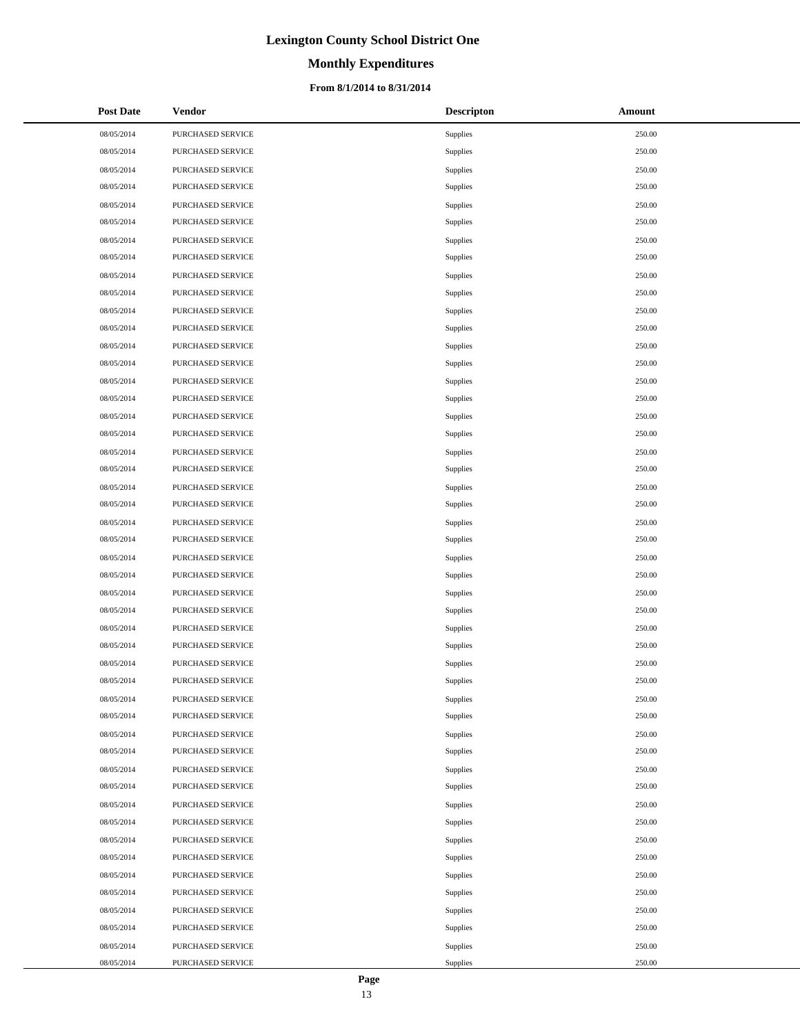# Lexington County School District One

## Monthly Expenditures

### From 8/1/2014 to 8/31/2014

| Post Date | Vendor | Descripton | Amount |
|---|---|---|---|
| 08/05/2014 | PURCHASED SERVICE | Supplies | 250.00 |
| 08/05/2014 | PURCHASED SERVICE | Supplies | 250.00 |
| 08/05/2014 | PURCHASED SERVICE | Supplies | 250.00 |
| 08/05/2014 | PURCHASED SERVICE | Supplies | 250.00 |
| 08/05/2014 | PURCHASED SERVICE | Supplies | 250.00 |
| 08/05/2014 | PURCHASED SERVICE | Supplies | 250.00 |
| 08/05/2014 | PURCHASED SERVICE | Supplies | 250.00 |
| 08/05/2014 | PURCHASED SERVICE | Supplies | 250.00 |
| 08/05/2014 | PURCHASED SERVICE | Supplies | 250.00 |
| 08/05/2014 | PURCHASED SERVICE | Supplies | 250.00 |
| 08/05/2014 | PURCHASED SERVICE | Supplies | 250.00 |
| 08/05/2014 | PURCHASED SERVICE | Supplies | 250.00 |
| 08/05/2014 | PURCHASED SERVICE | Supplies | 250.00 |
| 08/05/2014 | PURCHASED SERVICE | Supplies | 250.00 |
| 08/05/2014 | PURCHASED SERVICE | Supplies | 250.00 |
| 08/05/2014 | PURCHASED SERVICE | Supplies | 250.00 |
| 08/05/2014 | PURCHASED SERVICE | Supplies | 250.00 |
| 08/05/2014 | PURCHASED SERVICE | Supplies | 250.00 |
| 08/05/2014 | PURCHASED SERVICE | Supplies | 250.00 |
| 08/05/2014 | PURCHASED SERVICE | Supplies | 250.00 |
| 08/05/2014 | PURCHASED SERVICE | Supplies | 250.00 |
| 08/05/2014 | PURCHASED SERVICE | Supplies | 250.00 |
| 08/05/2014 | PURCHASED SERVICE | Supplies | 250.00 |
| 08/05/2014 | PURCHASED SERVICE | Supplies | 250.00 |
| 08/05/2014 | PURCHASED SERVICE | Supplies | 250.00 |
| 08/05/2014 | PURCHASED SERVICE | Supplies | 250.00 |
| 08/05/2014 | PURCHASED SERVICE | Supplies | 250.00 |
| 08/05/2014 | PURCHASED SERVICE | Supplies | 250.00 |
| 08/05/2014 | PURCHASED SERVICE | Supplies | 250.00 |
| 08/05/2014 | PURCHASED SERVICE | Supplies | 250.00 |
| 08/05/2014 | PURCHASED SERVICE | Supplies | 250.00 |
| 08/05/2014 | PURCHASED SERVICE | Supplies | 250.00 |
| 08/05/2014 | PURCHASED SERVICE | Supplies | 250.00 |
| 08/05/2014 | PURCHASED SERVICE | Supplies | 250.00 |
| 08/05/2014 | PURCHASED SERVICE | Supplies | 250.00 |
| 08/05/2014 | PURCHASED SERVICE | Supplies | 250.00 |
| 08/05/2014 | PURCHASED SERVICE | Supplies | 250.00 |
| 08/05/2014 | PURCHASED SERVICE | Supplies | 250.00 |
| 08/05/2014 | PURCHASED SERVICE | Supplies | 250.00 |
| 08/05/2014 | PURCHASED SERVICE | Supplies | 250.00 |
| 08/05/2014 | PURCHASED SERVICE | Supplies | 250.00 |
| 08/05/2014 | PURCHASED SERVICE | Supplies | 250.00 |
| 08/05/2014 | PURCHASED SERVICE | Supplies | 250.00 |
| 08/05/2014 | PURCHASED SERVICE | Supplies | 250.00 |
| 08/05/2014 | PURCHASED SERVICE | Supplies | 250.00 |
| 08/05/2014 | PURCHASED SERVICE | Supplies | 250.00 |
| 08/05/2014 | PURCHASED SERVICE | Supplies | 250.00 |
| 08/05/2014 | PURCHASED SERVICE | Supplies | 250.00 |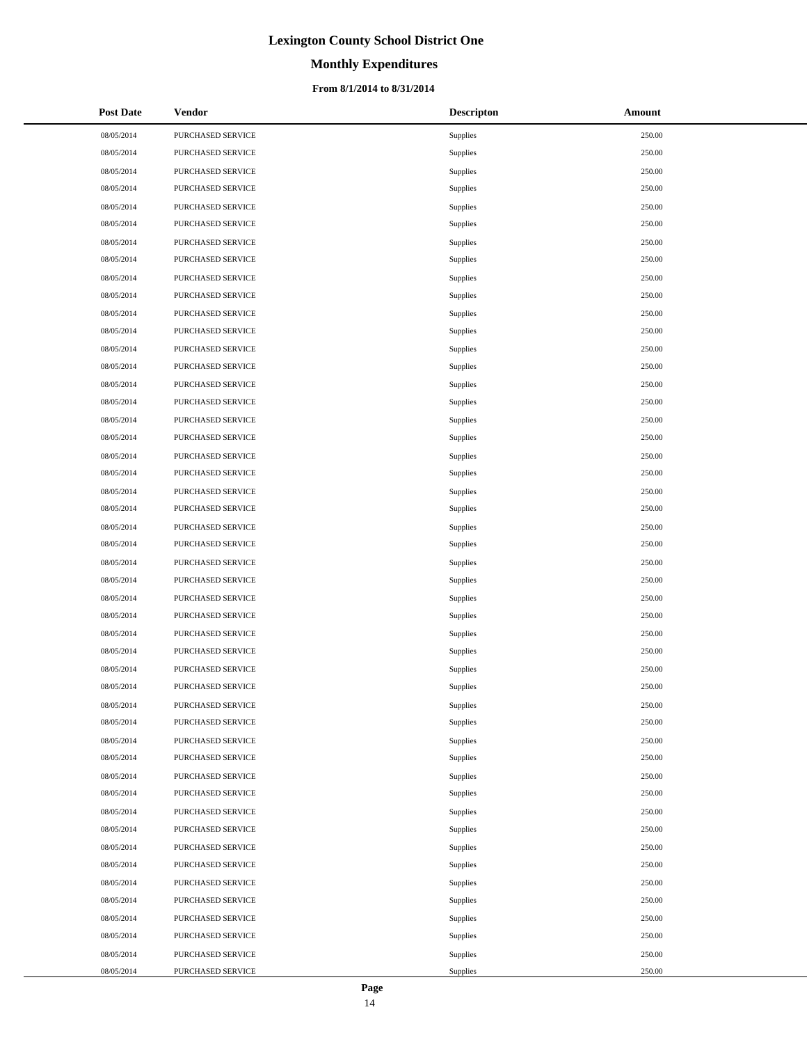# Lexington County School District One

## Monthly Expenditures

### From 8/1/2014 to 8/31/2014

| Post Date | Vendor | Descripton | Amount |
|---|---|---|---|
| 08/05/2014 | PURCHASED SERVICE | Supplies | 250.00 |
| 08/05/2014 | PURCHASED SERVICE | Supplies | 250.00 |
| 08/05/2014 | PURCHASED SERVICE | Supplies | 250.00 |
| 08/05/2014 | PURCHASED SERVICE | Supplies | 250.00 |
| 08/05/2014 | PURCHASED SERVICE | Supplies | 250.00 |
| 08/05/2014 | PURCHASED SERVICE | Supplies | 250.00 |
| 08/05/2014 | PURCHASED SERVICE | Supplies | 250.00 |
| 08/05/2014 | PURCHASED SERVICE | Supplies | 250.00 |
| 08/05/2014 | PURCHASED SERVICE | Supplies | 250.00 |
| 08/05/2014 | PURCHASED SERVICE | Supplies | 250.00 |
| 08/05/2014 | PURCHASED SERVICE | Supplies | 250.00 |
| 08/05/2014 | PURCHASED SERVICE | Supplies | 250.00 |
| 08/05/2014 | PURCHASED SERVICE | Supplies | 250.00 |
| 08/05/2014 | PURCHASED SERVICE | Supplies | 250.00 |
| 08/05/2014 | PURCHASED SERVICE | Supplies | 250.00 |
| 08/05/2014 | PURCHASED SERVICE | Supplies | 250.00 |
| 08/05/2014 | PURCHASED SERVICE | Supplies | 250.00 |
| 08/05/2014 | PURCHASED SERVICE | Supplies | 250.00 |
| 08/05/2014 | PURCHASED SERVICE | Supplies | 250.00 |
| 08/05/2014 | PURCHASED SERVICE | Supplies | 250.00 |
| 08/05/2014 | PURCHASED SERVICE | Supplies | 250.00 |
| 08/05/2014 | PURCHASED SERVICE | Supplies | 250.00 |
| 08/05/2014 | PURCHASED SERVICE | Supplies | 250.00 |
| 08/05/2014 | PURCHASED SERVICE | Supplies | 250.00 |
| 08/05/2014 | PURCHASED SERVICE | Supplies | 250.00 |
| 08/05/2014 | PURCHASED SERVICE | Supplies | 250.00 |
| 08/05/2014 | PURCHASED SERVICE | Supplies | 250.00 |
| 08/05/2014 | PURCHASED SERVICE | Supplies | 250.00 |
| 08/05/2014 | PURCHASED SERVICE | Supplies | 250.00 |
| 08/05/2014 | PURCHASED SERVICE | Supplies | 250.00 |
| 08/05/2014 | PURCHASED SERVICE | Supplies | 250.00 |
| 08/05/2014 | PURCHASED SERVICE | Supplies | 250.00 |
| 08/05/2014 | PURCHASED SERVICE | Supplies | 250.00 |
| 08/05/2014 | PURCHASED SERVICE | Supplies | 250.00 |
| 08/05/2014 | PURCHASED SERVICE | Supplies | 250.00 |
| 08/05/2014 | PURCHASED SERVICE | Supplies | 250.00 |
| 08/05/2014 | PURCHASED SERVICE | Supplies | 250.00 |
| 08/05/2014 | PURCHASED SERVICE | Supplies | 250.00 |
| 08/05/2014 | PURCHASED SERVICE | Supplies | 250.00 |
| 08/05/2014 | PURCHASED SERVICE | Supplies | 250.00 |
| 08/05/2014 | PURCHASED SERVICE | Supplies | 250.00 |
| 08/05/2014 | PURCHASED SERVICE | Supplies | 250.00 |
| 08/05/2014 | PURCHASED SERVICE | Supplies | 250.00 |
| 08/05/2014 | PURCHASED SERVICE | Supplies | 250.00 |
| 08/05/2014 | PURCHASED SERVICE | Supplies | 250.00 |
| 08/05/2014 | PURCHASED SERVICE | Supplies | 250.00 |
| 08/05/2014 | PURCHASED SERVICE | Supplies | 250.00 |
| 08/05/2014 | PURCHASED SERVICE | Supplies | 250.00 |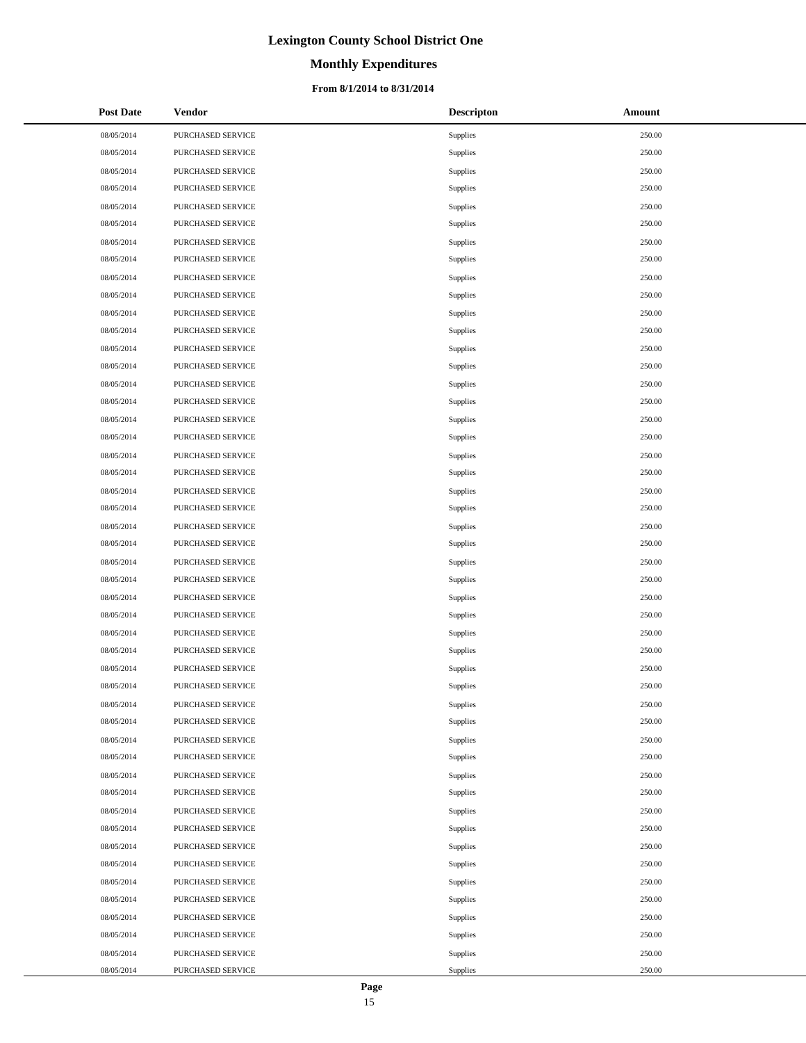# Lexington County School District One

## Monthly Expenditures

### From 8/1/2014 to 8/31/2014

| Post Date | Vendor | Descripton | Amount |
|---|---|---|---|
| 08/05/2014 | PURCHASED SERVICE | Supplies | 250.00 |
| 08/05/2014 | PURCHASED SERVICE | Supplies | 250.00 |
| 08/05/2014 | PURCHASED SERVICE | Supplies | 250.00 |
| 08/05/2014 | PURCHASED SERVICE | Supplies | 250.00 |
| 08/05/2014 | PURCHASED SERVICE | Supplies | 250.00 |
| 08/05/2014 | PURCHASED SERVICE | Supplies | 250.00 |
| 08/05/2014 | PURCHASED SERVICE | Supplies | 250.00 |
| 08/05/2014 | PURCHASED SERVICE | Supplies | 250.00 |
| 08/05/2014 | PURCHASED SERVICE | Supplies | 250.00 |
| 08/05/2014 | PURCHASED SERVICE | Supplies | 250.00 |
| 08/05/2014 | PURCHASED SERVICE | Supplies | 250.00 |
| 08/05/2014 | PURCHASED SERVICE | Supplies | 250.00 |
| 08/05/2014 | PURCHASED SERVICE | Supplies | 250.00 |
| 08/05/2014 | PURCHASED SERVICE | Supplies | 250.00 |
| 08/05/2014 | PURCHASED SERVICE | Supplies | 250.00 |
| 08/05/2014 | PURCHASED SERVICE | Supplies | 250.00 |
| 08/05/2014 | PURCHASED SERVICE | Supplies | 250.00 |
| 08/05/2014 | PURCHASED SERVICE | Supplies | 250.00 |
| 08/05/2014 | PURCHASED SERVICE | Supplies | 250.00 |
| 08/05/2014 | PURCHASED SERVICE | Supplies | 250.00 |
| 08/05/2014 | PURCHASED SERVICE | Supplies | 250.00 |
| 08/05/2014 | PURCHASED SERVICE | Supplies | 250.00 |
| 08/05/2014 | PURCHASED SERVICE | Supplies | 250.00 |
| 08/05/2014 | PURCHASED SERVICE | Supplies | 250.00 |
| 08/05/2014 | PURCHASED SERVICE | Supplies | 250.00 |
| 08/05/2014 | PURCHASED SERVICE | Supplies | 250.00 |
| 08/05/2014 | PURCHASED SERVICE | Supplies | 250.00 |
| 08/05/2014 | PURCHASED SERVICE | Supplies | 250.00 |
| 08/05/2014 | PURCHASED SERVICE | Supplies | 250.00 |
| 08/05/2014 | PURCHASED SERVICE | Supplies | 250.00 |
| 08/05/2014 | PURCHASED SERVICE | Supplies | 250.00 |
| 08/05/2014 | PURCHASED SERVICE | Supplies | 250.00 |
| 08/05/2014 | PURCHASED SERVICE | Supplies | 250.00 |
| 08/05/2014 | PURCHASED SERVICE | Supplies | 250.00 |
| 08/05/2014 | PURCHASED SERVICE | Supplies | 250.00 |
| 08/05/2014 | PURCHASED SERVICE | Supplies | 250.00 |
| 08/05/2014 | PURCHASED SERVICE | Supplies | 250.00 |
| 08/05/2014 | PURCHASED SERVICE | Supplies | 250.00 |
| 08/05/2014 | PURCHASED SERVICE | Supplies | 250.00 |
| 08/05/2014 | PURCHASED SERVICE | Supplies | 250.00 |
| 08/05/2014 | PURCHASED SERVICE | Supplies | 250.00 |
| 08/05/2014 | PURCHASED SERVICE | Supplies | 250.00 |
| 08/05/2014 | PURCHASED SERVICE | Supplies | 250.00 |
| 08/05/2014 | PURCHASED SERVICE | Supplies | 250.00 |
| 08/05/2014 | PURCHASED SERVICE | Supplies | 250.00 |
| 08/05/2014 | PURCHASED SERVICE | Supplies | 250.00 |
| 08/05/2014 | PURCHASED SERVICE | Supplies | 250.00 |
| 08/05/2014 | PURCHASED SERVICE | Supplies | 250.00 |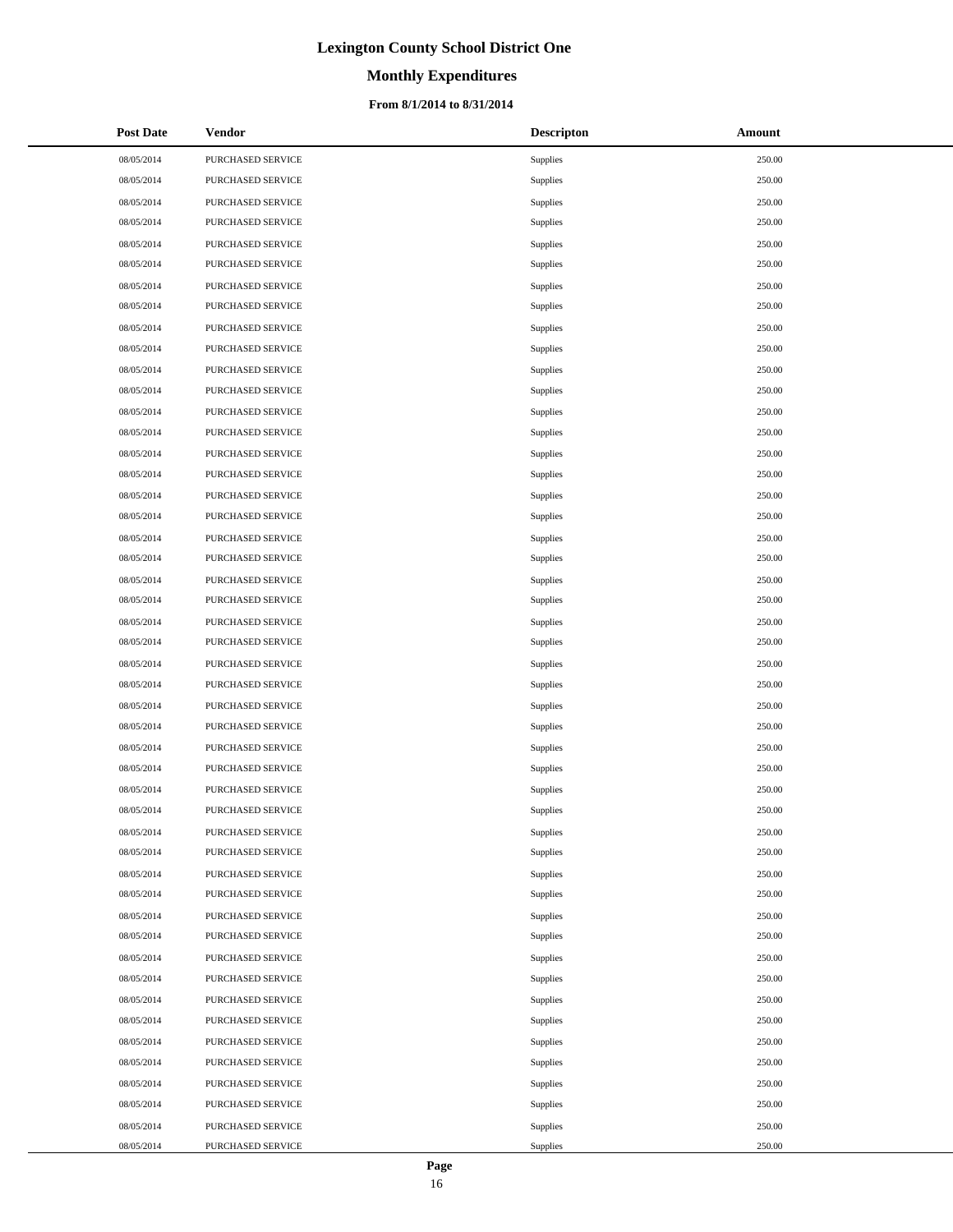# Lexington County School District One

## Monthly Expenditures

### From 8/1/2014 to 8/31/2014

| Post Date | Vendor | Descripton | Amount |
|---|---|---|---|
| 08/05/2014 | PURCHASED SERVICE | Supplies | 250.00 |
| 08/05/2014 | PURCHASED SERVICE | Supplies | 250.00 |
| 08/05/2014 | PURCHASED SERVICE | Supplies | 250.00 |
| 08/05/2014 | PURCHASED SERVICE | Supplies | 250.00 |
| 08/05/2014 | PURCHASED SERVICE | Supplies | 250.00 |
| 08/05/2014 | PURCHASED SERVICE | Supplies | 250.00 |
| 08/05/2014 | PURCHASED SERVICE | Supplies | 250.00 |
| 08/05/2014 | PURCHASED SERVICE | Supplies | 250.00 |
| 08/05/2014 | PURCHASED SERVICE | Supplies | 250.00 |
| 08/05/2014 | PURCHASED SERVICE | Supplies | 250.00 |
| 08/05/2014 | PURCHASED SERVICE | Supplies | 250.00 |
| 08/05/2014 | PURCHASED SERVICE | Supplies | 250.00 |
| 08/05/2014 | PURCHASED SERVICE | Supplies | 250.00 |
| 08/05/2014 | PURCHASED SERVICE | Supplies | 250.00 |
| 08/05/2014 | PURCHASED SERVICE | Supplies | 250.00 |
| 08/05/2014 | PURCHASED SERVICE | Supplies | 250.00 |
| 08/05/2014 | PURCHASED SERVICE | Supplies | 250.00 |
| 08/05/2014 | PURCHASED SERVICE | Supplies | 250.00 |
| 08/05/2014 | PURCHASED SERVICE | Supplies | 250.00 |
| 08/05/2014 | PURCHASED SERVICE | Supplies | 250.00 |
| 08/05/2014 | PURCHASED SERVICE | Supplies | 250.00 |
| 08/05/2014 | PURCHASED SERVICE | Supplies | 250.00 |
| 08/05/2014 | PURCHASED SERVICE | Supplies | 250.00 |
| 08/05/2014 | PURCHASED SERVICE | Supplies | 250.00 |
| 08/05/2014 | PURCHASED SERVICE | Supplies | 250.00 |
| 08/05/2014 | PURCHASED SERVICE | Supplies | 250.00 |
| 08/05/2014 | PURCHASED SERVICE | Supplies | 250.00 |
| 08/05/2014 | PURCHASED SERVICE | Supplies | 250.00 |
| 08/05/2014 | PURCHASED SERVICE | Supplies | 250.00 |
| 08/05/2014 | PURCHASED SERVICE | Supplies | 250.00 |
| 08/05/2014 | PURCHASED SERVICE | Supplies | 250.00 |
| 08/05/2014 | PURCHASED SERVICE | Supplies | 250.00 |
| 08/05/2014 | PURCHASED SERVICE | Supplies | 250.00 |
| 08/05/2014 | PURCHASED SERVICE | Supplies | 250.00 |
| 08/05/2014 | PURCHASED SERVICE | Supplies | 250.00 |
| 08/05/2014 | PURCHASED SERVICE | Supplies | 250.00 |
| 08/05/2014 | PURCHASED SERVICE | Supplies | 250.00 |
| 08/05/2014 | PURCHASED SERVICE | Supplies | 250.00 |
| 08/05/2014 | PURCHASED SERVICE | Supplies | 250.00 |
| 08/05/2014 | PURCHASED SERVICE | Supplies | 250.00 |
| 08/05/2014 | PURCHASED SERVICE | Supplies | 250.00 |
| 08/05/2014 | PURCHASED SERVICE | Supplies | 250.00 |
| 08/05/2014 | PURCHASED SERVICE | Supplies | 250.00 |
| 08/05/2014 | PURCHASED SERVICE | Supplies | 250.00 |
| 08/05/2014 | PURCHASED SERVICE | Supplies | 250.00 |
| 08/05/2014 | PURCHASED SERVICE | Supplies | 250.00 |
| 08/05/2014 | PURCHASED SERVICE | Supplies | 250.00 |
| 08/05/2014 | PURCHASED SERVICE | Supplies | 250.00 |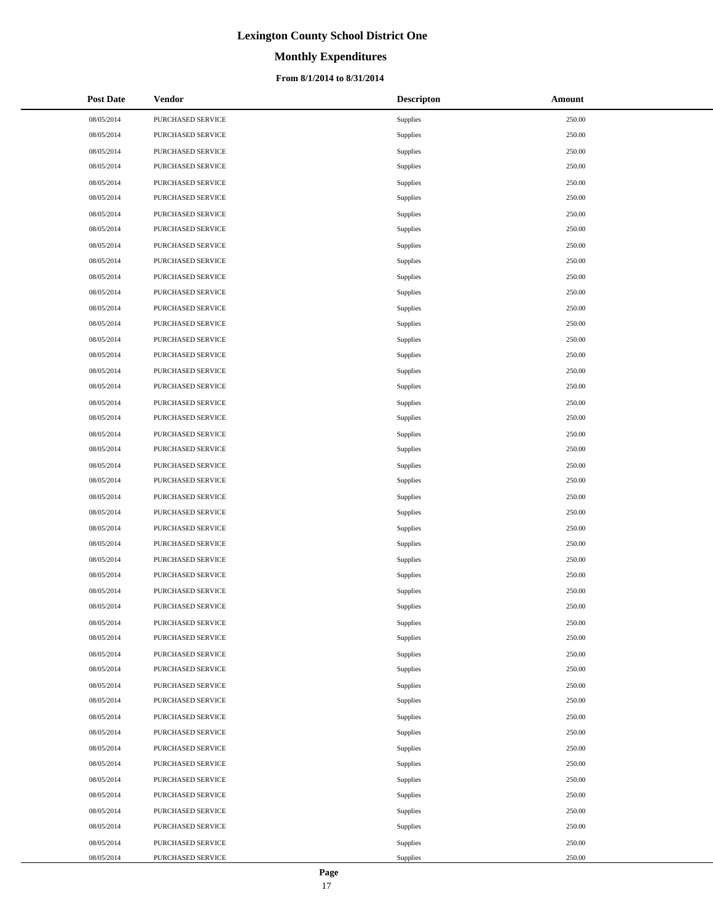# Lexington County School District One

## Monthly Expenditures

### From 8/1/2014 to 8/31/2014

| Post Date | Vendor | Descripton | Amount |
|---|---|---|---|
| 08/05/2014 | PURCHASED SERVICE | Supplies | 250.00 |
| 08/05/2014 | PURCHASED SERVICE | Supplies | 250.00 |
| 08/05/2014 | PURCHASED SERVICE | Supplies | 250.00 |
| 08/05/2014 | PURCHASED SERVICE | Supplies | 250.00 |
| 08/05/2014 | PURCHASED SERVICE | Supplies | 250.00 |
| 08/05/2014 | PURCHASED SERVICE | Supplies | 250.00 |
| 08/05/2014 | PURCHASED SERVICE | Supplies | 250.00 |
| 08/05/2014 | PURCHASED SERVICE | Supplies | 250.00 |
| 08/05/2014 | PURCHASED SERVICE | Supplies | 250.00 |
| 08/05/2014 | PURCHASED SERVICE | Supplies | 250.00 |
| 08/05/2014 | PURCHASED SERVICE | Supplies | 250.00 |
| 08/05/2014 | PURCHASED SERVICE | Supplies | 250.00 |
| 08/05/2014 | PURCHASED SERVICE | Supplies | 250.00 |
| 08/05/2014 | PURCHASED SERVICE | Supplies | 250.00 |
| 08/05/2014 | PURCHASED SERVICE | Supplies | 250.00 |
| 08/05/2014 | PURCHASED SERVICE | Supplies | 250.00 |
| 08/05/2014 | PURCHASED SERVICE | Supplies | 250.00 |
| 08/05/2014 | PURCHASED SERVICE | Supplies | 250.00 |
| 08/05/2014 | PURCHASED SERVICE | Supplies | 250.00 |
| 08/05/2014 | PURCHASED SERVICE | Supplies | 250.00 |
| 08/05/2014 | PURCHASED SERVICE | Supplies | 250.00 |
| 08/05/2014 | PURCHASED SERVICE | Supplies | 250.00 |
| 08/05/2014 | PURCHASED SERVICE | Supplies | 250.00 |
| 08/05/2014 | PURCHASED SERVICE | Supplies | 250.00 |
| 08/05/2014 | PURCHASED SERVICE | Supplies | 250.00 |
| 08/05/2014 | PURCHASED SERVICE | Supplies | 250.00 |
| 08/05/2014 | PURCHASED SERVICE | Supplies | 250.00 |
| 08/05/2014 | PURCHASED SERVICE | Supplies | 250.00 |
| 08/05/2014 | PURCHASED SERVICE | Supplies | 250.00 |
| 08/05/2014 | PURCHASED SERVICE | Supplies | 250.00 |
| 08/05/2014 | PURCHASED SERVICE | Supplies | 250.00 |
| 08/05/2014 | PURCHASED SERVICE | Supplies | 250.00 |
| 08/05/2014 | PURCHASED SERVICE | Supplies | 250.00 |
| 08/05/2014 | PURCHASED SERVICE | Supplies | 250.00 |
| 08/05/2014 | PURCHASED SERVICE | Supplies | 250.00 |
| 08/05/2014 | PURCHASED SERVICE | Supplies | 250.00 |
| 08/05/2014 | PURCHASED SERVICE | Supplies | 250.00 |
| 08/05/2014 | PURCHASED SERVICE | Supplies | 250.00 |
| 08/05/2014 | PURCHASED SERVICE | Supplies | 250.00 |
| 08/05/2014 | PURCHASED SERVICE | Supplies | 250.00 |
| 08/05/2014 | PURCHASED SERVICE | Supplies | 250.00 |
| 08/05/2014 | PURCHASED SERVICE | Supplies | 250.00 |
| 08/05/2014 | PURCHASED SERVICE | Supplies | 250.00 |
| 08/05/2014 | PURCHASED SERVICE | Supplies | 250.00 |
| 08/05/2014 | PURCHASED SERVICE | Supplies | 250.00 |
| 08/05/2014 | PURCHASED SERVICE | Supplies | 250.00 |
| 08/05/2014 | PURCHASED SERVICE | Supplies | 250.00 |
| 08/05/2014 | PURCHASED SERVICE | Supplies | 250.00 |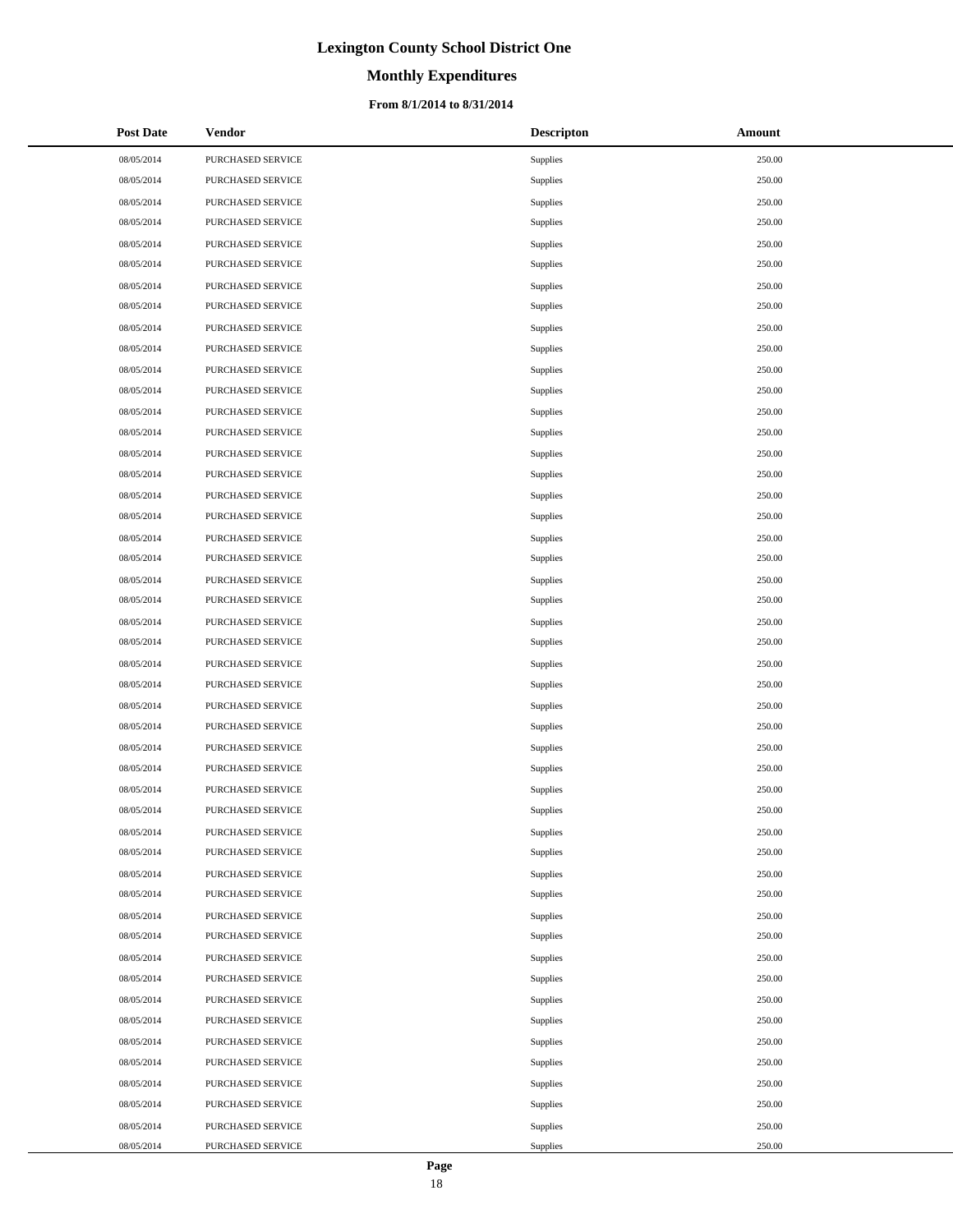# Lexington County School District One

## Monthly Expenditures

### From 8/1/2014 to 8/31/2014

| Post Date | Vendor | Descripton | Amount |
|---|---|---|---|
| 08/05/2014 | PURCHASED SERVICE | Supplies | 250.00 |
| 08/05/2014 | PURCHASED SERVICE | Supplies | 250.00 |
| 08/05/2014 | PURCHASED SERVICE | Supplies | 250.00 |
| 08/05/2014 | PURCHASED SERVICE | Supplies | 250.00 |
| 08/05/2014 | PURCHASED SERVICE | Supplies | 250.00 |
| 08/05/2014 | PURCHASED SERVICE | Supplies | 250.00 |
| 08/05/2014 | PURCHASED SERVICE | Supplies | 250.00 |
| 08/05/2014 | PURCHASED SERVICE | Supplies | 250.00 |
| 08/05/2014 | PURCHASED SERVICE | Supplies | 250.00 |
| 08/05/2014 | PURCHASED SERVICE | Supplies | 250.00 |
| 08/05/2014 | PURCHASED SERVICE | Supplies | 250.00 |
| 08/05/2014 | PURCHASED SERVICE | Supplies | 250.00 |
| 08/05/2014 | PURCHASED SERVICE | Supplies | 250.00 |
| 08/05/2014 | PURCHASED SERVICE | Supplies | 250.00 |
| 08/05/2014 | PURCHASED SERVICE | Supplies | 250.00 |
| 08/05/2014 | PURCHASED SERVICE | Supplies | 250.00 |
| 08/05/2014 | PURCHASED SERVICE | Supplies | 250.00 |
| 08/05/2014 | PURCHASED SERVICE | Supplies | 250.00 |
| 08/05/2014 | PURCHASED SERVICE | Supplies | 250.00 |
| 08/05/2014 | PURCHASED SERVICE | Supplies | 250.00 |
| 08/05/2014 | PURCHASED SERVICE | Supplies | 250.00 |
| 08/05/2014 | PURCHASED SERVICE | Supplies | 250.00 |
| 08/05/2014 | PURCHASED SERVICE | Supplies | 250.00 |
| 08/05/2014 | PURCHASED SERVICE | Supplies | 250.00 |
| 08/05/2014 | PURCHASED SERVICE | Supplies | 250.00 |
| 08/05/2014 | PURCHASED SERVICE | Supplies | 250.00 |
| 08/05/2014 | PURCHASED SERVICE | Supplies | 250.00 |
| 08/05/2014 | PURCHASED SERVICE | Supplies | 250.00 |
| 08/05/2014 | PURCHASED SERVICE | Supplies | 250.00 |
| 08/05/2014 | PURCHASED SERVICE | Supplies | 250.00 |
| 08/05/2014 | PURCHASED SERVICE | Supplies | 250.00 |
| 08/05/2014 | PURCHASED SERVICE | Supplies | 250.00 |
| 08/05/2014 | PURCHASED SERVICE | Supplies | 250.00 |
| 08/05/2014 | PURCHASED SERVICE | Supplies | 250.00 |
| 08/05/2014 | PURCHASED SERVICE | Supplies | 250.00 |
| 08/05/2014 | PURCHASED SERVICE | Supplies | 250.00 |
| 08/05/2014 | PURCHASED SERVICE | Supplies | 250.00 |
| 08/05/2014 | PURCHASED SERVICE | Supplies | 250.00 |
| 08/05/2014 | PURCHASED SERVICE | Supplies | 250.00 |
| 08/05/2014 | PURCHASED SERVICE | Supplies | 250.00 |
| 08/05/2014 | PURCHASED SERVICE | Supplies | 250.00 |
| 08/05/2014 | PURCHASED SERVICE | Supplies | 250.00 |
| 08/05/2014 | PURCHASED SERVICE | Supplies | 250.00 |
| 08/05/2014 | PURCHASED SERVICE | Supplies | 250.00 |
| 08/05/2014 | PURCHASED SERVICE | Supplies | 250.00 |
| 08/05/2014 | PURCHASED SERVICE | Supplies | 250.00 |
| 08/05/2014 | PURCHASED SERVICE | Supplies | 250.00 |
| 08/05/2014 | PURCHASED SERVICE | Supplies | 250.00 |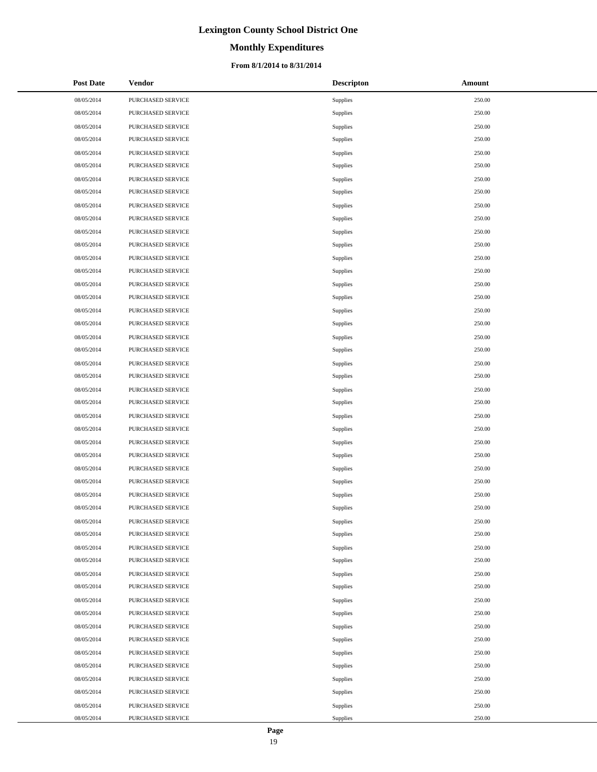# Lexington County School District One

## Monthly Expenditures

### From 8/1/2014 to 8/31/2014

| Post Date | Vendor | Descripton | Amount |
|---|---|---|---|
| 08/05/2014 | PURCHASED SERVICE | Supplies | 250.00 |
| 08/05/2014 | PURCHASED SERVICE | Supplies | 250.00 |
| 08/05/2014 | PURCHASED SERVICE | Supplies | 250.00 |
| 08/05/2014 | PURCHASED SERVICE | Supplies | 250.00 |
| 08/05/2014 | PURCHASED SERVICE | Supplies | 250.00 |
| 08/05/2014 | PURCHASED SERVICE | Supplies | 250.00 |
| 08/05/2014 | PURCHASED SERVICE | Supplies | 250.00 |
| 08/05/2014 | PURCHASED SERVICE | Supplies | 250.00 |
| 08/05/2014 | PURCHASED SERVICE | Supplies | 250.00 |
| 08/05/2014 | PURCHASED SERVICE | Supplies | 250.00 |
| 08/05/2014 | PURCHASED SERVICE | Supplies | 250.00 |
| 08/05/2014 | PURCHASED SERVICE | Supplies | 250.00 |
| 08/05/2014 | PURCHASED SERVICE | Supplies | 250.00 |
| 08/05/2014 | PURCHASED SERVICE | Supplies | 250.00 |
| 08/05/2014 | PURCHASED SERVICE | Supplies | 250.00 |
| 08/05/2014 | PURCHASED SERVICE | Supplies | 250.00 |
| 08/05/2014 | PURCHASED SERVICE | Supplies | 250.00 |
| 08/05/2014 | PURCHASED SERVICE | Supplies | 250.00 |
| 08/05/2014 | PURCHASED SERVICE | Supplies | 250.00 |
| 08/05/2014 | PURCHASED SERVICE | Supplies | 250.00 |
| 08/05/2014 | PURCHASED SERVICE | Supplies | 250.00 |
| 08/05/2014 | PURCHASED SERVICE | Supplies | 250.00 |
| 08/05/2014 | PURCHASED SERVICE | Supplies | 250.00 |
| 08/05/2014 | PURCHASED SERVICE | Supplies | 250.00 |
| 08/05/2014 | PURCHASED SERVICE | Supplies | 250.00 |
| 08/05/2014 | PURCHASED SERVICE | Supplies | 250.00 |
| 08/05/2014 | PURCHASED SERVICE | Supplies | 250.00 |
| 08/05/2014 | PURCHASED SERVICE | Supplies | 250.00 |
| 08/05/2014 | PURCHASED SERVICE | Supplies | 250.00 |
| 08/05/2014 | PURCHASED SERVICE | Supplies | 250.00 |
| 08/05/2014 | PURCHASED SERVICE | Supplies | 250.00 |
| 08/05/2014 | PURCHASED SERVICE | Supplies | 250.00 |
| 08/05/2014 | PURCHASED SERVICE | Supplies | 250.00 |
| 08/05/2014 | PURCHASED SERVICE | Supplies | 250.00 |
| 08/05/2014 | PURCHASED SERVICE | Supplies | 250.00 |
| 08/05/2014 | PURCHASED SERVICE | Supplies | 250.00 |
| 08/05/2014 | PURCHASED SERVICE | Supplies | 250.00 |
| 08/05/2014 | PURCHASED SERVICE | Supplies | 250.00 |
| 08/05/2014 | PURCHASED SERVICE | Supplies | 250.00 |
| 08/05/2014 | PURCHASED SERVICE | Supplies | 250.00 |
| 08/05/2014 | PURCHASED SERVICE | Supplies | 250.00 |
| 08/05/2014 | PURCHASED SERVICE | Supplies | 250.00 |
| 08/05/2014 | PURCHASED SERVICE | Supplies | 250.00 |
| 08/05/2014 | PURCHASED SERVICE | Supplies | 250.00 |
| 08/05/2014 | PURCHASED SERVICE | Supplies | 250.00 |
| 08/05/2014 | PURCHASED SERVICE | Supplies | 250.00 |
| 08/05/2014 | PURCHASED SERVICE | Supplies | 250.00 |
| 08/05/2014 | PURCHASED SERVICE | Supplies | 250.00 |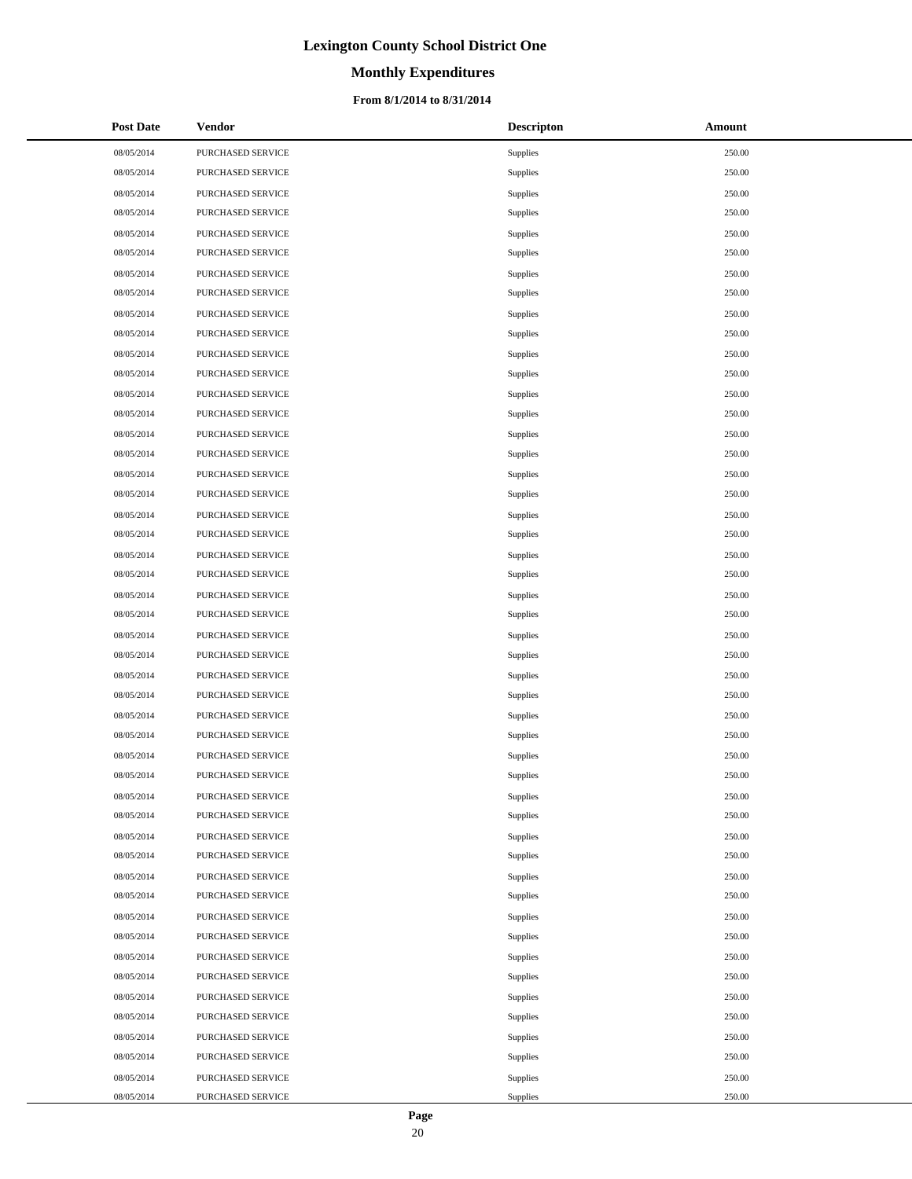# Lexington County School District One

## Monthly Expenditures

### From 8/1/2014 to 8/31/2014

| Post Date | Vendor | Descripton | Amount |
|---|---|---|---|
| 08/05/2014 | PURCHASED SERVICE | Supplies | 250.00 |
| 08/05/2014 | PURCHASED SERVICE | Supplies | 250.00 |
| 08/05/2014 | PURCHASED SERVICE | Supplies | 250.00 |
| 08/05/2014 | PURCHASED SERVICE | Supplies | 250.00 |
| 08/05/2014 | PURCHASED SERVICE | Supplies | 250.00 |
| 08/05/2014 | PURCHASED SERVICE | Supplies | 250.00 |
| 08/05/2014 | PURCHASED SERVICE | Supplies | 250.00 |
| 08/05/2014 | PURCHASED SERVICE | Supplies | 250.00 |
| 08/05/2014 | PURCHASED SERVICE | Supplies | 250.00 |
| 08/05/2014 | PURCHASED SERVICE | Supplies | 250.00 |
| 08/05/2014 | PURCHASED SERVICE | Supplies | 250.00 |
| 08/05/2014 | PURCHASED SERVICE | Supplies | 250.00 |
| 08/05/2014 | PURCHASED SERVICE | Supplies | 250.00 |
| 08/05/2014 | PURCHASED SERVICE | Supplies | 250.00 |
| 08/05/2014 | PURCHASED SERVICE | Supplies | 250.00 |
| 08/05/2014 | PURCHASED SERVICE | Supplies | 250.00 |
| 08/05/2014 | PURCHASED SERVICE | Supplies | 250.00 |
| 08/05/2014 | PURCHASED SERVICE | Supplies | 250.00 |
| 08/05/2014 | PURCHASED SERVICE | Supplies | 250.00 |
| 08/05/2014 | PURCHASED SERVICE | Supplies | 250.00 |
| 08/05/2014 | PURCHASED SERVICE | Supplies | 250.00 |
| 08/05/2014 | PURCHASED SERVICE | Supplies | 250.00 |
| 08/05/2014 | PURCHASED SERVICE | Supplies | 250.00 |
| 08/05/2014 | PURCHASED SERVICE | Supplies | 250.00 |
| 08/05/2014 | PURCHASED SERVICE | Supplies | 250.00 |
| 08/05/2014 | PURCHASED SERVICE | Supplies | 250.00 |
| 08/05/2014 | PURCHASED SERVICE | Supplies | 250.00 |
| 08/05/2014 | PURCHASED SERVICE | Supplies | 250.00 |
| 08/05/2014 | PURCHASED SERVICE | Supplies | 250.00 |
| 08/05/2014 | PURCHASED SERVICE | Supplies | 250.00 |
| 08/05/2014 | PURCHASED SERVICE | Supplies | 250.00 |
| 08/05/2014 | PURCHASED SERVICE | Supplies | 250.00 |
| 08/05/2014 | PURCHASED SERVICE | Supplies | 250.00 |
| 08/05/2014 | PURCHASED SERVICE | Supplies | 250.00 |
| 08/05/2014 | PURCHASED SERVICE | Supplies | 250.00 |
| 08/05/2014 | PURCHASED SERVICE | Supplies | 250.00 |
| 08/05/2014 | PURCHASED SERVICE | Supplies | 250.00 |
| 08/05/2014 | PURCHASED SERVICE | Supplies | 250.00 |
| 08/05/2014 | PURCHASED SERVICE | Supplies | 250.00 |
| 08/05/2014 | PURCHASED SERVICE | Supplies | 250.00 |
| 08/05/2014 | PURCHASED SERVICE | Supplies | 250.00 |
| 08/05/2014 | PURCHASED SERVICE | Supplies | 250.00 |
| 08/05/2014 | PURCHASED SERVICE | Supplies | 250.00 |
| 08/05/2014 | PURCHASED SERVICE | Supplies | 250.00 |
| 08/05/2014 | PURCHASED SERVICE | Supplies | 250.00 |
| 08/05/2014 | PURCHASED SERVICE | Supplies | 250.00 |
| 08/05/2014 | PURCHASED SERVICE | Supplies | 250.00 |
| 08/05/2014 | PURCHASED SERVICE | Supplies | 250.00 |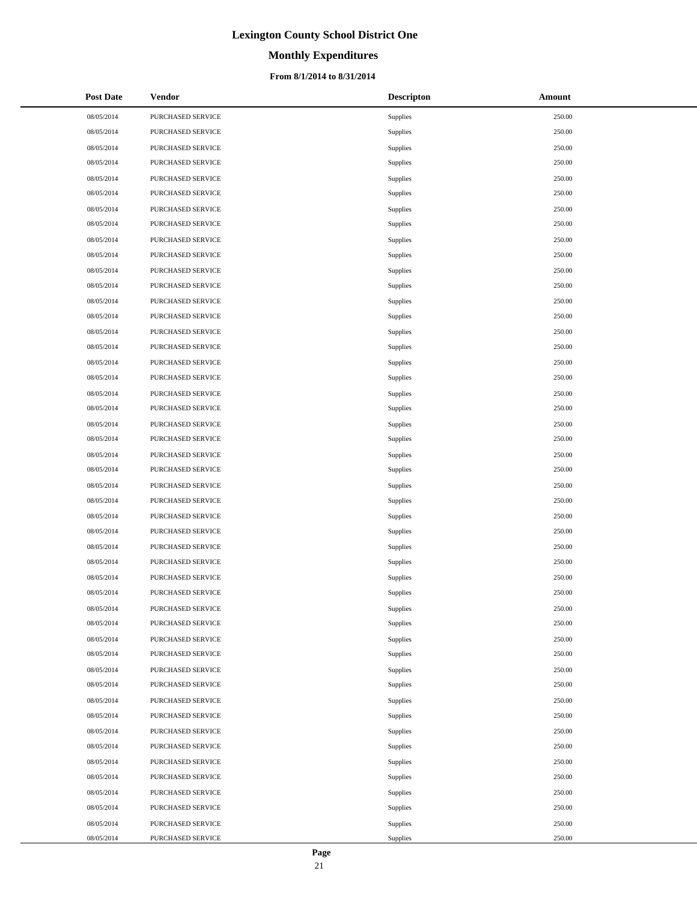# Lexington County School District One

## Monthly Expenditures

### From 8/1/2014 to 8/31/2014

| Post Date | Vendor | Descripton | Amount |
|---|---|---|---|
| 08/05/2014 | PURCHASED SERVICE | Supplies | 250.00 |
| 08/05/2014 | PURCHASED SERVICE | Supplies | 250.00 |
| 08/05/2014 | PURCHASED SERVICE | Supplies | 250.00 |
| 08/05/2014 | PURCHASED SERVICE | Supplies | 250.00 |
| 08/05/2014 | PURCHASED SERVICE | Supplies | 250.00 |
| 08/05/2014 | PURCHASED SERVICE | Supplies | 250.00 |
| 08/05/2014 | PURCHASED SERVICE | Supplies | 250.00 |
| 08/05/2014 | PURCHASED SERVICE | Supplies | 250.00 |
| 08/05/2014 | PURCHASED SERVICE | Supplies | 250.00 |
| 08/05/2014 | PURCHASED SERVICE | Supplies | 250.00 |
| 08/05/2014 | PURCHASED SERVICE | Supplies | 250.00 |
| 08/05/2014 | PURCHASED SERVICE | Supplies | 250.00 |
| 08/05/2014 | PURCHASED SERVICE | Supplies | 250.00 |
| 08/05/2014 | PURCHASED SERVICE | Supplies | 250.00 |
| 08/05/2014 | PURCHASED SERVICE | Supplies | 250.00 |
| 08/05/2014 | PURCHASED SERVICE | Supplies | 250.00 |
| 08/05/2014 | PURCHASED SERVICE | Supplies | 250.00 |
| 08/05/2014 | PURCHASED SERVICE | Supplies | 250.00 |
| 08/05/2014 | PURCHASED SERVICE | Supplies | 250.00 |
| 08/05/2014 | PURCHASED SERVICE | Supplies | 250.00 |
| 08/05/2014 | PURCHASED SERVICE | Supplies | 250.00 |
| 08/05/2014 | PURCHASED SERVICE | Supplies | 250.00 |
| 08/05/2014 | PURCHASED SERVICE | Supplies | 250.00 |
| 08/05/2014 | PURCHASED SERVICE | Supplies | 250.00 |
| 08/05/2014 | PURCHASED SERVICE | Supplies | 250.00 |
| 08/05/2014 | PURCHASED SERVICE | Supplies | 250.00 |
| 08/05/2014 | PURCHASED SERVICE | Supplies | 250.00 |
| 08/05/2014 | PURCHASED SERVICE | Supplies | 250.00 |
| 08/05/2014 | PURCHASED SERVICE | Supplies | 250.00 |
| 08/05/2014 | PURCHASED SERVICE | Supplies | 250.00 |
| 08/05/2014 | PURCHASED SERVICE | Supplies | 250.00 |
| 08/05/2014 | PURCHASED SERVICE | Supplies | 250.00 |
| 08/05/2014 | PURCHASED SERVICE | Supplies | 250.00 |
| 08/05/2014 | PURCHASED SERVICE | Supplies | 250.00 |
| 08/05/2014 | PURCHASED SERVICE | Supplies | 250.00 |
| 08/05/2014 | PURCHASED SERVICE | Supplies | 250.00 |
| 08/05/2014 | PURCHASED SERVICE | Supplies | 250.00 |
| 08/05/2014 | PURCHASED SERVICE | Supplies | 250.00 |
| 08/05/2014 | PURCHASED SERVICE | Supplies | 250.00 |
| 08/05/2014 | PURCHASED SERVICE | Supplies | 250.00 |
| 08/05/2014 | PURCHASED SERVICE | Supplies | 250.00 |
| 08/05/2014 | PURCHASED SERVICE | Supplies | 250.00 |
| 08/05/2014 | PURCHASED SERVICE | Supplies | 250.00 |
| 08/05/2014 | PURCHASED SERVICE | Supplies | 250.00 |
| 08/05/2014 | PURCHASED SERVICE | Supplies | 250.00 |
| 08/05/2014 | PURCHASED SERVICE | Supplies | 250.00 |
| 08/05/2014 | PURCHASED SERVICE | Supplies | 250.00 |
| 08/05/2014 | PURCHASED SERVICE | Supplies | 250.00 |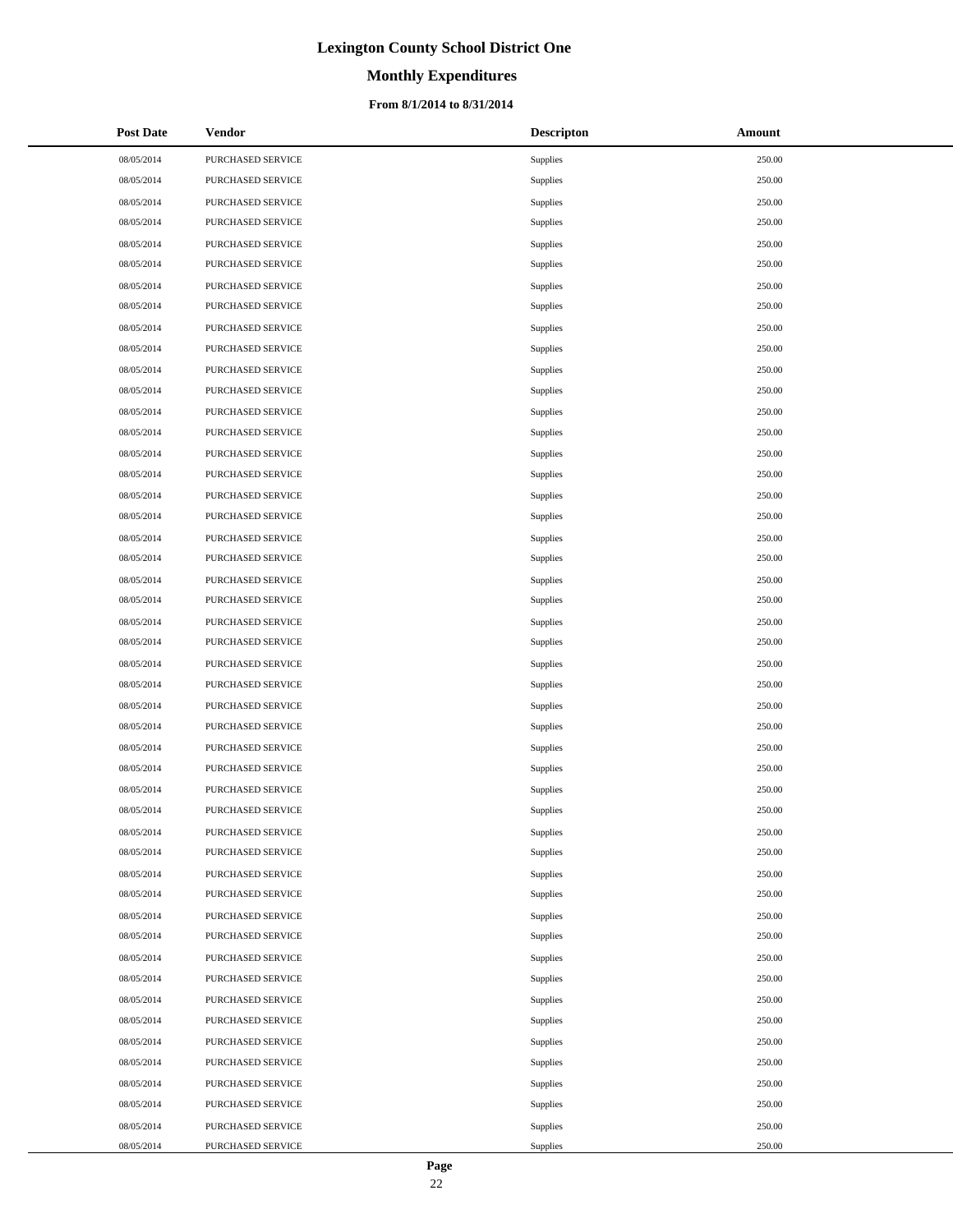# Lexington County School District One

## Monthly Expenditures

### From 8/1/2014 to 8/31/2014

| Post Date | Vendor | Descripton | Amount |
|---|---|---|---|
| 08/05/2014 | PURCHASED SERVICE | Supplies | 250.00 |
| 08/05/2014 | PURCHASED SERVICE | Supplies | 250.00 |
| 08/05/2014 | PURCHASED SERVICE | Supplies | 250.00 |
| 08/05/2014 | PURCHASED SERVICE | Supplies | 250.00 |
| 08/05/2014 | PURCHASED SERVICE | Supplies | 250.00 |
| 08/05/2014 | PURCHASED SERVICE | Supplies | 250.00 |
| 08/05/2014 | PURCHASED SERVICE | Supplies | 250.00 |
| 08/05/2014 | PURCHASED SERVICE | Supplies | 250.00 |
| 08/05/2014 | PURCHASED SERVICE | Supplies | 250.00 |
| 08/05/2014 | PURCHASED SERVICE | Supplies | 250.00 |
| 08/05/2014 | PURCHASED SERVICE | Supplies | 250.00 |
| 08/05/2014 | PURCHASED SERVICE | Supplies | 250.00 |
| 08/05/2014 | PURCHASED SERVICE | Supplies | 250.00 |
| 08/05/2014 | PURCHASED SERVICE | Supplies | 250.00 |
| 08/05/2014 | PURCHASED SERVICE | Supplies | 250.00 |
| 08/05/2014 | PURCHASED SERVICE | Supplies | 250.00 |
| 08/05/2014 | PURCHASED SERVICE | Supplies | 250.00 |
| 08/05/2014 | PURCHASED SERVICE | Supplies | 250.00 |
| 08/05/2014 | PURCHASED SERVICE | Supplies | 250.00 |
| 08/05/2014 | PURCHASED SERVICE | Supplies | 250.00 |
| 08/05/2014 | PURCHASED SERVICE | Supplies | 250.00 |
| 08/05/2014 | PURCHASED SERVICE | Supplies | 250.00 |
| 08/05/2014 | PURCHASED SERVICE | Supplies | 250.00 |
| 08/05/2014 | PURCHASED SERVICE | Supplies | 250.00 |
| 08/05/2014 | PURCHASED SERVICE | Supplies | 250.00 |
| 08/05/2014 | PURCHASED SERVICE | Supplies | 250.00 |
| 08/05/2014 | PURCHASED SERVICE | Supplies | 250.00 |
| 08/05/2014 | PURCHASED SERVICE | Supplies | 250.00 |
| 08/05/2014 | PURCHASED SERVICE | Supplies | 250.00 |
| 08/05/2014 | PURCHASED SERVICE | Supplies | 250.00 |
| 08/05/2014 | PURCHASED SERVICE | Supplies | 250.00 |
| 08/05/2014 | PURCHASED SERVICE | Supplies | 250.00 |
| 08/05/2014 | PURCHASED SERVICE | Supplies | 250.00 |
| 08/05/2014 | PURCHASED SERVICE | Supplies | 250.00 |
| 08/05/2014 | PURCHASED SERVICE | Supplies | 250.00 |
| 08/05/2014 | PURCHASED SERVICE | Supplies | 250.00 |
| 08/05/2014 | PURCHASED SERVICE | Supplies | 250.00 |
| 08/05/2014 | PURCHASED SERVICE | Supplies | 250.00 |
| 08/05/2014 | PURCHASED SERVICE | Supplies | 250.00 |
| 08/05/2014 | PURCHASED SERVICE | Supplies | 250.00 |
| 08/05/2014 | PURCHASED SERVICE | Supplies | 250.00 |
| 08/05/2014 | PURCHASED SERVICE | Supplies | 250.00 |
| 08/05/2014 | PURCHASED SERVICE | Supplies | 250.00 |
| 08/05/2014 | PURCHASED SERVICE | Supplies | 250.00 |
| 08/05/2014 | PURCHASED SERVICE | Supplies | 250.00 |
| 08/05/2014 | PURCHASED SERVICE | Supplies | 250.00 |
| 08/05/2014 | PURCHASED SERVICE | Supplies | 250.00 |
| 08/05/2014 | PURCHASED SERVICE | Supplies | 250.00 |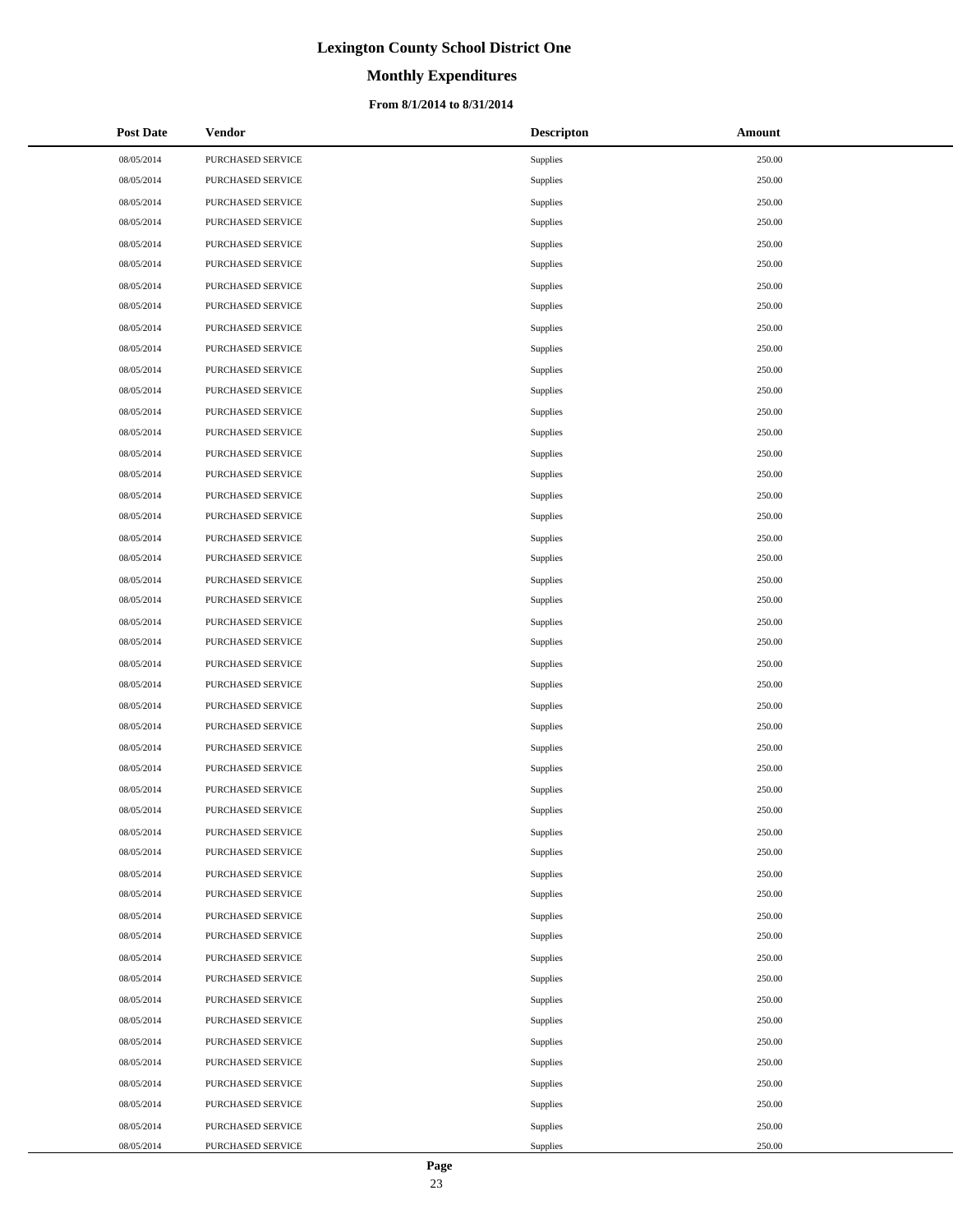# Lexington County School District One

## Monthly Expenditures

### From 8/1/2014 to 8/31/2014

| Post Date | Vendor | Descripton | Amount |
|---|---|---|---|
| 08/05/2014 | PURCHASED SERVICE | Supplies | 250.00 |
| 08/05/2014 | PURCHASED SERVICE | Supplies | 250.00 |
| 08/05/2014 | PURCHASED SERVICE | Supplies | 250.00 |
| 08/05/2014 | PURCHASED SERVICE | Supplies | 250.00 |
| 08/05/2014 | PURCHASED SERVICE | Supplies | 250.00 |
| 08/05/2014 | PURCHASED SERVICE | Supplies | 250.00 |
| 08/05/2014 | PURCHASED SERVICE | Supplies | 250.00 |
| 08/05/2014 | PURCHASED SERVICE | Supplies | 250.00 |
| 08/05/2014 | PURCHASED SERVICE | Supplies | 250.00 |
| 08/05/2014 | PURCHASED SERVICE | Supplies | 250.00 |
| 08/05/2014 | PURCHASED SERVICE | Supplies | 250.00 |
| 08/05/2014 | PURCHASED SERVICE | Supplies | 250.00 |
| 08/05/2014 | PURCHASED SERVICE | Supplies | 250.00 |
| 08/05/2014 | PURCHASED SERVICE | Supplies | 250.00 |
| 08/05/2014 | PURCHASED SERVICE | Supplies | 250.00 |
| 08/05/2014 | PURCHASED SERVICE | Supplies | 250.00 |
| 08/05/2014 | PURCHASED SERVICE | Supplies | 250.00 |
| 08/05/2014 | PURCHASED SERVICE | Supplies | 250.00 |
| 08/05/2014 | PURCHASED SERVICE | Supplies | 250.00 |
| 08/05/2014 | PURCHASED SERVICE | Supplies | 250.00 |
| 08/05/2014 | PURCHASED SERVICE | Supplies | 250.00 |
| 08/05/2014 | PURCHASED SERVICE | Supplies | 250.00 |
| 08/05/2014 | PURCHASED SERVICE | Supplies | 250.00 |
| 08/05/2014 | PURCHASED SERVICE | Supplies | 250.00 |
| 08/05/2014 | PURCHASED SERVICE | Supplies | 250.00 |
| 08/05/2014 | PURCHASED SERVICE | Supplies | 250.00 |
| 08/05/2014 | PURCHASED SERVICE | Supplies | 250.00 |
| 08/05/2014 | PURCHASED SERVICE | Supplies | 250.00 |
| 08/05/2014 | PURCHASED SERVICE | Supplies | 250.00 |
| 08/05/2014 | PURCHASED SERVICE | Supplies | 250.00 |
| 08/05/2014 | PURCHASED SERVICE | Supplies | 250.00 |
| 08/05/2014 | PURCHASED SERVICE | Supplies | 250.00 |
| 08/05/2014 | PURCHASED SERVICE | Supplies | 250.00 |
| 08/05/2014 | PURCHASED SERVICE | Supplies | 250.00 |
| 08/05/2014 | PURCHASED SERVICE | Supplies | 250.00 |
| 08/05/2014 | PURCHASED SERVICE | Supplies | 250.00 |
| 08/05/2014 | PURCHASED SERVICE | Supplies | 250.00 |
| 08/05/2014 | PURCHASED SERVICE | Supplies | 250.00 |
| 08/05/2014 | PURCHASED SERVICE | Supplies | 250.00 |
| 08/05/2014 | PURCHASED SERVICE | Supplies | 250.00 |
| 08/05/2014 | PURCHASED SERVICE | Supplies | 250.00 |
| 08/05/2014 | PURCHASED SERVICE | Supplies | 250.00 |
| 08/05/2014 | PURCHASED SERVICE | Supplies | 250.00 |
| 08/05/2014 | PURCHASED SERVICE | Supplies | 250.00 |
| 08/05/2014 | PURCHASED SERVICE | Supplies | 250.00 |
| 08/05/2014 | PURCHASED SERVICE | Supplies | 250.00 |
| 08/05/2014 | PURCHASED SERVICE | Supplies | 250.00 |
| 08/05/2014 | PURCHASED SERVICE | Supplies | 250.00 |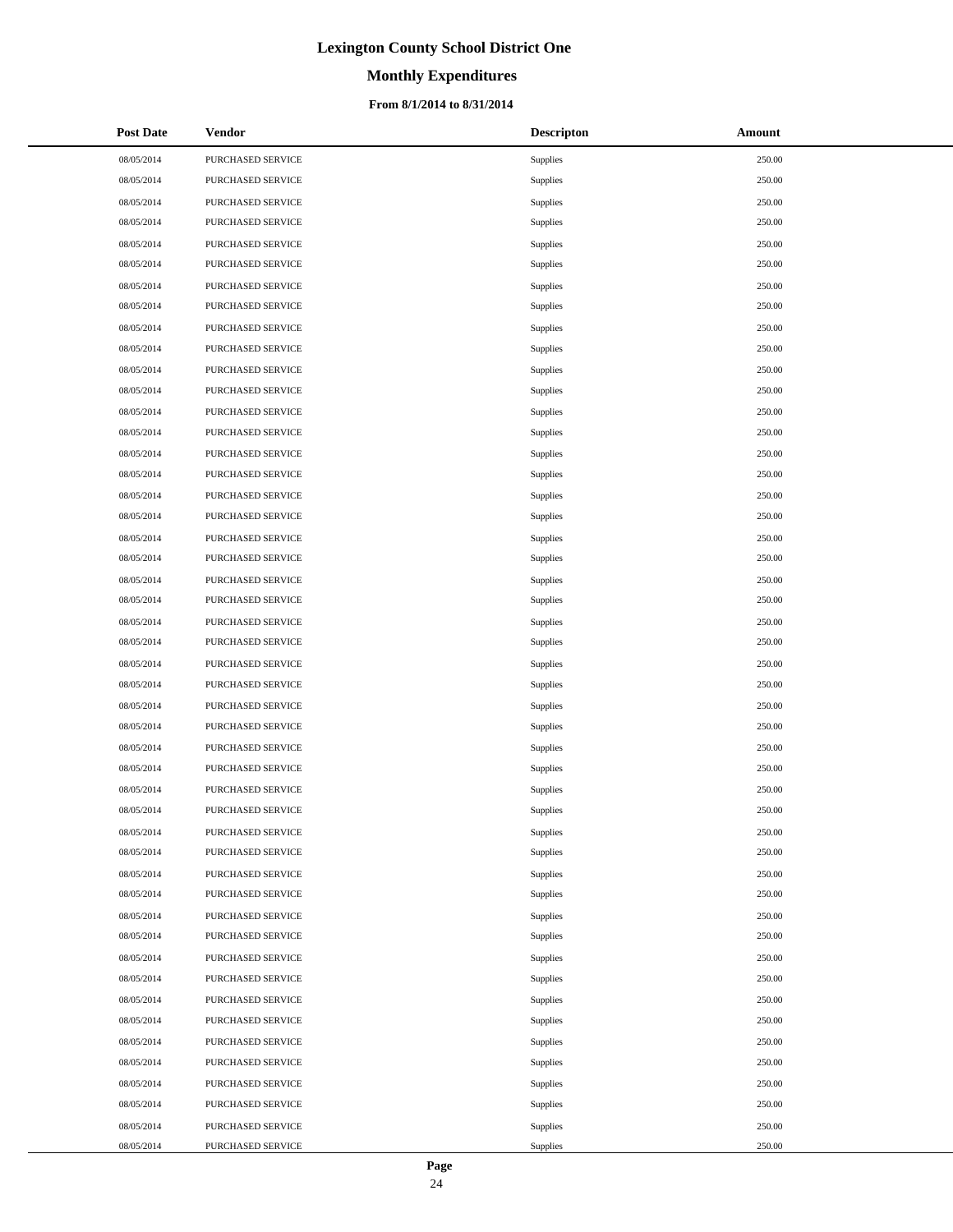# Lexington County School District One

## Monthly Expenditures

### From 8/1/2014 to 8/31/2014

| Post Date | Vendor | Descripton | Amount |
|---|---|---|---|
| 08/05/2014 | PURCHASED SERVICE | Supplies | 250.00 |
| 08/05/2014 | PURCHASED SERVICE | Supplies | 250.00 |
| 08/05/2014 | PURCHASED SERVICE | Supplies | 250.00 |
| 08/05/2014 | PURCHASED SERVICE | Supplies | 250.00 |
| 08/05/2014 | PURCHASED SERVICE | Supplies | 250.00 |
| 08/05/2014 | PURCHASED SERVICE | Supplies | 250.00 |
| 08/05/2014 | PURCHASED SERVICE | Supplies | 250.00 |
| 08/05/2014 | PURCHASED SERVICE | Supplies | 250.00 |
| 08/05/2014 | PURCHASED SERVICE | Supplies | 250.00 |
| 08/05/2014 | PURCHASED SERVICE | Supplies | 250.00 |
| 08/05/2014 | PURCHASED SERVICE | Supplies | 250.00 |
| 08/05/2014 | PURCHASED SERVICE | Supplies | 250.00 |
| 08/05/2014 | PURCHASED SERVICE | Supplies | 250.00 |
| 08/05/2014 | PURCHASED SERVICE | Supplies | 250.00 |
| 08/05/2014 | PURCHASED SERVICE | Supplies | 250.00 |
| 08/05/2014 | PURCHASED SERVICE | Supplies | 250.00 |
| 08/05/2014 | PURCHASED SERVICE | Supplies | 250.00 |
| 08/05/2014 | PURCHASED SERVICE | Supplies | 250.00 |
| 08/05/2014 | PURCHASED SERVICE | Supplies | 250.00 |
| 08/05/2014 | PURCHASED SERVICE | Supplies | 250.00 |
| 08/05/2014 | PURCHASED SERVICE | Supplies | 250.00 |
| 08/05/2014 | PURCHASED SERVICE | Supplies | 250.00 |
| 08/05/2014 | PURCHASED SERVICE | Supplies | 250.00 |
| 08/05/2014 | PURCHASED SERVICE | Supplies | 250.00 |
| 08/05/2014 | PURCHASED SERVICE | Supplies | 250.00 |
| 08/05/2014 | PURCHASED SERVICE | Supplies | 250.00 |
| 08/05/2014 | PURCHASED SERVICE | Supplies | 250.00 |
| 08/05/2014 | PURCHASED SERVICE | Supplies | 250.00 |
| 08/05/2014 | PURCHASED SERVICE | Supplies | 250.00 |
| 08/05/2014 | PURCHASED SERVICE | Supplies | 250.00 |
| 08/05/2014 | PURCHASED SERVICE | Supplies | 250.00 |
| 08/05/2014 | PURCHASED SERVICE | Supplies | 250.00 |
| 08/05/2014 | PURCHASED SERVICE | Supplies | 250.00 |
| 08/05/2014 | PURCHASED SERVICE | Supplies | 250.00 |
| 08/05/2014 | PURCHASED SERVICE | Supplies | 250.00 |
| 08/05/2014 | PURCHASED SERVICE | Supplies | 250.00 |
| 08/05/2014 | PURCHASED SERVICE | Supplies | 250.00 |
| 08/05/2014 | PURCHASED SERVICE | Supplies | 250.00 |
| 08/05/2014 | PURCHASED SERVICE | Supplies | 250.00 |
| 08/05/2014 | PURCHASED SERVICE | Supplies | 250.00 |
| 08/05/2014 | PURCHASED SERVICE | Supplies | 250.00 |
| 08/05/2014 | PURCHASED SERVICE | Supplies | 250.00 |
| 08/05/2014 | PURCHASED SERVICE | Supplies | 250.00 |
| 08/05/2014 | PURCHASED SERVICE | Supplies | 250.00 |
| 08/05/2014 | PURCHASED SERVICE | Supplies | 250.00 |
| 08/05/2014 | PURCHASED SERVICE | Supplies | 250.00 |
| 08/05/2014 | PURCHASED SERVICE | Supplies | 250.00 |
| 08/05/2014 | PURCHASED SERVICE | Supplies | 250.00 |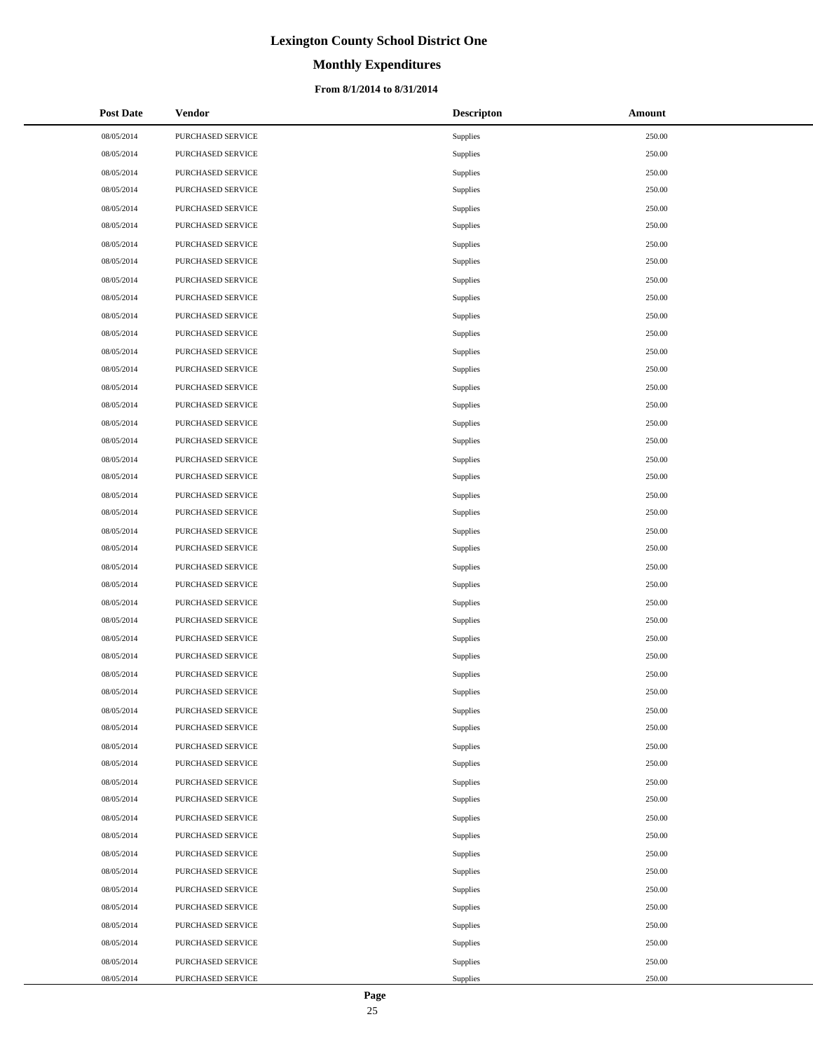# Lexington County School District One

## Monthly Expenditures

### From 8/1/2014 to 8/31/2014

| Post Date | Vendor | Descripton | Amount |
|---|---|---|---|
| 08/05/2014 | PURCHASED SERVICE | Supplies | 250.00 |
| 08/05/2014 | PURCHASED SERVICE | Supplies | 250.00 |
| 08/05/2014 | PURCHASED SERVICE | Supplies | 250.00 |
| 08/05/2014 | PURCHASED SERVICE | Supplies | 250.00 |
| 08/05/2014 | PURCHASED SERVICE | Supplies | 250.00 |
| 08/05/2014 | PURCHASED SERVICE | Supplies | 250.00 |
| 08/05/2014 | PURCHASED SERVICE | Supplies | 250.00 |
| 08/05/2014 | PURCHASED SERVICE | Supplies | 250.00 |
| 08/05/2014 | PURCHASED SERVICE | Supplies | 250.00 |
| 08/05/2014 | PURCHASED SERVICE | Supplies | 250.00 |
| 08/05/2014 | PURCHASED SERVICE | Supplies | 250.00 |
| 08/05/2014 | PURCHASED SERVICE | Supplies | 250.00 |
| 08/05/2014 | PURCHASED SERVICE | Supplies | 250.00 |
| 08/05/2014 | PURCHASED SERVICE | Supplies | 250.00 |
| 08/05/2014 | PURCHASED SERVICE | Supplies | 250.00 |
| 08/05/2014 | PURCHASED SERVICE | Supplies | 250.00 |
| 08/05/2014 | PURCHASED SERVICE | Supplies | 250.00 |
| 08/05/2014 | PURCHASED SERVICE | Supplies | 250.00 |
| 08/05/2014 | PURCHASED SERVICE | Supplies | 250.00 |
| 08/05/2014 | PURCHASED SERVICE | Supplies | 250.00 |
| 08/05/2014 | PURCHASED SERVICE | Supplies | 250.00 |
| 08/05/2014 | PURCHASED SERVICE | Supplies | 250.00 |
| 08/05/2014 | PURCHASED SERVICE | Supplies | 250.00 |
| 08/05/2014 | PURCHASED SERVICE | Supplies | 250.00 |
| 08/05/2014 | PURCHASED SERVICE | Supplies | 250.00 |
| 08/05/2014 | PURCHASED SERVICE | Supplies | 250.00 |
| 08/05/2014 | PURCHASED SERVICE | Supplies | 250.00 |
| 08/05/2014 | PURCHASED SERVICE | Supplies | 250.00 |
| 08/05/2014 | PURCHASED SERVICE | Supplies | 250.00 |
| 08/05/2014 | PURCHASED SERVICE | Supplies | 250.00 |
| 08/05/2014 | PURCHASED SERVICE | Supplies | 250.00 |
| 08/05/2014 | PURCHASED SERVICE | Supplies | 250.00 |
| 08/05/2014 | PURCHASED SERVICE | Supplies | 250.00 |
| 08/05/2014 | PURCHASED SERVICE | Supplies | 250.00 |
| 08/05/2014 | PURCHASED SERVICE | Supplies | 250.00 |
| 08/05/2014 | PURCHASED SERVICE | Supplies | 250.00 |
| 08/05/2014 | PURCHASED SERVICE | Supplies | 250.00 |
| 08/05/2014 | PURCHASED SERVICE | Supplies | 250.00 |
| 08/05/2014 | PURCHASED SERVICE | Supplies | 250.00 |
| 08/05/2014 | PURCHASED SERVICE | Supplies | 250.00 |
| 08/05/2014 | PURCHASED SERVICE | Supplies | 250.00 |
| 08/05/2014 | PURCHASED SERVICE | Supplies | 250.00 |
| 08/05/2014 | PURCHASED SERVICE | Supplies | 250.00 |
| 08/05/2014 | PURCHASED SERVICE | Supplies | 250.00 |
| 08/05/2014 | PURCHASED SERVICE | Supplies | 250.00 |
| 08/05/2014 | PURCHASED SERVICE | Supplies | 250.00 |
| 08/05/2014 | PURCHASED SERVICE | Supplies | 250.00 |
| 08/05/2014 | PURCHASED SERVICE | Supplies | 250.00 |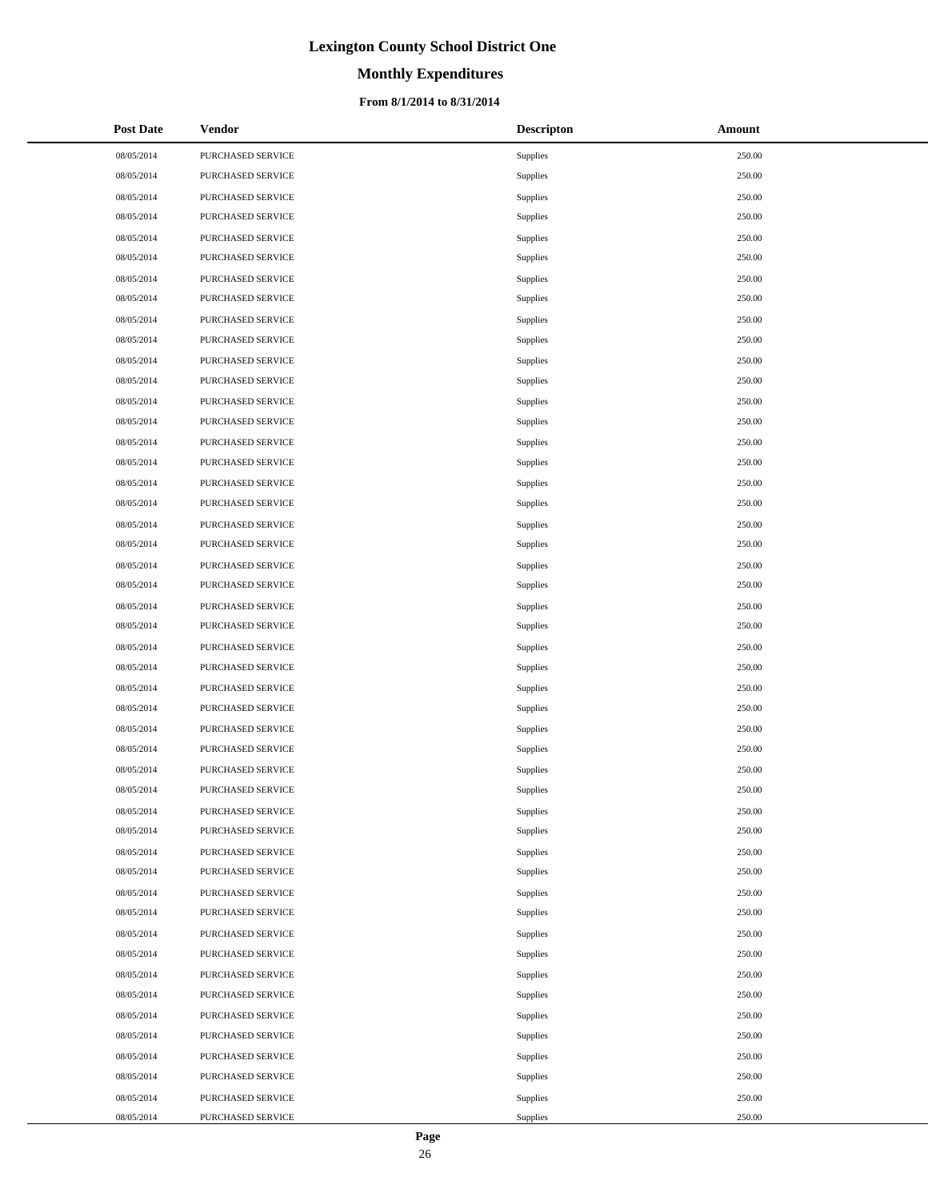# Lexington County School District One

## Monthly Expenditures

### From 8/1/2014 to 8/31/2014

| Post Date | Vendor | Descripton | Amount |
|---|---|---|---|
| 08/05/2014 | PURCHASED SERVICE | Supplies | 250.00 |
| 08/05/2014 | PURCHASED SERVICE | Supplies | 250.00 |
| 08/05/2014 | PURCHASED SERVICE | Supplies | 250.00 |
| 08/05/2014 | PURCHASED SERVICE | Supplies | 250.00 |
| 08/05/2014 | PURCHASED SERVICE | Supplies | 250.00 |
| 08/05/2014 | PURCHASED SERVICE | Supplies | 250.00 |
| 08/05/2014 | PURCHASED SERVICE | Supplies | 250.00 |
| 08/05/2014 | PURCHASED SERVICE | Supplies | 250.00 |
| 08/05/2014 | PURCHASED SERVICE | Supplies | 250.00 |
| 08/05/2014 | PURCHASED SERVICE | Supplies | 250.00 |
| 08/05/2014 | PURCHASED SERVICE | Supplies | 250.00 |
| 08/05/2014 | PURCHASED SERVICE | Supplies | 250.00 |
| 08/05/2014 | PURCHASED SERVICE | Supplies | 250.00 |
| 08/05/2014 | PURCHASED SERVICE | Supplies | 250.00 |
| 08/05/2014 | PURCHASED SERVICE | Supplies | 250.00 |
| 08/05/2014 | PURCHASED SERVICE | Supplies | 250.00 |
| 08/05/2014 | PURCHASED SERVICE | Supplies | 250.00 |
| 08/05/2014 | PURCHASED SERVICE | Supplies | 250.00 |
| 08/05/2014 | PURCHASED SERVICE | Supplies | 250.00 |
| 08/05/2014 | PURCHASED SERVICE | Supplies | 250.00 |
| 08/05/2014 | PURCHASED SERVICE | Supplies | 250.00 |
| 08/05/2014 | PURCHASED SERVICE | Supplies | 250.00 |
| 08/05/2014 | PURCHASED SERVICE | Supplies | 250.00 |
| 08/05/2014 | PURCHASED SERVICE | Supplies | 250.00 |
| 08/05/2014 | PURCHASED SERVICE | Supplies | 250.00 |
| 08/05/2014 | PURCHASED SERVICE | Supplies | 250.00 |
| 08/05/2014 | PURCHASED SERVICE | Supplies | 250.00 |
| 08/05/2014 | PURCHASED SERVICE | Supplies | 250.00 |
| 08/05/2014 | PURCHASED SERVICE | Supplies | 250.00 |
| 08/05/2014 | PURCHASED SERVICE | Supplies | 250.00 |
| 08/05/2014 | PURCHASED SERVICE | Supplies | 250.00 |
| 08/05/2014 | PURCHASED SERVICE | Supplies | 250.00 |
| 08/05/2014 | PURCHASED SERVICE | Supplies | 250.00 |
| 08/05/2014 | PURCHASED SERVICE | Supplies | 250.00 |
| 08/05/2014 | PURCHASED SERVICE | Supplies | 250.00 |
| 08/05/2014 | PURCHASED SERVICE | Supplies | 250.00 |
| 08/05/2014 | PURCHASED SERVICE | Supplies | 250.00 |
| 08/05/2014 | PURCHASED SERVICE | Supplies | 250.00 |
| 08/05/2014 | PURCHASED SERVICE | Supplies | 250.00 |
| 08/05/2014 | PURCHASED SERVICE | Supplies | 250.00 |
| 08/05/2014 | PURCHASED SERVICE | Supplies | 250.00 |
| 08/05/2014 | PURCHASED SERVICE | Supplies | 250.00 |
| 08/05/2014 | PURCHASED SERVICE | Supplies | 250.00 |
| 08/05/2014 | PURCHASED SERVICE | Supplies | 250.00 |
| 08/05/2014 | PURCHASED SERVICE | Supplies | 250.00 |
| 08/05/2014 | PURCHASED SERVICE | Supplies | 250.00 |
| 08/05/2014 | PURCHASED SERVICE | Supplies | 250.00 |
| 08/05/2014 | PURCHASED SERVICE | Supplies | 250.00 |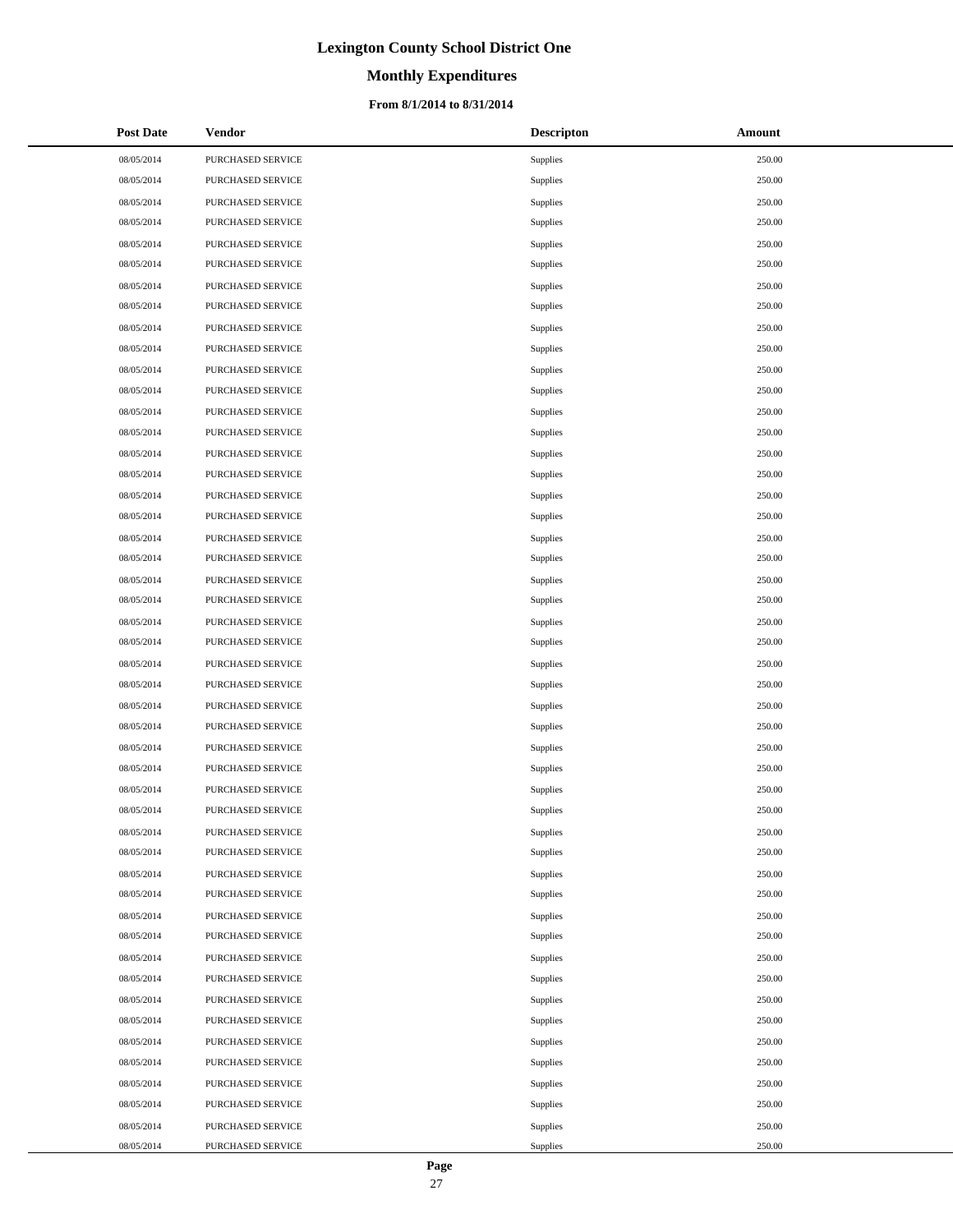# Lexington County School District One

## Monthly Expenditures

### From 8/1/2014 to 8/31/2014

| Post Date | Vendor | Descripton | Amount |
|---|---|---|---|
| 08/05/2014 | PURCHASED SERVICE | Supplies | 250.00 |
| 08/05/2014 | PURCHASED SERVICE | Supplies | 250.00 |
| 08/05/2014 | PURCHASED SERVICE | Supplies | 250.00 |
| 08/05/2014 | PURCHASED SERVICE | Supplies | 250.00 |
| 08/05/2014 | PURCHASED SERVICE | Supplies | 250.00 |
| 08/05/2014 | PURCHASED SERVICE | Supplies | 250.00 |
| 08/05/2014 | PURCHASED SERVICE | Supplies | 250.00 |
| 08/05/2014 | PURCHASED SERVICE | Supplies | 250.00 |
| 08/05/2014 | PURCHASED SERVICE | Supplies | 250.00 |
| 08/05/2014 | PURCHASED SERVICE | Supplies | 250.00 |
| 08/05/2014 | PURCHASED SERVICE | Supplies | 250.00 |
| 08/05/2014 | PURCHASED SERVICE | Supplies | 250.00 |
| 08/05/2014 | PURCHASED SERVICE | Supplies | 250.00 |
| 08/05/2014 | PURCHASED SERVICE | Supplies | 250.00 |
| 08/05/2014 | PURCHASED SERVICE | Supplies | 250.00 |
| 08/05/2014 | PURCHASED SERVICE | Supplies | 250.00 |
| 08/05/2014 | PURCHASED SERVICE | Supplies | 250.00 |
| 08/05/2014 | PURCHASED SERVICE | Supplies | 250.00 |
| 08/05/2014 | PURCHASED SERVICE | Supplies | 250.00 |
| 08/05/2014 | PURCHASED SERVICE | Supplies | 250.00 |
| 08/05/2014 | PURCHASED SERVICE | Supplies | 250.00 |
| 08/05/2014 | PURCHASED SERVICE | Supplies | 250.00 |
| 08/05/2014 | PURCHASED SERVICE | Supplies | 250.00 |
| 08/05/2014 | PURCHASED SERVICE | Supplies | 250.00 |
| 08/05/2014 | PURCHASED SERVICE | Supplies | 250.00 |
| 08/05/2014 | PURCHASED SERVICE | Supplies | 250.00 |
| 08/05/2014 | PURCHASED SERVICE | Supplies | 250.00 |
| 08/05/2014 | PURCHASED SERVICE | Supplies | 250.00 |
| 08/05/2014 | PURCHASED SERVICE | Supplies | 250.00 |
| 08/05/2014 | PURCHASED SERVICE | Supplies | 250.00 |
| 08/05/2014 | PURCHASED SERVICE | Supplies | 250.00 |
| 08/05/2014 | PURCHASED SERVICE | Supplies | 250.00 |
| 08/05/2014 | PURCHASED SERVICE | Supplies | 250.00 |
| 08/05/2014 | PURCHASED SERVICE | Supplies | 250.00 |
| 08/05/2014 | PURCHASED SERVICE | Supplies | 250.00 |
| 08/05/2014 | PURCHASED SERVICE | Supplies | 250.00 |
| 08/05/2014 | PURCHASED SERVICE | Supplies | 250.00 |
| 08/05/2014 | PURCHASED SERVICE | Supplies | 250.00 |
| 08/05/2014 | PURCHASED SERVICE | Supplies | 250.00 |
| 08/05/2014 | PURCHASED SERVICE | Supplies | 250.00 |
| 08/05/2014 | PURCHASED SERVICE | Supplies | 250.00 |
| 08/05/2014 | PURCHASED SERVICE | Supplies | 250.00 |
| 08/05/2014 | PURCHASED SERVICE | Supplies | 250.00 |
| 08/05/2014 | PURCHASED SERVICE | Supplies | 250.00 |
| 08/05/2014 | PURCHASED SERVICE | Supplies | 250.00 |
| 08/05/2014 | PURCHASED SERVICE | Supplies | 250.00 |
| 08/05/2014 | PURCHASED SERVICE | Supplies | 250.00 |
| 08/05/2014 | PURCHASED SERVICE | Supplies | 250.00 |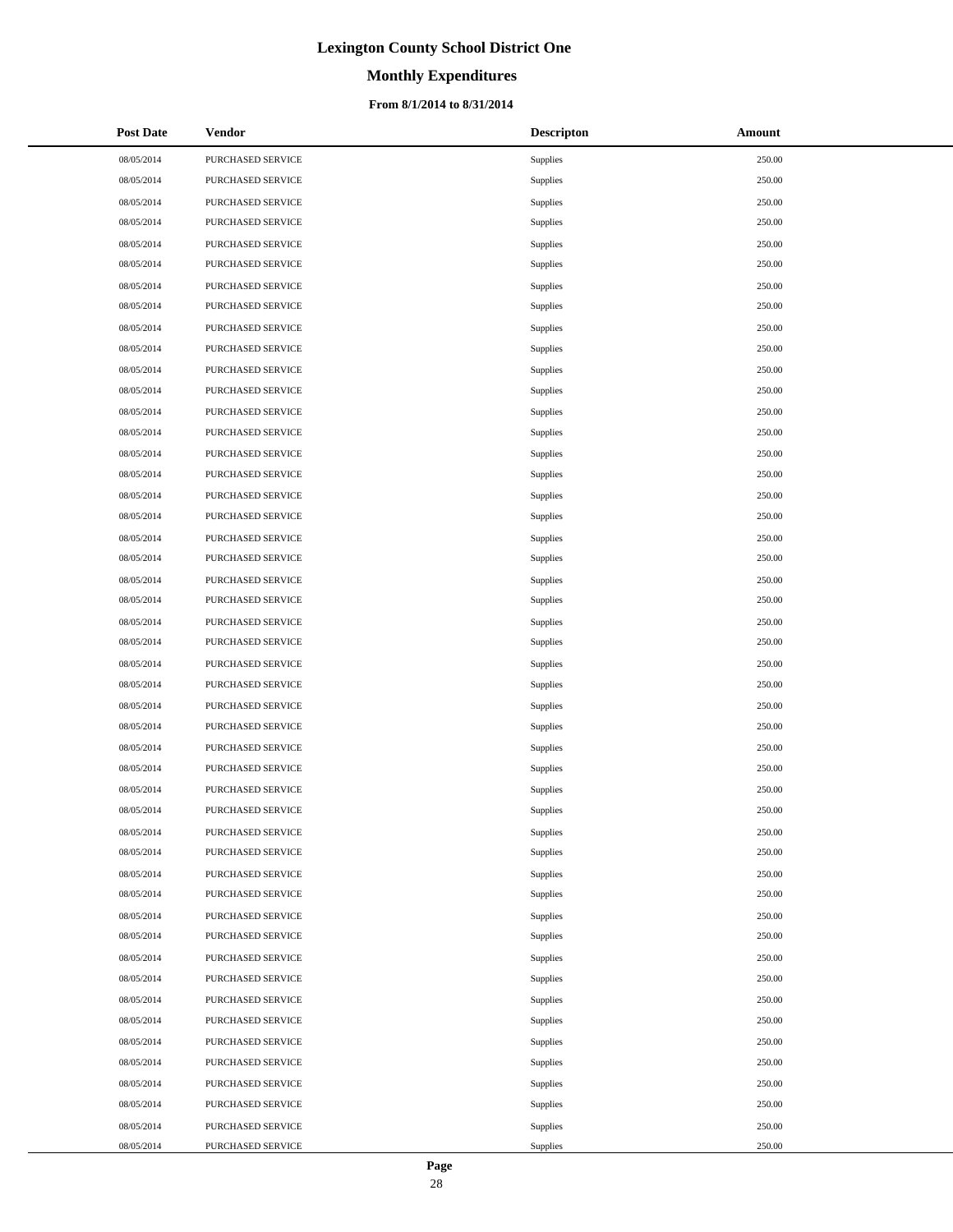# Lexington County School District One

## Monthly Expenditures

### From 8/1/2014 to 8/31/2014

| Post Date | Vendor | Descripton | Amount |
|---|---|---|---|
| 08/05/2014 | PURCHASED SERVICE | Supplies | 250.00 |
| 08/05/2014 | PURCHASED SERVICE | Supplies | 250.00 |
| 08/05/2014 | PURCHASED SERVICE | Supplies | 250.00 |
| 08/05/2014 | PURCHASED SERVICE | Supplies | 250.00 |
| 08/05/2014 | PURCHASED SERVICE | Supplies | 250.00 |
| 08/05/2014 | PURCHASED SERVICE | Supplies | 250.00 |
| 08/05/2014 | PURCHASED SERVICE | Supplies | 250.00 |
| 08/05/2014 | PURCHASED SERVICE | Supplies | 250.00 |
| 08/05/2014 | PURCHASED SERVICE | Supplies | 250.00 |
| 08/05/2014 | PURCHASED SERVICE | Supplies | 250.00 |
| 08/05/2014 | PURCHASED SERVICE | Supplies | 250.00 |
| 08/05/2014 | PURCHASED SERVICE | Supplies | 250.00 |
| 08/05/2014 | PURCHASED SERVICE | Supplies | 250.00 |
| 08/05/2014 | PURCHASED SERVICE | Supplies | 250.00 |
| 08/05/2014 | PURCHASED SERVICE | Supplies | 250.00 |
| 08/05/2014 | PURCHASED SERVICE | Supplies | 250.00 |
| 08/05/2014 | PURCHASED SERVICE | Supplies | 250.00 |
| 08/05/2014 | PURCHASED SERVICE | Supplies | 250.00 |
| 08/05/2014 | PURCHASED SERVICE | Supplies | 250.00 |
| 08/05/2014 | PURCHASED SERVICE | Supplies | 250.00 |
| 08/05/2014 | PURCHASED SERVICE | Supplies | 250.00 |
| 08/05/2014 | PURCHASED SERVICE | Supplies | 250.00 |
| 08/05/2014 | PURCHASED SERVICE | Supplies | 250.00 |
| 08/05/2014 | PURCHASED SERVICE | Supplies | 250.00 |
| 08/05/2014 | PURCHASED SERVICE | Supplies | 250.00 |
| 08/05/2014 | PURCHASED SERVICE | Supplies | 250.00 |
| 08/05/2014 | PURCHASED SERVICE | Supplies | 250.00 |
| 08/05/2014 | PURCHASED SERVICE | Supplies | 250.00 |
| 08/05/2014 | PURCHASED SERVICE | Supplies | 250.00 |
| 08/05/2014 | PURCHASED SERVICE | Supplies | 250.00 |
| 08/05/2014 | PURCHASED SERVICE | Supplies | 250.00 |
| 08/05/2014 | PURCHASED SERVICE | Supplies | 250.00 |
| 08/05/2014 | PURCHASED SERVICE | Supplies | 250.00 |
| 08/05/2014 | PURCHASED SERVICE | Supplies | 250.00 |
| 08/05/2014 | PURCHASED SERVICE | Supplies | 250.00 |
| 08/05/2014 | PURCHASED SERVICE | Supplies | 250.00 |
| 08/05/2014 | PURCHASED SERVICE | Supplies | 250.00 |
| 08/05/2014 | PURCHASED SERVICE | Supplies | 250.00 |
| 08/05/2014 | PURCHASED SERVICE | Supplies | 250.00 |
| 08/05/2014 | PURCHASED SERVICE | Supplies | 250.00 |
| 08/05/2014 | PURCHASED SERVICE | Supplies | 250.00 |
| 08/05/2014 | PURCHASED SERVICE | Supplies | 250.00 |
| 08/05/2014 | PURCHASED SERVICE | Supplies | 250.00 |
| 08/05/2014 | PURCHASED SERVICE | Supplies | 250.00 |
| 08/05/2014 | PURCHASED SERVICE | Supplies | 250.00 |
| 08/05/2014 | PURCHASED SERVICE | Supplies | 250.00 |
| 08/05/2014 | PURCHASED SERVICE | Supplies | 250.00 |
| 08/05/2014 | PURCHASED SERVICE | Supplies | 250.00 |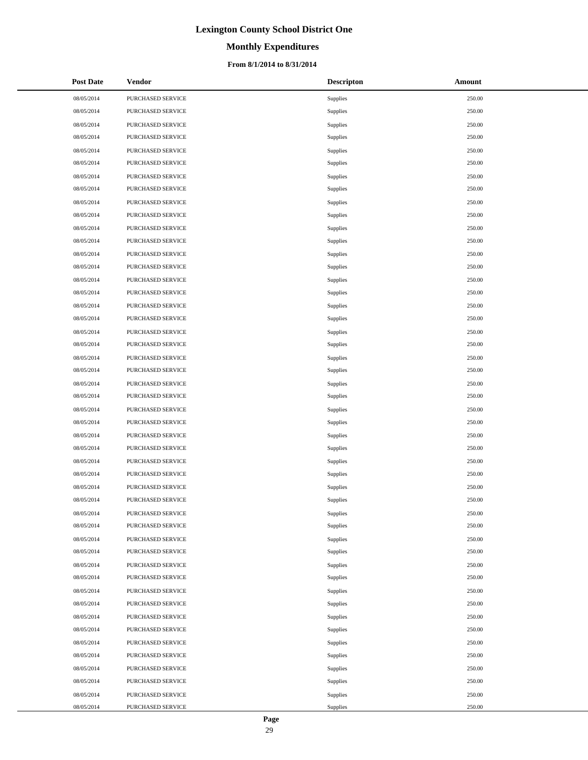# Lexington County School District One

## Monthly Expenditures

### From 8/1/2014 to 8/31/2014

| Post Date | Vendor | Descripton | Amount |
|---|---|---|---|
| 08/05/2014 | PURCHASED SERVICE | Supplies | 250.00 |
| 08/05/2014 | PURCHASED SERVICE | Supplies | 250.00 |
| 08/05/2014 | PURCHASED SERVICE | Supplies | 250.00 |
| 08/05/2014 | PURCHASED SERVICE | Supplies | 250.00 |
| 08/05/2014 | PURCHASED SERVICE | Supplies | 250.00 |
| 08/05/2014 | PURCHASED SERVICE | Supplies | 250.00 |
| 08/05/2014 | PURCHASED SERVICE | Supplies | 250.00 |
| 08/05/2014 | PURCHASED SERVICE | Supplies | 250.00 |
| 08/05/2014 | PURCHASED SERVICE | Supplies | 250.00 |
| 08/05/2014 | PURCHASED SERVICE | Supplies | 250.00 |
| 08/05/2014 | PURCHASED SERVICE | Supplies | 250.00 |
| 08/05/2014 | PURCHASED SERVICE | Supplies | 250.00 |
| 08/05/2014 | PURCHASED SERVICE | Supplies | 250.00 |
| 08/05/2014 | PURCHASED SERVICE | Supplies | 250.00 |
| 08/05/2014 | PURCHASED SERVICE | Supplies | 250.00 |
| 08/05/2014 | PURCHASED SERVICE | Supplies | 250.00 |
| 08/05/2014 | PURCHASED SERVICE | Supplies | 250.00 |
| 08/05/2014 | PURCHASED SERVICE | Supplies | 250.00 |
| 08/05/2014 | PURCHASED SERVICE | Supplies | 250.00 |
| 08/05/2014 | PURCHASED SERVICE | Supplies | 250.00 |
| 08/05/2014 | PURCHASED SERVICE | Supplies | 250.00 |
| 08/05/2014 | PURCHASED SERVICE | Supplies | 250.00 |
| 08/05/2014 | PURCHASED SERVICE | Supplies | 250.00 |
| 08/05/2014 | PURCHASED SERVICE | Supplies | 250.00 |
| 08/05/2014 | PURCHASED SERVICE | Supplies | 250.00 |
| 08/05/2014 | PURCHASED SERVICE | Supplies | 250.00 |
| 08/05/2014 | PURCHASED SERVICE | Supplies | 250.00 |
| 08/05/2014 | PURCHASED SERVICE | Supplies | 250.00 |
| 08/05/2014 | PURCHASED SERVICE | Supplies | 250.00 |
| 08/05/2014 | PURCHASED SERVICE | Supplies | 250.00 |
| 08/05/2014 | PURCHASED SERVICE | Supplies | 250.00 |
| 08/05/2014 | PURCHASED SERVICE | Supplies | 250.00 |
| 08/05/2014 | PURCHASED SERVICE | Supplies | 250.00 |
| 08/05/2014 | PURCHASED SERVICE | Supplies | 250.00 |
| 08/05/2014 | PURCHASED SERVICE | Supplies | 250.00 |
| 08/05/2014 | PURCHASED SERVICE | Supplies | 250.00 |
| 08/05/2014 | PURCHASED SERVICE | Supplies | 250.00 |
| 08/05/2014 | PURCHASED SERVICE | Supplies | 250.00 |
| 08/05/2014 | PURCHASED SERVICE | Supplies | 250.00 |
| 08/05/2014 | PURCHASED SERVICE | Supplies | 250.00 |
| 08/05/2014 | PURCHASED SERVICE | Supplies | 250.00 |
| 08/05/2014 | PURCHASED SERVICE | Supplies | 250.00 |
| 08/05/2014 | PURCHASED SERVICE | Supplies | 250.00 |
| 08/05/2014 | PURCHASED SERVICE | Supplies | 250.00 |
| 08/05/2014 | PURCHASED SERVICE | Supplies | 250.00 |
| 08/05/2014 | PURCHASED SERVICE | Supplies | 250.00 |
| 08/05/2014 | PURCHASED SERVICE | Supplies | 250.00 |
| 08/05/2014 | PURCHASED SERVICE | Supplies | 250.00 |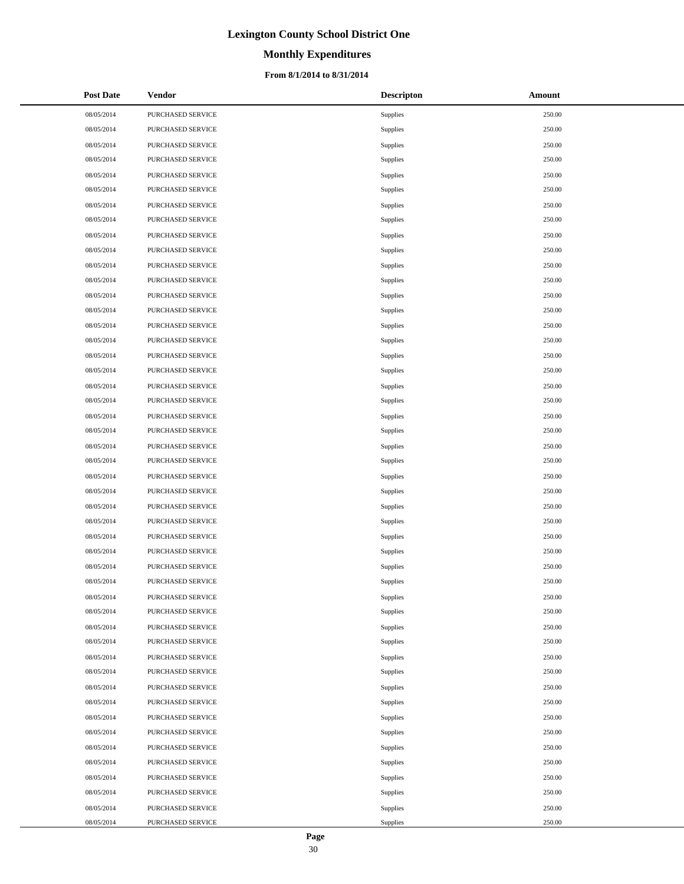# Lexington County School District One

## Monthly Expenditures

### From 8/1/2014 to 8/31/2014

| Post Date | Vendor | Descripton | Amount |
|---|---|---|---|
| 08/05/2014 | PURCHASED SERVICE | Supplies | 250.00 |
| 08/05/2014 | PURCHASED SERVICE | Supplies | 250.00 |
| 08/05/2014 | PURCHASED SERVICE | Supplies | 250.00 |
| 08/05/2014 | PURCHASED SERVICE | Supplies | 250.00 |
| 08/05/2014 | PURCHASED SERVICE | Supplies | 250.00 |
| 08/05/2014 | PURCHASED SERVICE | Supplies | 250.00 |
| 08/05/2014 | PURCHASED SERVICE | Supplies | 250.00 |
| 08/05/2014 | PURCHASED SERVICE | Supplies | 250.00 |
| 08/05/2014 | PURCHASED SERVICE | Supplies | 250.00 |
| 08/05/2014 | PURCHASED SERVICE | Supplies | 250.00 |
| 08/05/2014 | PURCHASED SERVICE | Supplies | 250.00 |
| 08/05/2014 | PURCHASED SERVICE | Supplies | 250.00 |
| 08/05/2014 | PURCHASED SERVICE | Supplies | 250.00 |
| 08/05/2014 | PURCHASED SERVICE | Supplies | 250.00 |
| 08/05/2014 | PURCHASED SERVICE | Supplies | 250.00 |
| 08/05/2014 | PURCHASED SERVICE | Supplies | 250.00 |
| 08/05/2014 | PURCHASED SERVICE | Supplies | 250.00 |
| 08/05/2014 | PURCHASED SERVICE | Supplies | 250.00 |
| 08/05/2014 | PURCHASED SERVICE | Supplies | 250.00 |
| 08/05/2014 | PURCHASED SERVICE | Supplies | 250.00 |
| 08/05/2014 | PURCHASED SERVICE | Supplies | 250.00 |
| 08/05/2014 | PURCHASED SERVICE | Supplies | 250.00 |
| 08/05/2014 | PURCHASED SERVICE | Supplies | 250.00 |
| 08/05/2014 | PURCHASED SERVICE | Supplies | 250.00 |
| 08/05/2014 | PURCHASED SERVICE | Supplies | 250.00 |
| 08/05/2014 | PURCHASED SERVICE | Supplies | 250.00 |
| 08/05/2014 | PURCHASED SERVICE | Supplies | 250.00 |
| 08/05/2014 | PURCHASED SERVICE | Supplies | 250.00 |
| 08/05/2014 | PURCHASED SERVICE | Supplies | 250.00 |
| 08/05/2014 | PURCHASED SERVICE | Supplies | 250.00 |
| 08/05/2014 | PURCHASED SERVICE | Supplies | 250.00 |
| 08/05/2014 | PURCHASED SERVICE | Supplies | 250.00 |
| 08/05/2014 | PURCHASED SERVICE | Supplies | 250.00 |
| 08/05/2014 | PURCHASED SERVICE | Supplies | 250.00 |
| 08/05/2014 | PURCHASED SERVICE | Supplies | 250.00 |
| 08/05/2014 | PURCHASED SERVICE | Supplies | 250.00 |
| 08/05/2014 | PURCHASED SERVICE | Supplies | 250.00 |
| 08/05/2014 | PURCHASED SERVICE | Supplies | 250.00 |
| 08/05/2014 | PURCHASED SERVICE | Supplies | 250.00 |
| 08/05/2014 | PURCHASED SERVICE | Supplies | 250.00 |
| 08/05/2014 | PURCHASED SERVICE | Supplies | 250.00 |
| 08/05/2014 | PURCHASED SERVICE | Supplies | 250.00 |
| 08/05/2014 | PURCHASED SERVICE | Supplies | 250.00 |
| 08/05/2014 | PURCHASED SERVICE | Supplies | 250.00 |
| 08/05/2014 | PURCHASED SERVICE | Supplies | 250.00 |
| 08/05/2014 | PURCHASED SERVICE | Supplies | 250.00 |
| 08/05/2014 | PURCHASED SERVICE | Supplies | 250.00 |
| 08/05/2014 | PURCHASED SERVICE | Supplies | 250.00 |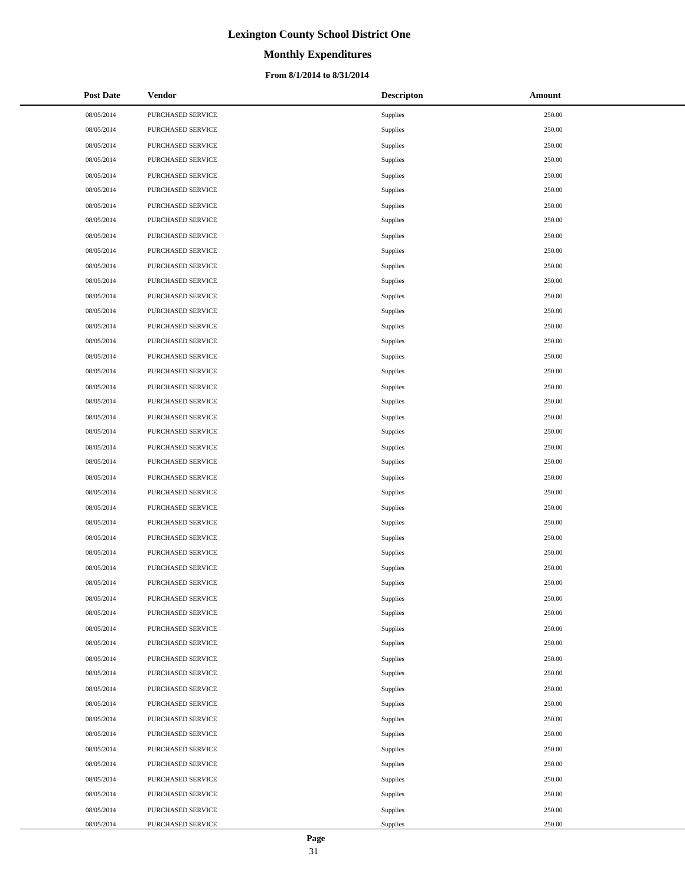# Lexington County School District One

## Monthly Expenditures

### From 8/1/2014 to 8/31/2014

| Post Date | Vendor | Descripton | Amount |
|---|---|---|---|
| 08/05/2014 | PURCHASED SERVICE | Supplies | 250.00 |
| 08/05/2014 | PURCHASED SERVICE | Supplies | 250.00 |
| 08/05/2014 | PURCHASED SERVICE | Supplies | 250.00 |
| 08/05/2014 | PURCHASED SERVICE | Supplies | 250.00 |
| 08/05/2014 | PURCHASED SERVICE | Supplies | 250.00 |
| 08/05/2014 | PURCHASED SERVICE | Supplies | 250.00 |
| 08/05/2014 | PURCHASED SERVICE | Supplies | 250.00 |
| 08/05/2014 | PURCHASED SERVICE | Supplies | 250.00 |
| 08/05/2014 | PURCHASED SERVICE | Supplies | 250.00 |
| 08/05/2014 | PURCHASED SERVICE | Supplies | 250.00 |
| 08/05/2014 | PURCHASED SERVICE | Supplies | 250.00 |
| 08/05/2014 | PURCHASED SERVICE | Supplies | 250.00 |
| 08/05/2014 | PURCHASED SERVICE | Supplies | 250.00 |
| 08/05/2014 | PURCHASED SERVICE | Supplies | 250.00 |
| 08/05/2014 | PURCHASED SERVICE | Supplies | 250.00 |
| 08/05/2014 | PURCHASED SERVICE | Supplies | 250.00 |
| 08/05/2014 | PURCHASED SERVICE | Supplies | 250.00 |
| 08/05/2014 | PURCHASED SERVICE | Supplies | 250.00 |
| 08/05/2014 | PURCHASED SERVICE | Supplies | 250.00 |
| 08/05/2014 | PURCHASED SERVICE | Supplies | 250.00 |
| 08/05/2014 | PURCHASED SERVICE | Supplies | 250.00 |
| 08/05/2014 | PURCHASED SERVICE | Supplies | 250.00 |
| 08/05/2014 | PURCHASED SERVICE | Supplies | 250.00 |
| 08/05/2014 | PURCHASED SERVICE | Supplies | 250.00 |
| 08/05/2014 | PURCHASED SERVICE | Supplies | 250.00 |
| 08/05/2014 | PURCHASED SERVICE | Supplies | 250.00 |
| 08/05/2014 | PURCHASED SERVICE | Supplies | 250.00 |
| 08/05/2014 | PURCHASED SERVICE | Supplies | 250.00 |
| 08/05/2014 | PURCHASED SERVICE | Supplies | 250.00 |
| 08/05/2014 | PURCHASED SERVICE | Supplies | 250.00 |
| 08/05/2014 | PURCHASED SERVICE | Supplies | 250.00 |
| 08/05/2014 | PURCHASED SERVICE | Supplies | 250.00 |
| 08/05/2014 | PURCHASED SERVICE | Supplies | 250.00 |
| 08/05/2014 | PURCHASED SERVICE | Supplies | 250.00 |
| 08/05/2014 | PURCHASED SERVICE | Supplies | 250.00 |
| 08/05/2014 | PURCHASED SERVICE | Supplies | 250.00 |
| 08/05/2014 | PURCHASED SERVICE | Supplies | 250.00 |
| 08/05/2014 | PURCHASED SERVICE | Supplies | 250.00 |
| 08/05/2014 | PURCHASED SERVICE | Supplies | 250.00 |
| 08/05/2014 | PURCHASED SERVICE | Supplies | 250.00 |
| 08/05/2014 | PURCHASED SERVICE | Supplies | 250.00 |
| 08/05/2014 | PURCHASED SERVICE | Supplies | 250.00 |
| 08/05/2014 | PURCHASED SERVICE | Supplies | 250.00 |
| 08/05/2014 | PURCHASED SERVICE | Supplies | 250.00 |
| 08/05/2014 | PURCHASED SERVICE | Supplies | 250.00 |
| 08/05/2014 | PURCHASED SERVICE | Supplies | 250.00 |
| 08/05/2014 | PURCHASED SERVICE | Supplies | 250.00 |
| 08/05/2014 | PURCHASED SERVICE | Supplies | 250.00 |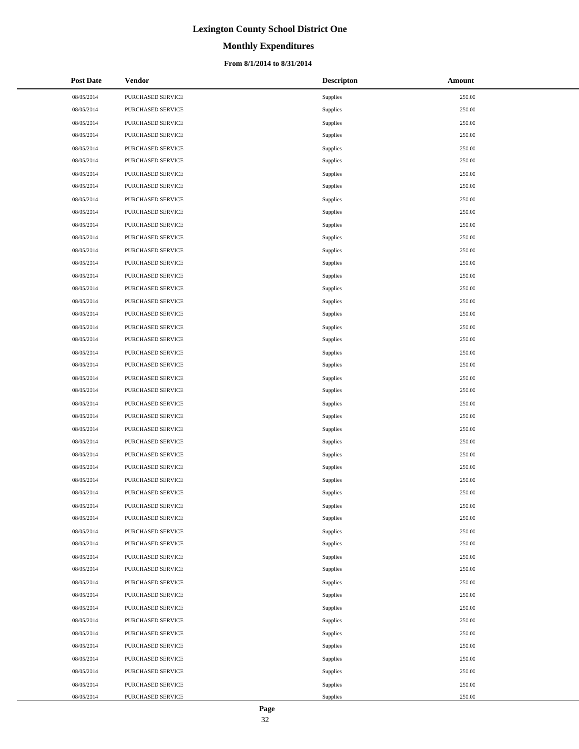# Lexington County School District One

## Monthly Expenditures

### From 8/1/2014 to 8/31/2014

| Post Date | Vendor | Descripton | Amount |
|---|---|---|---|
| 08/05/2014 | PURCHASED SERVICE | Supplies | 250.00 |
| 08/05/2014 | PURCHASED SERVICE | Supplies | 250.00 |
| 08/05/2014 | PURCHASED SERVICE | Supplies | 250.00 |
| 08/05/2014 | PURCHASED SERVICE | Supplies | 250.00 |
| 08/05/2014 | PURCHASED SERVICE | Supplies | 250.00 |
| 08/05/2014 | PURCHASED SERVICE | Supplies | 250.00 |
| 08/05/2014 | PURCHASED SERVICE | Supplies | 250.00 |
| 08/05/2014 | PURCHASED SERVICE | Supplies | 250.00 |
| 08/05/2014 | PURCHASED SERVICE | Supplies | 250.00 |
| 08/05/2014 | PURCHASED SERVICE | Supplies | 250.00 |
| 08/05/2014 | PURCHASED SERVICE | Supplies | 250.00 |
| 08/05/2014 | PURCHASED SERVICE | Supplies | 250.00 |
| 08/05/2014 | PURCHASED SERVICE | Supplies | 250.00 |
| 08/05/2014 | PURCHASED SERVICE | Supplies | 250.00 |
| 08/05/2014 | PURCHASED SERVICE | Supplies | 250.00 |
| 08/05/2014 | PURCHASED SERVICE | Supplies | 250.00 |
| 08/05/2014 | PURCHASED SERVICE | Supplies | 250.00 |
| 08/05/2014 | PURCHASED SERVICE | Supplies | 250.00 |
| 08/05/2014 | PURCHASED SERVICE | Supplies | 250.00 |
| 08/05/2014 | PURCHASED SERVICE | Supplies | 250.00 |
| 08/05/2014 | PURCHASED SERVICE | Supplies | 250.00 |
| 08/05/2014 | PURCHASED SERVICE | Supplies | 250.00 |
| 08/05/2014 | PURCHASED SERVICE | Supplies | 250.00 |
| 08/05/2014 | PURCHASED SERVICE | Supplies | 250.00 |
| 08/05/2014 | PURCHASED SERVICE | Supplies | 250.00 |
| 08/05/2014 | PURCHASED SERVICE | Supplies | 250.00 |
| 08/05/2014 | PURCHASED SERVICE | Supplies | 250.00 |
| 08/05/2014 | PURCHASED SERVICE | Supplies | 250.00 |
| 08/05/2014 | PURCHASED SERVICE | Supplies | 250.00 |
| 08/05/2014 | PURCHASED SERVICE | Supplies | 250.00 |
| 08/05/2014 | PURCHASED SERVICE | Supplies | 250.00 |
| 08/05/2014 | PURCHASED SERVICE | Supplies | 250.00 |
| 08/05/2014 | PURCHASED SERVICE | Supplies | 250.00 |
| 08/05/2014 | PURCHASED SERVICE | Supplies | 250.00 |
| 08/05/2014 | PURCHASED SERVICE | Supplies | 250.00 |
| 08/05/2014 | PURCHASED SERVICE | Supplies | 250.00 |
| 08/05/2014 | PURCHASED SERVICE | Supplies | 250.00 |
| 08/05/2014 | PURCHASED SERVICE | Supplies | 250.00 |
| 08/05/2014 | PURCHASED SERVICE | Supplies | 250.00 |
| 08/05/2014 | PURCHASED SERVICE | Supplies | 250.00 |
| 08/05/2014 | PURCHASED SERVICE | Supplies | 250.00 |
| 08/05/2014 | PURCHASED SERVICE | Supplies | 250.00 |
| 08/05/2014 | PURCHASED SERVICE | Supplies | 250.00 |
| 08/05/2014 | PURCHASED SERVICE | Supplies | 250.00 |
| 08/05/2014 | PURCHASED SERVICE | Supplies | 250.00 |
| 08/05/2014 | PURCHASED SERVICE | Supplies | 250.00 |
| 08/05/2014 | PURCHASED SERVICE | Supplies | 250.00 |
| 08/05/2014 | PURCHASED SERVICE | Supplies | 250.00 |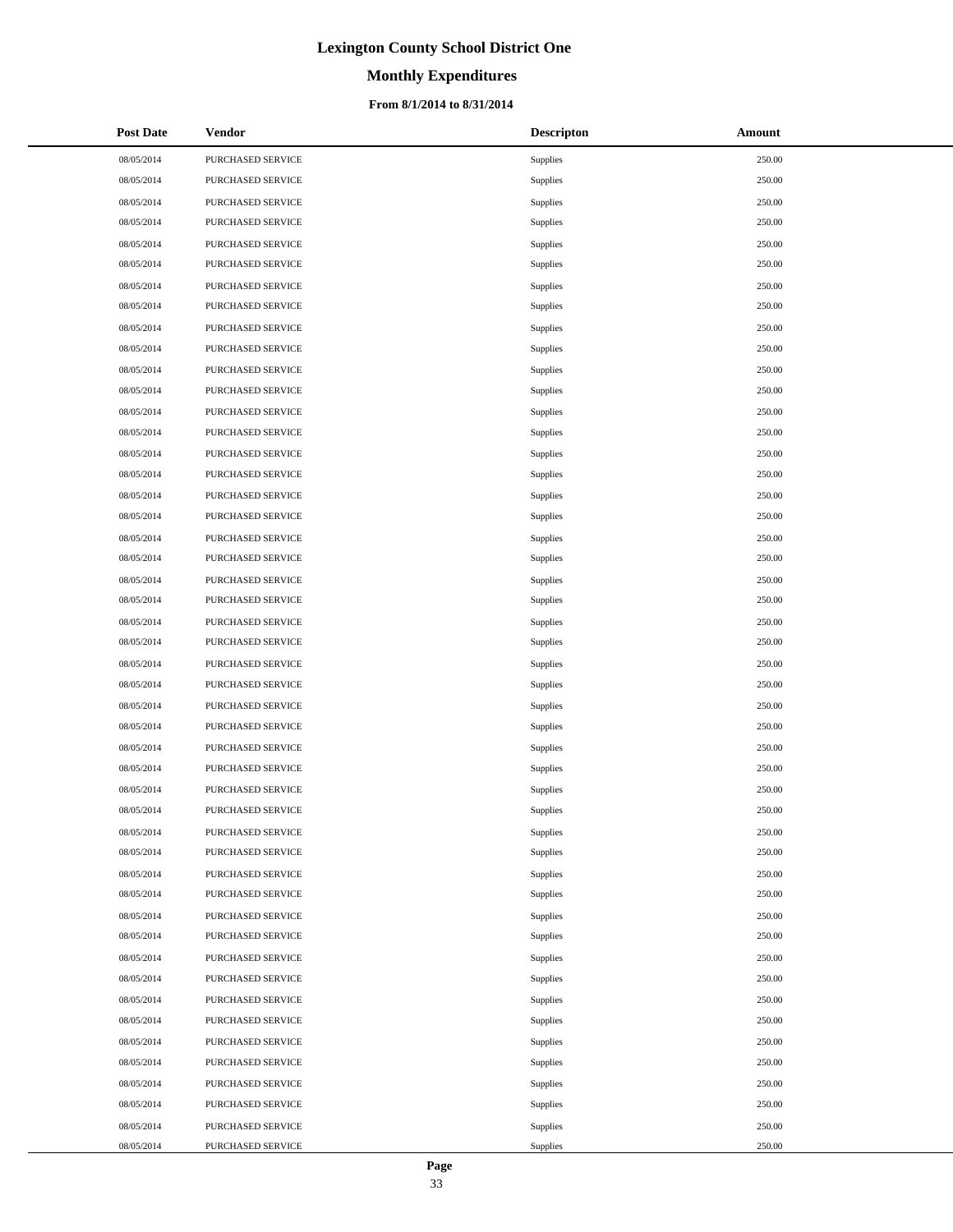# Lexington County School District One

## Monthly Expenditures

### From 8/1/2014 to 8/31/2014

| Post Date | Vendor | Descripton | Amount |
|---|---|---|---|
| 08/05/2014 | PURCHASED SERVICE | Supplies | 250.00 |
| 08/05/2014 | PURCHASED SERVICE | Supplies | 250.00 |
| 08/05/2014 | PURCHASED SERVICE | Supplies | 250.00 |
| 08/05/2014 | PURCHASED SERVICE | Supplies | 250.00 |
| 08/05/2014 | PURCHASED SERVICE | Supplies | 250.00 |
| 08/05/2014 | PURCHASED SERVICE | Supplies | 250.00 |
| 08/05/2014 | PURCHASED SERVICE | Supplies | 250.00 |
| 08/05/2014 | PURCHASED SERVICE | Supplies | 250.00 |
| 08/05/2014 | PURCHASED SERVICE | Supplies | 250.00 |
| 08/05/2014 | PURCHASED SERVICE | Supplies | 250.00 |
| 08/05/2014 | PURCHASED SERVICE | Supplies | 250.00 |
| 08/05/2014 | PURCHASED SERVICE | Supplies | 250.00 |
| 08/05/2014 | PURCHASED SERVICE | Supplies | 250.00 |
| 08/05/2014 | PURCHASED SERVICE | Supplies | 250.00 |
| 08/05/2014 | PURCHASED SERVICE | Supplies | 250.00 |
| 08/05/2014 | PURCHASED SERVICE | Supplies | 250.00 |
| 08/05/2014 | PURCHASED SERVICE | Supplies | 250.00 |
| 08/05/2014 | PURCHASED SERVICE | Supplies | 250.00 |
| 08/05/2014 | PURCHASED SERVICE | Supplies | 250.00 |
| 08/05/2014 | PURCHASED SERVICE | Supplies | 250.00 |
| 08/05/2014 | PURCHASED SERVICE | Supplies | 250.00 |
| 08/05/2014 | PURCHASED SERVICE | Supplies | 250.00 |
| 08/05/2014 | PURCHASED SERVICE | Supplies | 250.00 |
| 08/05/2014 | PURCHASED SERVICE | Supplies | 250.00 |
| 08/05/2014 | PURCHASED SERVICE | Supplies | 250.00 |
| 08/05/2014 | PURCHASED SERVICE | Supplies | 250.00 |
| 08/05/2014 | PURCHASED SERVICE | Supplies | 250.00 |
| 08/05/2014 | PURCHASED SERVICE | Supplies | 250.00 |
| 08/05/2014 | PURCHASED SERVICE | Supplies | 250.00 |
| 08/05/2014 | PURCHASED SERVICE | Supplies | 250.00 |
| 08/05/2014 | PURCHASED SERVICE | Supplies | 250.00 |
| 08/05/2014 | PURCHASED SERVICE | Supplies | 250.00 |
| 08/05/2014 | PURCHASED SERVICE | Supplies | 250.00 |
| 08/05/2014 | PURCHASED SERVICE | Supplies | 250.00 |
| 08/05/2014 | PURCHASED SERVICE | Supplies | 250.00 |
| 08/05/2014 | PURCHASED SERVICE | Supplies | 250.00 |
| 08/05/2014 | PURCHASED SERVICE | Supplies | 250.00 |
| 08/05/2014 | PURCHASED SERVICE | Supplies | 250.00 |
| 08/05/2014 | PURCHASED SERVICE | Supplies | 250.00 |
| 08/05/2014 | PURCHASED SERVICE | Supplies | 250.00 |
| 08/05/2014 | PURCHASED SERVICE | Supplies | 250.00 |
| 08/05/2014 | PURCHASED SERVICE | Supplies | 250.00 |
| 08/05/2014 | PURCHASED SERVICE | Supplies | 250.00 |
| 08/05/2014 | PURCHASED SERVICE | Supplies | 250.00 |
| 08/05/2014 | PURCHASED SERVICE | Supplies | 250.00 |
| 08/05/2014 | PURCHASED SERVICE | Supplies | 250.00 |
| 08/05/2014 | PURCHASED SERVICE | Supplies | 250.00 |
| 08/05/2014 | PURCHASED SERVICE | Supplies | 250.00 |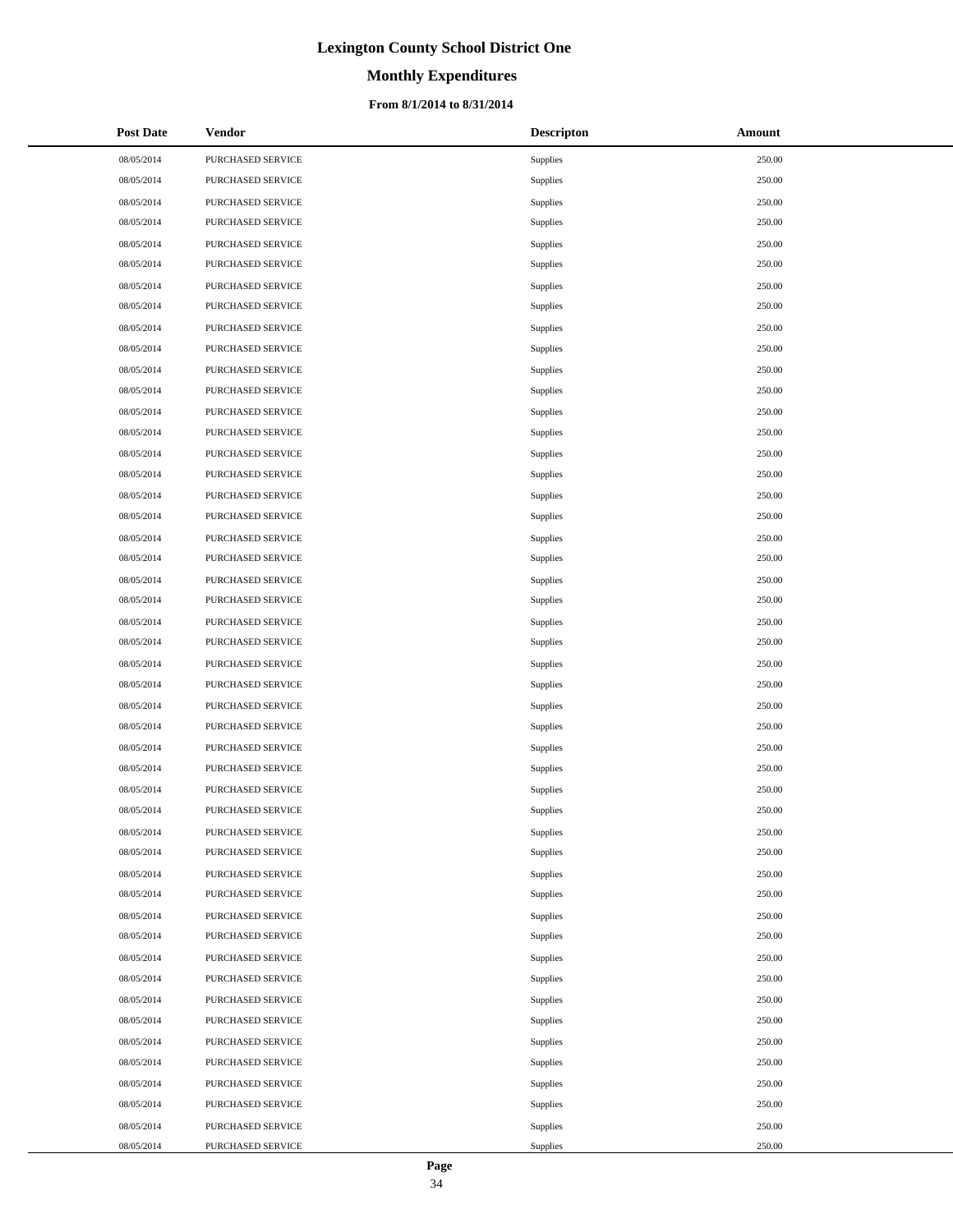# Lexington County School District One

## Monthly Expenditures

### From 8/1/2014 to 8/31/2014

| Post Date | Vendor | Descripton | Amount |
|---|---|---|---|
| 08/05/2014 | PURCHASED SERVICE | Supplies | 250.00 |
| 08/05/2014 | PURCHASED SERVICE | Supplies | 250.00 |
| 08/05/2014 | PURCHASED SERVICE | Supplies | 250.00 |
| 08/05/2014 | PURCHASED SERVICE | Supplies | 250.00 |
| 08/05/2014 | PURCHASED SERVICE | Supplies | 250.00 |
| 08/05/2014 | PURCHASED SERVICE | Supplies | 250.00 |
| 08/05/2014 | PURCHASED SERVICE | Supplies | 250.00 |
| 08/05/2014 | PURCHASED SERVICE | Supplies | 250.00 |
| 08/05/2014 | PURCHASED SERVICE | Supplies | 250.00 |
| 08/05/2014 | PURCHASED SERVICE | Supplies | 250.00 |
| 08/05/2014 | PURCHASED SERVICE | Supplies | 250.00 |
| 08/05/2014 | PURCHASED SERVICE | Supplies | 250.00 |
| 08/05/2014 | PURCHASED SERVICE | Supplies | 250.00 |
| 08/05/2014 | PURCHASED SERVICE | Supplies | 250.00 |
| 08/05/2014 | PURCHASED SERVICE | Supplies | 250.00 |
| 08/05/2014 | PURCHASED SERVICE | Supplies | 250.00 |
| 08/05/2014 | PURCHASED SERVICE | Supplies | 250.00 |
| 08/05/2014 | PURCHASED SERVICE | Supplies | 250.00 |
| 08/05/2014 | PURCHASED SERVICE | Supplies | 250.00 |
| 08/05/2014 | PURCHASED SERVICE | Supplies | 250.00 |
| 08/05/2014 | PURCHASED SERVICE | Supplies | 250.00 |
| 08/05/2014 | PURCHASED SERVICE | Supplies | 250.00 |
| 08/05/2014 | PURCHASED SERVICE | Supplies | 250.00 |
| 08/05/2014 | PURCHASED SERVICE | Supplies | 250.00 |
| 08/05/2014 | PURCHASED SERVICE | Supplies | 250.00 |
| 08/05/2014 | PURCHASED SERVICE | Supplies | 250.00 |
| 08/05/2014 | PURCHASED SERVICE | Supplies | 250.00 |
| 08/05/2014 | PURCHASED SERVICE | Supplies | 250.00 |
| 08/05/2014 | PURCHASED SERVICE | Supplies | 250.00 |
| 08/05/2014 | PURCHASED SERVICE | Supplies | 250.00 |
| 08/05/2014 | PURCHASED SERVICE | Supplies | 250.00 |
| 08/05/2014 | PURCHASED SERVICE | Supplies | 250.00 |
| 08/05/2014 | PURCHASED SERVICE | Supplies | 250.00 |
| 08/05/2014 | PURCHASED SERVICE | Supplies | 250.00 |
| 08/05/2014 | PURCHASED SERVICE | Supplies | 250.00 |
| 08/05/2014 | PURCHASED SERVICE | Supplies | 250.00 |
| 08/05/2014 | PURCHASED SERVICE | Supplies | 250.00 |
| 08/05/2014 | PURCHASED SERVICE | Supplies | 250.00 |
| 08/05/2014 | PURCHASED SERVICE | Supplies | 250.00 |
| 08/05/2014 | PURCHASED SERVICE | Supplies | 250.00 |
| 08/05/2014 | PURCHASED SERVICE | Supplies | 250.00 |
| 08/05/2014 | PURCHASED SERVICE | Supplies | 250.00 |
| 08/05/2014 | PURCHASED SERVICE | Supplies | 250.00 |
| 08/05/2014 | PURCHASED SERVICE | Supplies | 250.00 |
| 08/05/2014 | PURCHASED SERVICE | Supplies | 250.00 |
| 08/05/2014 | PURCHASED SERVICE | Supplies | 250.00 |
| 08/05/2014 | PURCHASED SERVICE | Supplies | 250.00 |
| 08/05/2014 | PURCHASED SERVICE | Supplies | 250.00 |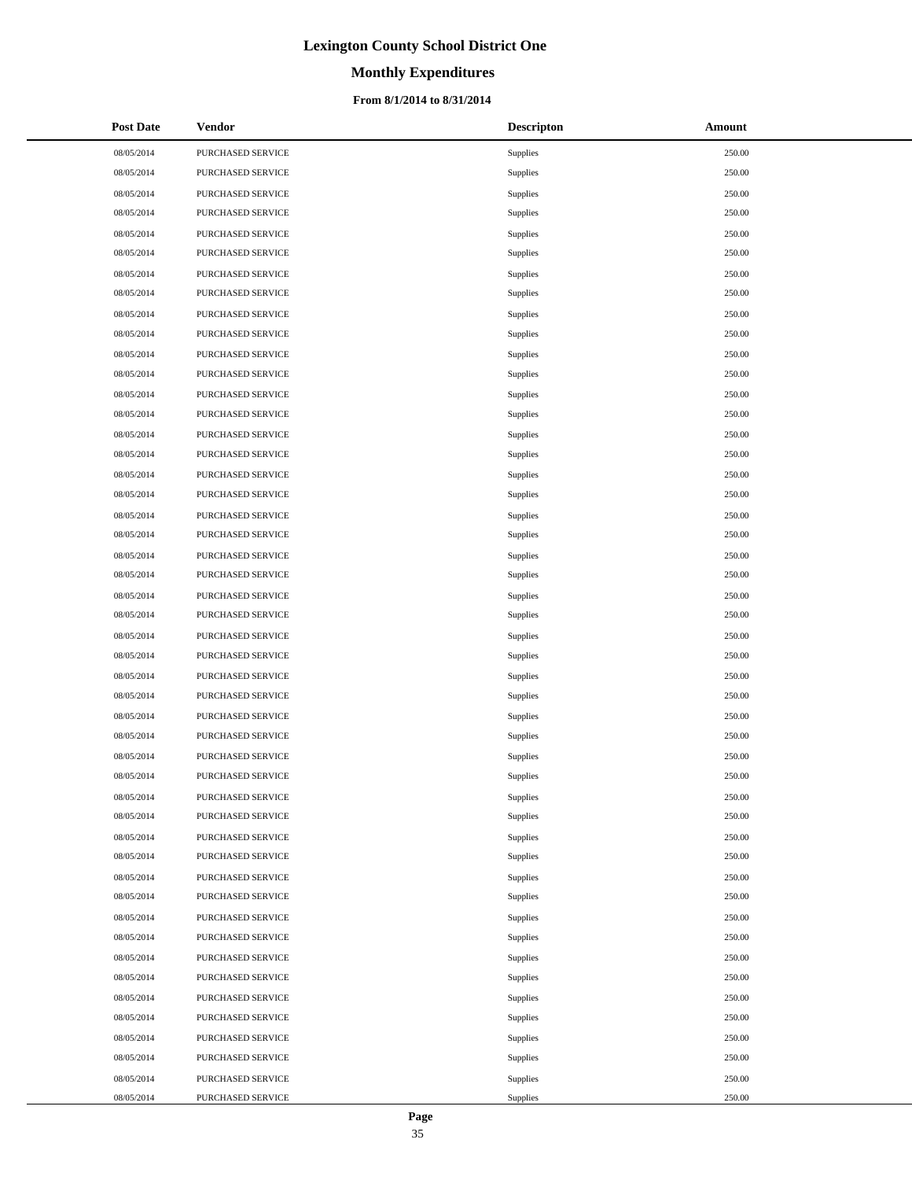# Lexington County School District One

## Monthly Expenditures

### From 8/1/2014 to 8/31/2014

| Post Date | Vendor | Descripton | Amount |
|---|---|---|---|
| 08/05/2014 | PURCHASED SERVICE | Supplies | 250.00 |
| 08/05/2014 | PURCHASED SERVICE | Supplies | 250.00 |
| 08/05/2014 | PURCHASED SERVICE | Supplies | 250.00 |
| 08/05/2014 | PURCHASED SERVICE | Supplies | 250.00 |
| 08/05/2014 | PURCHASED SERVICE | Supplies | 250.00 |
| 08/05/2014 | PURCHASED SERVICE | Supplies | 250.00 |
| 08/05/2014 | PURCHASED SERVICE | Supplies | 250.00 |
| 08/05/2014 | PURCHASED SERVICE | Supplies | 250.00 |
| 08/05/2014 | PURCHASED SERVICE | Supplies | 250.00 |
| 08/05/2014 | PURCHASED SERVICE | Supplies | 250.00 |
| 08/05/2014 | PURCHASED SERVICE | Supplies | 250.00 |
| 08/05/2014 | PURCHASED SERVICE | Supplies | 250.00 |
| 08/05/2014 | PURCHASED SERVICE | Supplies | 250.00 |
| 08/05/2014 | PURCHASED SERVICE | Supplies | 250.00 |
| 08/05/2014 | PURCHASED SERVICE | Supplies | 250.00 |
| 08/05/2014 | PURCHASED SERVICE | Supplies | 250.00 |
| 08/05/2014 | PURCHASED SERVICE | Supplies | 250.00 |
| 08/05/2014 | PURCHASED SERVICE | Supplies | 250.00 |
| 08/05/2014 | PURCHASED SERVICE | Supplies | 250.00 |
| 08/05/2014 | PURCHASED SERVICE | Supplies | 250.00 |
| 08/05/2014 | PURCHASED SERVICE | Supplies | 250.00 |
| 08/05/2014 | PURCHASED SERVICE | Supplies | 250.00 |
| 08/05/2014 | PURCHASED SERVICE | Supplies | 250.00 |
| 08/05/2014 | PURCHASED SERVICE | Supplies | 250.00 |
| 08/05/2014 | PURCHASED SERVICE | Supplies | 250.00 |
| 08/05/2014 | PURCHASED SERVICE | Supplies | 250.00 |
| 08/05/2014 | PURCHASED SERVICE | Supplies | 250.00 |
| 08/05/2014 | PURCHASED SERVICE | Supplies | 250.00 |
| 08/05/2014 | PURCHASED SERVICE | Supplies | 250.00 |
| 08/05/2014 | PURCHASED SERVICE | Supplies | 250.00 |
| 08/05/2014 | PURCHASED SERVICE | Supplies | 250.00 |
| 08/05/2014 | PURCHASED SERVICE | Supplies | 250.00 |
| 08/05/2014 | PURCHASED SERVICE | Supplies | 250.00 |
| 08/05/2014 | PURCHASED SERVICE | Supplies | 250.00 |
| 08/05/2014 | PURCHASED SERVICE | Supplies | 250.00 |
| 08/05/2014 | PURCHASED SERVICE | Supplies | 250.00 |
| 08/05/2014 | PURCHASED SERVICE | Supplies | 250.00 |
| 08/05/2014 | PURCHASED SERVICE | Supplies | 250.00 |
| 08/05/2014 | PURCHASED SERVICE | Supplies | 250.00 |
| 08/05/2014 | PURCHASED SERVICE | Supplies | 250.00 |
| 08/05/2014 | PURCHASED SERVICE | Supplies | 250.00 |
| 08/05/2014 | PURCHASED SERVICE | Supplies | 250.00 |
| 08/05/2014 | PURCHASED SERVICE | Supplies | 250.00 |
| 08/05/2014 | PURCHASED SERVICE | Supplies | 250.00 |
| 08/05/2014 | PURCHASED SERVICE | Supplies | 250.00 |
| 08/05/2014 | PURCHASED SERVICE | Supplies | 250.00 |
| 08/05/2014 | PURCHASED SERVICE | Supplies | 250.00 |
| 08/05/2014 | PURCHASED SERVICE | Supplies | 250.00 |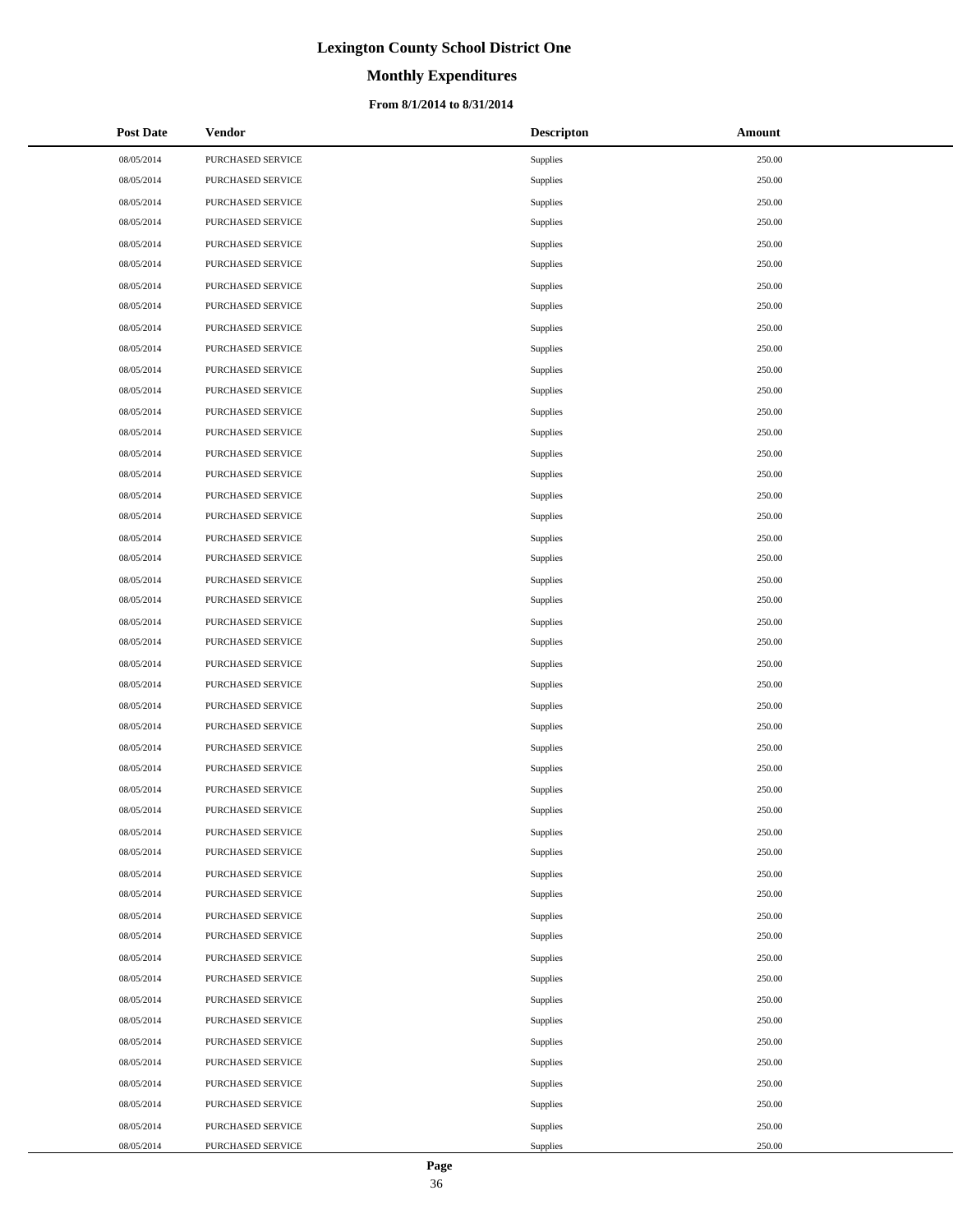# Lexington County School District One

## Monthly Expenditures

### From 8/1/2014 to 8/31/2014

| Post Date | Vendor | Descripton | Amount |
|---|---|---|---|
| 08/05/2014 | PURCHASED SERVICE | Supplies | 250.00 |
| 08/05/2014 | PURCHASED SERVICE | Supplies | 250.00 |
| 08/05/2014 | PURCHASED SERVICE | Supplies | 250.00 |
| 08/05/2014 | PURCHASED SERVICE | Supplies | 250.00 |
| 08/05/2014 | PURCHASED SERVICE | Supplies | 250.00 |
| 08/05/2014 | PURCHASED SERVICE | Supplies | 250.00 |
| 08/05/2014 | PURCHASED SERVICE | Supplies | 250.00 |
| 08/05/2014 | PURCHASED SERVICE | Supplies | 250.00 |
| 08/05/2014 | PURCHASED SERVICE | Supplies | 250.00 |
| 08/05/2014 | PURCHASED SERVICE | Supplies | 250.00 |
| 08/05/2014 | PURCHASED SERVICE | Supplies | 250.00 |
| 08/05/2014 | PURCHASED SERVICE | Supplies | 250.00 |
| 08/05/2014 | PURCHASED SERVICE | Supplies | 250.00 |
| 08/05/2014 | PURCHASED SERVICE | Supplies | 250.00 |
| 08/05/2014 | PURCHASED SERVICE | Supplies | 250.00 |
| 08/05/2014 | PURCHASED SERVICE | Supplies | 250.00 |
| 08/05/2014 | PURCHASED SERVICE | Supplies | 250.00 |
| 08/05/2014 | PURCHASED SERVICE | Supplies | 250.00 |
| 08/05/2014 | PURCHASED SERVICE | Supplies | 250.00 |
| 08/05/2014 | PURCHASED SERVICE | Supplies | 250.00 |
| 08/05/2014 | PURCHASED SERVICE | Supplies | 250.00 |
| 08/05/2014 | PURCHASED SERVICE | Supplies | 250.00 |
| 08/05/2014 | PURCHASED SERVICE | Supplies | 250.00 |
| 08/05/2014 | PURCHASED SERVICE | Supplies | 250.00 |
| 08/05/2014 | PURCHASED SERVICE | Supplies | 250.00 |
| 08/05/2014 | PURCHASED SERVICE | Supplies | 250.00 |
| 08/05/2014 | PURCHASED SERVICE | Supplies | 250.00 |
| 08/05/2014 | PURCHASED SERVICE | Supplies | 250.00 |
| 08/05/2014 | PURCHASED SERVICE | Supplies | 250.00 |
| 08/05/2014 | PURCHASED SERVICE | Supplies | 250.00 |
| 08/05/2014 | PURCHASED SERVICE | Supplies | 250.00 |
| 08/05/2014 | PURCHASED SERVICE | Supplies | 250.00 |
| 08/05/2014 | PURCHASED SERVICE | Supplies | 250.00 |
| 08/05/2014 | PURCHASED SERVICE | Supplies | 250.00 |
| 08/05/2014 | PURCHASED SERVICE | Supplies | 250.00 |
| 08/05/2014 | PURCHASED SERVICE | Supplies | 250.00 |
| 08/05/2014 | PURCHASED SERVICE | Supplies | 250.00 |
| 08/05/2014 | PURCHASED SERVICE | Supplies | 250.00 |
| 08/05/2014 | PURCHASED SERVICE | Supplies | 250.00 |
| 08/05/2014 | PURCHASED SERVICE | Supplies | 250.00 |
| 08/05/2014 | PURCHASED SERVICE | Supplies | 250.00 |
| 08/05/2014 | PURCHASED SERVICE | Supplies | 250.00 |
| 08/05/2014 | PURCHASED SERVICE | Supplies | 250.00 |
| 08/05/2014 | PURCHASED SERVICE | Supplies | 250.00 |
| 08/05/2014 | PURCHASED SERVICE | Supplies | 250.00 |
| 08/05/2014 | PURCHASED SERVICE | Supplies | 250.00 |
| 08/05/2014 | PURCHASED SERVICE | Supplies | 250.00 |
| 08/05/2014 | PURCHASED SERVICE | Supplies | 250.00 |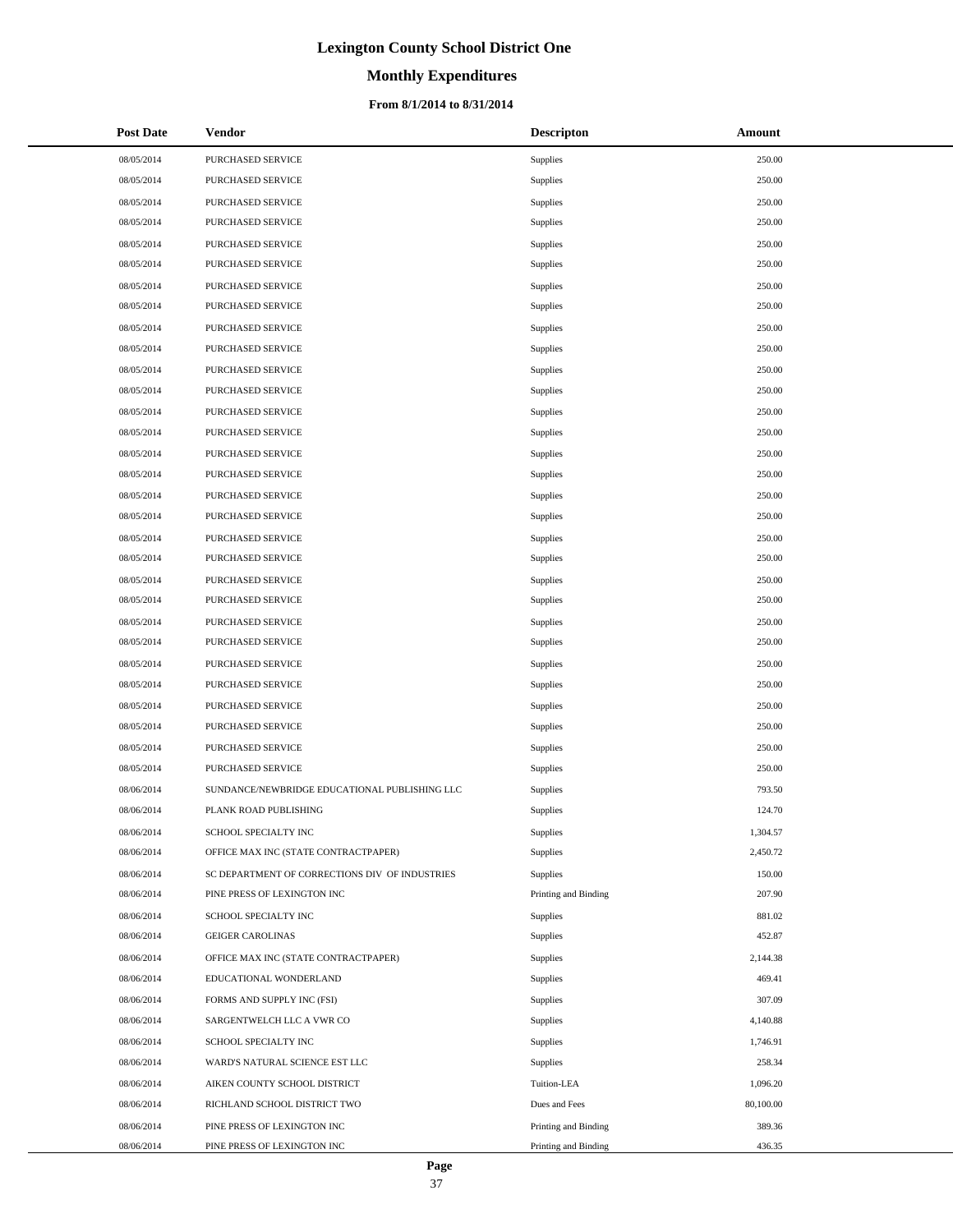# Lexington County School District One

## Monthly Expenditures

### From 8/1/2014 to 8/31/2014

| Post Date | Vendor | Descripton | Amount |
|---|---|---|---|
| 08/05/2014 | PURCHASED SERVICE | Supplies | 250.00 |
| 08/05/2014 | PURCHASED SERVICE | Supplies | 250.00 |
| 08/05/2014 | PURCHASED SERVICE | Supplies | 250.00 |
| 08/05/2014 | PURCHASED SERVICE | Supplies | 250.00 |
| 08/05/2014 | PURCHASED SERVICE | Supplies | 250.00 |
| 08/05/2014 | PURCHASED SERVICE | Supplies | 250.00 |
| 08/05/2014 | PURCHASED SERVICE | Supplies | 250.00 |
| 08/05/2014 | PURCHASED SERVICE | Supplies | 250.00 |
| 08/05/2014 | PURCHASED SERVICE | Supplies | 250.00 |
| 08/05/2014 | PURCHASED SERVICE | Supplies | 250.00 |
| 08/05/2014 | PURCHASED SERVICE | Supplies | 250.00 |
| 08/05/2014 | PURCHASED SERVICE | Supplies | 250.00 |
| 08/05/2014 | PURCHASED SERVICE | Supplies | 250.00 |
| 08/05/2014 | PURCHASED SERVICE | Supplies | 250.00 |
| 08/05/2014 | PURCHASED SERVICE | Supplies | 250.00 |
| 08/05/2014 | PURCHASED SERVICE | Supplies | 250.00 |
| 08/05/2014 | PURCHASED SERVICE | Supplies | 250.00 |
| 08/05/2014 | PURCHASED SERVICE | Supplies | 250.00 |
| 08/05/2014 | PURCHASED SERVICE | Supplies | 250.00 |
| 08/05/2014 | PURCHASED SERVICE | Supplies | 250.00 |
| 08/05/2014 | PURCHASED SERVICE | Supplies | 250.00 |
| 08/05/2014 | PURCHASED SERVICE | Supplies | 250.00 |
| 08/05/2014 | PURCHASED SERVICE | Supplies | 250.00 |
| 08/05/2014 | PURCHASED SERVICE | Supplies | 250.00 |
| 08/05/2014 | PURCHASED SERVICE | Supplies | 250.00 |
| 08/05/2014 | PURCHASED SERVICE | Supplies | 250.00 |
| 08/05/2014 | PURCHASED SERVICE | Supplies | 250.00 |
| 08/05/2014 | PURCHASED SERVICE | Supplies | 250.00 |
| 08/05/2014 | PURCHASED SERVICE | Supplies | 250.00 |
| 08/05/2014 | PURCHASED SERVICE | Supplies | 250.00 |
| 08/06/2014 | SUNDANCE/NEWBRIDGE EDUCATIONAL PUBLISHING LLC | Supplies | 793.50 |
| 08/06/2014 | PLANK ROAD PUBLISHING | Supplies | 124.70 |
| 08/06/2014 | SCHOOL SPECIALTY INC | Supplies | 1,304.57 |
| 08/06/2014 | OFFICE MAX INC (STATE CONTRACTPAPER) | Supplies | 2,450.72 |
| 08/06/2014 | SC DEPARTMENT OF CORRECTIONS DIV OF INDUSTRIES | Supplies | 150.00 |
| 08/06/2014 | PINE PRESS OF LEXINGTON INC | Printing and Binding | 207.90 |
| 08/06/2014 | SCHOOL SPECIALTY INC | Supplies | 881.02 |
| 08/06/2014 | GEIGER CAROLINAS | Supplies | 452.87 |
| 08/06/2014 | OFFICE MAX INC (STATE CONTRACTPAPER) | Supplies | 2,144.38 |
| 08/06/2014 | EDUCATIONAL WONDERLAND | Supplies | 469.41 |
| 08/06/2014 | FORMS AND SUPPLY INC (FSI) | Supplies | 307.09 |
| 08/06/2014 | SARGENTWELCH LLC A VWR CO | Supplies | 4,140.88 |
| 08/06/2014 | SCHOOL SPECIALTY INC | Supplies | 1,746.91 |
| 08/06/2014 | WARD'S NATURAL SCIENCE EST LLC | Supplies | 258.34 |
| 08/06/2014 | AIKEN COUNTY SCHOOL DISTRICT | Tuition-LEA | 1,096.20 |
| 08/06/2014 | RICHLAND SCHOOL DISTRICT TWO | Dues and Fees | 80,100.00 |
| 08/06/2014 | PINE PRESS OF LEXINGTON INC | Printing and Binding | 389.36 |
| 08/06/2014 | PINE PRESS OF LEXINGTON INC | Printing and Binding | 436.35 |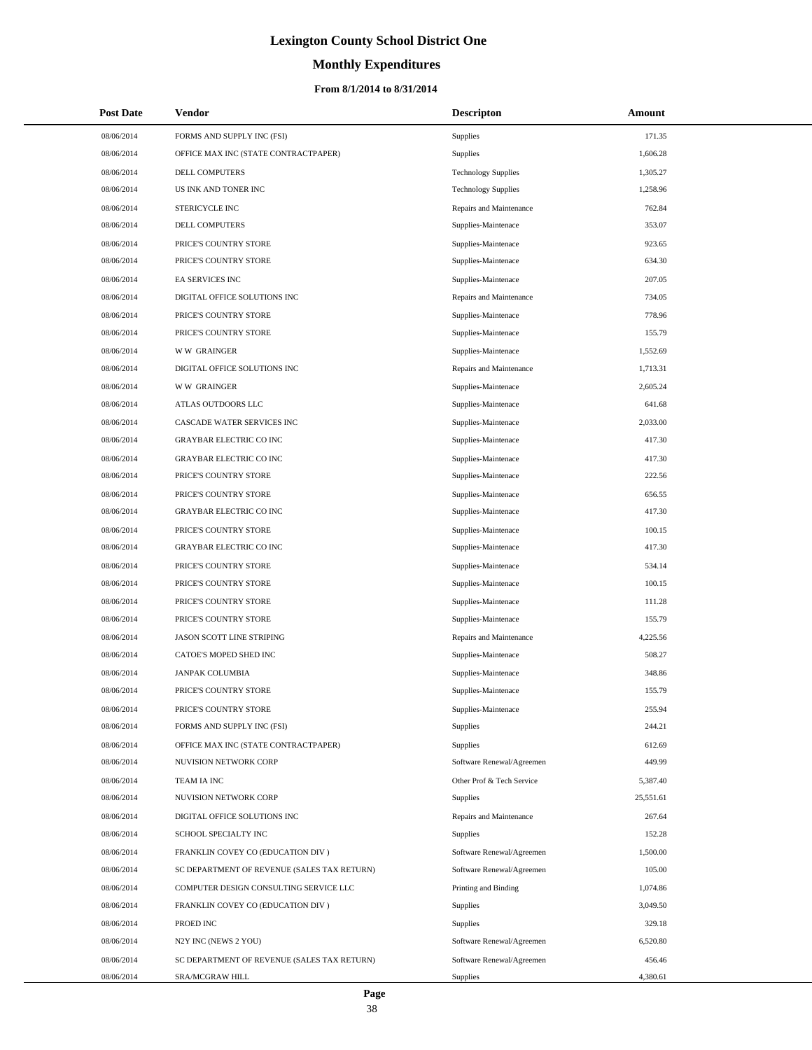# Lexington County School District One

## Monthly Expenditures

### From 8/1/2014 to 8/31/2014

| Post Date | Vendor | Descripton | Amount |
|---|---|---|---|
| 08/06/2014 | FORMS AND SUPPLY INC (FSI) | Supplies | 171.35 |
| 08/06/2014 | OFFICE MAX INC (STATE CONTRACTPAPER) | Supplies | 1,606.28 |
| 08/06/2014 | DELL COMPUTERS | Technology Supplies | 1,305.27 |
| 08/06/2014 | US INK AND TONER INC | Technology Supplies | 1,258.96 |
| 08/06/2014 | STERICYCLE INC | Repairs and Maintenance | 762.84 |
| 08/06/2014 | DELL COMPUTERS | Supplies-Maintenace | 353.07 |
| 08/06/2014 | PRICE'S COUNTRY STORE | Supplies-Maintenace | 923.65 |
| 08/06/2014 | PRICE'S COUNTRY STORE | Supplies-Maintenace | 634.30 |
| 08/06/2014 | EA SERVICES INC | Supplies-Maintenace | 207.05 |
| 08/06/2014 | DIGITAL OFFICE SOLUTIONS INC | Repairs and Maintenance | 734.05 |
| 08/06/2014 | PRICE'S COUNTRY STORE | Supplies-Maintenace | 778.96 |
| 08/06/2014 | PRICE'S COUNTRY STORE | Supplies-Maintenace | 155.79 |
| 08/06/2014 | W W GRAINGER | Supplies-Maintenace | 1,552.69 |
| 08/06/2014 | DIGITAL OFFICE SOLUTIONS INC | Repairs and Maintenance | 1,713.31 |
| 08/06/2014 | W W GRAINGER | Supplies-Maintenace | 2,605.24 |
| 08/06/2014 | ATLAS OUTDOORS LLC | Supplies-Maintenace | 641.68 |
| 08/06/2014 | CASCADE WATER SERVICES INC | Supplies-Maintenace | 2,033.00 |
| 08/06/2014 | GRAYBAR ELECTRIC CO INC | Supplies-Maintenace | 417.30 |
| 08/06/2014 | GRAYBAR ELECTRIC CO INC | Supplies-Maintenace | 417.30 |
| 08/06/2014 | PRICE'S COUNTRY STORE | Supplies-Maintenace | 222.56 |
| 08/06/2014 | PRICE'S COUNTRY STORE | Supplies-Maintenace | 656.55 |
| 08/06/2014 | GRAYBAR ELECTRIC CO INC | Supplies-Maintenace | 417.30 |
| 08/06/2014 | PRICE'S COUNTRY STORE | Supplies-Maintenace | 100.15 |
| 08/06/2014 | GRAYBAR ELECTRIC CO INC | Supplies-Maintenace | 417.30 |
| 08/06/2014 | PRICE'S COUNTRY STORE | Supplies-Maintenace | 534.14 |
| 08/06/2014 | PRICE'S COUNTRY STORE | Supplies-Maintenace | 100.15 |
| 08/06/2014 | PRICE'S COUNTRY STORE | Supplies-Maintenace | 111.28 |
| 08/06/2014 | PRICE'S COUNTRY STORE | Supplies-Maintenace | 155.79 |
| 08/06/2014 | JASON SCOTT LINE STRIPING | Repairs and Maintenance | 4,225.56 |
| 08/06/2014 | CATOE'S MOPED SHED INC | Supplies-Maintenace | 508.27 |
| 08/06/2014 | JANPAK COLUMBIA | Supplies-Maintenace | 348.86 |
| 08/06/2014 | PRICE'S COUNTRY STORE | Supplies-Maintenace | 155.79 |
| 08/06/2014 | PRICE'S COUNTRY STORE | Supplies-Maintenace | 255.94 |
| 08/06/2014 | FORMS AND SUPPLY INC (FSI) | Supplies | 244.21 |
| 08/06/2014 | OFFICE MAX INC (STATE CONTRACTPAPER) | Supplies | 612.69 |
| 08/06/2014 | NUVISION NETWORK CORP | Software Renewal/Agreemen | 449.99 |
| 08/06/2014 | TEAM IA INC | Other Prof & Tech Service | 5,387.40 |
| 08/06/2014 | NUVISION NETWORK CORP | Supplies | 25,551.61 |
| 08/06/2014 | DIGITAL OFFICE SOLUTIONS INC | Repairs and Maintenance | 267.64 |
| 08/06/2014 | SCHOOL SPECIALTY INC | Supplies | 152.28 |
| 08/06/2014 | FRANKLIN COVEY CO (EDUCATION DIV ) | Software Renewal/Agreemen | 1,500.00 |
| 08/06/2014 | SC DEPARTMENT OF REVENUE (SALES TAX RETURN) | Software Renewal/Agreemen | 105.00 |
| 08/06/2014 | COMPUTER DESIGN CONSULTING SERVICE LLC | Printing and Binding | 1,074.86 |
| 08/06/2014 | FRANKLIN COVEY CO (EDUCATION DIV ) | Supplies | 3,049.50 |
| 08/06/2014 | PROED INC | Supplies | 329.18 |
| 08/06/2014 | N2Y INC (NEWS 2 YOU) | Software Renewal/Agreemen | 6,520.80 |
| 08/06/2014 | SC DEPARTMENT OF REVENUE (SALES TAX RETURN) | Software Renewal/Agreemen | 456.46 |
| 08/06/2014 | SRA/MCGRAW HILL | Supplies | 4,380.61 |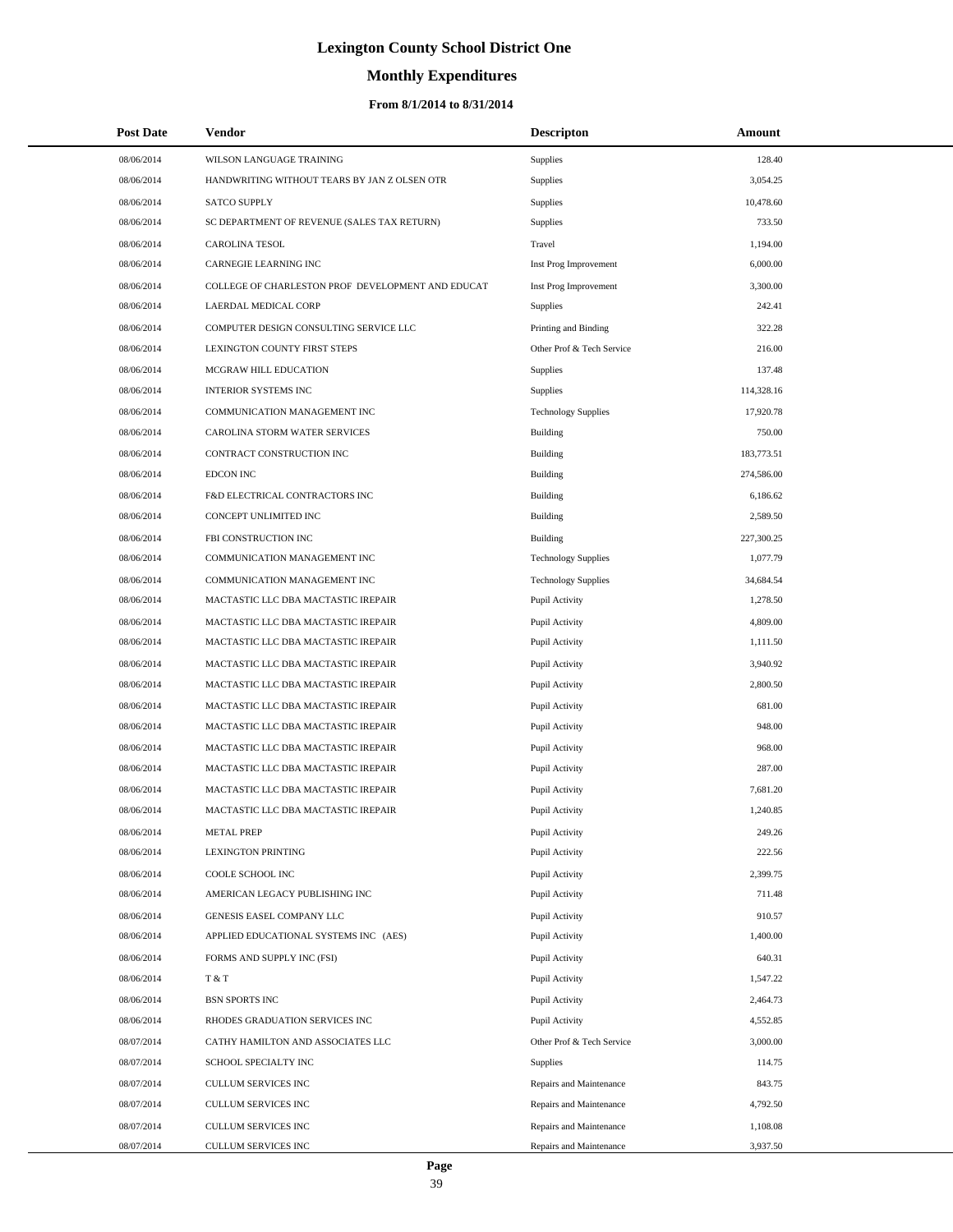# Lexington County School District One

## Monthly Expenditures

### From 8/1/2014 to 8/31/2014

| Post Date | Vendor | Descripton | Amount |
|---|---|---|---|
| 08/06/2014 | WILSON LANGUAGE TRAINING | Supplies | 128.40 |
| 08/06/2014 | HANDWRITING WITHOUT TEARS BY JAN Z OLSEN OTR | Supplies | 3,054.25 |
| 08/06/2014 | SATCO SUPPLY | Supplies | 10,478.60 |
| 08/06/2014 | SC DEPARTMENT OF REVENUE (SALES TAX RETURN) | Supplies | 733.50 |
| 08/06/2014 | CAROLINA TESOL | Travel | 1,194.00 |
| 08/06/2014 | CARNEGIE LEARNING INC | Inst Prog Improvement | 6,000.00 |
| 08/06/2014 | COLLEGE OF CHARLESTON PROF DEVELOPMENT AND EDUCAT | Inst Prog Improvement | 3,300.00 |
| 08/06/2014 | LAERDAL MEDICAL CORP | Supplies | 242.41 |
| 08/06/2014 | COMPUTER DESIGN CONSULTING SERVICE LLC | Printing and Binding | 322.28 |
| 08/06/2014 | LEXINGTON COUNTY FIRST STEPS | Other Prof & Tech Service | 216.00 |
| 08/06/2014 | MCGRAW HILL EDUCATION | Supplies | 137.48 |
| 08/06/2014 | INTERIOR SYSTEMS INC | Supplies | 114,328.16 |
| 08/06/2014 | COMMUNICATION MANAGEMENT INC | Technology Supplies | 17,920.78 |
| 08/06/2014 | CAROLINA STORM WATER SERVICES | Building | 750.00 |
| 08/06/2014 | CONTRACT CONSTRUCTION INC | Building | 183,773.51 |
| 08/06/2014 | EDCON INC | Building | 274,586.00 |
| 08/06/2014 | F&D ELECTRICAL CONTRACTORS INC | Building | 6,186.62 |
| 08/06/2014 | CONCEPT UNLIMITED INC | Building | 2,589.50 |
| 08/06/2014 | FBI CONSTRUCTION INC | Building | 227,300.25 |
| 08/06/2014 | COMMUNICATION MANAGEMENT INC | Technology Supplies | 1,077.79 |
| 08/06/2014 | COMMUNICATION MANAGEMENT INC | Technology Supplies | 34,684.54 |
| 08/06/2014 | MACTASTIC LLC DBA MACTASTIC IREPAIR | Pupil Activity | 1,278.50 |
| 08/06/2014 | MACTASTIC LLC DBA MACTASTIC IREPAIR | Pupil Activity | 4,809.00 |
| 08/06/2014 | MACTASTIC LLC DBA MACTASTIC IREPAIR | Pupil Activity | 1,111.50 |
| 08/06/2014 | MACTASTIC LLC DBA MACTASTIC IREPAIR | Pupil Activity | 3,940.92 |
| 08/06/2014 | MACTASTIC LLC DBA MACTASTIC IREPAIR | Pupil Activity | 2,800.50 |
| 08/06/2014 | MACTASTIC LLC DBA MACTASTIC IREPAIR | Pupil Activity | 681.00 |
| 08/06/2014 | MACTASTIC LLC DBA MACTASTIC IREPAIR | Pupil Activity | 948.00 |
| 08/06/2014 | MACTASTIC LLC DBA MACTASTIC IREPAIR | Pupil Activity | 968.00 |
| 08/06/2014 | MACTASTIC LLC DBA MACTASTIC IREPAIR | Pupil Activity | 287.00 |
| 08/06/2014 | MACTASTIC LLC DBA MACTASTIC IREPAIR | Pupil Activity | 7,681.20 |
| 08/06/2014 | MACTASTIC LLC DBA MACTASTIC IREPAIR | Pupil Activity | 1,240.85 |
| 08/06/2014 | METAL PREP | Pupil Activity | 249.26 |
| 08/06/2014 | LEXINGTON PRINTING | Pupil Activity | 222.56 |
| 08/06/2014 | COOLE SCHOOL INC | Pupil Activity | 2,399.75 |
| 08/06/2014 | AMERICAN LEGACY PUBLISHING INC | Pupil Activity | 711.48 |
| 08/06/2014 | GENESIS EASEL COMPANY LLC | Pupil Activity | 910.57 |
| 08/06/2014 | APPLIED EDUCATIONAL SYSTEMS INC (AES) | Pupil Activity | 1,400.00 |
| 08/06/2014 | FORMS AND SUPPLY INC (FSI) | Pupil Activity | 640.31 |
| 08/06/2014 | T & T | Pupil Activity | 1,547.22 |
| 08/06/2014 | BSN SPORTS INC | Pupil Activity | 2,464.73 |
| 08/06/2014 | RHODES GRADUATION SERVICES INC | Pupil Activity | 4,552.85 |
| 08/07/2014 | CATHY HAMILTON AND ASSOCIATES LLC | Other Prof & Tech Service | 3,000.00 |
| 08/07/2014 | SCHOOL SPECIALTY INC | Supplies | 114.75 |
| 08/07/2014 | CULLUM SERVICES INC | Repairs and Maintenance | 843.75 |
| 08/07/2014 | CULLUM SERVICES INC | Repairs and Maintenance | 4,792.50 |
| 08/07/2014 | CULLUM SERVICES INC | Repairs and Maintenance | 1,108.08 |
| 08/07/2014 | CULLUM SERVICES INC | Repairs and Maintenance | 3,937.50 |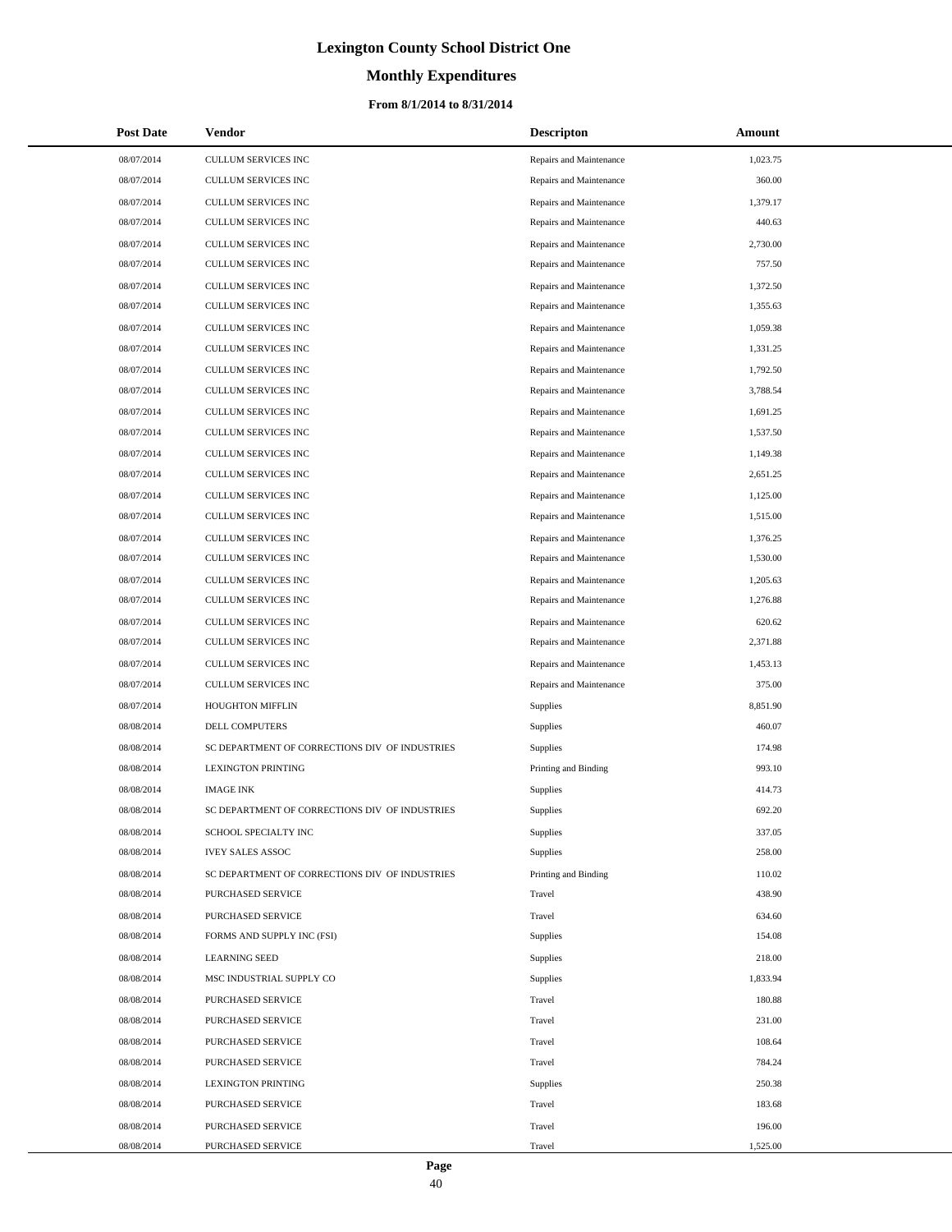# Lexington County School District One

## Monthly Expenditures

### From 8/1/2014 to 8/31/2014

| Post Date | Vendor | Descripton | Amount |
|---|---|---|---|
| 08/07/2014 | CULLUM SERVICES INC | Repairs and Maintenance | 1,023.75 |
| 08/07/2014 | CULLUM SERVICES INC | Repairs and Maintenance | 360.00 |
| 08/07/2014 | CULLUM SERVICES INC | Repairs and Maintenance | 1,379.17 |
| 08/07/2014 | CULLUM SERVICES INC | Repairs and Maintenance | 440.63 |
| 08/07/2014 | CULLUM SERVICES INC | Repairs and Maintenance | 2,730.00 |
| 08/07/2014 | CULLUM SERVICES INC | Repairs and Maintenance | 757.50 |
| 08/07/2014 | CULLUM SERVICES INC | Repairs and Maintenance | 1,372.50 |
| 08/07/2014 | CULLUM SERVICES INC | Repairs and Maintenance | 1,355.63 |
| 08/07/2014 | CULLUM SERVICES INC | Repairs and Maintenance | 1,059.38 |
| 08/07/2014 | CULLUM SERVICES INC | Repairs and Maintenance | 1,331.25 |
| 08/07/2014 | CULLUM SERVICES INC | Repairs and Maintenance | 1,792.50 |
| 08/07/2014 | CULLUM SERVICES INC | Repairs and Maintenance | 3,788.54 |
| 08/07/2014 | CULLUM SERVICES INC | Repairs and Maintenance | 1,691.25 |
| 08/07/2014 | CULLUM SERVICES INC | Repairs and Maintenance | 1,537.50 |
| 08/07/2014 | CULLUM SERVICES INC | Repairs and Maintenance | 1,149.38 |
| 08/07/2014 | CULLUM SERVICES INC | Repairs and Maintenance | 2,651.25 |
| 08/07/2014 | CULLUM SERVICES INC | Repairs and Maintenance | 1,125.00 |
| 08/07/2014 | CULLUM SERVICES INC | Repairs and Maintenance | 1,515.00 |
| 08/07/2014 | CULLUM SERVICES INC | Repairs and Maintenance | 1,376.25 |
| 08/07/2014 | CULLUM SERVICES INC | Repairs and Maintenance | 1,530.00 |
| 08/07/2014 | CULLUM SERVICES INC | Repairs and Maintenance | 1,205.63 |
| 08/07/2014 | CULLUM SERVICES INC | Repairs and Maintenance | 1,276.88 |
| 08/07/2014 | CULLUM SERVICES INC | Repairs and Maintenance | 620.62 |
| 08/07/2014 | CULLUM SERVICES INC | Repairs and Maintenance | 2,371.88 |
| 08/07/2014 | CULLUM SERVICES INC | Repairs and Maintenance | 1,453.13 |
| 08/07/2014 | CULLUM SERVICES INC | Repairs and Maintenance | 375.00 |
| 08/07/2014 | HOUGHTON MIFFLIN | Supplies | 8,851.90 |
| 08/08/2014 | DELL COMPUTERS | Supplies | 460.07 |
| 08/08/2014 | SC DEPARTMENT OF CORRECTIONS DIV OF INDUSTRIES | Supplies | 174.98 |
| 08/08/2014 | LEXINGTON PRINTING | Printing and Binding | 993.10 |
| 08/08/2014 | IMAGE INK | Supplies | 414.73 |
| 08/08/2014 | SC DEPARTMENT OF CORRECTIONS DIV OF INDUSTRIES | Supplies | 692.20 |
| 08/08/2014 | SCHOOL SPECIALTY INC | Supplies | 337.05 |
| 08/08/2014 | IVEY SALES ASSOC | Supplies | 258.00 |
| 08/08/2014 | SC DEPARTMENT OF CORRECTIONS DIV OF INDUSTRIES | Printing and Binding | 110.02 |
| 08/08/2014 | PURCHASED SERVICE | Travel | 438.90 |
| 08/08/2014 | PURCHASED SERVICE | Travel | 634.60 |
| 08/08/2014 | FORMS AND SUPPLY INC (FSI) | Supplies | 154.08 |
| 08/08/2014 | LEARNING SEED | Supplies | 218.00 |
| 08/08/2014 | MSC INDUSTRIAL SUPPLY CO | Supplies | 1,833.94 |
| 08/08/2014 | PURCHASED SERVICE | Travel | 180.88 |
| 08/08/2014 | PURCHASED SERVICE | Travel | 231.00 |
| 08/08/2014 | PURCHASED SERVICE | Travel | 108.64 |
| 08/08/2014 | PURCHASED SERVICE | Travel | 784.24 |
| 08/08/2014 | LEXINGTON PRINTING | Supplies | 250.38 |
| 08/08/2014 | PURCHASED SERVICE | Travel | 183.68 |
| 08/08/2014 | PURCHASED SERVICE | Travel | 196.00 |
| 08/08/2014 | PURCHASED SERVICE | Travel | 1,525.00 |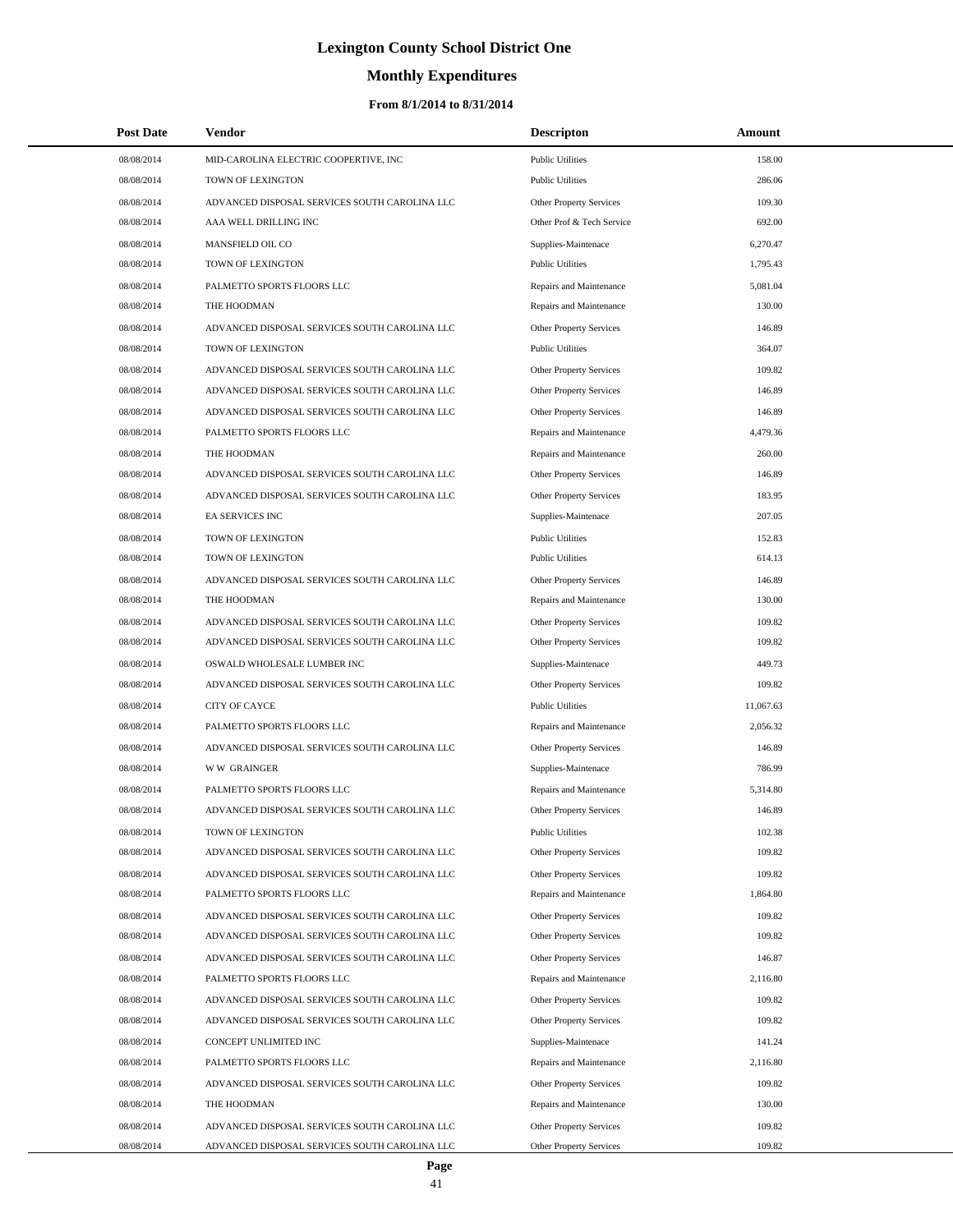# Lexington County School District One

## Monthly Expenditures

### From 8/1/2014 to 8/31/2014

| Post Date | Vendor | Descripton | Amount |
|---|---|---|---|
| 08/08/2014 | MID-CAROLINA ELECTRIC COOPERTIVE, INC | Public Utilities | 158.00 |
| 08/08/2014 | TOWN OF LEXINGTON | Public Utilities | 286.06 |
| 08/08/2014 | ADVANCED DISPOSAL SERVICES SOUTH CAROLINA LLC | Other Property Services | 109.30 |
| 08/08/2014 | AAA WELL DRILLING INC | Other Prof & Tech Service | 692.00 |
| 08/08/2014 | MANSFIELD OIL CO | Supplies-Maintenace | 6,270.47 |
| 08/08/2014 | TOWN OF LEXINGTON | Public Utilities | 1,795.43 |
| 08/08/2014 | PALMETTO SPORTS FLOORS LLC | Repairs and Maintenance | 5,081.04 |
| 08/08/2014 | THE HOODMAN | Repairs and Maintenance | 130.00 |
| 08/08/2014 | ADVANCED DISPOSAL SERVICES SOUTH CAROLINA LLC | Other Property Services | 146.89 |
| 08/08/2014 | TOWN OF LEXINGTON | Public Utilities | 364.07 |
| 08/08/2014 | ADVANCED DISPOSAL SERVICES SOUTH CAROLINA LLC | Other Property Services | 109.82 |
| 08/08/2014 | ADVANCED DISPOSAL SERVICES SOUTH CAROLINA LLC | Other Property Services | 146.89 |
| 08/08/2014 | ADVANCED DISPOSAL SERVICES SOUTH CAROLINA LLC | Other Property Services | 146.89 |
| 08/08/2014 | PALMETTO SPORTS FLOORS LLC | Repairs and Maintenance | 4,479.36 |
| 08/08/2014 | THE HOODMAN | Repairs and Maintenance | 260.00 |
| 08/08/2014 | ADVANCED DISPOSAL SERVICES SOUTH CAROLINA LLC | Other Property Services | 146.89 |
| 08/08/2014 | ADVANCED DISPOSAL SERVICES SOUTH CAROLINA LLC | Other Property Services | 183.95 |
| 08/08/2014 | EA SERVICES INC | Supplies-Maintenace | 207.05 |
| 08/08/2014 | TOWN OF LEXINGTON | Public Utilities | 152.83 |
| 08/08/2014 | TOWN OF LEXINGTON | Public Utilities | 614.13 |
| 08/08/2014 | ADVANCED DISPOSAL SERVICES SOUTH CAROLINA LLC | Other Property Services | 146.89 |
| 08/08/2014 | THE HOODMAN | Repairs and Maintenance | 130.00 |
| 08/08/2014 | ADVANCED DISPOSAL SERVICES SOUTH CAROLINA LLC | Other Property Services | 109.82 |
| 08/08/2014 | ADVANCED DISPOSAL SERVICES SOUTH CAROLINA LLC | Other Property Services | 109.82 |
| 08/08/2014 | OSWALD WHOLESALE LUMBER INC | Supplies-Maintenace | 449.73 |
| 08/08/2014 | ADVANCED DISPOSAL SERVICES SOUTH CAROLINA LLC | Other Property Services | 109.82 |
| 08/08/2014 | CITY OF CAYCE | Public Utilities | 11,067.63 |
| 08/08/2014 | PALMETTO SPORTS FLOORS LLC | Repairs and Maintenance | 2,056.32 |
| 08/08/2014 | ADVANCED DISPOSAL SERVICES SOUTH CAROLINA LLC | Other Property Services | 146.89 |
| 08/08/2014 | W W GRAINGER | Supplies-Maintenace | 786.99 |
| 08/08/2014 | PALMETTO SPORTS FLOORS LLC | Repairs and Maintenance | 5,314.80 |
| 08/08/2014 | ADVANCED DISPOSAL SERVICES SOUTH CAROLINA LLC | Other Property Services | 146.89 |
| 08/08/2014 | TOWN OF LEXINGTON | Public Utilities | 102.38 |
| 08/08/2014 | ADVANCED DISPOSAL SERVICES SOUTH CAROLINA LLC | Other Property Services | 109.82 |
| 08/08/2014 | ADVANCED DISPOSAL SERVICES SOUTH CAROLINA LLC | Other Property Services | 109.82 |
| 08/08/2014 | PALMETTO SPORTS FLOORS LLC | Repairs and Maintenance | 1,864.80 |
| 08/08/2014 | ADVANCED DISPOSAL SERVICES SOUTH CAROLINA LLC | Other Property Services | 109.82 |
| 08/08/2014 | ADVANCED DISPOSAL SERVICES SOUTH CAROLINA LLC | Other Property Services | 109.82 |
| 08/08/2014 | ADVANCED DISPOSAL SERVICES SOUTH CAROLINA LLC | Other Property Services | 146.87 |
| 08/08/2014 | PALMETTO SPORTS FLOORS LLC | Repairs and Maintenance | 2,116.80 |
| 08/08/2014 | ADVANCED DISPOSAL SERVICES SOUTH CAROLINA LLC | Other Property Services | 109.82 |
| 08/08/2014 | ADVANCED DISPOSAL SERVICES SOUTH CAROLINA LLC | Other Property Services | 109.82 |
| 08/08/2014 | CONCEPT UNLIMITED INC | Supplies-Maintenace | 141.24 |
| 08/08/2014 | PALMETTO SPORTS FLOORS LLC | Repairs and Maintenance | 2,116.80 |
| 08/08/2014 | ADVANCED DISPOSAL SERVICES SOUTH CAROLINA LLC | Other Property Services | 109.82 |
| 08/08/2014 | THE HOODMAN | Repairs and Maintenance | 130.00 |
| 08/08/2014 | ADVANCED DISPOSAL SERVICES SOUTH CAROLINA LLC | Other Property Services | 109.82 |
| 08/08/2014 | ADVANCED DISPOSAL SERVICES SOUTH CAROLINA LLC | Other Property Services | 109.82 |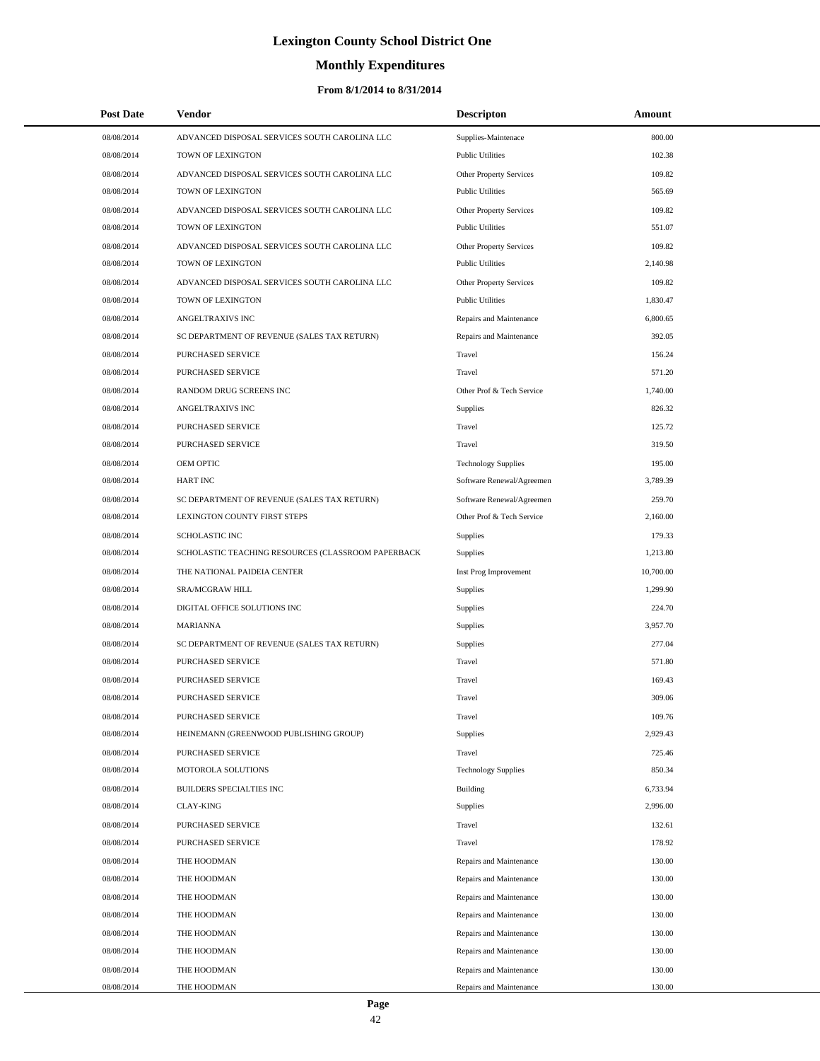# Lexington County School District One

## Monthly Expenditures

### From 8/1/2014 to 8/31/2014

| Post Date | Vendor | Descripton | Amount |
|---|---|---|---|
| 08/08/2014 | ADVANCED DISPOSAL SERVICES SOUTH CAROLINA LLC | Supplies-Maintenace | 800.00 |
| 08/08/2014 | TOWN OF LEXINGTON | Public Utilities | 102.38 |
| 08/08/2014 | ADVANCED DISPOSAL SERVICES SOUTH CAROLINA LLC | Other Property Services | 109.82 |
| 08/08/2014 | TOWN OF LEXINGTON | Public Utilities | 565.69 |
| 08/08/2014 | ADVANCED DISPOSAL SERVICES SOUTH CAROLINA LLC | Other Property Services | 109.82 |
| 08/08/2014 | TOWN OF LEXINGTON | Public Utilities | 551.07 |
| 08/08/2014 | ADVANCED DISPOSAL SERVICES SOUTH CAROLINA LLC | Other Property Services | 109.82 |
| 08/08/2014 | TOWN OF LEXINGTON | Public Utilities | 2,140.98 |
| 08/08/2014 | ADVANCED DISPOSAL SERVICES SOUTH CAROLINA LLC | Other Property Services | 109.82 |
| 08/08/2014 | TOWN OF LEXINGTON | Public Utilities | 1,830.47 |
| 08/08/2014 | ANGELTRAXIVS INC | Repairs and Maintenance | 6,800.65 |
| 08/08/2014 | SC DEPARTMENT OF REVENUE (SALES TAX RETURN) | Repairs and Maintenance | 392.05 |
| 08/08/2014 | PURCHASED SERVICE | Travel | 156.24 |
| 08/08/2014 | PURCHASED SERVICE | Travel | 571.20 |
| 08/08/2014 | RANDOM DRUG SCREENS INC | Other Prof & Tech Service | 1,740.00 |
| 08/08/2014 | ANGELTRAXIVS INC | Supplies | 826.32 |
| 08/08/2014 | PURCHASED SERVICE | Travel | 125.72 |
| 08/08/2014 | PURCHASED SERVICE | Travel | 319.50 |
| 08/08/2014 | OEM OPTIC | Technology Supplies | 195.00 |
| 08/08/2014 | HART INC | Software Renewal/Agreemen | 3,789.39 |
| 08/08/2014 | SC DEPARTMENT OF REVENUE (SALES TAX RETURN) | Software Renewal/Agreemen | 259.70 |
| 08/08/2014 | LEXINGTON COUNTY FIRST STEPS | Other Prof & Tech Service | 2,160.00 |
| 08/08/2014 | SCHOLASTIC INC | Supplies | 179.33 |
| 08/08/2014 | SCHOLASTIC TEACHING RESOURCES (CLASSROOM PAPERBACK | Supplies | 1,213.80 |
| 08/08/2014 | THE NATIONAL PAIDEIA CENTER | Inst Prog Improvement | 10,700.00 |
| 08/08/2014 | SRA/MCGRAW HILL | Supplies | 1,299.90 |
| 08/08/2014 | DIGITAL OFFICE SOLUTIONS INC | Supplies | 224.70 |
| 08/08/2014 | MARIANNA | Supplies | 3,957.70 |
| 08/08/2014 | SC DEPARTMENT OF REVENUE (SALES TAX RETURN) | Supplies | 277.04 |
| 08/08/2014 | PURCHASED SERVICE | Travel | 571.80 |
| 08/08/2014 | PURCHASED SERVICE | Travel | 169.43 |
| 08/08/2014 | PURCHASED SERVICE | Travel | 309.06 |
| 08/08/2014 | PURCHASED SERVICE | Travel | 109.76 |
| 08/08/2014 | HEINEMANN (GREENWOOD PUBLISHING GROUP) | Supplies | 2,929.43 |
| 08/08/2014 | PURCHASED SERVICE | Travel | 725.46 |
| 08/08/2014 | MOTOROLA SOLUTIONS | Technology Supplies | 850.34 |
| 08/08/2014 | BUILDERS SPECIALTIES INC | Building | 6,733.94 |
| 08/08/2014 | CLAY-KING | Supplies | 2,996.00 |
| 08/08/2014 | PURCHASED SERVICE | Travel | 132.61 |
| 08/08/2014 | PURCHASED SERVICE | Travel | 178.92 |
| 08/08/2014 | THE HOODMAN | Repairs and Maintenance | 130.00 |
| 08/08/2014 | THE HOODMAN | Repairs and Maintenance | 130.00 |
| 08/08/2014 | THE HOODMAN | Repairs and Maintenance | 130.00 |
| 08/08/2014 | THE HOODMAN | Repairs and Maintenance | 130.00 |
| 08/08/2014 | THE HOODMAN | Repairs and Maintenance | 130.00 |
| 08/08/2014 | THE HOODMAN | Repairs and Maintenance | 130.00 |
| 08/08/2014 | THE HOODMAN | Repairs and Maintenance | 130.00 |
| 08/08/2014 | THE HOODMAN | Repairs and Maintenance | 130.00 |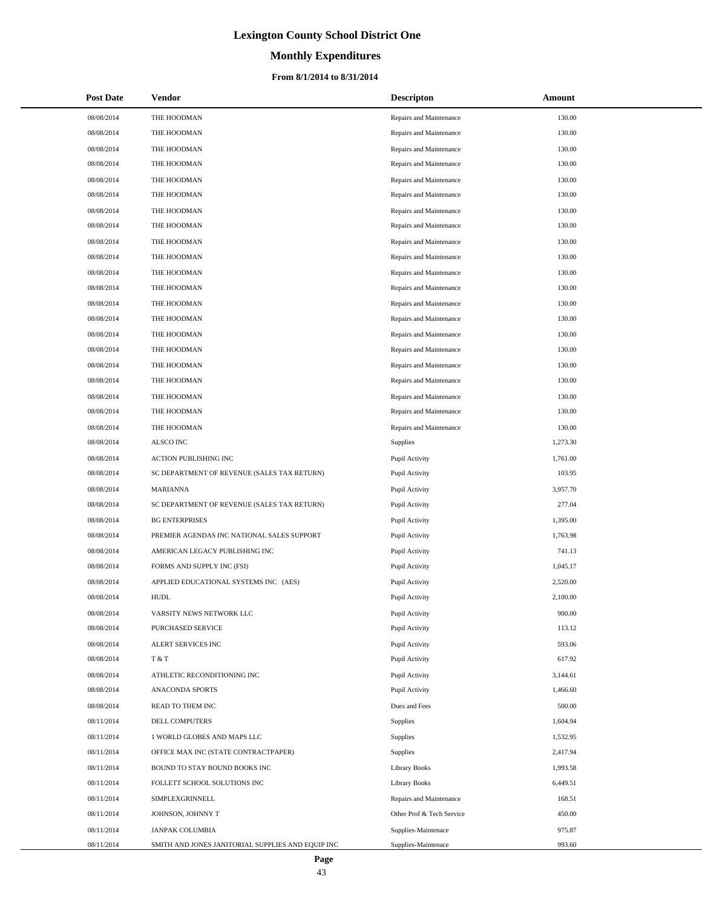# Lexington County School District One

## Monthly Expenditures

### From 8/1/2014 to 8/31/2014

| Post Date | Vendor | Descripton | Amount |
|---|---|---|---|
| 08/08/2014 | THE HOODMAN | Repairs and Maintenance | 130.00 |
| 08/08/2014 | THE HOODMAN | Repairs and Maintenance | 130.00 |
| 08/08/2014 | THE HOODMAN | Repairs and Maintenance | 130.00 |
| 08/08/2014 | THE HOODMAN | Repairs and Maintenance | 130.00 |
| 08/08/2014 | THE HOODMAN | Repairs and Maintenance | 130.00 |
| 08/08/2014 | THE HOODMAN | Repairs and Maintenance | 130.00 |
| 08/08/2014 | THE HOODMAN | Repairs and Maintenance | 130.00 |
| 08/08/2014 | THE HOODMAN | Repairs and Maintenance | 130.00 |
| 08/08/2014 | THE HOODMAN | Repairs and Maintenance | 130.00 |
| 08/08/2014 | THE HOODMAN | Repairs and Maintenance | 130.00 |
| 08/08/2014 | THE HOODMAN | Repairs and Maintenance | 130.00 |
| 08/08/2014 | THE HOODMAN | Repairs and Maintenance | 130.00 |
| 08/08/2014 | THE HOODMAN | Repairs and Maintenance | 130.00 |
| 08/08/2014 | THE HOODMAN | Repairs and Maintenance | 130.00 |
| 08/08/2014 | THE HOODMAN | Repairs and Maintenance | 130.00 |
| 08/08/2014 | THE HOODMAN | Repairs and Maintenance | 130.00 |
| 08/08/2014 | THE HOODMAN | Repairs and Maintenance | 130.00 |
| 08/08/2014 | THE HOODMAN | Repairs and Maintenance | 130.00 |
| 08/08/2014 | THE HOODMAN | Repairs and Maintenance | 130.00 |
| 08/08/2014 | THE HOODMAN | Repairs and Maintenance | 130.00 |
| 08/08/2014 | THE HOODMAN | Repairs and Maintenance | 130.00 |
| 08/08/2014 | ALSCO INC | Supplies | 1,273.30 |
| 08/08/2014 | ACTION PUBLISHING INC | Pupil Activity | 1,761.00 |
| 08/08/2014 | SC DEPARTMENT OF REVENUE (SALES TAX RETURN) | Pupil Activity | 103.95 |
| 08/08/2014 | MARIANNA | Pupil Activity | 3,957.70 |
| 08/08/2014 | SC DEPARTMENT OF REVENUE (SALES TAX RETURN) | Pupil Activity | 277.04 |
| 08/08/2014 | BG ENTERPRISES | Pupil Activity | 1,395.00 |
| 08/08/2014 | PREMIER AGENDAS INC NATIONAL SALES SUPPORT | Pupil Activity | 1,763.98 |
| 08/08/2014 | AMERICAN LEGACY PUBLISHING INC | Pupil Activity | 741.13 |
| 08/08/2014 | FORMS AND SUPPLY INC (FSI) | Pupil Activity | 1,045.17 |
| 08/08/2014 | APPLIED EDUCATIONAL SYSTEMS INC (AES) | Pupil Activity | 2,520.00 |
| 08/08/2014 | HUDL | Pupil Activity | 2,100.00 |
| 08/08/2014 | VARSITY NEWS NETWORK LLC | Pupil Activity | 900.00 |
| 08/08/2014 | PURCHASED SERVICE | Pupil Activity | 113.12 |
| 08/08/2014 | ALERT SERVICES INC | Pupil Activity | 593.06 |
| 08/08/2014 | T & T | Pupil Activity | 617.92 |
| 08/08/2014 | ATHLETIC RECONDITIONING INC | Pupil Activity | 3,144.61 |
| 08/08/2014 | ANACONDA SPORTS | Pupil Activity | 1,466.60 |
| 08/08/2014 | READ TO THEM INC | Dues and Fees | 500.00 |
| 08/11/2014 | DELL COMPUTERS | Supplies | 1,604.94 |
| 08/11/2014 | 1 WORLD GLOBES AND MAPS LLC | Supplies | 1,532.95 |
| 08/11/2014 | OFFICE MAX INC (STATE CONTRACTPAPER) | Supplies | 2,417.94 |
| 08/11/2014 | BOUND TO STAY BOUND BOOKS INC | Library Books | 1,993.58 |
| 08/11/2014 | FOLLETT SCHOOL SOLUTIONS INC | Library Books | 6,449.51 |
| 08/11/2014 | SIMPLEXGRINNELL | Repairs and Maintenance | 168.51 |
| 08/11/2014 | JOHNSON, JOHNNY T | Other Prof & Tech Service | 450.00 |
| 08/11/2014 | JANPAK COLUMBIA | Supplies-Maintenace | 975.87 |
| 08/11/2014 | SMITH AND JONES JANITORIAL SUPPLIES AND EQUIP INC | Supplies-Maintenace | 993.60 |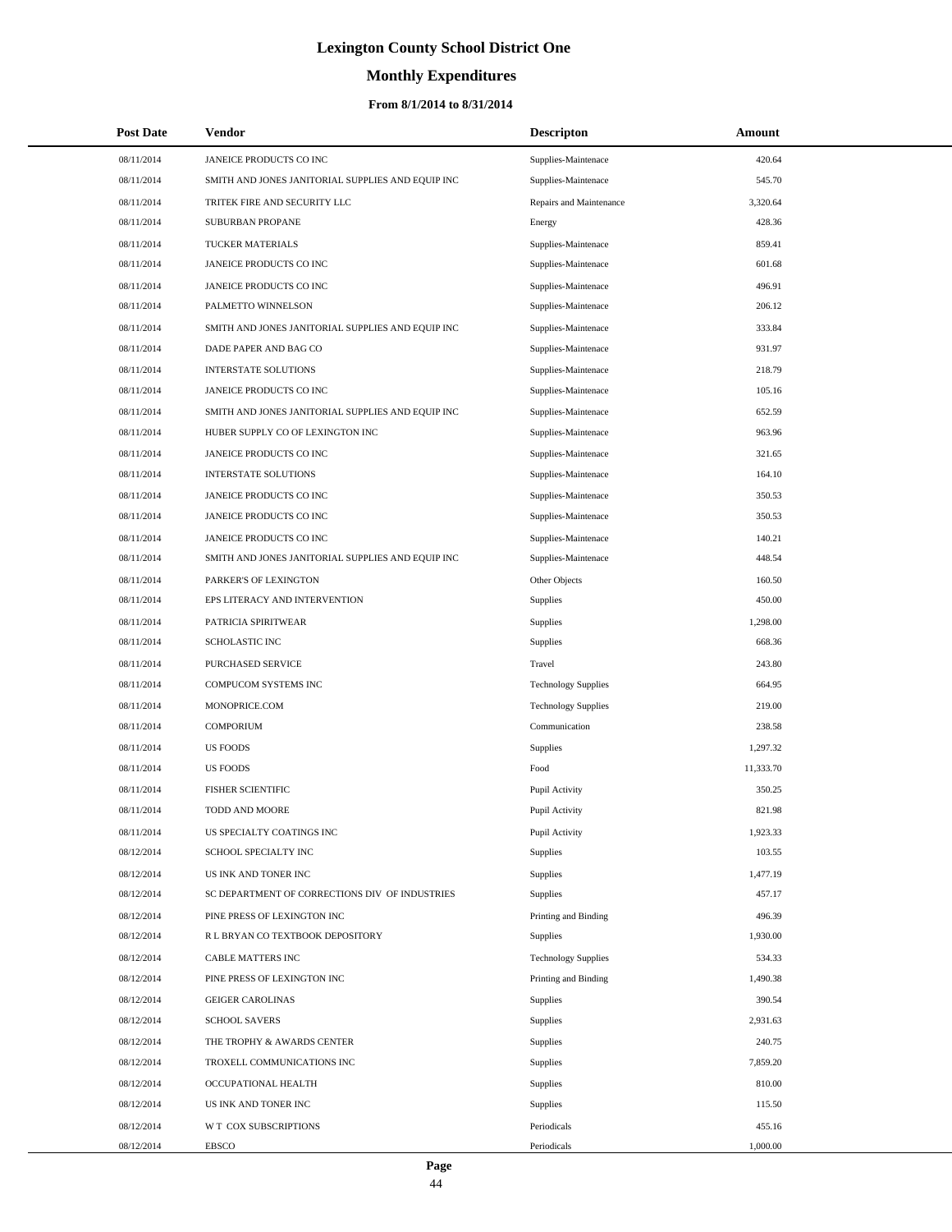# Lexington County School District One

## Monthly Expenditures

### From 8/1/2014 to 8/31/2014

| Post Date | Vendor | Descripton | Amount |
|---|---|---|---|
| 08/11/2014 | JANEICE PRODUCTS CO INC | Supplies-Maintenace | 420.64 |
| 08/11/2014 | SMITH AND JONES JANITORIAL SUPPLIES AND EQUIP INC | Supplies-Maintenace | 545.70 |
| 08/11/2014 | TRITEK FIRE AND SECURITY LLC | Repairs and Maintenance | 3,320.64 |
| 08/11/2014 | SUBURBAN PROPANE | Energy | 428.36 |
| 08/11/2014 | TUCKER MATERIALS | Supplies-Maintenace | 859.41 |
| 08/11/2014 | JANEICE PRODUCTS CO INC | Supplies-Maintenace | 601.68 |
| 08/11/2014 | JANEICE PRODUCTS CO INC | Supplies-Maintenace | 496.91 |
| 08/11/2014 | PALMETTO WINNELSON | Supplies-Maintenace | 206.12 |
| 08/11/2014 | SMITH AND JONES JANITORIAL SUPPLIES AND EQUIP INC | Supplies-Maintenace | 333.84 |
| 08/11/2014 | DADE PAPER AND BAG CO | Supplies-Maintenace | 931.97 |
| 08/11/2014 | INTERSTATE SOLUTIONS | Supplies-Maintenace | 218.79 |
| 08/11/2014 | JANEICE PRODUCTS CO INC | Supplies-Maintenace | 105.16 |
| 08/11/2014 | SMITH AND JONES JANITORIAL SUPPLIES AND EQUIP INC | Supplies-Maintenace | 652.59 |
| 08/11/2014 | HUBER SUPPLY CO OF LEXINGTON INC | Supplies-Maintenace | 963.96 |
| 08/11/2014 | JANEICE PRODUCTS CO INC | Supplies-Maintenace | 321.65 |
| 08/11/2014 | INTERSTATE SOLUTIONS | Supplies-Maintenace | 164.10 |
| 08/11/2014 | JANEICE PRODUCTS CO INC | Supplies-Maintenace | 350.53 |
| 08/11/2014 | JANEICE PRODUCTS CO INC | Supplies-Maintenace | 350.53 |
| 08/11/2014 | JANEICE PRODUCTS CO INC | Supplies-Maintenace | 140.21 |
| 08/11/2014 | SMITH AND JONES JANITORIAL SUPPLIES AND EQUIP INC | Supplies-Maintenace | 448.54 |
| 08/11/2014 | PARKER'S OF LEXINGTON | Other Objects | 160.50 |
| 08/11/2014 | EPS LITERACY AND INTERVENTION | Supplies | 450.00 |
| 08/11/2014 | PATRICIA SPIRITWEAR | Supplies | 1,298.00 |
| 08/11/2014 | SCHOLASTIC INC | Supplies | 668.36 |
| 08/11/2014 | PURCHASED SERVICE | Travel | 243.80 |
| 08/11/2014 | COMPUCOM SYSTEMS INC | Technology Supplies | 664.95 |
| 08/11/2014 | MONOPRICE.COM | Technology Supplies | 219.00 |
| 08/11/2014 | COMPORIUM | Communication | 238.58 |
| 08/11/2014 | US FOODS | Supplies | 1,297.32 |
| 08/11/2014 | US FOODS | Food | 11,333.70 |
| 08/11/2014 | FISHER SCIENTIFIC | Pupil Activity | 350.25 |
| 08/11/2014 | TODD AND MOORE | Pupil Activity | 821.98 |
| 08/11/2014 | US SPECIALTY COATINGS INC | Pupil Activity | 1,923.33 |
| 08/12/2014 | SCHOOL SPECIALTY INC | Supplies | 103.55 |
| 08/12/2014 | US INK AND TONER INC | Supplies | 1,477.19 |
| 08/12/2014 | SC DEPARTMENT OF CORRECTIONS DIV OF INDUSTRIES | Supplies | 457.17 |
| 08/12/2014 | PINE PRESS OF LEXINGTON INC | Printing and Binding | 496.39 |
| 08/12/2014 | R L BRYAN CO TEXTBOOK DEPOSITORY | Supplies | 1,930.00 |
| 08/12/2014 | CABLE MATTERS INC | Technology Supplies | 534.33 |
| 08/12/2014 | PINE PRESS OF LEXINGTON INC | Printing and Binding | 1,490.38 |
| 08/12/2014 | GEIGER CAROLINAS | Supplies | 390.54 |
| 08/12/2014 | SCHOOL SAVERS | Supplies | 2,931.63 |
| 08/12/2014 | THE TROPHY & AWARDS CENTER | Supplies | 240.75 |
| 08/12/2014 | TROXELL COMMUNICATIONS INC | Supplies | 7,859.20 |
| 08/12/2014 | OCCUPATIONAL HEALTH | Supplies | 810.00 |
| 08/12/2014 | US INK AND TONER INC | Supplies | 115.50 |
| 08/12/2014 | W T COX SUBSCRIPTIONS | Periodicals | 455.16 |
| 08/12/2014 | EBSCO | Periodicals | 1,000.00 |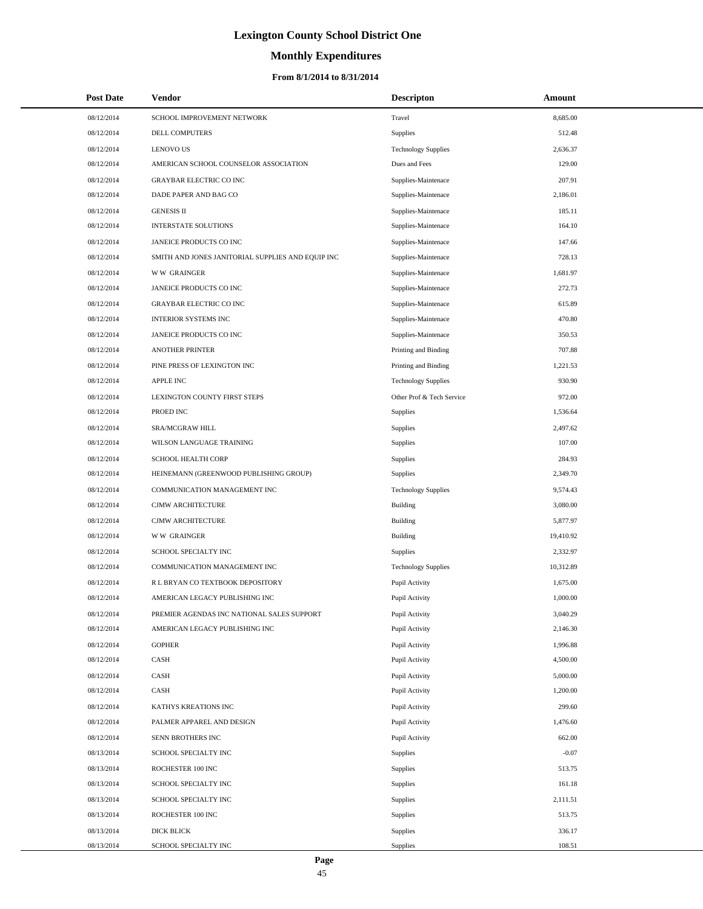# Lexington County School District One

## Monthly Expenditures

### From 8/1/2014 to 8/31/2014

| Post Date | Vendor | Descripton | Amount |
|---|---|---|---|
| 08/12/2014 | SCHOOL IMPROVEMENT NETWORK | Travel | 8,685.00 |
| 08/12/2014 | DELL COMPUTERS | Supplies | 512.48 |
| 08/12/2014 | LENOVO US | Technology Supplies | 2,636.37 |
| 08/12/2014 | AMERICAN SCHOOL COUNSELOR ASSOCIATION | Dues and Fees | 129.00 |
| 08/12/2014 | GRAYBAR ELECTRIC CO INC | Supplies-Maintenace | 207.91 |
| 08/12/2014 | DADE PAPER AND BAG CO | Supplies-Maintenace | 2,186.01 |
| 08/12/2014 | GENESIS II | Supplies-Maintenace | 185.11 |
| 08/12/2014 | INTERSTATE SOLUTIONS | Supplies-Maintenace | 164.10 |
| 08/12/2014 | JANEICE PRODUCTS CO INC | Supplies-Maintenace | 147.66 |
| 08/12/2014 | SMITH AND JONES JANITORIAL SUPPLIES AND EQUIP INC | Supplies-Maintenace | 728.13 |
| 08/12/2014 | W W GRAINGER | Supplies-Maintenace | 1,681.97 |
| 08/12/2014 | JANEICE PRODUCTS CO INC | Supplies-Maintenace | 272.73 |
| 08/12/2014 | GRAYBAR ELECTRIC CO INC | Supplies-Maintenace | 615.89 |
| 08/12/2014 | INTERIOR SYSTEMS INC | Supplies-Maintenace | 470.80 |
| 08/12/2014 | JANEICE PRODUCTS CO INC | Supplies-Maintenace | 350.53 |
| 08/12/2014 | ANOTHER PRINTER | Printing and Binding | 707.88 |
| 08/12/2014 | PINE PRESS OF LEXINGTON INC | Printing and Binding | 1,221.53 |
| 08/12/2014 | APPLE INC | Technology Supplies | 930.90 |
| 08/12/2014 | LEXINGTON COUNTY FIRST STEPS | Other Prof & Tech Service | 972.00 |
| 08/12/2014 | PROED INC | Supplies | 1,536.64 |
| 08/12/2014 | SRA/MCGRAW HILL | Supplies | 2,497.62 |
| 08/12/2014 | WILSON LANGUAGE TRAINING | Supplies | 107.00 |
| 08/12/2014 | SCHOOL HEALTH CORP | Supplies | 284.93 |
| 08/12/2014 | HEINEMANN (GREENWOOD PUBLISHING GROUP) | Supplies | 2,349.70 |
| 08/12/2014 | COMMUNICATION MANAGEMENT INC | Technology Supplies | 9,574.43 |
| 08/12/2014 | CJMW ARCHITECTURE | Building | 3,080.00 |
| 08/12/2014 | CJMW ARCHITECTURE | Building | 5,877.97 |
| 08/12/2014 | W W GRAINGER | Building | 19,410.92 |
| 08/12/2014 | SCHOOL SPECIALTY INC | Supplies | 2,332.97 |
| 08/12/2014 | COMMUNICATION MANAGEMENT INC | Technology Supplies | 10,312.89 |
| 08/12/2014 | R L BRYAN CO TEXTBOOK DEPOSITORY | Pupil Activity | 1,675.00 |
| 08/12/2014 | AMERICAN LEGACY PUBLISHING INC | Pupil Activity | 1,000.00 |
| 08/12/2014 | PREMIER AGENDAS INC NATIONAL SALES SUPPORT | Pupil Activity | 3,040.29 |
| 08/12/2014 | AMERICAN LEGACY PUBLISHING INC | Pupil Activity | 2,146.30 |
| 08/12/2014 | GOPHER | Pupil Activity | 1,996.88 |
| 08/12/2014 | CASH | Pupil Activity | 4,500.00 |
| 08/12/2014 | CASH | Pupil Activity | 5,000.00 |
| 08/12/2014 | CASH | Pupil Activity | 1,200.00 |
| 08/12/2014 | KATHYS KREATIONS INC | Pupil Activity | 299.60 |
| 08/12/2014 | PALMER APPAREL AND DESIGN | Pupil Activity | 1,476.60 |
| 08/12/2014 | SENN BROTHERS INC | Pupil Activity | 662.00 |
| 08/13/2014 | SCHOOL SPECIALTY INC | Supplies | -0.07 |
| 08/13/2014 | ROCHESTER 100 INC | Supplies | 513.75 |
| 08/13/2014 | SCHOOL SPECIALTY INC | Supplies | 161.18 |
| 08/13/2014 | SCHOOL SPECIALTY INC | Supplies | 2,111.51 |
| 08/13/2014 | ROCHESTER 100 INC | Supplies | 513.75 |
| 08/13/2014 | DICK BLICK | Supplies | 336.17 |
| 08/13/2014 | SCHOOL SPECIALTY INC | Supplies | 108.51 |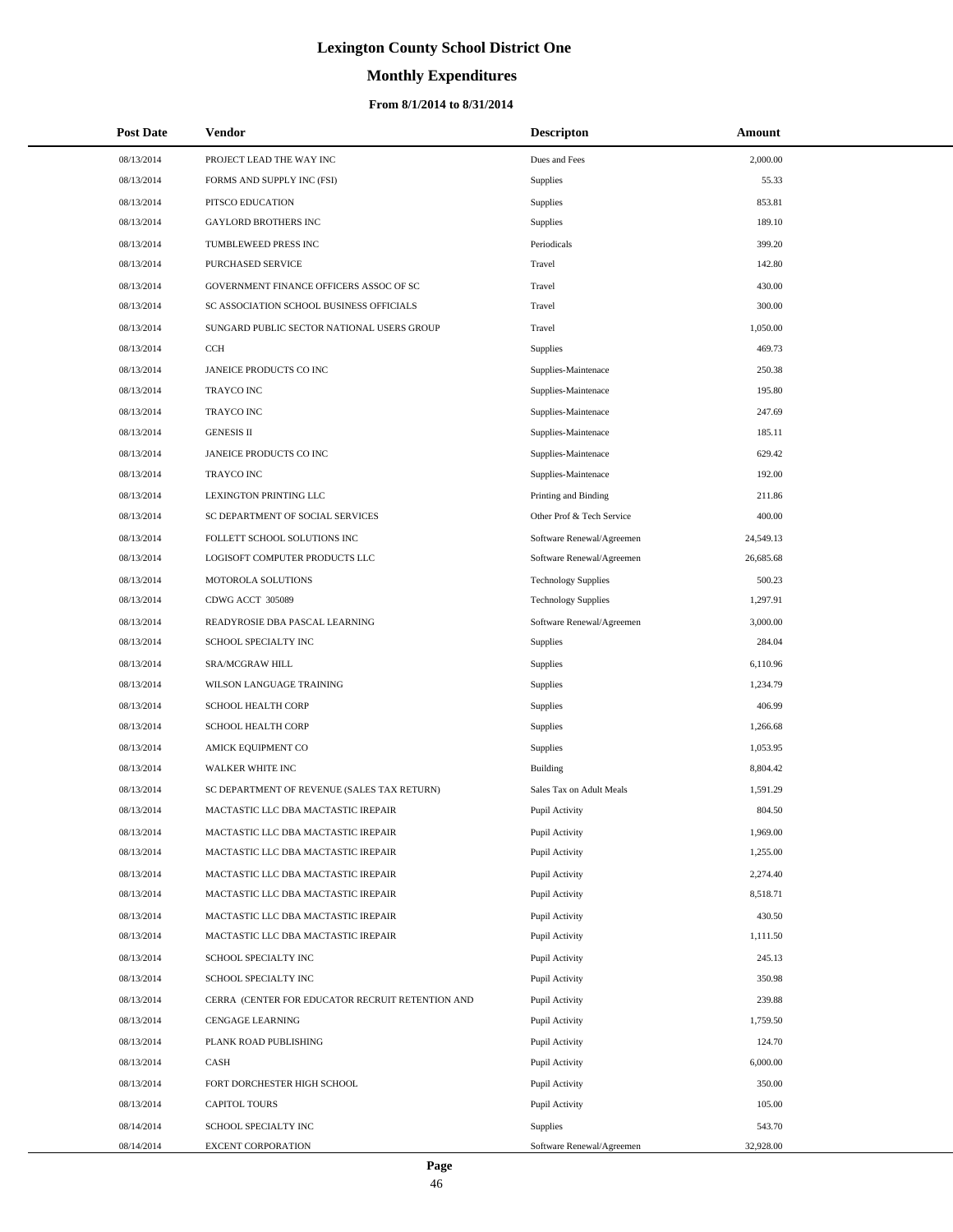# Lexington County School District One

## Monthly Expenditures

### From 8/1/2014 to 8/31/2014

| Post Date | Vendor | Descripton | Amount |
|---|---|---|---|
| 08/13/2014 | PROJECT LEAD THE WAY INC | Dues and Fees | 2,000.00 |
| 08/13/2014 | FORMS AND SUPPLY INC (FSI) | Supplies | 55.33 |
| 08/13/2014 | PITSCO EDUCATION | Supplies | 853.81 |
| 08/13/2014 | GAYLORD BROTHERS INC | Supplies | 189.10 |
| 08/13/2014 | TUMBLEWEED PRESS INC | Periodicals | 399.20 |
| 08/13/2014 | PURCHASED SERVICE | Travel | 142.80 |
| 08/13/2014 | GOVERNMENT FINANCE OFFICERS ASSOC OF SC | Travel | 430.00 |
| 08/13/2014 | SC ASSOCIATION SCHOOL BUSINESS OFFICIALS | Travel | 300.00 |
| 08/13/2014 | SUNGARD PUBLIC SECTOR NATIONAL USERS GROUP | Travel | 1,050.00 |
| 08/13/2014 | CCH | Supplies | 469.73 |
| 08/13/2014 | JANEICE PRODUCTS CO INC | Supplies-Maintenace | 250.38 |
| 08/13/2014 | TRAYCO INC | Supplies-Maintenace | 195.80 |
| 08/13/2014 | TRAYCO INC | Supplies-Maintenace | 247.69 |
| 08/13/2014 | GENESIS II | Supplies-Maintenace | 185.11 |
| 08/13/2014 | JANEICE PRODUCTS CO INC | Supplies-Maintenace | 629.42 |
| 08/13/2014 | TRAYCO INC | Supplies-Maintenace | 192.00 |
| 08/13/2014 | LEXINGTON PRINTING LLC | Printing and Binding | 211.86 |
| 08/13/2014 | SC DEPARTMENT OF SOCIAL SERVICES | Other Prof & Tech Service | 400.00 |
| 08/13/2014 | FOLLETT SCHOOL SOLUTIONS INC | Software Renewal/Agreemen | 24,549.13 |
| 08/13/2014 | LOGISOFT COMPUTER PRODUCTS LLC | Software Renewal/Agreemen | 26,685.68 |
| 08/13/2014 | MOTOROLA SOLUTIONS | Technology Supplies | 500.23 |
| 08/13/2014 | CDWG ACCT 305089 | Technology Supplies | 1,297.91 |
| 08/13/2014 | READYROSIE DBA PASCAL LEARNING | Software Renewal/Agreemen | 3,000.00 |
| 08/13/2014 | SCHOOL SPECIALTY INC | Supplies | 284.04 |
| 08/13/2014 | SRA/MCGRAW HILL | Supplies | 6,110.96 |
| 08/13/2014 | WILSON LANGUAGE TRAINING | Supplies | 1,234.79 |
| 08/13/2014 | SCHOOL HEALTH CORP | Supplies | 406.99 |
| 08/13/2014 | SCHOOL HEALTH CORP | Supplies | 1,266.68 |
| 08/13/2014 | AMICK EQUIPMENT CO | Supplies | 1,053.95 |
| 08/13/2014 | WALKER WHITE INC | Building | 8,804.42 |
| 08/13/2014 | SC DEPARTMENT OF REVENUE (SALES TAX RETURN) | Sales Tax on Adult Meals | 1,591.29 |
| 08/13/2014 | MACTASTIC LLC DBA MACTASTIC IREPAIR | Pupil Activity | 804.50 |
| 08/13/2014 | MACTASTIC LLC DBA MACTASTIC IREPAIR | Pupil Activity | 1,969.00 |
| 08/13/2014 | MACTASTIC LLC DBA MACTASTIC IREPAIR | Pupil Activity | 1,255.00 |
| 08/13/2014 | MACTASTIC LLC DBA MACTASTIC IREPAIR | Pupil Activity | 2,274.40 |
| 08/13/2014 | MACTASTIC LLC DBA MACTASTIC IREPAIR | Pupil Activity | 8,518.71 |
| 08/13/2014 | MACTASTIC LLC DBA MACTASTIC IREPAIR | Pupil Activity | 430.50 |
| 08/13/2014 | MACTASTIC LLC DBA MACTASTIC IREPAIR | Pupil Activity | 1,111.50 |
| 08/13/2014 | SCHOOL SPECIALTY INC | Pupil Activity | 245.13 |
| 08/13/2014 | SCHOOL SPECIALTY INC | Pupil Activity | 350.98 |
| 08/13/2014 | CERRA (CENTER FOR EDUCATOR RECRUIT RETENTION AND | Pupil Activity | 239.88 |
| 08/13/2014 | CENGAGE LEARNING | Pupil Activity | 1,759.50 |
| 08/13/2014 | PLANK ROAD PUBLISHING | Pupil Activity | 124.70 |
| 08/13/2014 | CASH | Pupil Activity | 6,000.00 |
| 08/13/2014 | FORT DORCHESTER HIGH SCHOOL | Pupil Activity | 350.00 |
| 08/13/2014 | CAPITOL TOURS | Pupil Activity | 105.00 |
| 08/14/2014 | SCHOOL SPECIALTY INC | Supplies | 543.70 |
| 08/14/2014 | EXCENT CORPORATION | Software Renewal/Agreemen | 32,928.00 |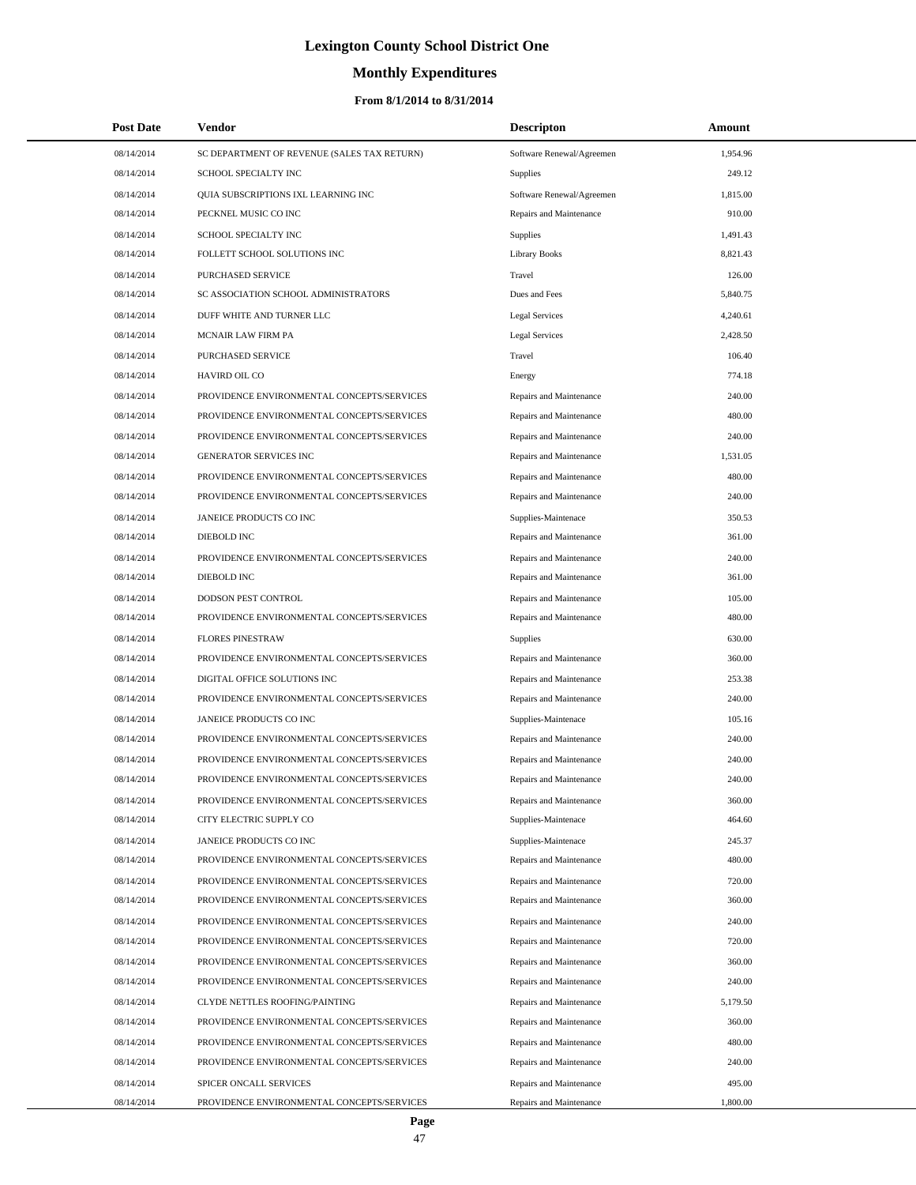# Lexington County School District One

## Monthly Expenditures

### From 8/1/2014 to 8/31/2014

| Post Date | Vendor | Descripton | Amount |
|---|---|---|---|
| 08/14/2014 | SC DEPARTMENT OF REVENUE (SALES TAX RETURN) | Software Renewal/Agreemen | 1,954.96 |
| 08/14/2014 | SCHOOL SPECIALTY INC | Supplies | 249.12 |
| 08/14/2014 | QUIA SUBSCRIPTIONS IXL LEARNING INC | Software Renewal/Agreemen | 1,815.00 |
| 08/14/2014 | PECKNEL MUSIC CO INC | Repairs and Maintenance | 910.00 |
| 08/14/2014 | SCHOOL SPECIALTY INC | Supplies | 1,491.43 |
| 08/14/2014 | FOLLETT SCHOOL SOLUTIONS INC | Library Books | 8,821.43 |
| 08/14/2014 | PURCHASED SERVICE | Travel | 126.00 |
| 08/14/2014 | SC ASSOCIATION SCHOOL ADMINISTRATORS | Dues and Fees | 5,840.75 |
| 08/14/2014 | DUFF WHITE AND TURNER LLC | Legal Services | 4,240.61 |
| 08/14/2014 | MCNAIR LAW FIRM PA | Legal Services | 2,428.50 |
| 08/14/2014 | PURCHASED SERVICE | Travel | 106.40 |
| 08/14/2014 | HAVIRD OIL CO | Energy | 774.18 |
| 08/14/2014 | PROVIDENCE ENVIRONMENTAL CONCEPTS/SERVICES | Repairs and Maintenance | 240.00 |
| 08/14/2014 | PROVIDENCE ENVIRONMENTAL CONCEPTS/SERVICES | Repairs and Maintenance | 480.00 |
| 08/14/2014 | PROVIDENCE ENVIRONMENTAL CONCEPTS/SERVICES | Repairs and Maintenance | 240.00 |
| 08/14/2014 | GENERATOR SERVICES INC | Repairs and Maintenance | 1,531.05 |
| 08/14/2014 | PROVIDENCE ENVIRONMENTAL CONCEPTS/SERVICES | Repairs and Maintenance | 480.00 |
| 08/14/2014 | PROVIDENCE ENVIRONMENTAL CONCEPTS/SERVICES | Repairs and Maintenance | 240.00 |
| 08/14/2014 | JANEICE PRODUCTS CO INC | Supplies-Maintenace | 350.53 |
| 08/14/2014 | DIEBOLD INC | Repairs and Maintenance | 361.00 |
| 08/14/2014 | PROVIDENCE ENVIRONMENTAL CONCEPTS/SERVICES | Repairs and Maintenance | 240.00 |
| 08/14/2014 | DIEBOLD INC | Repairs and Maintenance | 361.00 |
| 08/14/2014 | DODSON PEST CONTROL | Repairs and Maintenance | 105.00 |
| 08/14/2014 | PROVIDENCE ENVIRONMENTAL CONCEPTS/SERVICES | Repairs and Maintenance | 480.00 |
| 08/14/2014 | FLORES PINESTRAW | Supplies | 630.00 |
| 08/14/2014 | PROVIDENCE ENVIRONMENTAL CONCEPTS/SERVICES | Repairs and Maintenance | 360.00 |
| 08/14/2014 | DIGITAL OFFICE SOLUTIONS INC | Repairs and Maintenance | 253.38 |
| 08/14/2014 | PROVIDENCE ENVIRONMENTAL CONCEPTS/SERVICES | Repairs and Maintenance | 240.00 |
| 08/14/2014 | JANEICE PRODUCTS CO INC | Supplies-Maintenace | 105.16 |
| 08/14/2014 | PROVIDENCE ENVIRONMENTAL CONCEPTS/SERVICES | Repairs and Maintenance | 240.00 |
| 08/14/2014 | PROVIDENCE ENVIRONMENTAL CONCEPTS/SERVICES | Repairs and Maintenance | 240.00 |
| 08/14/2014 | PROVIDENCE ENVIRONMENTAL CONCEPTS/SERVICES | Repairs and Maintenance | 240.00 |
| 08/14/2014 | PROVIDENCE ENVIRONMENTAL CONCEPTS/SERVICES | Repairs and Maintenance | 360.00 |
| 08/14/2014 | CITY ELECTRIC SUPPLY CO | Supplies-Maintenace | 464.60 |
| 08/14/2014 | JANEICE PRODUCTS CO INC | Supplies-Maintenace | 245.37 |
| 08/14/2014 | PROVIDENCE ENVIRONMENTAL CONCEPTS/SERVICES | Repairs and Maintenance | 480.00 |
| 08/14/2014 | PROVIDENCE ENVIRONMENTAL CONCEPTS/SERVICES | Repairs and Maintenance | 720.00 |
| 08/14/2014 | PROVIDENCE ENVIRONMENTAL CONCEPTS/SERVICES | Repairs and Maintenance | 360.00 |
| 08/14/2014 | PROVIDENCE ENVIRONMENTAL CONCEPTS/SERVICES | Repairs and Maintenance | 240.00 |
| 08/14/2014 | PROVIDENCE ENVIRONMENTAL CONCEPTS/SERVICES | Repairs and Maintenance | 720.00 |
| 08/14/2014 | PROVIDENCE ENVIRONMENTAL CONCEPTS/SERVICES | Repairs and Maintenance | 360.00 |
| 08/14/2014 | PROVIDENCE ENVIRONMENTAL CONCEPTS/SERVICES | Repairs and Maintenance | 240.00 |
| 08/14/2014 | CLYDE NETTLES ROOFING/PAINTING | Repairs and Maintenance | 5,179.50 |
| 08/14/2014 | PROVIDENCE ENVIRONMENTAL CONCEPTS/SERVICES | Repairs and Maintenance | 360.00 |
| 08/14/2014 | PROVIDENCE ENVIRONMENTAL CONCEPTS/SERVICES | Repairs and Maintenance | 480.00 |
| 08/14/2014 | PROVIDENCE ENVIRONMENTAL CONCEPTS/SERVICES | Repairs and Maintenance | 240.00 |
| 08/14/2014 | SPICER ONCALL SERVICES | Repairs and Maintenance | 495.00 |
| 08/14/2014 | PROVIDENCE ENVIRONMENTAL CONCEPTS/SERVICES | Repairs and Maintenance | 1,800.00 |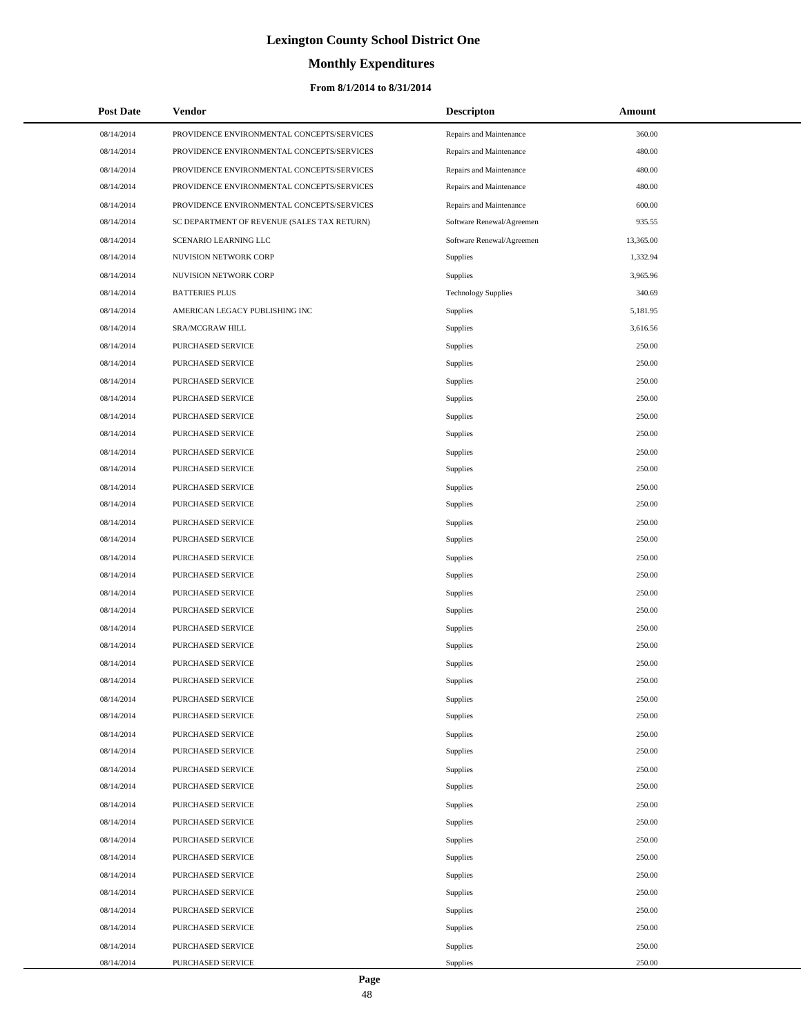# Lexington County School District One

## Monthly Expenditures

### From 8/1/2014 to 8/31/2014

| Post Date | Vendor | Descripton | Amount |
|---|---|---|---|
| 08/14/2014 | PROVIDENCE ENVIRONMENTAL CONCEPTS/SERVICES | Repairs and Maintenance | 360.00 |
| 08/14/2014 | PROVIDENCE ENVIRONMENTAL CONCEPTS/SERVICES | Repairs and Maintenance | 480.00 |
| 08/14/2014 | PROVIDENCE ENVIRONMENTAL CONCEPTS/SERVICES | Repairs and Maintenance | 480.00 |
| 08/14/2014 | PROVIDENCE ENVIRONMENTAL CONCEPTS/SERVICES | Repairs and Maintenance | 480.00 |
| 08/14/2014 | PROVIDENCE ENVIRONMENTAL CONCEPTS/SERVICES | Repairs and Maintenance | 600.00 |
| 08/14/2014 | SC DEPARTMENT OF REVENUE (SALES TAX RETURN) | Software Renewal/Agreemen | 935.55 |
| 08/14/2014 | SCENARIO LEARNING LLC | Software Renewal/Agreemen | 13,365.00 |
| 08/14/2014 | NUVISION NETWORK CORP | Supplies | 1,332.94 |
| 08/14/2014 | NUVISION NETWORK CORP | Supplies | 3,965.96 |
| 08/14/2014 | BATTERIES PLUS | Technology Supplies | 340.69 |
| 08/14/2014 | AMERICAN LEGACY PUBLISHING INC | Supplies | 5,181.95 |
| 08/14/2014 | SRA/MCGRAW HILL | Supplies | 3,616.56 |
| 08/14/2014 | PURCHASED SERVICE | Supplies | 250.00 |
| 08/14/2014 | PURCHASED SERVICE | Supplies | 250.00 |
| 08/14/2014 | PURCHASED SERVICE | Supplies | 250.00 |
| 08/14/2014 | PURCHASED SERVICE | Supplies | 250.00 |
| 08/14/2014 | PURCHASED SERVICE | Supplies | 250.00 |
| 08/14/2014 | PURCHASED SERVICE | Supplies | 250.00 |
| 08/14/2014 | PURCHASED SERVICE | Supplies | 250.00 |
| 08/14/2014 | PURCHASED SERVICE | Supplies | 250.00 |
| 08/14/2014 | PURCHASED SERVICE | Supplies | 250.00 |
| 08/14/2014 | PURCHASED SERVICE | Supplies | 250.00 |
| 08/14/2014 | PURCHASED SERVICE | Supplies | 250.00 |
| 08/14/2014 | PURCHASED SERVICE | Supplies | 250.00 |
| 08/14/2014 | PURCHASED SERVICE | Supplies | 250.00 |
| 08/14/2014 | PURCHASED SERVICE | Supplies | 250.00 |
| 08/14/2014 | PURCHASED SERVICE | Supplies | 250.00 |
| 08/14/2014 | PURCHASED SERVICE | Supplies | 250.00 |
| 08/14/2014 | PURCHASED SERVICE | Supplies | 250.00 |
| 08/14/2014 | PURCHASED SERVICE | Supplies | 250.00 |
| 08/14/2014 | PURCHASED SERVICE | Supplies | 250.00 |
| 08/14/2014 | PURCHASED SERVICE | Supplies | 250.00 |
| 08/14/2014 | PURCHASED SERVICE | Supplies | 250.00 |
| 08/14/2014 | PURCHASED SERVICE | Supplies | 250.00 |
| 08/14/2014 | PURCHASED SERVICE | Supplies | 250.00 |
| 08/14/2014 | PURCHASED SERVICE | Supplies | 250.00 |
| 08/14/2014 | PURCHASED SERVICE | Supplies | 250.00 |
| 08/14/2014 | PURCHASED SERVICE | Supplies | 250.00 |
| 08/14/2014 | PURCHASED SERVICE | Supplies | 250.00 |
| 08/14/2014 | PURCHASED SERVICE | Supplies | 250.00 |
| 08/14/2014 | PURCHASED SERVICE | Supplies | 250.00 |
| 08/14/2014 | PURCHASED SERVICE | Supplies | 250.00 |
| 08/14/2014 | PURCHASED SERVICE | Supplies | 250.00 |
| 08/14/2014 | PURCHASED SERVICE | Supplies | 250.00 |
| 08/14/2014 | PURCHASED SERVICE | Supplies | 250.00 |
| 08/14/2014 | PURCHASED SERVICE | Supplies | 250.00 |
| 08/14/2014 | PURCHASED SERVICE | Supplies | 250.00 |
| 08/14/2014 | PURCHASED SERVICE | Supplies | 250.00 |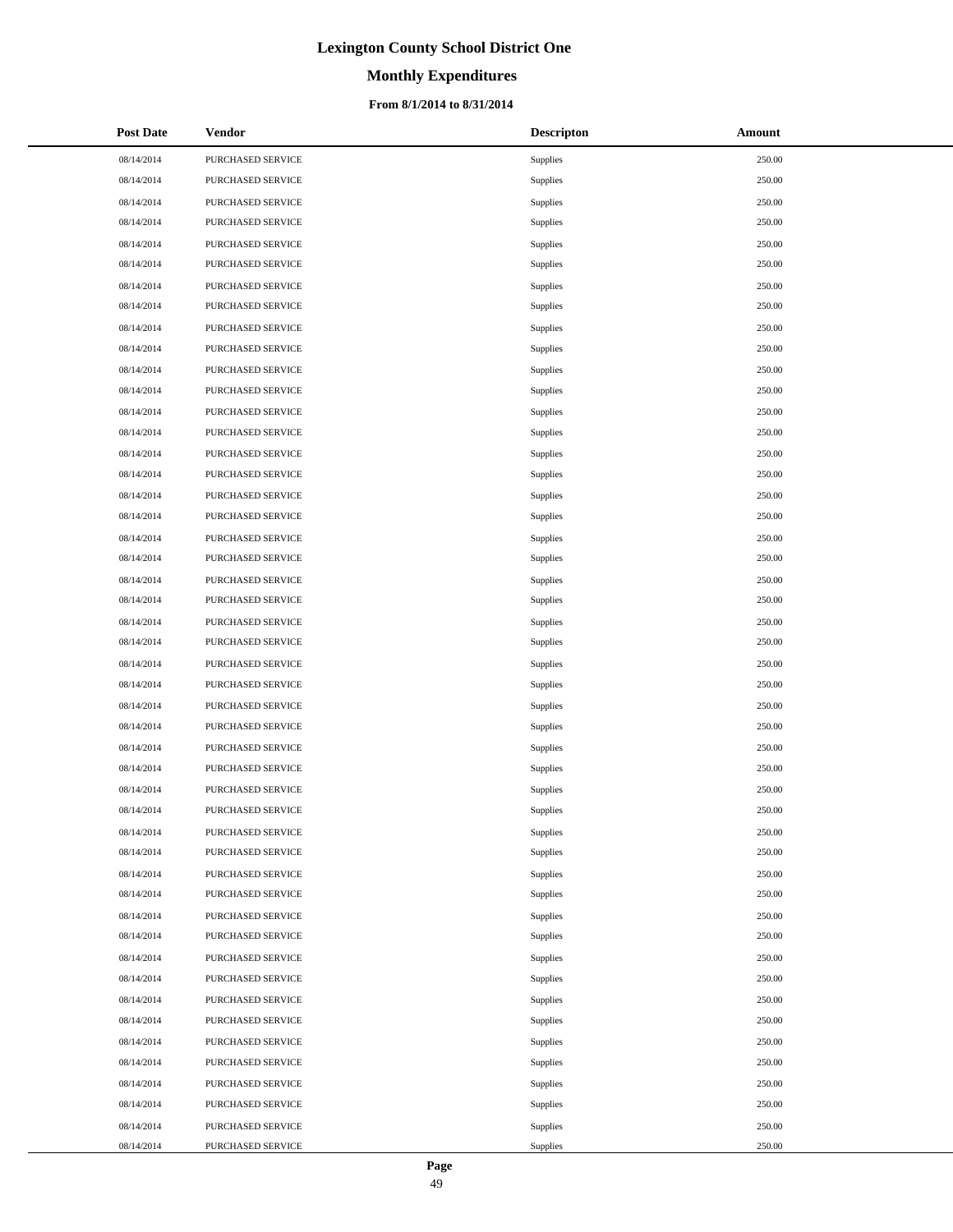# Lexington County School District One

## Monthly Expenditures

### From 8/1/2014 to 8/31/2014

| Post Date | Vendor | Descripton | Amount |
|---|---|---|---|
| 08/14/2014 | PURCHASED SERVICE | Supplies | 250.00 |
| 08/14/2014 | PURCHASED SERVICE | Supplies | 250.00 |
| 08/14/2014 | PURCHASED SERVICE | Supplies | 250.00 |
| 08/14/2014 | PURCHASED SERVICE | Supplies | 250.00 |
| 08/14/2014 | PURCHASED SERVICE | Supplies | 250.00 |
| 08/14/2014 | PURCHASED SERVICE | Supplies | 250.00 |
| 08/14/2014 | PURCHASED SERVICE | Supplies | 250.00 |
| 08/14/2014 | PURCHASED SERVICE | Supplies | 250.00 |
| 08/14/2014 | PURCHASED SERVICE | Supplies | 250.00 |
| 08/14/2014 | PURCHASED SERVICE | Supplies | 250.00 |
| 08/14/2014 | PURCHASED SERVICE | Supplies | 250.00 |
| 08/14/2014 | PURCHASED SERVICE | Supplies | 250.00 |
| 08/14/2014 | PURCHASED SERVICE | Supplies | 250.00 |
| 08/14/2014 | PURCHASED SERVICE | Supplies | 250.00 |
| 08/14/2014 | PURCHASED SERVICE | Supplies | 250.00 |
| 08/14/2014 | PURCHASED SERVICE | Supplies | 250.00 |
| 08/14/2014 | PURCHASED SERVICE | Supplies | 250.00 |
| 08/14/2014 | PURCHASED SERVICE | Supplies | 250.00 |
| 08/14/2014 | PURCHASED SERVICE | Supplies | 250.00 |
| 08/14/2014 | PURCHASED SERVICE | Supplies | 250.00 |
| 08/14/2014 | PURCHASED SERVICE | Supplies | 250.00 |
| 08/14/2014 | PURCHASED SERVICE | Supplies | 250.00 |
| 08/14/2014 | PURCHASED SERVICE | Supplies | 250.00 |
| 08/14/2014 | PURCHASED SERVICE | Supplies | 250.00 |
| 08/14/2014 | PURCHASED SERVICE | Supplies | 250.00 |
| 08/14/2014 | PURCHASED SERVICE | Supplies | 250.00 |
| 08/14/2014 | PURCHASED SERVICE | Supplies | 250.00 |
| 08/14/2014 | PURCHASED SERVICE | Supplies | 250.00 |
| 08/14/2014 | PURCHASED SERVICE | Supplies | 250.00 |
| 08/14/2014 | PURCHASED SERVICE | Supplies | 250.00 |
| 08/14/2014 | PURCHASED SERVICE | Supplies | 250.00 |
| 08/14/2014 | PURCHASED SERVICE | Supplies | 250.00 |
| 08/14/2014 | PURCHASED SERVICE | Supplies | 250.00 |
| 08/14/2014 | PURCHASED SERVICE | Supplies | 250.00 |
| 08/14/2014 | PURCHASED SERVICE | Supplies | 250.00 |
| 08/14/2014 | PURCHASED SERVICE | Supplies | 250.00 |
| 08/14/2014 | PURCHASED SERVICE | Supplies | 250.00 |
| 08/14/2014 | PURCHASED SERVICE | Supplies | 250.00 |
| 08/14/2014 | PURCHASED SERVICE | Supplies | 250.00 |
| 08/14/2014 | PURCHASED SERVICE | Supplies | 250.00 |
| 08/14/2014 | PURCHASED SERVICE | Supplies | 250.00 |
| 08/14/2014 | PURCHASED SERVICE | Supplies | 250.00 |
| 08/14/2014 | PURCHASED SERVICE | Supplies | 250.00 |
| 08/14/2014 | PURCHASED SERVICE | Supplies | 250.00 |
| 08/14/2014 | PURCHASED SERVICE | Supplies | 250.00 |
| 08/14/2014 | PURCHASED SERVICE | Supplies | 250.00 |
| 08/14/2014 | PURCHASED SERVICE | Supplies | 250.00 |
| 08/14/2014 | PURCHASED SERVICE | Supplies | 250.00 |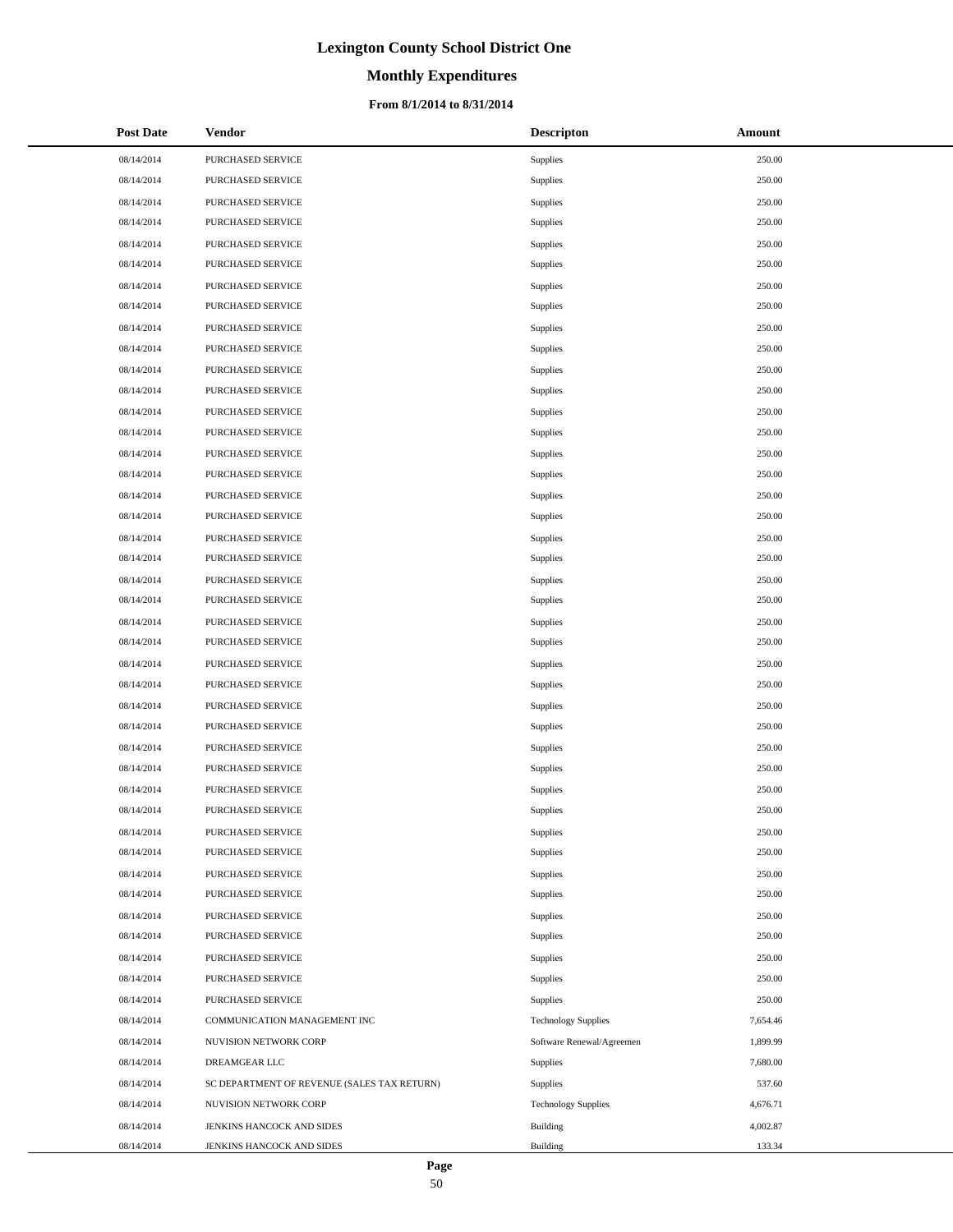# Lexington County School District One

## Monthly Expenditures

### From 8/1/2014 to 8/31/2014

| Post Date | Vendor | Descripton | Amount |
|---|---|---|---|
| 08/14/2014 | PURCHASED SERVICE | Supplies | 250.00 |
| 08/14/2014 | PURCHASED SERVICE | Supplies | 250.00 |
| 08/14/2014 | PURCHASED SERVICE | Supplies | 250.00 |
| 08/14/2014 | PURCHASED SERVICE | Supplies | 250.00 |
| 08/14/2014 | PURCHASED SERVICE | Supplies | 250.00 |
| 08/14/2014 | PURCHASED SERVICE | Supplies | 250.00 |
| 08/14/2014 | PURCHASED SERVICE | Supplies | 250.00 |
| 08/14/2014 | PURCHASED SERVICE | Supplies | 250.00 |
| 08/14/2014 | PURCHASED SERVICE | Supplies | 250.00 |
| 08/14/2014 | PURCHASED SERVICE | Supplies | 250.00 |
| 08/14/2014 | PURCHASED SERVICE | Supplies | 250.00 |
| 08/14/2014 | PURCHASED SERVICE | Supplies | 250.00 |
| 08/14/2014 | PURCHASED SERVICE | Supplies | 250.00 |
| 08/14/2014 | PURCHASED SERVICE | Supplies | 250.00 |
| 08/14/2014 | PURCHASED SERVICE | Supplies | 250.00 |
| 08/14/2014 | PURCHASED SERVICE | Supplies | 250.00 |
| 08/14/2014 | PURCHASED SERVICE | Supplies | 250.00 |
| 08/14/2014 | PURCHASED SERVICE | Supplies | 250.00 |
| 08/14/2014 | PURCHASED SERVICE | Supplies | 250.00 |
| 08/14/2014 | PURCHASED SERVICE | Supplies | 250.00 |
| 08/14/2014 | PURCHASED SERVICE | Supplies | 250.00 |
| 08/14/2014 | PURCHASED SERVICE | Supplies | 250.00 |
| 08/14/2014 | PURCHASED SERVICE | Supplies | 250.00 |
| 08/14/2014 | PURCHASED SERVICE | Supplies | 250.00 |
| 08/14/2014 | PURCHASED SERVICE | Supplies | 250.00 |
| 08/14/2014 | PURCHASED SERVICE | Supplies | 250.00 |
| 08/14/2014 | PURCHASED SERVICE | Supplies | 250.00 |
| 08/14/2014 | PURCHASED SERVICE | Supplies | 250.00 |
| 08/14/2014 | PURCHASED SERVICE | Supplies | 250.00 |
| 08/14/2014 | PURCHASED SERVICE | Supplies | 250.00 |
| 08/14/2014 | PURCHASED SERVICE | Supplies | 250.00 |
| 08/14/2014 | PURCHASED SERVICE | Supplies | 250.00 |
| 08/14/2014 | PURCHASED SERVICE | Supplies | 250.00 |
| 08/14/2014 | PURCHASED SERVICE | Supplies | 250.00 |
| 08/14/2014 | PURCHASED SERVICE | Supplies | 250.00 |
| 08/14/2014 | PURCHASED SERVICE | Supplies | 250.00 |
| 08/14/2014 | PURCHASED SERVICE | Supplies | 250.00 |
| 08/14/2014 | PURCHASED SERVICE | Supplies | 250.00 |
| 08/14/2014 | PURCHASED SERVICE | Supplies | 250.00 |
| 08/14/2014 | PURCHASED SERVICE | Supplies | 250.00 |
| 08/14/2014 | PURCHASED SERVICE | Supplies | 250.00 |
| 08/14/2014 | COMMUNICATION MANAGEMENT INC | Technology Supplies | 7,654.46 |
| 08/14/2014 | NUVISION NETWORK CORP | Software Renewal/Agreemen | 1,899.99 |
| 08/14/2014 | DREAMGEAR LLC | Supplies | 7,680.00 |
| 08/14/2014 | SC DEPARTMENT OF REVENUE (SALES TAX RETURN) | Supplies | 537.60 |
| 08/14/2014 | NUVISION NETWORK CORP | Technology Supplies | 4,676.71 |
| 08/14/2014 | JENKINS HANCOCK AND SIDES | Building | 4,002.87 |
| 08/14/2014 | JENKINS HANCOCK AND SIDES | Building | 133.34 |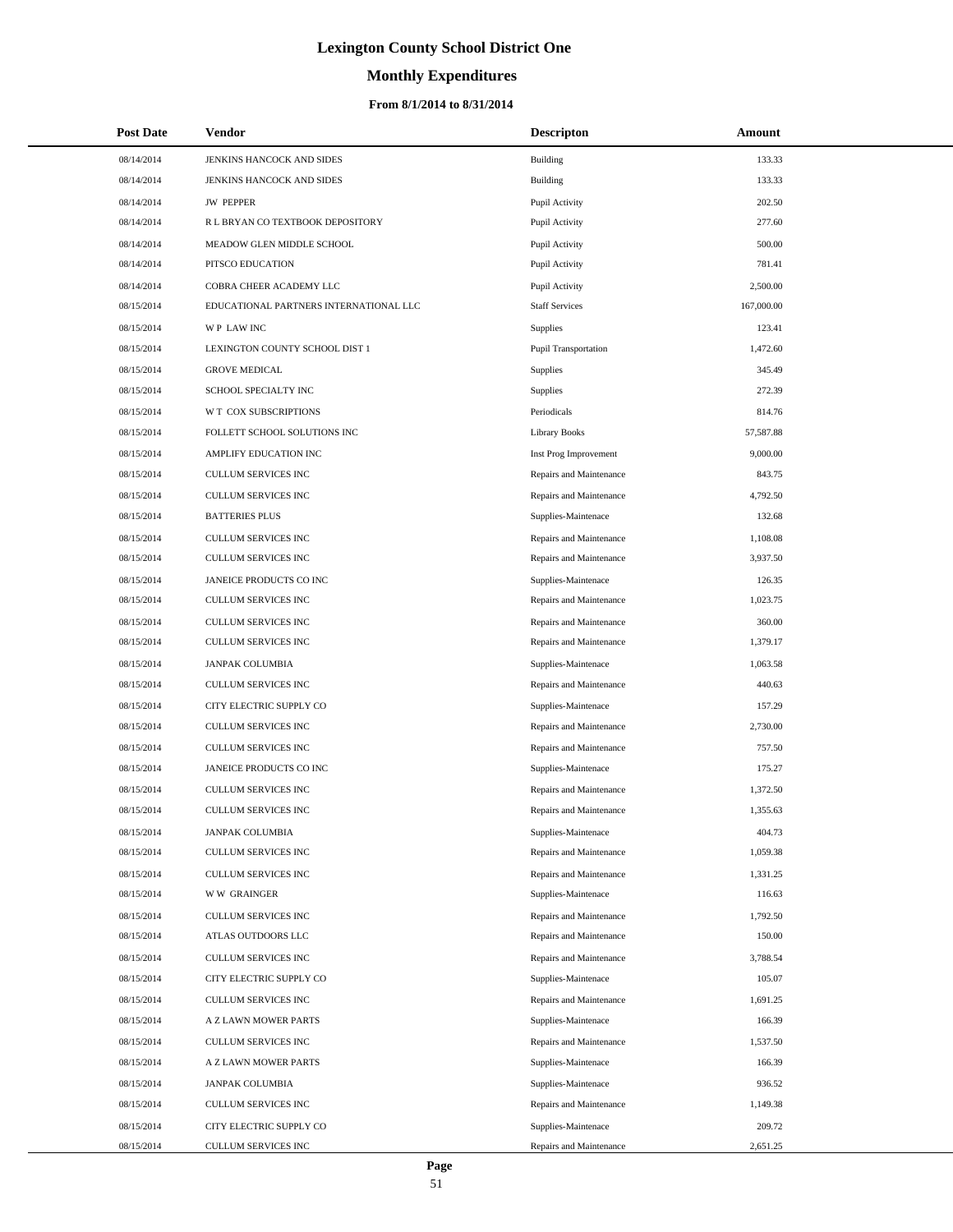# Lexington County School District One

## Monthly Expenditures

### From 8/1/2014 to 8/31/2014

| Post Date | Vendor | Descripton | Amount |
|---|---|---|---|
| 08/14/2014 | JENKINS HANCOCK AND SIDES | Building | 133.33 |
| 08/14/2014 | JENKINS HANCOCK AND SIDES | Building | 133.33 |
| 08/14/2014 | JW PEPPER | Pupil Activity | 202.50 |
| 08/14/2014 | R L BRYAN CO TEXTBOOK DEPOSITORY | Pupil Activity | 277.60 |
| 08/14/2014 | MEADOW GLEN MIDDLE SCHOOL | Pupil Activity | 500.00 |
| 08/14/2014 | PITSCO EDUCATION | Pupil Activity | 781.41 |
| 08/14/2014 | COBRA CHEER ACADEMY LLC | Pupil Activity | 2,500.00 |
| 08/15/2014 | EDUCATIONAL PARTNERS INTERNATIONAL LLC | Staff Services | 167,000.00 |
| 08/15/2014 | W P LAW INC | Supplies | 123.41 |
| 08/15/2014 | LEXINGTON COUNTY SCHOOL DIST 1 | Pupil Transportation | 1,472.60 |
| 08/15/2014 | GROVE MEDICAL | Supplies | 345.49 |
| 08/15/2014 | SCHOOL SPECIALTY INC | Supplies | 272.39 |
| 08/15/2014 | W T COX SUBSCRIPTIONS | Periodicals | 814.76 |
| 08/15/2014 | FOLLETT SCHOOL SOLUTIONS INC | Library Books | 57,587.88 |
| 08/15/2014 | AMPLIFY EDUCATION INC | Inst Prog Improvement | 9,000.00 |
| 08/15/2014 | CULLUM SERVICES INC | Repairs and Maintenance | 843.75 |
| 08/15/2014 | CULLUM SERVICES INC | Repairs and Maintenance | 4,792.50 |
| 08/15/2014 | BATTERIES PLUS | Supplies-Maintenace | 132.68 |
| 08/15/2014 | CULLUM SERVICES INC | Repairs and Maintenance | 1,108.08 |
| 08/15/2014 | CULLUM SERVICES INC | Repairs and Maintenance | 3,937.50 |
| 08/15/2014 | JANEICE PRODUCTS CO INC | Supplies-Maintenace | 126.35 |
| 08/15/2014 | CULLUM SERVICES INC | Repairs and Maintenance | 1,023.75 |
| 08/15/2014 | CULLUM SERVICES INC | Repairs and Maintenance | 360.00 |
| 08/15/2014 | CULLUM SERVICES INC | Repairs and Maintenance | 1,379.17 |
| 08/15/2014 | JANPAK COLUMBIA | Supplies-Maintenace | 1,063.58 |
| 08/15/2014 | CULLUM SERVICES INC | Repairs and Maintenance | 440.63 |
| 08/15/2014 | CITY ELECTRIC SUPPLY CO | Supplies-Maintenace | 157.29 |
| 08/15/2014 | CULLUM SERVICES INC | Repairs and Maintenance | 2,730.00 |
| 08/15/2014 | CULLUM SERVICES INC | Repairs and Maintenance | 757.50 |
| 08/15/2014 | JANEICE PRODUCTS CO INC | Supplies-Maintenace | 175.27 |
| 08/15/2014 | CULLUM SERVICES INC | Repairs and Maintenance | 1,372.50 |
| 08/15/2014 | CULLUM SERVICES INC | Repairs and Maintenance | 1,355.63 |
| 08/15/2014 | JANPAK COLUMBIA | Supplies-Maintenace | 404.73 |
| 08/15/2014 | CULLUM SERVICES INC | Repairs and Maintenance | 1,059.38 |
| 08/15/2014 | CULLUM SERVICES INC | Repairs and Maintenance | 1,331.25 |
| 08/15/2014 | W W GRAINGER | Supplies-Maintenace | 116.63 |
| 08/15/2014 | CULLUM SERVICES INC | Repairs and Maintenance | 1,792.50 |
| 08/15/2014 | ATLAS OUTDOORS LLC | Repairs and Maintenance | 150.00 |
| 08/15/2014 | CULLUM SERVICES INC | Repairs and Maintenance | 3,788.54 |
| 08/15/2014 | CITY ELECTRIC SUPPLY CO | Supplies-Maintenace | 105.07 |
| 08/15/2014 | CULLUM SERVICES INC | Repairs and Maintenance | 1,691.25 |
| 08/15/2014 | A Z LAWN MOWER PARTS | Supplies-Maintenace | 166.39 |
| 08/15/2014 | CULLUM SERVICES INC | Repairs and Maintenance | 1,537.50 |
| 08/15/2014 | A Z LAWN MOWER PARTS | Supplies-Maintenace | 166.39 |
| 08/15/2014 | JANPAK COLUMBIA | Supplies-Maintenace | 936.52 |
| 08/15/2014 | CULLUM SERVICES INC | Repairs and Maintenance | 1,149.38 |
| 08/15/2014 | CITY ELECTRIC SUPPLY CO | Supplies-Maintenace | 209.72 |
| 08/15/2014 | CULLUM SERVICES INC | Repairs and Maintenance | 2,651.25 |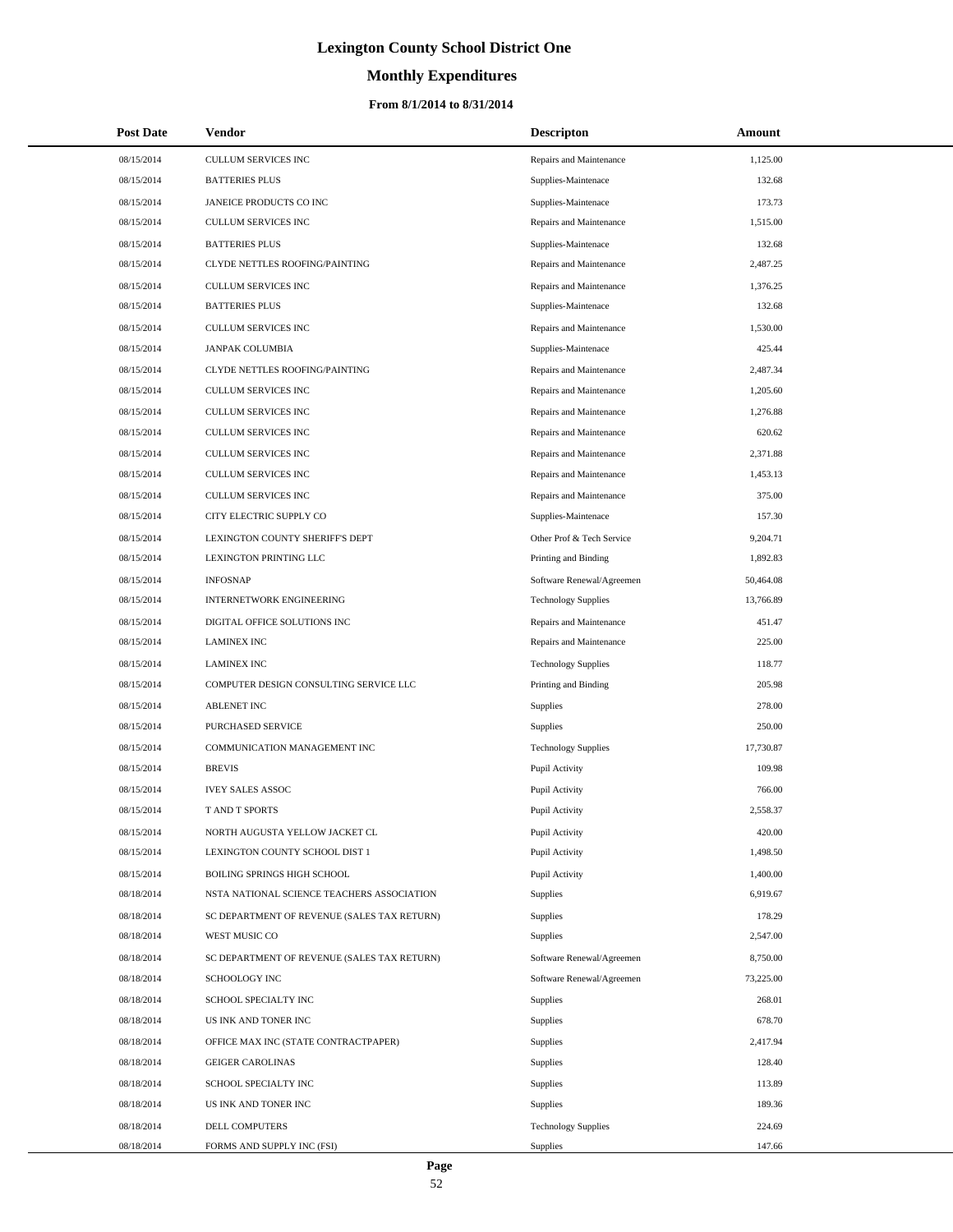# Lexington County School District One

## Monthly Expenditures

### From 8/1/2014 to 8/31/2014

| Post Date | Vendor | Descripton | Amount |
|---|---|---|---|
| 08/15/2014 | CULLUM SERVICES INC | Repairs and Maintenance | 1,125.00 |
| 08/15/2014 | BATTERIES PLUS | Supplies-Maintenace | 132.68 |
| 08/15/2014 | JANEICE PRODUCTS CO INC | Supplies-Maintenace | 173.73 |
| 08/15/2014 | CULLUM SERVICES INC | Repairs and Maintenance | 1,515.00 |
| 08/15/2014 | BATTERIES PLUS | Supplies-Maintenace | 132.68 |
| 08/15/2014 | CLYDE NETTLES ROOFING/PAINTING | Repairs and Maintenance | 2,487.25 |
| 08/15/2014 | CULLUM SERVICES INC | Repairs and Maintenance | 1,376.25 |
| 08/15/2014 | BATTERIES PLUS | Supplies-Maintenace | 132.68 |
| 08/15/2014 | CULLUM SERVICES INC | Repairs and Maintenance | 1,530.00 |
| 08/15/2014 | JANPAK COLUMBIA | Supplies-Maintenace | 425.44 |
| 08/15/2014 | CLYDE NETTLES ROOFING/PAINTING | Repairs and Maintenance | 2,487.34 |
| 08/15/2014 | CULLUM SERVICES INC | Repairs and Maintenance | 1,205.60 |
| 08/15/2014 | CULLUM SERVICES INC | Repairs and Maintenance | 1,276.88 |
| 08/15/2014 | CULLUM SERVICES INC | Repairs and Maintenance | 620.62 |
| 08/15/2014 | CULLUM SERVICES INC | Repairs and Maintenance | 2,371.88 |
| 08/15/2014 | CULLUM SERVICES INC | Repairs and Maintenance | 1,453.13 |
| 08/15/2014 | CULLUM SERVICES INC | Repairs and Maintenance | 375.00 |
| 08/15/2014 | CITY ELECTRIC SUPPLY CO | Supplies-Maintenace | 157.30 |
| 08/15/2014 | LEXINGTON COUNTY SHERIFF'S DEPT | Other Prof & Tech Service | 9,204.71 |
| 08/15/2014 | LEXINGTON PRINTING LLC | Printing and Binding | 1,892.83 |
| 08/15/2014 | INFOSNAP | Software Renewal/Agreemen | 50,464.08 |
| 08/15/2014 | INTERNETWORK ENGINEERING | Technology Supplies | 13,766.89 |
| 08/15/2014 | DIGITAL OFFICE SOLUTIONS INC | Repairs and Maintenance | 451.47 |
| 08/15/2014 | LAMINEX INC | Repairs and Maintenance | 225.00 |
| 08/15/2014 | LAMINEX INC | Technology Supplies | 118.77 |
| 08/15/2014 | COMPUTER DESIGN CONSULTING SERVICE LLC | Printing and Binding | 205.98 |
| 08/15/2014 | ABLENET INC | Supplies | 278.00 |
| 08/15/2014 | PURCHASED SERVICE | Supplies | 250.00 |
| 08/15/2014 | COMMUNICATION MANAGEMENT INC | Technology Supplies | 17,730.87 |
| 08/15/2014 | BREVIS | Pupil Activity | 109.98 |
| 08/15/2014 | IVEY SALES ASSOC | Pupil Activity | 766.00 |
| 08/15/2014 | T AND T SPORTS | Pupil Activity | 2,558.37 |
| 08/15/2014 | NORTH AUGUSTA YELLOW JACKET CL | Pupil Activity | 420.00 |
| 08/15/2014 | LEXINGTON COUNTY SCHOOL DIST 1 | Pupil Activity | 1,498.50 |
| 08/15/2014 | BOILING SPRINGS HIGH SCHOOL | Pupil Activity | 1,400.00 |
| 08/18/2014 | NSTA NATIONAL SCIENCE TEACHERS ASSOCIATION | Supplies | 6,919.67 |
| 08/18/2014 | SC DEPARTMENT OF REVENUE (SALES TAX RETURN) | Supplies | 178.29 |
| 08/18/2014 | WEST MUSIC CO | Supplies | 2,547.00 |
| 08/18/2014 | SC DEPARTMENT OF REVENUE (SALES TAX RETURN) | Software Renewal/Agreemen | 8,750.00 |
| 08/18/2014 | SCHOOLOGY INC | Software Renewal/Agreemen | 73,225.00 |
| 08/18/2014 | SCHOOL SPECIALTY INC | Supplies | 268.01 |
| 08/18/2014 | US INK AND TONER INC | Supplies | 678.70 |
| 08/18/2014 | OFFICE MAX INC (STATE CONTRACTPAPER) | Supplies | 2,417.94 |
| 08/18/2014 | GEIGER CAROLINAS | Supplies | 128.40 |
| 08/18/2014 | SCHOOL SPECIALTY INC | Supplies | 113.89 |
| 08/18/2014 | US INK AND TONER INC | Supplies | 189.36 |
| 08/18/2014 | DELL COMPUTERS | Technology Supplies | 224.69 |
| 08/18/2014 | FORMS AND SUPPLY INC (FSI) | Supplies | 147.66 |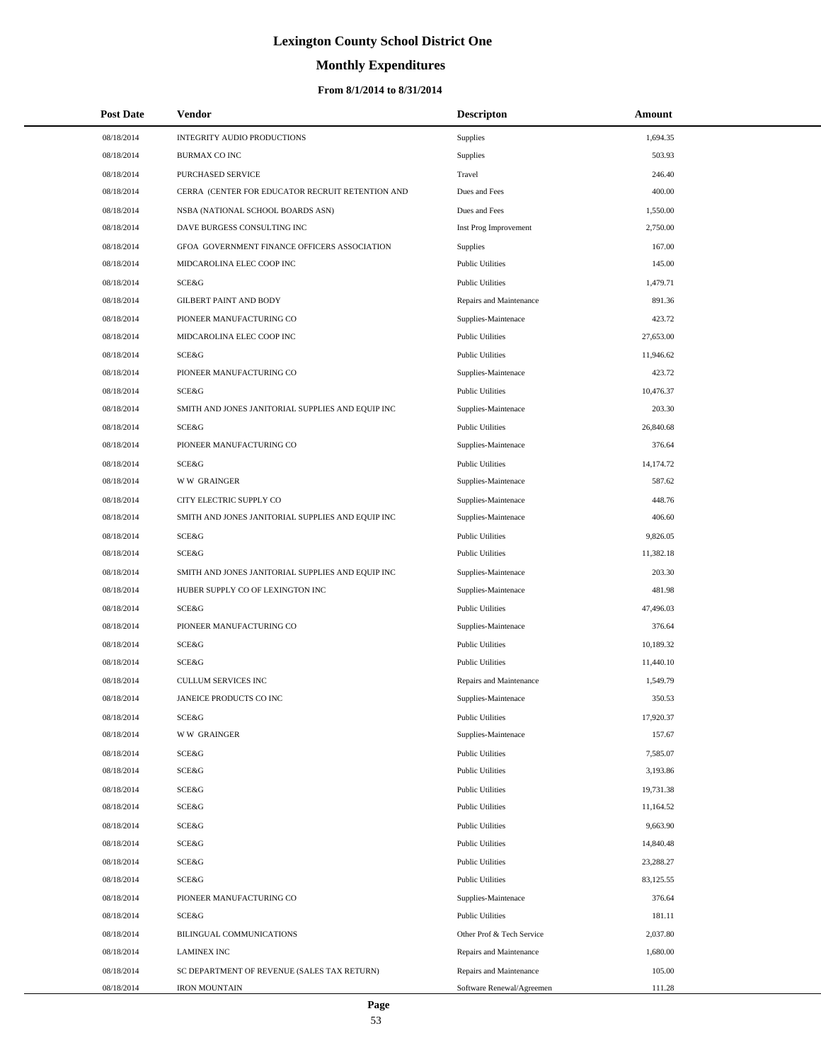# Lexington County School District One

## Monthly Expenditures

### From 8/1/2014 to 8/31/2014

| Post Date | Vendor | Descripton | Amount |
|---|---|---|---|
| 08/18/2014 | INTEGRITY AUDIO PRODUCTIONS | Supplies | 1,694.35 |
| 08/18/2014 | BURMAX CO INC | Supplies | 503.93 |
| 08/18/2014 | PURCHASED SERVICE | Travel | 246.40 |
| 08/18/2014 | CERRA (CENTER FOR EDUCATOR RECRUIT RETENTION AND | Dues and Fees | 400.00 |
| 08/18/2014 | NSBA (NATIONAL SCHOOL BOARDS ASN) | Dues and Fees | 1,550.00 |
| 08/18/2014 | DAVE BURGESS CONSULTING INC | Inst Prog Improvement | 2,750.00 |
| 08/18/2014 | GFOA GOVERNMENT FINANCE OFFICERS ASSOCIATION | Supplies | 167.00 |
| 08/18/2014 | MIDCAROLINA ELEC COOP INC | Public Utilities | 145.00 |
| 08/18/2014 | SCE&G | Public Utilities | 1,479.71 |
| 08/18/2014 | GILBERT PAINT AND BODY | Repairs and Maintenance | 891.36 |
| 08/18/2014 | PIONEER MANUFACTURING CO | Supplies-Maintenace | 423.72 |
| 08/18/2014 | MIDCAROLINA ELEC COOP INC | Public Utilities | 27,653.00 |
| 08/18/2014 | SCE&G | Public Utilities | 11,946.62 |
| 08/18/2014 | PIONEER MANUFACTURING CO | Supplies-Maintenace | 423.72 |
| 08/18/2014 | SCE&G | Public Utilities | 10,476.37 |
| 08/18/2014 | SMITH AND JONES JANITORIAL SUPPLIES AND EQUIP INC | Supplies-Maintenace | 203.30 |
| 08/18/2014 | SCE&G | Public Utilities | 26,840.68 |
| 08/18/2014 | PIONEER MANUFACTURING CO | Supplies-Maintenace | 376.64 |
| 08/18/2014 | SCE&G | Public Utilities | 14,174.72 |
| 08/18/2014 | W W GRAINGER | Supplies-Maintenace | 587.62 |
| 08/18/2014 | CITY ELECTRIC SUPPLY CO | Supplies-Maintenace | 448.76 |
| 08/18/2014 | SMITH AND JONES JANITORIAL SUPPLIES AND EQUIP INC | Supplies-Maintenace | 406.60 |
| 08/18/2014 | SCE&G | Public Utilities | 9,826.05 |
| 08/18/2014 | SCE&G | Public Utilities | 11,382.18 |
| 08/18/2014 | SMITH AND JONES JANITORIAL SUPPLIES AND EQUIP INC | Supplies-Maintenace | 203.30 |
| 08/18/2014 | HUBER SUPPLY CO OF LEXINGTON INC | Supplies-Maintenace | 481.98 |
| 08/18/2014 | SCE&G | Public Utilities | 47,496.03 |
| 08/18/2014 | PIONEER MANUFACTURING CO | Supplies-Maintenace | 376.64 |
| 08/18/2014 | SCE&G | Public Utilities | 10,189.32 |
| 08/18/2014 | SCE&G | Public Utilities | 11,440.10 |
| 08/18/2014 | CULLUM SERVICES INC | Repairs and Maintenance | 1,549.79 |
| 08/18/2014 | JANEICE PRODUCTS CO INC | Supplies-Maintenace | 350.53 |
| 08/18/2014 | SCE&G | Public Utilities | 17,920.37 |
| 08/18/2014 | W W GRAINGER | Supplies-Maintenace | 157.67 |
| 08/18/2014 | SCE&G | Public Utilities | 7,585.07 |
| 08/18/2014 | SCE&G | Public Utilities | 3,193.86 |
| 08/18/2014 | SCE&G | Public Utilities | 19,731.38 |
| 08/18/2014 | SCE&G | Public Utilities | 11,164.52 |
| 08/18/2014 | SCE&G | Public Utilities | 9,663.90 |
| 08/18/2014 | SCE&G | Public Utilities | 14,840.48 |
| 08/18/2014 | SCE&G | Public Utilities | 23,288.27 |
| 08/18/2014 | SCE&G | Public Utilities | 83,125.55 |
| 08/18/2014 | PIONEER MANUFACTURING CO | Supplies-Maintenace | 376.64 |
| 08/18/2014 | SCE&G | Public Utilities | 181.11 |
| 08/18/2014 | BILINGUAL COMMUNICATIONS | Other Prof & Tech Service | 2,037.80 |
| 08/18/2014 | LAMINEX INC | Repairs and Maintenance | 1,680.00 |
| 08/18/2014 | SC DEPARTMENT OF REVENUE (SALES TAX RETURN) | Repairs and Maintenance | 105.00 |
| 08/18/2014 | IRON MOUNTAIN | Software Renewal/Agreemen | 111.28 |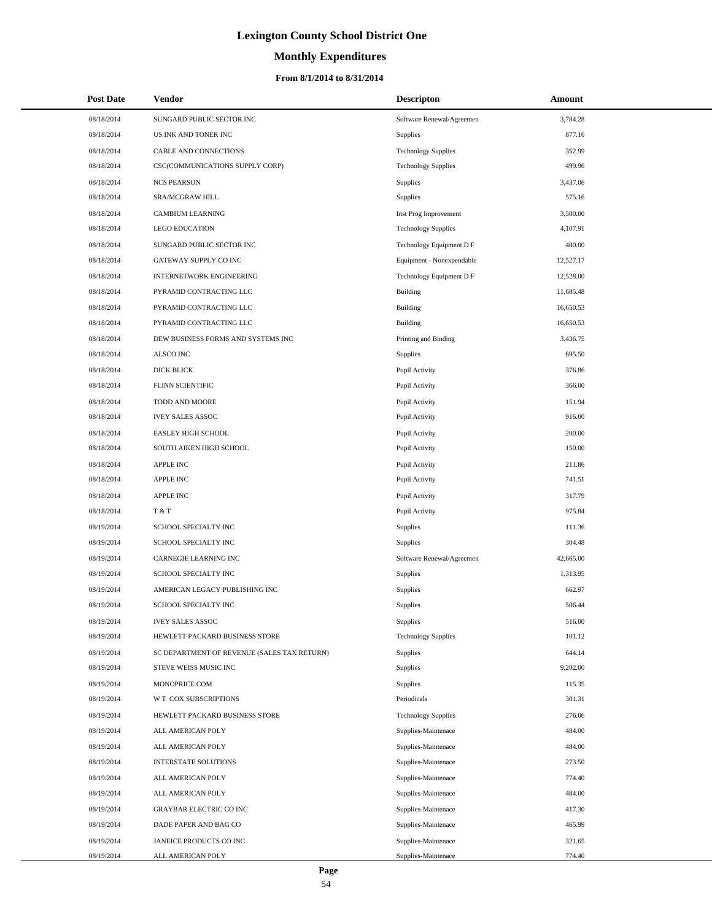# Lexington County School District One

## Monthly Expenditures

### From 8/1/2014 to 8/31/2014

| Post Date | Vendor | Descripton | Amount |
|---|---|---|---|
| 08/18/2014 | SUNGARD PUBLIC SECTOR INC | Software Renewal/Agreemen | 3,784.28 |
| 08/18/2014 | US INK AND TONER INC | Supplies | 877.16 |
| 08/18/2014 | CABLE AND CONNECTIONS | Technology Supplies | 352.99 |
| 08/18/2014 | CSC(COMMUNICATIONS SUPPLY CORP) | Technology Supplies | 499.96 |
| 08/18/2014 | NCS PEARSON | Supplies | 3,437.06 |
| 08/18/2014 | SRA/MCGRAW HILL | Supplies | 575.16 |
| 08/18/2014 | CAMBIUM LEARNING | Inst Prog Improvement | 3,500.00 |
| 08/18/2014 | LEGO EDUCATION | Technology Supplies | 4,107.91 |
| 08/18/2014 | SUNGARD PUBLIC SECTOR INC | Technology Equipment D F | 480.00 |
| 08/18/2014 | GATEWAY SUPPLY CO INC | Equipment - Nonexpendable | 12,527.17 |
| 08/18/2014 | INTERNETWORK ENGINEERING | Technology Equipment D F | 12,528.00 |
| 08/18/2014 | PYRAMID CONTRACTING LLC | Building | 11,685.48 |
| 08/18/2014 | PYRAMID CONTRACTING LLC | Building | 16,650.53 |
| 08/18/2014 | PYRAMID CONTRACTING LLC | Building | 16,650.53 |
| 08/18/2014 | DEW BUSINESS FORMS AND SYSTEMS INC | Printing and Binding | 3,436.75 |
| 08/18/2014 | ALSCO INC | Supplies | 695.50 |
| 08/18/2014 | DICK BLICK | Pupil Activity | 376.86 |
| 08/18/2014 | FLINN SCIENTIFIC | Pupil Activity | 366.00 |
| 08/18/2014 | TODD AND MOORE | Pupil Activity | 151.94 |
| 08/18/2014 | IVEY SALES ASSOC | Pupil Activity | 916.00 |
| 08/18/2014 | EASLEY HIGH SCHOOL | Pupil Activity | 200.00 |
| 08/18/2014 | SOUTH AIKEN HIGH SCHOOL | Pupil Activity | 150.00 |
| 08/18/2014 | APPLE INC | Pupil Activity | 211.86 |
| 08/18/2014 | APPLE INC | Pupil Activity | 741.51 |
| 08/18/2014 | APPLE INC | Pupil Activity | 317.79 |
| 08/18/2014 | T & T | Pupil Activity | 975.84 |
| 08/19/2014 | SCHOOL SPECIALTY INC | Supplies | 111.36 |
| 08/19/2014 | SCHOOL SPECIALTY INC | Supplies | 304.48 |
| 08/19/2014 | CARNEGIE LEARNING INC | Software Renewal/Agreemen | 42,665.00 |
| 08/19/2014 | SCHOOL SPECIALTY INC | Supplies | 1,313.95 |
| 08/19/2014 | AMERICAN LEGACY PUBLISHING INC | Supplies | 662.97 |
| 08/19/2014 | SCHOOL SPECIALTY INC | Supplies | 506.44 |
| 08/19/2014 | IVEY SALES ASSOC | Supplies | 516.00 |
| 08/19/2014 | HEWLETT PACKARD BUSINESS STORE | Technology Supplies | 101.12 |
| 08/19/2014 | SC DEPARTMENT OF REVENUE (SALES TAX RETURN) | Supplies | 644.14 |
| 08/19/2014 | STEVE WEISS MUSIC INC | Supplies | 9,202.00 |
| 08/19/2014 | MONOPRICE.COM | Supplies | 115.35 |
| 08/19/2014 | W T COX SUBSCRIPTIONS | Periodicals | 301.31 |
| 08/19/2014 | HEWLETT PACKARD BUSINESS STORE | Technology Supplies | 276.06 |
| 08/19/2014 | ALL AMERICAN POLY | Supplies-Maintenace | 484.00 |
| 08/19/2014 | ALL AMERICAN POLY | Supplies-Maintenace | 484.00 |
| 08/19/2014 | INTERSTATE SOLUTIONS | Supplies-Maintenace | 273.50 |
| 08/19/2014 | ALL AMERICAN POLY | Supplies-Maintenace | 774.40 |
| 08/19/2014 | ALL AMERICAN POLY | Supplies-Maintenace | 484.00 |
| 08/19/2014 | GRAYBAR ELECTRIC CO INC | Supplies-Maintenace | 417.30 |
| 08/19/2014 | DADE PAPER AND BAG CO | Supplies-Maintenace | 465.99 |
| 08/19/2014 | JANEICE PRODUCTS CO INC | Supplies-Maintenace | 321.65 |
| 08/19/2014 | ALL AMERICAN POLY | Supplies-Maintenace | 774.40 |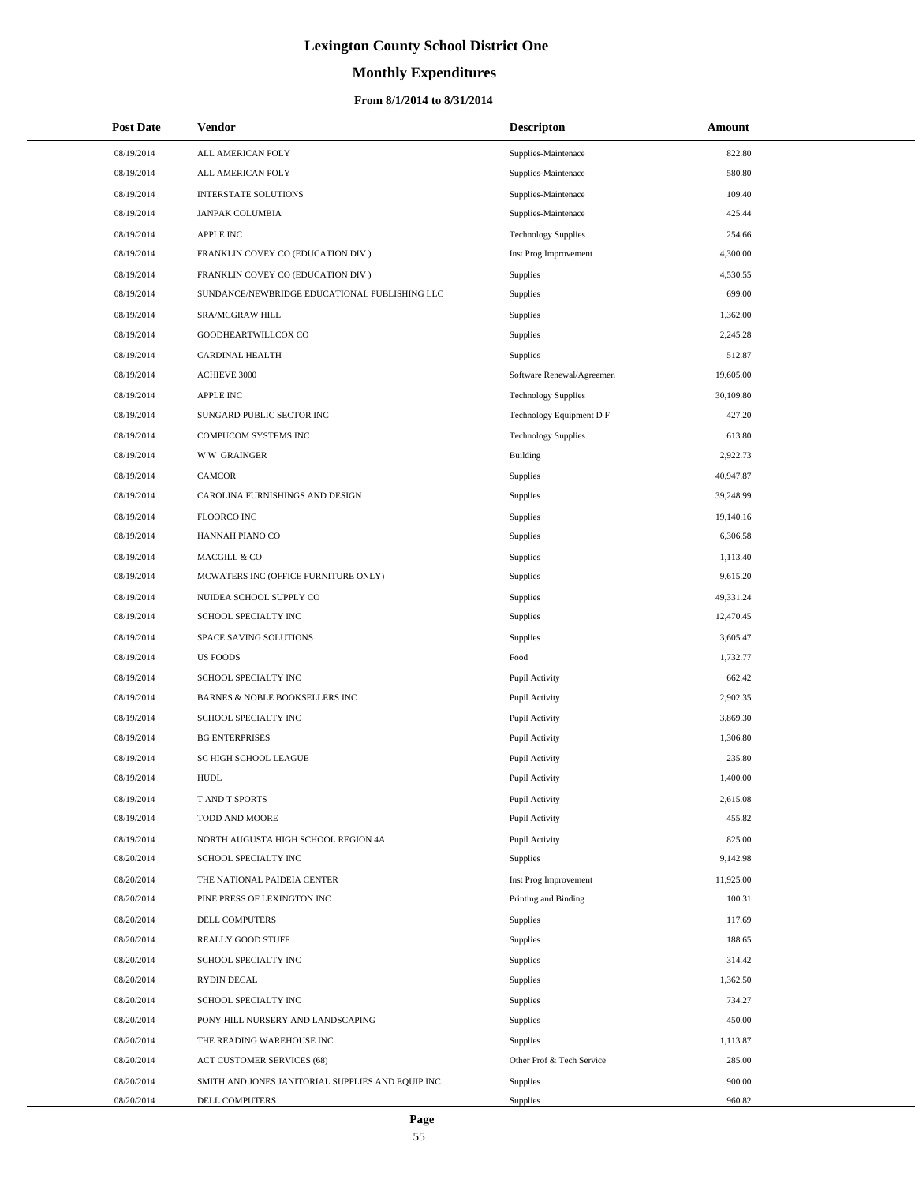# Lexington County School District One

## Monthly Expenditures

### From 8/1/2014 to 8/31/2014

| Post Date | Vendor | Descripton | Amount |
|---|---|---|---|
| 08/19/2014 | ALL AMERICAN POLY | Supplies-Maintenace | 822.80 |
| 08/19/2014 | ALL AMERICAN POLY | Supplies-Maintenace | 580.80 |
| 08/19/2014 | INTERSTATE SOLUTIONS | Supplies-Maintenace | 109.40 |
| 08/19/2014 | JANPAK COLUMBIA | Supplies-Maintenace | 425.44 |
| 08/19/2014 | APPLE INC | Technology Supplies | 254.66 |
| 08/19/2014 | FRANKLIN COVEY CO (EDUCATION DIV ) | Inst Prog Improvement | 4,300.00 |
| 08/19/2014 | FRANKLIN COVEY CO (EDUCATION DIV ) | Supplies | 4,530.55 |
| 08/19/2014 | SUNDANCE/NEWBRIDGE EDUCATIONAL PUBLISHING LLC | Supplies | 699.00 |
| 08/19/2014 | SRA/MCGRAW HILL | Supplies | 1,362.00 |
| 08/19/2014 | GOODHEARTWILLCOX CO | Supplies | 2,245.28 |
| 08/19/2014 | CARDINAL HEALTH | Supplies | 512.87 |
| 08/19/2014 | ACHIEVE 3000 | Software Renewal/Agreemen | 19,605.00 |
| 08/19/2014 | APPLE INC | Technology Supplies | 30,109.80 |
| 08/19/2014 | SUNGARD PUBLIC SECTOR INC | Technology Equipment D F | 427.20 |
| 08/19/2014 | COMPUCOM SYSTEMS INC | Technology Supplies | 613.80 |
| 08/19/2014 | W W GRAINGER | Building | 2,922.73 |
| 08/19/2014 | CAMCOR | Supplies | 40,947.87 |
| 08/19/2014 | CAROLINA FURNISHINGS AND DESIGN | Supplies | 39,248.99 |
| 08/19/2014 | FLOORCO INC | Supplies | 19,140.16 |
| 08/19/2014 | HANNAH PIANO CO | Supplies | 6,306.58 |
| 08/19/2014 | MACGILL & CO | Supplies | 1,113.40 |
| 08/19/2014 | MCWATERS INC (OFFICE FURNITURE ONLY) | Supplies | 9,615.20 |
| 08/19/2014 | NUIDEA SCHOOL SUPPLY CO | Supplies | 49,331.24 |
| 08/19/2014 | SCHOOL SPECIALTY INC | Supplies | 12,470.45 |
| 08/19/2014 | SPACE SAVING SOLUTIONS | Supplies | 3,605.47 |
| 08/19/2014 | US FOODS | Food | 1,732.77 |
| 08/19/2014 | SCHOOL SPECIALTY INC | Pupil Activity | 662.42 |
| 08/19/2014 | BARNES & NOBLE BOOKSELLERS INC | Pupil Activity | 2,902.35 |
| 08/19/2014 | SCHOOL SPECIALTY INC | Pupil Activity | 3,869.30 |
| 08/19/2014 | BG ENTERPRISES | Pupil Activity | 1,306.80 |
| 08/19/2014 | SC HIGH SCHOOL LEAGUE | Pupil Activity | 235.80 |
| 08/19/2014 | HUDL | Pupil Activity | 1,400.00 |
| 08/19/2014 | T AND T SPORTS | Pupil Activity | 2,615.08 |
| 08/19/2014 | TODD AND MOORE | Pupil Activity | 455.82 |
| 08/19/2014 | NORTH AUGUSTA HIGH SCHOOL REGION 4A | Pupil Activity | 825.00 |
| 08/20/2014 | SCHOOL SPECIALTY INC | Supplies | 9,142.98 |
| 08/20/2014 | THE NATIONAL PAIDEIA CENTER | Inst Prog Improvement | 11,925.00 |
| 08/20/2014 | PINE PRESS OF LEXINGTON INC | Printing and Binding | 100.31 |
| 08/20/2014 | DELL COMPUTERS | Supplies | 117.69 |
| 08/20/2014 | REALLY GOOD STUFF | Supplies | 188.65 |
| 08/20/2014 | SCHOOL SPECIALTY INC | Supplies | 314.42 |
| 08/20/2014 | RYDIN DECAL | Supplies | 1,362.50 |
| 08/20/2014 | SCHOOL SPECIALTY INC | Supplies | 734.27 |
| 08/20/2014 | PONY HILL NURSERY AND LANDSCAPING | Supplies | 450.00 |
| 08/20/2014 | THE READING WAREHOUSE INC | Supplies | 1,113.87 |
| 08/20/2014 | ACT CUSTOMER SERVICES (68) | Other Prof & Tech Service | 285.00 |
| 08/20/2014 | SMITH AND JONES JANITORIAL SUPPLIES AND EQUIP INC | Supplies | 900.00 |
| 08/20/2014 | DELL COMPUTERS | Supplies | 960.82 |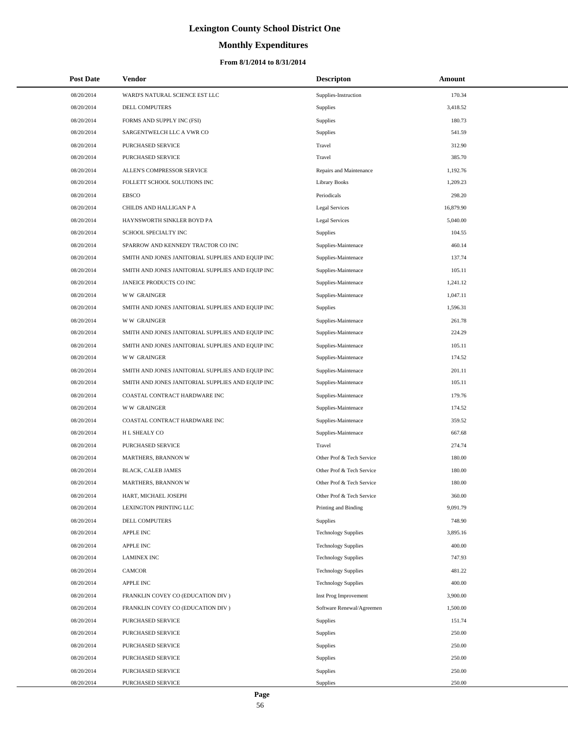# Lexington County School District One

## Monthly Expenditures

### From 8/1/2014 to 8/31/2014

| Post Date | Vendor | Descripton | Amount |
|---|---|---|---|
| 08/20/2014 | WARD'S NATURAL SCIENCE EST LLC | Supplies-Instruction | 170.34 |
| 08/20/2014 | DELL COMPUTERS | Supplies | 3,418.52 |
| 08/20/2014 | FORMS AND SUPPLY INC (FSI) | Supplies | 180.73 |
| 08/20/2014 | SARGENTWELCH LLC A VWR CO | Supplies | 541.59 |
| 08/20/2014 | PURCHASED SERVICE | Travel | 312.90 |
| 08/20/2014 | PURCHASED SERVICE | Travel | 385.70 |
| 08/20/2014 | ALLEN'S COMPRESSOR SERVICE | Repairs and Maintenance | 1,192.76 |
| 08/20/2014 | FOLLETT SCHOOL SOLUTIONS INC | Library Books | 1,209.23 |
| 08/20/2014 | EBSCO | Periodicals | 298.20 |
| 08/20/2014 | CHILDS AND HALLIGAN P A | Legal Services | 16,879.90 |
| 08/20/2014 | HAYNSWORTH SINKLER BOYD PA | Legal Services | 5,040.00 |
| 08/20/2014 | SCHOOL SPECIALTY INC | Supplies | 104.55 |
| 08/20/2014 | SPARROW AND KENNEDY TRACTOR CO INC | Supplies-Maintenace | 460.14 |
| 08/20/2014 | SMITH AND JONES JANITORIAL SUPPLIES AND EQUIP INC | Supplies-Maintenace | 137.74 |
| 08/20/2014 | SMITH AND JONES JANITORIAL SUPPLIES AND EQUIP INC | Supplies-Maintenace | 105.11 |
| 08/20/2014 | JANEICE PRODUCTS CO INC | Supplies-Maintenace | 1,241.12 |
| 08/20/2014 | W W GRAINGER | Supplies-Maintenace | 1,047.11 |
| 08/20/2014 | SMITH AND JONES JANITORIAL SUPPLIES AND EQUIP INC | Supplies | 1,596.31 |
| 08/20/2014 | W W GRAINGER | Supplies-Maintenace | 261.78 |
| 08/20/2014 | SMITH AND JONES JANITORIAL SUPPLIES AND EQUIP INC | Supplies-Maintenace | 224.29 |
| 08/20/2014 | SMITH AND JONES JANITORIAL SUPPLIES AND EQUIP INC | Supplies-Maintenace | 105.11 |
| 08/20/2014 | W W GRAINGER | Supplies-Maintenace | 174.52 |
| 08/20/2014 | SMITH AND JONES JANITORIAL SUPPLIES AND EQUIP INC | Supplies-Maintenace | 201.11 |
| 08/20/2014 | SMITH AND JONES JANITORIAL SUPPLIES AND EQUIP INC | Supplies-Maintenace | 105.11 |
| 08/20/2014 | COASTAL CONTRACT HARDWARE INC | Supplies-Maintenace | 179.76 |
| 08/20/2014 | W W GRAINGER | Supplies-Maintenace | 174.52 |
| 08/20/2014 | COASTAL CONTRACT HARDWARE INC | Supplies-Maintenace | 359.52 |
| 08/20/2014 | H L SHEALY CO | Supplies-Maintenace | 667.68 |
| 08/20/2014 | PURCHASED SERVICE | Travel | 274.74 |
| 08/20/2014 | MARTHERS, BRANNON W | Other Prof & Tech Service | 180.00 |
| 08/20/2014 | BLACK, CALEB JAMES | Other Prof & Tech Service | 180.00 |
| 08/20/2014 | MARTHERS, BRANNON W | Other Prof & Tech Service | 180.00 |
| 08/20/2014 | HART, MICHAEL JOSEPH | Other Prof & Tech Service | 360.00 |
| 08/20/2014 | LEXINGTON PRINTING LLC | Printing and Binding | 9,091.79 |
| 08/20/2014 | DELL COMPUTERS | Supplies | 748.90 |
| 08/20/2014 | APPLE INC | Technology Supplies | 3,895.16 |
| 08/20/2014 | APPLE INC | Technology Supplies | 400.00 |
| 08/20/2014 | LAMINEX INC | Technology Supplies | 747.93 |
| 08/20/2014 | CAMCOR | Technology Supplies | 481.22 |
| 08/20/2014 | APPLE INC | Technology Supplies | 400.00 |
| 08/20/2014 | FRANKLIN COVEY CO (EDUCATION DIV ) | Inst Prog Improvement | 3,900.00 |
| 08/20/2014 | FRANKLIN COVEY CO (EDUCATION DIV ) | Software Renewal/Agreemen | 1,500.00 |
| 08/20/2014 | PURCHASED SERVICE | Supplies | 151.74 |
| 08/20/2014 | PURCHASED SERVICE | Supplies | 250.00 |
| 08/20/2014 | PURCHASED SERVICE | Supplies | 250.00 |
| 08/20/2014 | PURCHASED SERVICE | Supplies | 250.00 |
| 08/20/2014 | PURCHASED SERVICE | Supplies | 250.00 |
| 08/20/2014 | PURCHASED SERVICE | Supplies | 250.00 |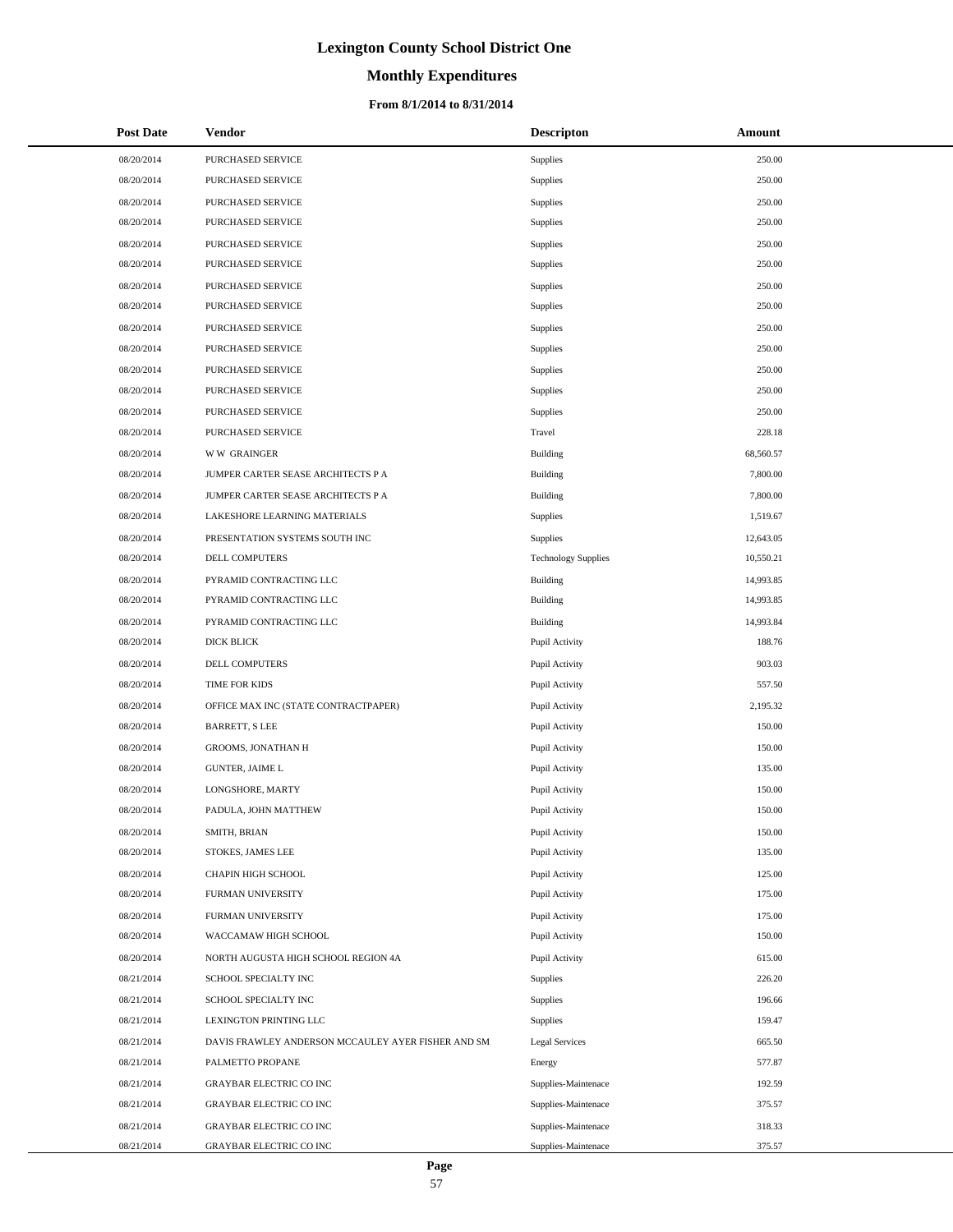# Lexington County School District One

## Monthly Expenditures

### From 8/1/2014 to 8/31/2014

| Post Date | Vendor | Descripton | Amount |
|---|---|---|---|
| 08/20/2014 | PURCHASED SERVICE | Supplies | 250.00 |
| 08/20/2014 | PURCHASED SERVICE | Supplies | 250.00 |
| 08/20/2014 | PURCHASED SERVICE | Supplies | 250.00 |
| 08/20/2014 | PURCHASED SERVICE | Supplies | 250.00 |
| 08/20/2014 | PURCHASED SERVICE | Supplies | 250.00 |
| 08/20/2014 | PURCHASED SERVICE | Supplies | 250.00 |
| 08/20/2014 | PURCHASED SERVICE | Supplies | 250.00 |
| 08/20/2014 | PURCHASED SERVICE | Supplies | 250.00 |
| 08/20/2014 | PURCHASED SERVICE | Supplies | 250.00 |
| 08/20/2014 | PURCHASED SERVICE | Supplies | 250.00 |
| 08/20/2014 | PURCHASED SERVICE | Supplies | 250.00 |
| 08/20/2014 | PURCHASED SERVICE | Supplies | 250.00 |
| 08/20/2014 | PURCHASED SERVICE | Supplies | 250.00 |
| 08/20/2014 | PURCHASED SERVICE | Travel | 228.18 |
| 08/20/2014 | W W GRAINGER | Building | 68,560.57 |
| 08/20/2014 | JUMPER CARTER SEASE ARCHITECTS P A | Building | 7,800.00 |
| 08/20/2014 | JUMPER CARTER SEASE ARCHITECTS P A | Building | 7,800.00 |
| 08/20/2014 | LAKESHORE LEARNING MATERIALS | Supplies | 1,519.67 |
| 08/20/2014 | PRESENTATION SYSTEMS SOUTH INC | Supplies | 12,643.05 |
| 08/20/2014 | DELL COMPUTERS | Technology Supplies | 10,550.21 |
| 08/20/2014 | PYRAMID CONTRACTING LLC | Building | 14,993.85 |
| 08/20/2014 | PYRAMID CONTRACTING LLC | Building | 14,993.85 |
| 08/20/2014 | PYRAMID CONTRACTING LLC | Building | 14,993.84 |
| 08/20/2014 | DICK BLICK | Pupil Activity | 188.76 |
| 08/20/2014 | DELL COMPUTERS | Pupil Activity | 903.03 |
| 08/20/2014 | TIME FOR KIDS | Pupil Activity | 557.50 |
| 08/20/2014 | OFFICE MAX INC (STATE CONTRACTPAPER) | Pupil Activity | 2,195.32 |
| 08/20/2014 | BARRETT, S LEE | Pupil Activity | 150.00 |
| 08/20/2014 | GROOMS, JONATHAN H | Pupil Activity | 150.00 |
| 08/20/2014 | GUNTER, JAIME L | Pupil Activity | 135.00 |
| 08/20/2014 | LONGSHORE, MARTY | Pupil Activity | 150.00 |
| 08/20/2014 | PADULA, JOHN MATTHEW | Pupil Activity | 150.00 |
| 08/20/2014 | SMITH, BRIAN | Pupil Activity | 150.00 |
| 08/20/2014 | STOKES, JAMES LEE | Pupil Activity | 135.00 |
| 08/20/2014 | CHAPIN HIGH SCHOOL | Pupil Activity | 125.00 |
| 08/20/2014 | FURMAN UNIVERSITY | Pupil Activity | 175.00 |
| 08/20/2014 | FURMAN UNIVERSITY | Pupil Activity | 175.00 |
| 08/20/2014 | WACCAMAW HIGH SCHOOL | Pupil Activity | 150.00 |
| 08/20/2014 | NORTH AUGUSTA HIGH SCHOOL REGION 4A | Pupil Activity | 615.00 |
| 08/21/2014 | SCHOOL SPECIALTY INC | Supplies | 226.20 |
| 08/21/2014 | SCHOOL SPECIALTY INC | Supplies | 196.66 |
| 08/21/2014 | LEXINGTON PRINTING LLC | Supplies | 159.47 |
| 08/21/2014 | DAVIS FRAWLEY ANDERSON MCCAULEY AYER FISHER AND SM | Legal Services | 665.50 |
| 08/21/2014 | PALMETTO PROPANE | Energy | 577.87 |
| 08/21/2014 | GRAYBAR ELECTRIC CO INC | Supplies-Maintenace | 192.59 |
| 08/21/2014 | GRAYBAR ELECTRIC CO INC | Supplies-Maintenace | 375.57 |
| 08/21/2014 | GRAYBAR ELECTRIC CO INC | Supplies-Maintenace | 318.33 |
| 08/21/2014 | GRAYBAR ELECTRIC CO INC | Supplies-Maintenace | 375.57 |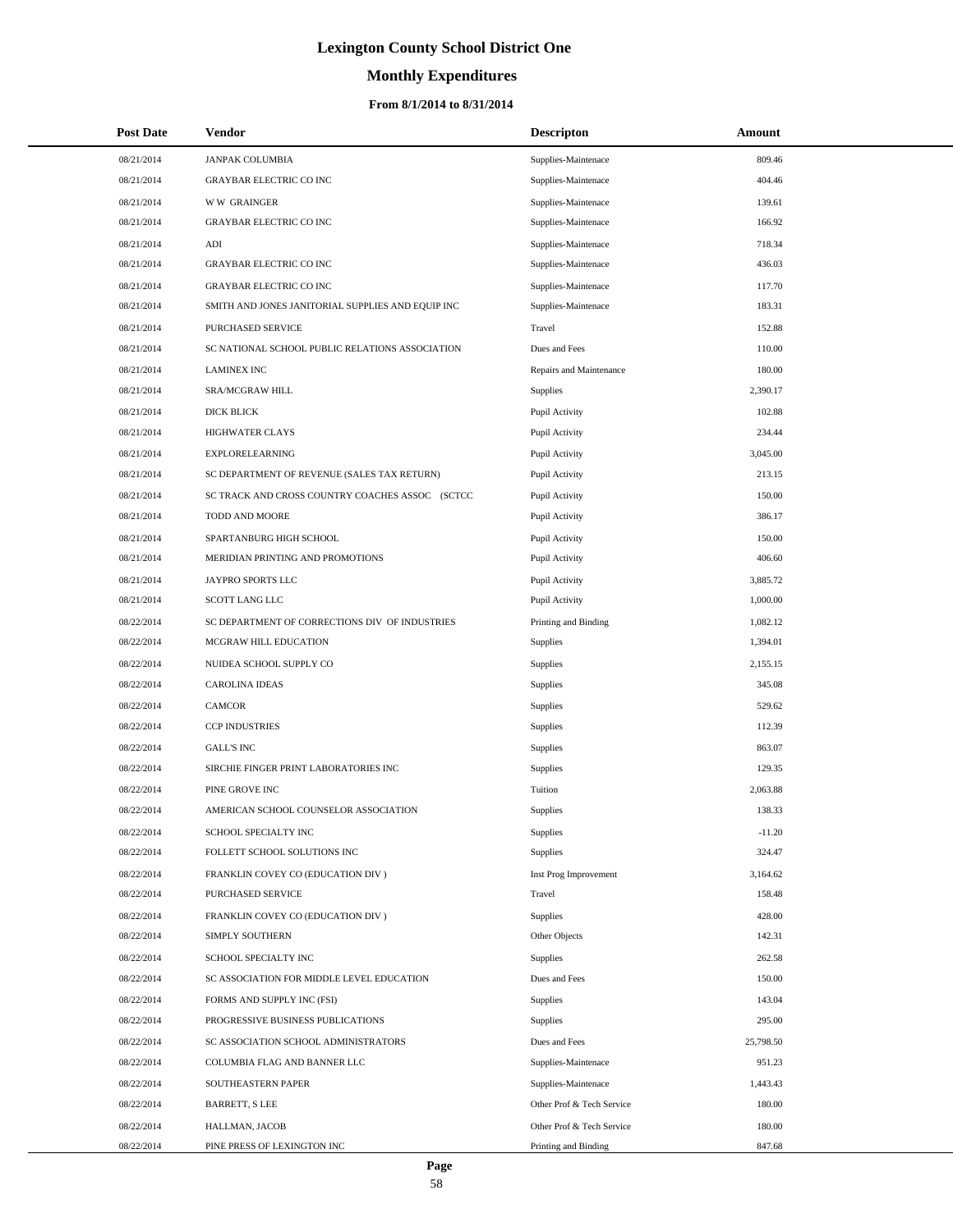# Lexington County School District One

## Monthly Expenditures

### From 8/1/2014 to 8/31/2014

| Post Date | Vendor | Descripton | Amount |
|---|---|---|---|
| 08/21/2014 | JANPAK COLUMBIA | Supplies-Maintenace | 809.46 |
| 08/21/2014 | GRAYBAR ELECTRIC CO INC | Supplies-Maintenace | 404.46 |
| 08/21/2014 | W W GRAINGER | Supplies-Maintenace | 139.61 |
| 08/21/2014 | GRAYBAR ELECTRIC CO INC | Supplies-Maintenace | 166.92 |
| 08/21/2014 | ADI | Supplies-Maintenace | 718.34 |
| 08/21/2014 | GRAYBAR ELECTRIC CO INC | Supplies-Maintenace | 436.03 |
| 08/21/2014 | GRAYBAR ELECTRIC CO INC | Supplies-Maintenace | 117.70 |
| 08/21/2014 | SMITH AND JONES JANITORIAL SUPPLIES AND EQUIP INC | Supplies-Maintenace | 183.31 |
| 08/21/2014 | PURCHASED SERVICE | Travel | 152.88 |
| 08/21/2014 | SC NATIONAL SCHOOL PUBLIC RELATIONS ASSOCIATION | Dues and Fees | 110.00 |
| 08/21/2014 | LAMINEX INC | Repairs and Maintenance | 180.00 |
| 08/21/2014 | SRA/MCGRAW HILL | Supplies | 2,390.17 |
| 08/21/2014 | DICK BLICK | Pupil Activity | 102.88 |
| 08/21/2014 | HIGHWATER CLAYS | Pupil Activity | 234.44 |
| 08/21/2014 | EXPLORELEARNING | Pupil Activity | 3,045.00 |
| 08/21/2014 | SC DEPARTMENT OF REVENUE (SALES TAX RETURN) | Pupil Activity | 213.15 |
| 08/21/2014 | SC TRACK AND CROSS COUNTRY COACHES ASSOC (SCTCC | Pupil Activity | 150.00 |
| 08/21/2014 | TODD AND MOORE | Pupil Activity | 386.17 |
| 08/21/2014 | SPARTANBURG HIGH SCHOOL | Pupil Activity | 150.00 |
| 08/21/2014 | MERIDIAN PRINTING AND PROMOTIONS | Pupil Activity | 406.60 |
| 08/21/2014 | JAYPRO SPORTS LLC | Pupil Activity | 3,885.72 |
| 08/21/2014 | SCOTT LANG LLC | Pupil Activity | 1,000.00 |
| 08/22/2014 | SC DEPARTMENT OF CORRECTIONS DIV OF INDUSTRIES | Printing and Binding | 1,082.12 |
| 08/22/2014 | MCGRAW HILL EDUCATION | Supplies | 1,394.01 |
| 08/22/2014 | NUIDEA SCHOOL SUPPLY CO | Supplies | 2,155.15 |
| 08/22/2014 | CAROLINA IDEAS | Supplies | 345.08 |
| 08/22/2014 | CAMCOR | Supplies | 529.62 |
| 08/22/2014 | CCP INDUSTRIES | Supplies | 112.39 |
| 08/22/2014 | GALL'S INC | Supplies | 863.07 |
| 08/22/2014 | SIRCHIE FINGER PRINT LABORATORIES INC | Supplies | 129.35 |
| 08/22/2014 | PINE GROVE INC | Tuition | 2,063.88 |
| 08/22/2014 | AMERICAN SCHOOL COUNSELOR ASSOCIATION | Supplies | 138.33 |
| 08/22/2014 | SCHOOL SPECIALTY INC | Supplies | -11.20 |
| 08/22/2014 | FOLLETT SCHOOL SOLUTIONS INC | Supplies | 324.47 |
| 08/22/2014 | FRANKLIN COVEY CO (EDUCATION DIV ) | Inst Prog Improvement | 3,164.62 |
| 08/22/2014 | PURCHASED SERVICE | Travel | 158.48 |
| 08/22/2014 | FRANKLIN COVEY CO (EDUCATION DIV ) | Supplies | 428.00 |
| 08/22/2014 | SIMPLY SOUTHERN | Other Objects | 142.31 |
| 08/22/2014 | SCHOOL SPECIALTY INC | Supplies | 262.58 |
| 08/22/2014 | SC ASSOCIATION FOR MIDDLE LEVEL EDUCATION | Dues and Fees | 150.00 |
| 08/22/2014 | FORMS AND SUPPLY INC (FSI) | Supplies | 143.04 |
| 08/22/2014 | PROGRESSIVE BUSINESS PUBLICATIONS | Supplies | 295.00 |
| 08/22/2014 | SC ASSOCIATION SCHOOL ADMINISTRATORS | Dues and Fees | 25,798.50 |
| 08/22/2014 | COLUMBIA FLAG AND BANNER LLC | Supplies-Maintenace | 951.23 |
| 08/22/2014 | SOUTHEASTERN PAPER | Supplies-Maintenace | 1,443.43 |
| 08/22/2014 | BARRETT, S LEE | Other Prof & Tech Service | 180.00 |
| 08/22/2014 | HALLMAN, JACOB | Other Prof & Tech Service | 180.00 |
| 08/22/2014 | PINE PRESS OF LEXINGTON INC | Printing and Binding | 847.68 |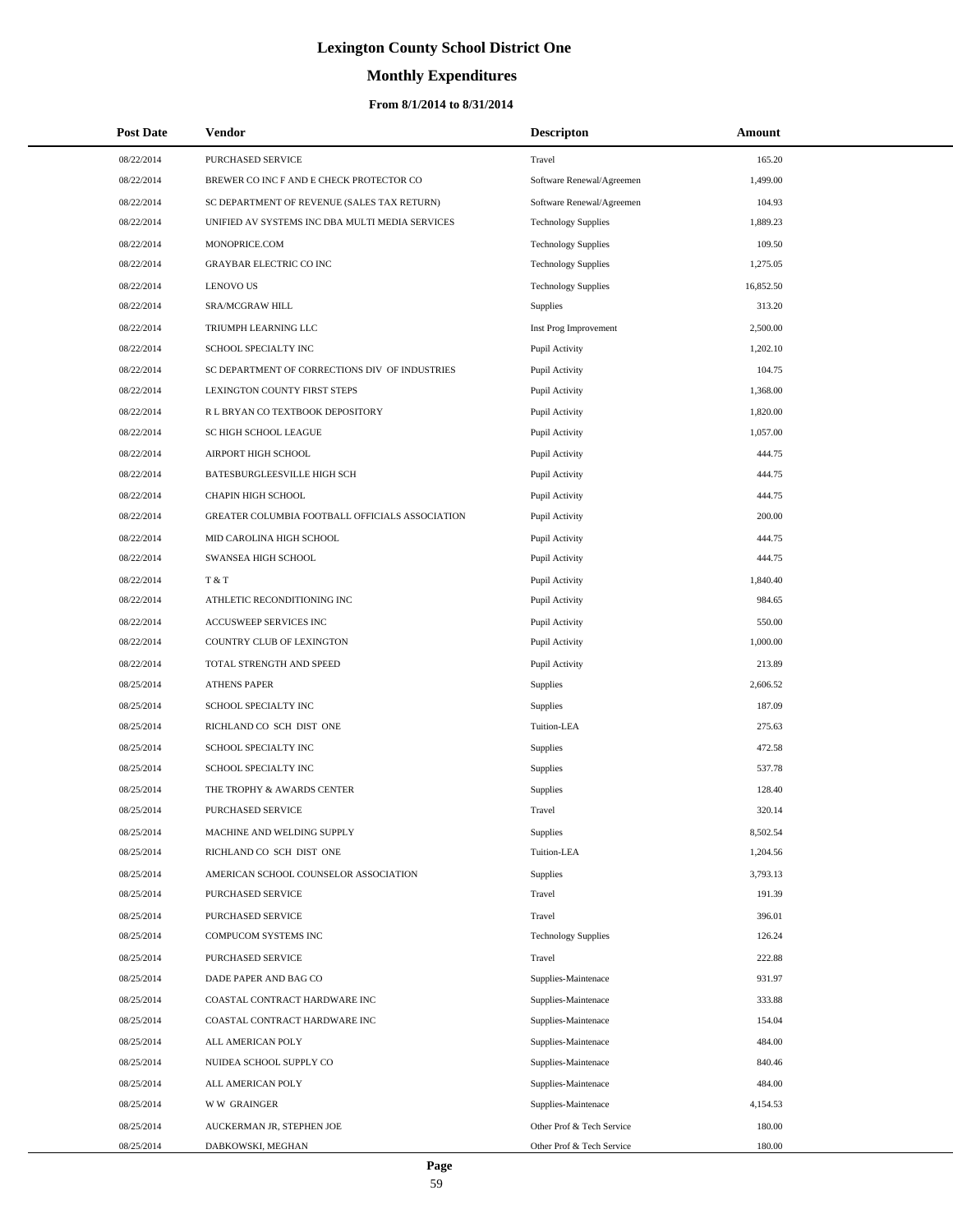# Lexington County School District One

## Monthly Expenditures

### From 8/1/2014 to 8/31/2014

| Post Date | Vendor | Descripton | Amount |
|---|---|---|---|
| 08/22/2014 | PURCHASED SERVICE | Travel | 165.20 |
| 08/22/2014 | BREWER CO INC F AND E CHECK PROTECTOR CO | Software Renewal/Agreemen | 1,499.00 |
| 08/22/2014 | SC DEPARTMENT OF REVENUE (SALES TAX RETURN) | Software Renewal/Agreemen | 104.93 |
| 08/22/2014 | UNIFIED AV SYSTEMS INC DBA MULTI MEDIA SERVICES | Technology Supplies | 1,889.23 |
| 08/22/2014 | MONOPRICE.COM | Technology Supplies | 109.50 |
| 08/22/2014 | GRAYBAR ELECTRIC CO INC | Technology Supplies | 1,275.05 |
| 08/22/2014 | LENOVO US | Technology Supplies | 16,852.50 |
| 08/22/2014 | SRA/MCGRAW HILL | Supplies | 313.20 |
| 08/22/2014 | TRIUMPH LEARNING LLC | Inst Prog Improvement | 2,500.00 |
| 08/22/2014 | SCHOOL SPECIALTY INC | Pupil Activity | 1,202.10 |
| 08/22/2014 | SC DEPARTMENT OF CORRECTIONS DIV OF INDUSTRIES | Pupil Activity | 104.75 |
| 08/22/2014 | LEXINGTON COUNTY FIRST STEPS | Pupil Activity | 1,368.00 |
| 08/22/2014 | R L BRYAN CO TEXTBOOK DEPOSITORY | Pupil Activity | 1,820.00 |
| 08/22/2014 | SC HIGH SCHOOL LEAGUE | Pupil Activity | 1,057.00 |
| 08/22/2014 | AIRPORT HIGH SCHOOL | Pupil Activity | 444.75 |
| 08/22/2014 | BATESBURGLEESVILLE HIGH SCH | Pupil Activity | 444.75 |
| 08/22/2014 | CHAPIN HIGH SCHOOL | Pupil Activity | 444.75 |
| 08/22/2014 | GREATER COLUMBIA FOOTBALL OFFICIALS ASSOCIATION | Pupil Activity | 200.00 |
| 08/22/2014 | MID CAROLINA HIGH SCHOOL | Pupil Activity | 444.75 |
| 08/22/2014 | SWANSEA HIGH SCHOOL | Pupil Activity | 444.75 |
| 08/22/2014 | T & T | Pupil Activity | 1,840.40 |
| 08/22/2014 | ATHLETIC RECONDITIONING INC | Pupil Activity | 984.65 |
| 08/22/2014 | ACCUSWEEP SERVICES INC | Pupil Activity | 550.00 |
| 08/22/2014 | COUNTRY CLUB OF LEXINGTON | Pupil Activity | 1,000.00 |
| 08/22/2014 | TOTAL STRENGTH AND SPEED | Pupil Activity | 213.89 |
| 08/25/2014 | ATHENS PAPER | Supplies | 2,606.52 |
| 08/25/2014 | SCHOOL SPECIALTY INC | Supplies | 187.09 |
| 08/25/2014 | RICHLAND CO SCH DIST ONE | Tuition-LEA | 275.63 |
| 08/25/2014 | SCHOOL SPECIALTY INC | Supplies | 472.58 |
| 08/25/2014 | SCHOOL SPECIALTY INC | Supplies | 537.78 |
| 08/25/2014 | THE TROPHY & AWARDS CENTER | Supplies | 128.40 |
| 08/25/2014 | PURCHASED SERVICE | Travel | 320.14 |
| 08/25/2014 | MACHINE AND WELDING SUPPLY | Supplies | 8,502.54 |
| 08/25/2014 | RICHLAND CO SCH DIST ONE | Tuition-LEA | 1,204.56 |
| 08/25/2014 | AMERICAN SCHOOL COUNSELOR ASSOCIATION | Supplies | 3,793.13 |
| 08/25/2014 | PURCHASED SERVICE | Travel | 191.39 |
| 08/25/2014 | PURCHASED SERVICE | Travel | 396.01 |
| 08/25/2014 | COMPUCOM SYSTEMS INC | Technology Supplies | 126.24 |
| 08/25/2014 | PURCHASED SERVICE | Travel | 222.88 |
| 08/25/2014 | DADE PAPER AND BAG CO | Supplies-Maintenace | 931.97 |
| 08/25/2014 | COASTAL CONTRACT HARDWARE INC | Supplies-Maintenace | 333.88 |
| 08/25/2014 | COASTAL CONTRACT HARDWARE INC | Supplies-Maintenace | 154.04 |
| 08/25/2014 | ALL AMERICAN POLY | Supplies-Maintenace | 484.00 |
| 08/25/2014 | NUIDEA SCHOOL SUPPLY CO | Supplies-Maintenace | 840.46 |
| 08/25/2014 | ALL AMERICAN POLY | Supplies-Maintenace | 484.00 |
| 08/25/2014 | W W GRAINGER | Supplies-Maintenace | 4,154.53 |
| 08/25/2014 | AUCKERMAN JR, STEPHEN JOE | Other Prof & Tech Service | 180.00 |
| 08/25/2014 | DABKOWSKI, MEGHAN | Other Prof & Tech Service | 180.00 |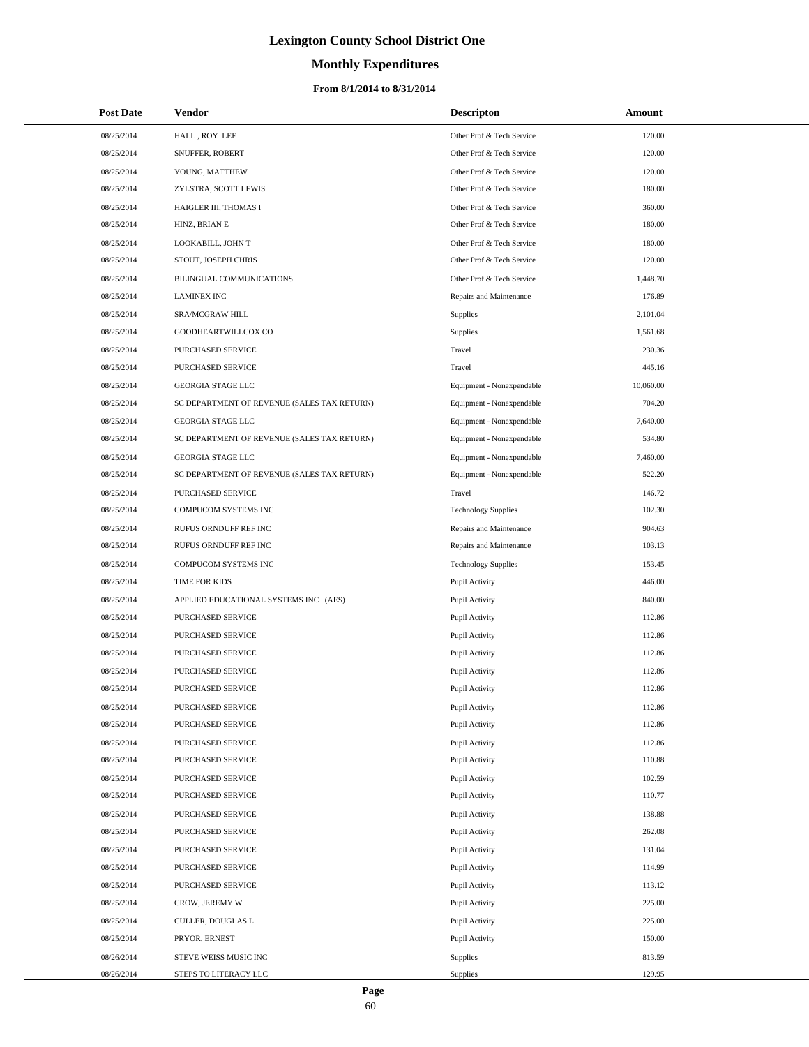# Lexington County School District One

## Monthly Expenditures

### From 8/1/2014 to 8/31/2014

| Post Date | Vendor | Descripton | Amount |
|---|---|---|---|
| 08/25/2014 | HALL , ROY LEE | Other Prof & Tech Service | 120.00 |
| 08/25/2014 | SNUFFER, ROBERT | Other Prof & Tech Service | 120.00 |
| 08/25/2014 | YOUNG, MATTHEW | Other Prof & Tech Service | 120.00 |
| 08/25/2014 | ZYLSTRA, SCOTT LEWIS | Other Prof & Tech Service | 180.00 |
| 08/25/2014 | HAIGLER III, THOMAS I | Other Prof & Tech Service | 360.00 |
| 08/25/2014 | HINZ, BRIAN E | Other Prof & Tech Service | 180.00 |
| 08/25/2014 | LOOKABILL, JOHN T | Other Prof & Tech Service | 180.00 |
| 08/25/2014 | STOUT, JOSEPH CHRIS | Other Prof & Tech Service | 120.00 |
| 08/25/2014 | BILINGUAL COMMUNICATIONS | Other Prof & Tech Service | 1,448.70 |
| 08/25/2014 | LAMINEX INC | Repairs and Maintenance | 176.89 |
| 08/25/2014 | SRA/MCGRAW HILL | Supplies | 2,101.04 |
| 08/25/2014 | GOODHEARTWILLCOX CO | Supplies | 1,561.68 |
| 08/25/2014 | PURCHASED SERVICE | Travel | 230.36 |
| 08/25/2014 | PURCHASED SERVICE | Travel | 445.16 |
| 08/25/2014 | GEORGIA STAGE LLC | Equipment - Nonexpendable | 10,060.00 |
| 08/25/2014 | SC DEPARTMENT OF REVENUE (SALES TAX RETURN) | Equipment - Nonexpendable | 704.20 |
| 08/25/2014 | GEORGIA STAGE LLC | Equipment - Nonexpendable | 7,640.00 |
| 08/25/2014 | SC DEPARTMENT OF REVENUE (SALES TAX RETURN) | Equipment - Nonexpendable | 534.80 |
| 08/25/2014 | GEORGIA STAGE LLC | Equipment - Nonexpendable | 7,460.00 |
| 08/25/2014 | SC DEPARTMENT OF REVENUE (SALES TAX RETURN) | Equipment - Nonexpendable | 522.20 |
| 08/25/2014 | PURCHASED SERVICE | Travel | 146.72 |
| 08/25/2014 | COMPUCOM SYSTEMS INC | Technology Supplies | 102.30 |
| 08/25/2014 | RUFUS ORNDUFF REF INC | Repairs and Maintenance | 904.63 |
| 08/25/2014 | RUFUS ORNDUFF REF INC | Repairs and Maintenance | 103.13 |
| 08/25/2014 | COMPUCOM SYSTEMS INC | Technology Supplies | 153.45 |
| 08/25/2014 | TIME FOR KIDS | Pupil Activity | 446.00 |
| 08/25/2014 | APPLIED EDUCATIONAL SYSTEMS INC (AES) | Pupil Activity | 840.00 |
| 08/25/2014 | PURCHASED SERVICE | Pupil Activity | 112.86 |
| 08/25/2014 | PURCHASED SERVICE | Pupil Activity | 112.86 |
| 08/25/2014 | PURCHASED SERVICE | Pupil Activity | 112.86 |
| 08/25/2014 | PURCHASED SERVICE | Pupil Activity | 112.86 |
| 08/25/2014 | PURCHASED SERVICE | Pupil Activity | 112.86 |
| 08/25/2014 | PURCHASED SERVICE | Pupil Activity | 112.86 |
| 08/25/2014 | PURCHASED SERVICE | Pupil Activity | 112.86 |
| 08/25/2014 | PURCHASED SERVICE | Pupil Activity | 112.86 |
| 08/25/2014 | PURCHASED SERVICE | Pupil Activity | 110.88 |
| 08/25/2014 | PURCHASED SERVICE | Pupil Activity | 102.59 |
| 08/25/2014 | PURCHASED SERVICE | Pupil Activity | 110.77 |
| 08/25/2014 | PURCHASED SERVICE | Pupil Activity | 138.88 |
| 08/25/2014 | PURCHASED SERVICE | Pupil Activity | 262.08 |
| 08/25/2014 | PURCHASED SERVICE | Pupil Activity | 131.04 |
| 08/25/2014 | PURCHASED SERVICE | Pupil Activity | 114.99 |
| 08/25/2014 | PURCHASED SERVICE | Pupil Activity | 113.12 |
| 08/25/2014 | CROW, JEREMY W | Pupil Activity | 225.00 |
| 08/25/2014 | CULLER, DOUGLAS L | Pupil Activity | 225.00 |
| 08/25/2014 | PRYOR, ERNEST | Pupil Activity | 150.00 |
| 08/26/2014 | STEVE WEISS MUSIC INC | Supplies | 813.59 |
| 08/26/2014 | STEPS TO LITERACY LLC | Supplies | 129.95 |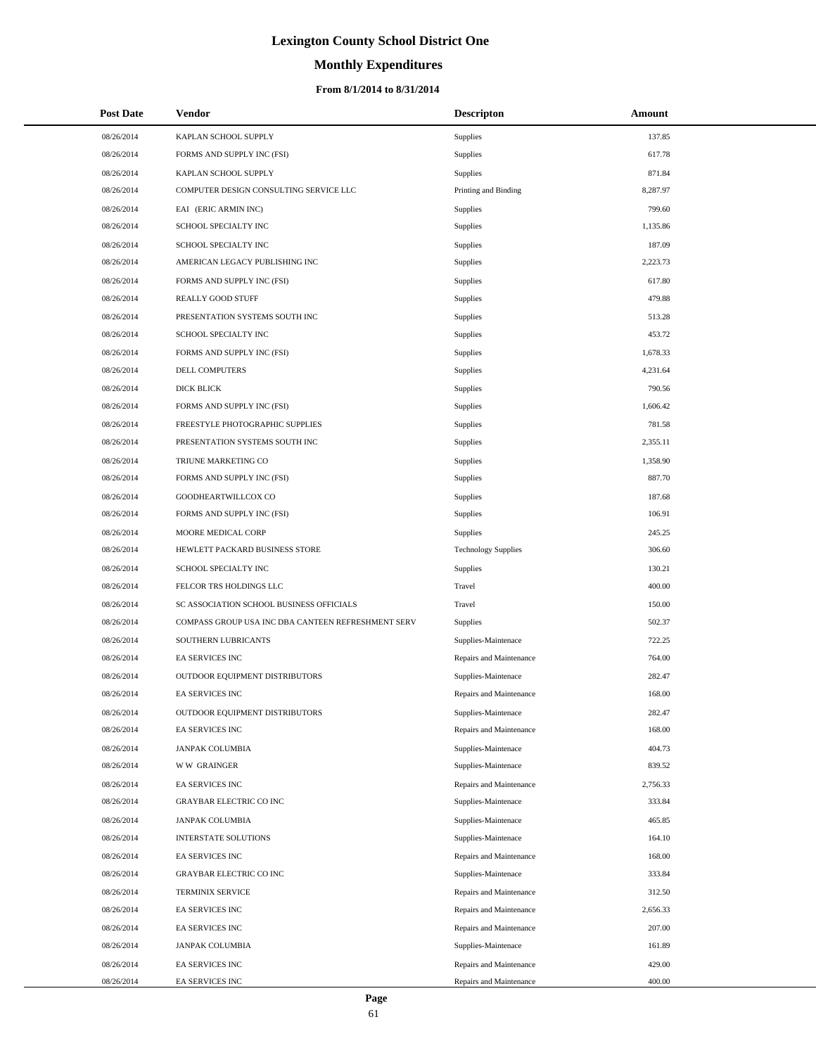# Lexington County School District One

## Monthly Expenditures

### From 8/1/2014 to 8/31/2014

| Post Date | Vendor | Descripton | Amount |
|---|---|---|---|
| 08/26/2014 | KAPLAN SCHOOL SUPPLY | Supplies | 137.85 |
| 08/26/2014 | FORMS AND SUPPLY INC (FSI) | Supplies | 617.78 |
| 08/26/2014 | KAPLAN SCHOOL SUPPLY | Supplies | 871.84 |
| 08/26/2014 | COMPUTER DESIGN CONSULTING SERVICE LLC | Printing and Binding | 8,287.97 |
| 08/26/2014 | EAI (ERIC ARMIN INC) | Supplies | 799.60 |
| 08/26/2014 | SCHOOL SPECIALTY INC | Supplies | 1,135.86 |
| 08/26/2014 | SCHOOL SPECIALTY INC | Supplies | 187.09 |
| 08/26/2014 | AMERICAN LEGACY PUBLISHING INC | Supplies | 2,223.73 |
| 08/26/2014 | FORMS AND SUPPLY INC (FSI) | Supplies | 617.80 |
| 08/26/2014 | REALLY GOOD STUFF | Supplies | 479.88 |
| 08/26/2014 | PRESENTATION SYSTEMS SOUTH INC | Supplies | 513.28 |
| 08/26/2014 | SCHOOL SPECIALTY INC | Supplies | 453.72 |
| 08/26/2014 | FORMS AND SUPPLY INC (FSI) | Supplies | 1,678.33 |
| 08/26/2014 | DELL COMPUTERS | Supplies | 4,231.64 |
| 08/26/2014 | DICK BLICK | Supplies | 790.56 |
| 08/26/2014 | FORMS AND SUPPLY INC (FSI) | Supplies | 1,606.42 |
| 08/26/2014 | FREESTYLE PHOTOGRAPHIC SUPPLIES | Supplies | 781.58 |
| 08/26/2014 | PRESENTATION SYSTEMS SOUTH INC | Supplies | 2,355.11 |
| 08/26/2014 | TRIUNE MARKETING CO | Supplies | 1,358.90 |
| 08/26/2014 | FORMS AND SUPPLY INC (FSI) | Supplies | 887.70 |
| 08/26/2014 | GOODHEARTWILLCOX CO | Supplies | 187.68 |
| 08/26/2014 | FORMS AND SUPPLY INC (FSI) | Supplies | 106.91 |
| 08/26/2014 | MOORE MEDICAL CORP | Supplies | 245.25 |
| 08/26/2014 | HEWLETT PACKARD BUSINESS STORE | Technology Supplies | 306.60 |
| 08/26/2014 | SCHOOL SPECIALTY INC | Supplies | 130.21 |
| 08/26/2014 | FELCOR TRS HOLDINGS LLC | Travel | 400.00 |
| 08/26/2014 | SC ASSOCIATION SCHOOL BUSINESS OFFICIALS | Travel | 150.00 |
| 08/26/2014 | COMPASS GROUP USA INC DBA CANTEEN REFRESHMENT SERV | Supplies | 502.37 |
| 08/26/2014 | SOUTHERN LUBRICANTS | Supplies-Maintenace | 722.25 |
| 08/26/2014 | EA SERVICES INC | Repairs and Maintenance | 764.00 |
| 08/26/2014 | OUTDOOR EQUIPMENT DISTRIBUTORS | Supplies-Maintenace | 282.47 |
| 08/26/2014 | EA SERVICES INC | Repairs and Maintenance | 168.00 |
| 08/26/2014 | OUTDOOR EQUIPMENT DISTRIBUTORS | Supplies-Maintenace | 282.47 |
| 08/26/2014 | EA SERVICES INC | Repairs and Maintenance | 168.00 |
| 08/26/2014 | JANPAK COLUMBIA | Supplies-Maintenace | 404.73 |
| 08/26/2014 | W W GRAINGER | Supplies-Maintenace | 839.52 |
| 08/26/2014 | EA SERVICES INC | Repairs and Maintenance | 2,756.33 |
| 08/26/2014 | GRAYBAR ELECTRIC CO INC | Supplies-Maintenace | 333.84 |
| 08/26/2014 | JANPAK COLUMBIA | Supplies-Maintenace | 465.85 |
| 08/26/2014 | INTERSTATE SOLUTIONS | Supplies-Maintenace | 164.10 |
| 08/26/2014 | EA SERVICES INC | Repairs and Maintenance | 168.00 |
| 08/26/2014 | GRAYBAR ELECTRIC CO INC | Supplies-Maintenace | 333.84 |
| 08/26/2014 | TERMINIX SERVICE | Repairs and Maintenance | 312.50 |
| 08/26/2014 | EA SERVICES INC | Repairs and Maintenance | 2,656.33 |
| 08/26/2014 | EA SERVICES INC | Repairs and Maintenance | 207.00 |
| 08/26/2014 | JANPAK COLUMBIA | Supplies-Maintenace | 161.89 |
| 08/26/2014 | EA SERVICES INC | Repairs and Maintenance | 429.00 |
| 08/26/2014 | EA SERVICES INC | Repairs and Maintenance | 400.00 |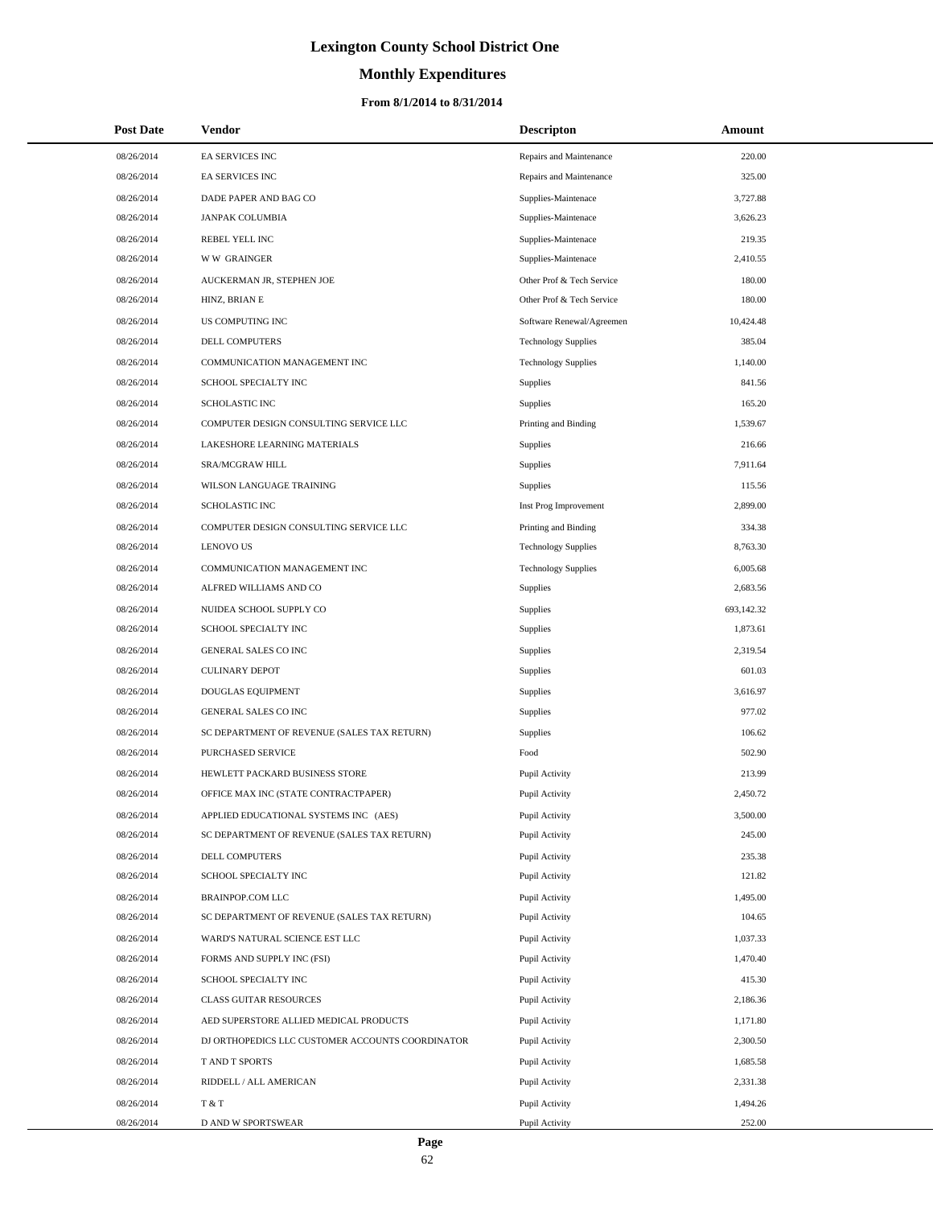# Lexington County School District One

## Monthly Expenditures

### From 8/1/2014 to 8/31/2014

| Post Date | Vendor | Descripton | Amount |
|---|---|---|---|
| 08/26/2014 | EA SERVICES INC | Repairs and Maintenance | 220.00 |
| 08/26/2014 | EA SERVICES INC | Repairs and Maintenance | 325.00 |
| 08/26/2014 | DADE PAPER AND BAG CO | Supplies-Maintenace | 3,727.88 |
| 08/26/2014 | JANPAK COLUMBIA | Supplies-Maintenace | 3,626.23 |
| 08/26/2014 | REBEL YELL INC | Supplies-Maintenace | 219.35 |
| 08/26/2014 | W W GRAINGER | Supplies-Maintenace | 2,410.55 |
| 08/26/2014 | AUCKERMAN JR, STEPHEN JOE | Other Prof & Tech Service | 180.00 |
| 08/26/2014 | HINZ, BRIAN E | Other Prof & Tech Service | 180.00 |
| 08/26/2014 | US COMPUTING INC | Software Renewal/Agreemen | 10,424.48 |
| 08/26/2014 | DELL COMPUTERS | Technology Supplies | 385.04 |
| 08/26/2014 | COMMUNICATION MANAGEMENT INC | Technology Supplies | 1,140.00 |
| 08/26/2014 | SCHOOL SPECIALTY INC | Supplies | 841.56 |
| 08/26/2014 | SCHOLASTIC INC | Supplies | 165.20 |
| 08/26/2014 | COMPUTER DESIGN CONSULTING SERVICE LLC | Printing and Binding | 1,539.67 |
| 08/26/2014 | LAKESHORE LEARNING MATERIALS | Supplies | 216.66 |
| 08/26/2014 | SRA/MCGRAW HILL | Supplies | 7,911.64 |
| 08/26/2014 | WILSON LANGUAGE TRAINING | Supplies | 115.56 |
| 08/26/2014 | SCHOLASTIC INC | Inst Prog Improvement | 2,899.00 |
| 08/26/2014 | COMPUTER DESIGN CONSULTING SERVICE LLC | Printing and Binding | 334.38 |
| 08/26/2014 | LENOVO US | Technology Supplies | 8,763.30 |
| 08/26/2014 | COMMUNICATION MANAGEMENT INC | Technology Supplies | 6,005.68 |
| 08/26/2014 | ALFRED WILLIAMS AND CO | Supplies | 2,683.56 |
| 08/26/2014 | NUIDEA SCHOOL SUPPLY CO | Supplies | 693,142.32 |
| 08/26/2014 | SCHOOL SPECIALTY INC | Supplies | 1,873.61 |
| 08/26/2014 | GENERAL SALES CO INC | Supplies | 2,319.54 |
| 08/26/2014 | CULINARY DEPOT | Supplies | 601.03 |
| 08/26/2014 | DOUGLAS EQUIPMENT | Supplies | 3,616.97 |
| 08/26/2014 | GENERAL SALES CO INC | Supplies | 977.02 |
| 08/26/2014 | SC DEPARTMENT OF REVENUE (SALES TAX RETURN) | Supplies | 106.62 |
| 08/26/2014 | PURCHASED SERVICE | Food | 502.90 |
| 08/26/2014 | HEWLETT PACKARD BUSINESS STORE | Pupil Activity | 213.99 |
| 08/26/2014 | OFFICE MAX INC (STATE CONTRACTPAPER) | Pupil Activity | 2,450.72 |
| 08/26/2014 | APPLIED EDUCATIONAL SYSTEMS INC (AES) | Pupil Activity | 3,500.00 |
| 08/26/2014 | SC DEPARTMENT OF REVENUE (SALES TAX RETURN) | Pupil Activity | 245.00 |
| 08/26/2014 | DELL COMPUTERS | Pupil Activity | 235.38 |
| 08/26/2014 | SCHOOL SPECIALTY INC | Pupil Activity | 121.82 |
| 08/26/2014 | BRAINPOP.COM LLC | Pupil Activity | 1,495.00 |
| 08/26/2014 | SC DEPARTMENT OF REVENUE (SALES TAX RETURN) | Pupil Activity | 104.65 |
| 08/26/2014 | WARD'S NATURAL SCIENCE EST LLC | Pupil Activity | 1,037.33 |
| 08/26/2014 | FORMS AND SUPPLY INC (FSI) | Pupil Activity | 1,470.40 |
| 08/26/2014 | SCHOOL SPECIALTY INC | Pupil Activity | 415.30 |
| 08/26/2014 | CLASS GUITAR RESOURCES | Pupil Activity | 2,186.36 |
| 08/26/2014 | AED SUPERSTORE ALLIED MEDICAL PRODUCTS | Pupil Activity | 1,171.80 |
| 08/26/2014 | DJ ORTHOPEDICS LLC CUSTOMER ACCOUNTS COORDINATOR | Pupil Activity | 2,300.50 |
| 08/26/2014 | T AND T SPORTS | Pupil Activity | 1,685.58 |
| 08/26/2014 | RIDDELL / ALL AMERICAN | Pupil Activity | 2,331.38 |
| 08/26/2014 | T & T | Pupil Activity | 1,494.26 |
| 08/26/2014 | D AND W SPORTSWEAR | Pupil Activity | 252.00 |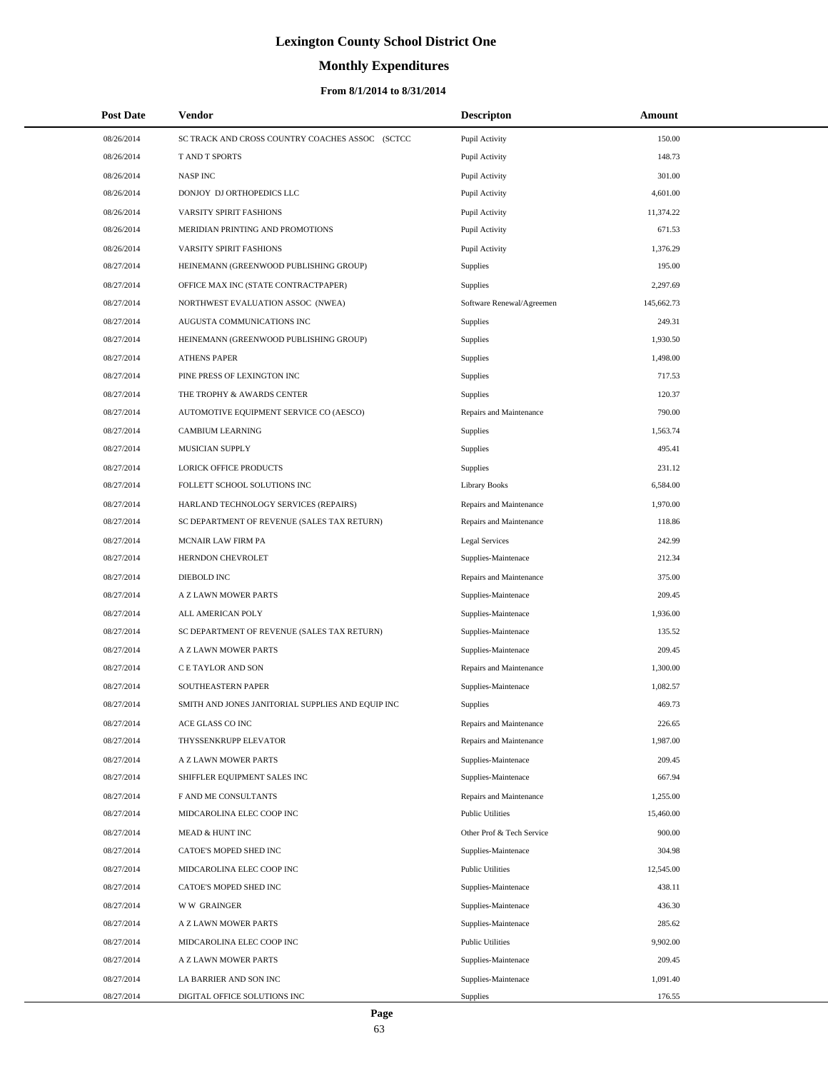# Lexington County School District One

## Monthly Expenditures

### From 8/1/2014 to 8/31/2014

| Post Date | Vendor | Descripton | Amount |
|---|---|---|---|
| 08/26/2014 | SC TRACK AND CROSS COUNTRY COACHES ASSOC (SCTCC | Pupil Activity | 150.00 |
| 08/26/2014 | T AND T SPORTS | Pupil Activity | 148.73 |
| 08/26/2014 | NASP INC | Pupil Activity | 301.00 |
| 08/26/2014 | DONJOY DJ ORTHOPEDICS LLC | Pupil Activity | 4,601.00 |
| 08/26/2014 | VARSITY SPIRIT FASHIONS | Pupil Activity | 11,374.22 |
| 08/26/2014 | MERIDIAN PRINTING AND PROMOTIONS | Pupil Activity | 671.53 |
| 08/26/2014 | VARSITY SPIRIT FASHIONS | Pupil Activity | 1,376.29 |
| 08/27/2014 | HEINEMANN (GREENWOOD PUBLISHING GROUP) | Supplies | 195.00 |
| 08/27/2014 | OFFICE MAX INC (STATE CONTRACTPAPER) | Supplies | 2,297.69 |
| 08/27/2014 | NORTHWEST EVALUATION ASSOC (NWEA) | Software Renewal/Agreemen | 145,662.73 |
| 08/27/2014 | AUGUSTA COMMUNICATIONS INC | Supplies | 249.31 |
| 08/27/2014 | HEINEMANN (GREENWOOD PUBLISHING GROUP) | Supplies | 1,930.50 |
| 08/27/2014 | ATHENS PAPER | Supplies | 1,498.00 |
| 08/27/2014 | PINE PRESS OF LEXINGTON INC | Supplies | 717.53 |
| 08/27/2014 | THE TROPHY & AWARDS CENTER | Supplies | 120.37 |
| 08/27/2014 | AUTOMOTIVE EQUIPMENT SERVICE CO (AESCO) | Repairs and Maintenance | 790.00 |
| 08/27/2014 | CAMBIUM LEARNING | Supplies | 1,563.74 |
| 08/27/2014 | MUSICIAN SUPPLY | Supplies | 495.41 |
| 08/27/2014 | LORICK OFFICE PRODUCTS | Supplies | 231.12 |
| 08/27/2014 | FOLLETT SCHOOL SOLUTIONS INC | Library Books | 6,584.00 |
| 08/27/2014 | HARLAND TECHNOLOGY SERVICES (REPAIRS) | Repairs and Maintenance | 1,970.00 |
| 08/27/2014 | SC DEPARTMENT OF REVENUE (SALES TAX RETURN) | Repairs and Maintenance | 118.86 |
| 08/27/2014 | MCNAIR LAW FIRM PA | Legal Services | 242.99 |
| 08/27/2014 | HERNDON CHEVROLET | Supplies-Maintenace | 212.34 |
| 08/27/2014 | DIEBOLD INC | Repairs and Maintenance | 375.00 |
| 08/27/2014 | A Z LAWN MOWER PARTS | Supplies-Maintenace | 209.45 |
| 08/27/2014 | ALL AMERICAN POLY | Supplies-Maintenace | 1,936.00 |
| 08/27/2014 | SC DEPARTMENT OF REVENUE (SALES TAX RETURN) | Supplies-Maintenace | 135.52 |
| 08/27/2014 | A Z LAWN MOWER PARTS | Supplies-Maintenace | 209.45 |
| 08/27/2014 | C E TAYLOR AND SON | Repairs and Maintenance | 1,300.00 |
| 08/27/2014 | SOUTHEASTERN PAPER | Supplies-Maintenace | 1,082.57 |
| 08/27/2014 | SMITH AND JONES JANITORIAL SUPPLIES AND EQUIP INC | Supplies | 469.73 |
| 08/27/2014 | ACE GLASS CO INC | Repairs and Maintenance | 226.65 |
| 08/27/2014 | THYSSENKRUPP ELEVATOR | Repairs and Maintenance | 1,987.00 |
| 08/27/2014 | A Z LAWN MOWER PARTS | Supplies-Maintenace | 209.45 |
| 08/27/2014 | SHIFFLER EQUIPMENT SALES INC | Supplies-Maintenace | 667.94 |
| 08/27/2014 | F AND ME CONSULTANTS | Repairs and Maintenance | 1,255.00 |
| 08/27/2014 | MIDCAROLINA ELEC COOP INC | Public Utilities | 15,460.00 |
| 08/27/2014 | MEAD & HUNT INC | Other Prof & Tech Service | 900.00 |
| 08/27/2014 | CATOE'S MOPED SHED INC | Supplies-Maintenace | 304.98 |
| 08/27/2014 | MIDCAROLINA ELEC COOP INC | Public Utilities | 12,545.00 |
| 08/27/2014 | CATOE'S MOPED SHED INC | Supplies-Maintenace | 438.11 |
| 08/27/2014 | W W GRAINGER | Supplies-Maintenace | 436.30 |
| 08/27/2014 | A Z LAWN MOWER PARTS | Supplies-Maintenace | 285.62 |
| 08/27/2014 | MIDCAROLINA ELEC COOP INC | Public Utilities | 9,902.00 |
| 08/27/2014 | A Z LAWN MOWER PARTS | Supplies-Maintenace | 209.45 |
| 08/27/2014 | LA BARRIER AND SON INC | Supplies-Maintenace | 1,091.40 |
| 08/27/2014 | DIGITAL OFFICE SOLUTIONS INC | Supplies | 176.55 |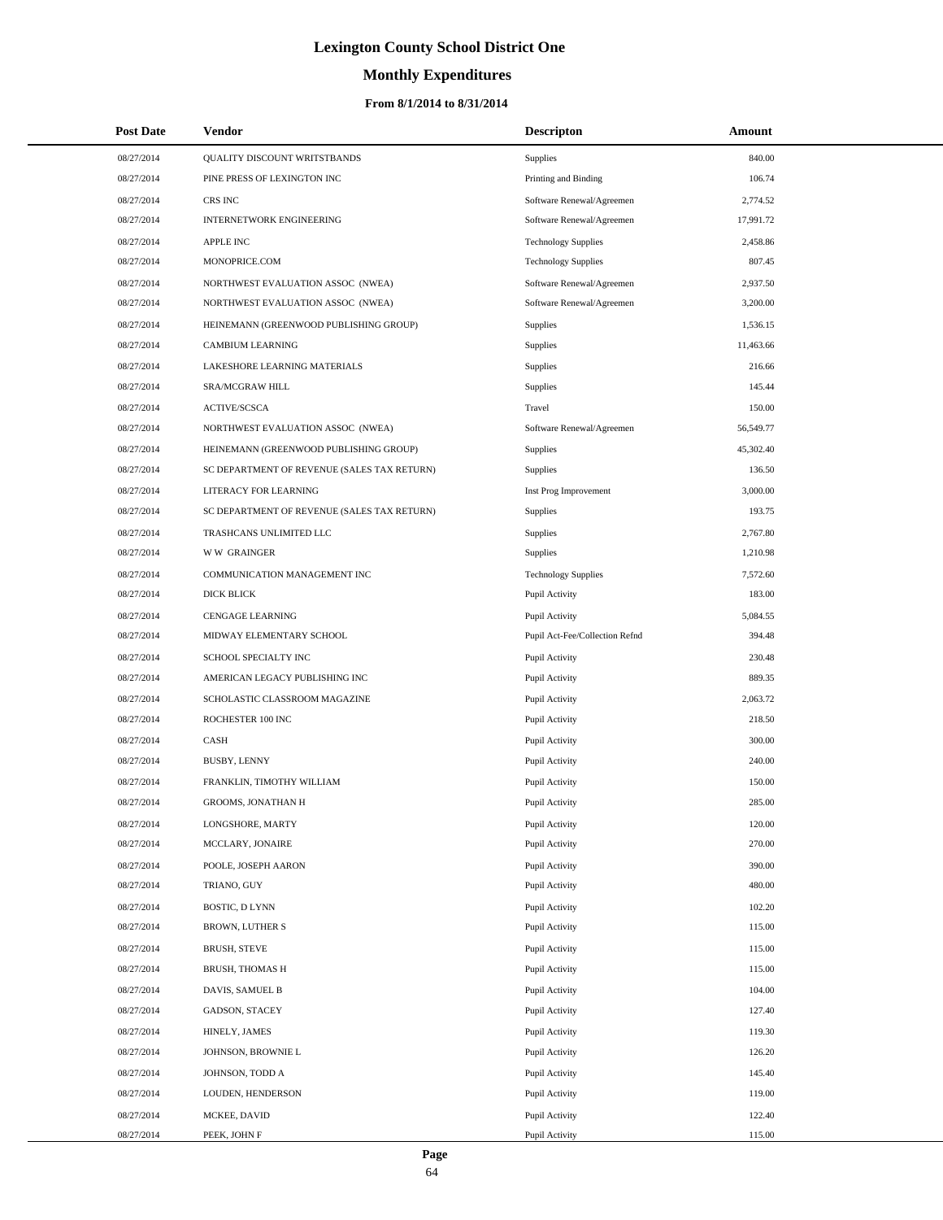# Lexington County School District One

## Monthly Expenditures

### From 8/1/2014 to 8/31/2014

| Post Date | Vendor | Descripton | Amount |
|---|---|---|---|
| 08/27/2014 | QUALITY DISCOUNT WRITSTBANDS | Supplies | 840.00 |
| 08/27/2014 | PINE PRESS OF LEXINGTON INC | Printing and Binding | 106.74 |
| 08/27/2014 | CRS INC | Software Renewal/Agreemen | 2,774.52 |
| 08/27/2014 | INTERNETWORK ENGINEERING | Software Renewal/Agreemen | 17,991.72 |
| 08/27/2014 | APPLE INC | Technology Supplies | 2,458.86 |
| 08/27/2014 | MONOPRICE.COM | Technology Supplies | 807.45 |
| 08/27/2014 | NORTHWEST EVALUATION ASSOC (NWEA) | Software Renewal/Agreemen | 2,937.50 |
| 08/27/2014 | NORTHWEST EVALUATION ASSOC (NWEA) | Software Renewal/Agreemen | 3,200.00 |
| 08/27/2014 | HEINEMANN (GREENWOOD PUBLISHING GROUP) | Supplies | 1,536.15 |
| 08/27/2014 | CAMBIUM LEARNING | Supplies | 11,463.66 |
| 08/27/2014 | LAKESHORE LEARNING MATERIALS | Supplies | 216.66 |
| 08/27/2014 | SRA/MCGRAW HILL | Supplies | 145.44 |
| 08/27/2014 | ACTIVE/SCSCA | Travel | 150.00 |
| 08/27/2014 | NORTHWEST EVALUATION ASSOC (NWEA) | Software Renewal/Agreemen | 56,549.77 |
| 08/27/2014 | HEINEMANN (GREENWOOD PUBLISHING GROUP) | Supplies | 45,302.40 |
| 08/27/2014 | SC DEPARTMENT OF REVENUE (SALES TAX RETURN) | Supplies | 136.50 |
| 08/27/2014 | LITERACY FOR LEARNING | Inst Prog Improvement | 3,000.00 |
| 08/27/2014 | SC DEPARTMENT OF REVENUE (SALES TAX RETURN) | Supplies | 193.75 |
| 08/27/2014 | TRASHCANS UNLIMITED LLC | Supplies | 2,767.80 |
| 08/27/2014 | W W GRAINGER | Supplies | 1,210.98 |
| 08/27/2014 | COMMUNICATION MANAGEMENT INC | Technology Supplies | 7,572.60 |
| 08/27/2014 | DICK BLICK | Pupil Activity | 183.00 |
| 08/27/2014 | CENGAGE LEARNING | Pupil Activity | 5,084.55 |
| 08/27/2014 | MIDWAY ELEMENTARY SCHOOL | Pupil Act-Fee/Collection Refnd | 394.48 |
| 08/27/2014 | SCHOOL SPECIALTY INC | Pupil Activity | 230.48 |
| 08/27/2014 | AMERICAN LEGACY PUBLISHING INC | Pupil Activity | 889.35 |
| 08/27/2014 | SCHOLASTIC CLASSROOM MAGAZINE | Pupil Activity | 2,063.72 |
| 08/27/2014 | ROCHESTER 100 INC | Pupil Activity | 218.50 |
| 08/27/2014 | CASH | Pupil Activity | 300.00 |
| 08/27/2014 | BUSBY, LENNY | Pupil Activity | 240.00 |
| 08/27/2014 | FRANKLIN, TIMOTHY WILLIAM | Pupil Activity | 150.00 |
| 08/27/2014 | GROOMS, JONATHAN H | Pupil Activity | 285.00 |
| 08/27/2014 | LONGSHORE, MARTY | Pupil Activity | 120.00 |
| 08/27/2014 | MCCLARY, JONAIRE | Pupil Activity | 270.00 |
| 08/27/2014 | POOLE, JOSEPH AARON | Pupil Activity | 390.00 |
| 08/27/2014 | TRIANO, GUY | Pupil Activity | 480.00 |
| 08/27/2014 | BOSTIC, D LYNN | Pupil Activity | 102.20 |
| 08/27/2014 | BROWN, LUTHER S | Pupil Activity | 115.00 |
| 08/27/2014 | BRUSH, STEVE | Pupil Activity | 115.00 |
| 08/27/2014 | BRUSH, THOMAS H | Pupil Activity | 115.00 |
| 08/27/2014 | DAVIS, SAMUEL B | Pupil Activity | 104.00 |
| 08/27/2014 | GADSON, STACEY | Pupil Activity | 127.40 |
| 08/27/2014 | HINELY, JAMES | Pupil Activity | 119.30 |
| 08/27/2014 | JOHNSON, BROWNIE L | Pupil Activity | 126.20 |
| 08/27/2014 | JOHNSON, TODD A | Pupil Activity | 145.40 |
| 08/27/2014 | LOUDEN, HENDERSON | Pupil Activity | 119.00 |
| 08/27/2014 | MCKEE, DAVID | Pupil Activity | 122.40 |
| 08/27/2014 | PEEK, JOHN F | Pupil Activity | 115.00 |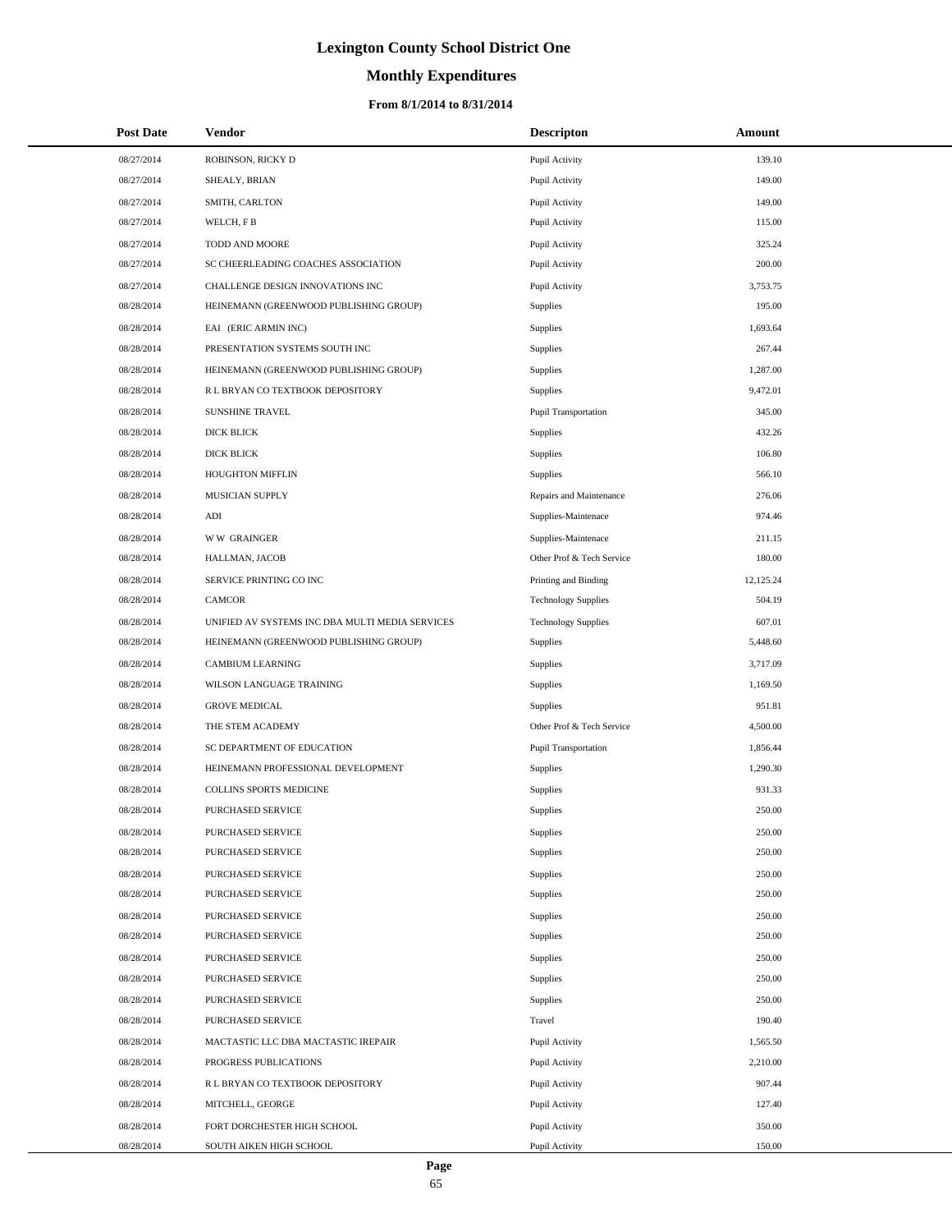# Lexington County School District One

## Monthly Expenditures

### From 8/1/2014 to 8/31/2014

| Post Date | Vendor | Descripton | Amount |
|---|---|---|---|
| 08/27/2014 | ROBINSON, RICKY D | Pupil Activity | 139.10 |
| 08/27/2014 | SHEALY, BRIAN | Pupil Activity | 149.00 |
| 08/27/2014 | SMITH, CARLTON | Pupil Activity | 149.00 |
| 08/27/2014 | WELCH, F B | Pupil Activity | 115.00 |
| 08/27/2014 | TODD AND MOORE | Pupil Activity | 325.24 |
| 08/27/2014 | SC CHEERLEADING COACHES ASSOCIATION | Pupil Activity | 200.00 |
| 08/27/2014 | CHALLENGE DESIGN INNOVATIONS INC | Pupil Activity | 3,753.75 |
| 08/28/2014 | HEINEMANN (GREENWOOD PUBLISHING GROUP) | Supplies | 195.00 |
| 08/28/2014 | EAI (ERIC ARMIN INC) | Supplies | 1,693.64 |
| 08/28/2014 | PRESENTATION SYSTEMS SOUTH INC | Supplies | 267.44 |
| 08/28/2014 | HEINEMANN (GREENWOOD PUBLISHING GROUP) | Supplies | 1,287.00 |
| 08/28/2014 | R L BRYAN CO TEXTBOOK DEPOSITORY | Supplies | 9,472.01 |
| 08/28/2014 | SUNSHINE TRAVEL | Pupil Transportation | 345.00 |
| 08/28/2014 | DICK BLICK | Supplies | 432.26 |
| 08/28/2014 | DICK BLICK | Supplies | 106.80 |
| 08/28/2014 | HOUGHTON MIFFLIN | Supplies | 566.10 |
| 08/28/2014 | MUSICIAN SUPPLY | Repairs and Maintenance | 276.06 |
| 08/28/2014 | ADI | Supplies-Maintenace | 974.46 |
| 08/28/2014 | W W GRAINGER | Supplies-Maintenace | 211.15 |
| 08/28/2014 | HALLMAN, JACOB | Other Prof & Tech Service | 180.00 |
| 08/28/2014 | SERVICE PRINTING CO INC | Printing and Binding | 12,125.24 |
| 08/28/2014 | CAMCOR | Technology Supplies | 504.19 |
| 08/28/2014 | UNIFIED AV SYSTEMS INC DBA MULTI MEDIA SERVICES | Technology Supplies | 607.01 |
| 08/28/2014 | HEINEMANN (GREENWOOD PUBLISHING GROUP) | Supplies | 5,448.60 |
| 08/28/2014 | CAMBIUM LEARNING | Supplies | 3,717.09 |
| 08/28/2014 | WILSON LANGUAGE TRAINING | Supplies | 1,169.50 |
| 08/28/2014 | GROVE MEDICAL | Supplies | 951.81 |
| 08/28/2014 | THE STEM ACADEMY | Other Prof & Tech Service | 4,500.00 |
| 08/28/2014 | SC DEPARTMENT OF EDUCATION | Pupil Transportation | 1,856.44 |
| 08/28/2014 | HEINEMANN PROFESSIONAL DEVELOPMENT | Supplies | 1,290.30 |
| 08/28/2014 | COLLINS SPORTS MEDICINE | Supplies | 931.33 |
| 08/28/2014 | PURCHASED SERVICE | Supplies | 250.00 |
| 08/28/2014 | PURCHASED SERVICE | Supplies | 250.00 |
| 08/28/2014 | PURCHASED SERVICE | Supplies | 250.00 |
| 08/28/2014 | PURCHASED SERVICE | Supplies | 250.00 |
| 08/28/2014 | PURCHASED SERVICE | Supplies | 250.00 |
| 08/28/2014 | PURCHASED SERVICE | Supplies | 250.00 |
| 08/28/2014 | PURCHASED SERVICE | Supplies | 250.00 |
| 08/28/2014 | PURCHASED SERVICE | Supplies | 250.00 |
| 08/28/2014 | PURCHASED SERVICE | Supplies | 250.00 |
| 08/28/2014 | PURCHASED SERVICE | Supplies | 250.00 |
| 08/28/2014 | PURCHASED SERVICE | Travel | 190.40 |
| 08/28/2014 | MACTASTIC LLC DBA MACTASTIC IREPAIR | Pupil Activity | 1,565.50 |
| 08/28/2014 | PROGRESS PUBLICATIONS | Pupil Activity | 2,210.00 |
| 08/28/2014 | R L BRYAN CO TEXTBOOK DEPOSITORY | Pupil Activity | 907.44 |
| 08/28/2014 | MITCHELL, GEORGE | Pupil Activity | 127.40 |
| 08/28/2014 | FORT DORCHESTER HIGH SCHOOL | Pupil Activity | 350.00 |
| 08/28/2014 | SOUTH AIKEN HIGH SCHOOL | Pupil Activity | 150.00 |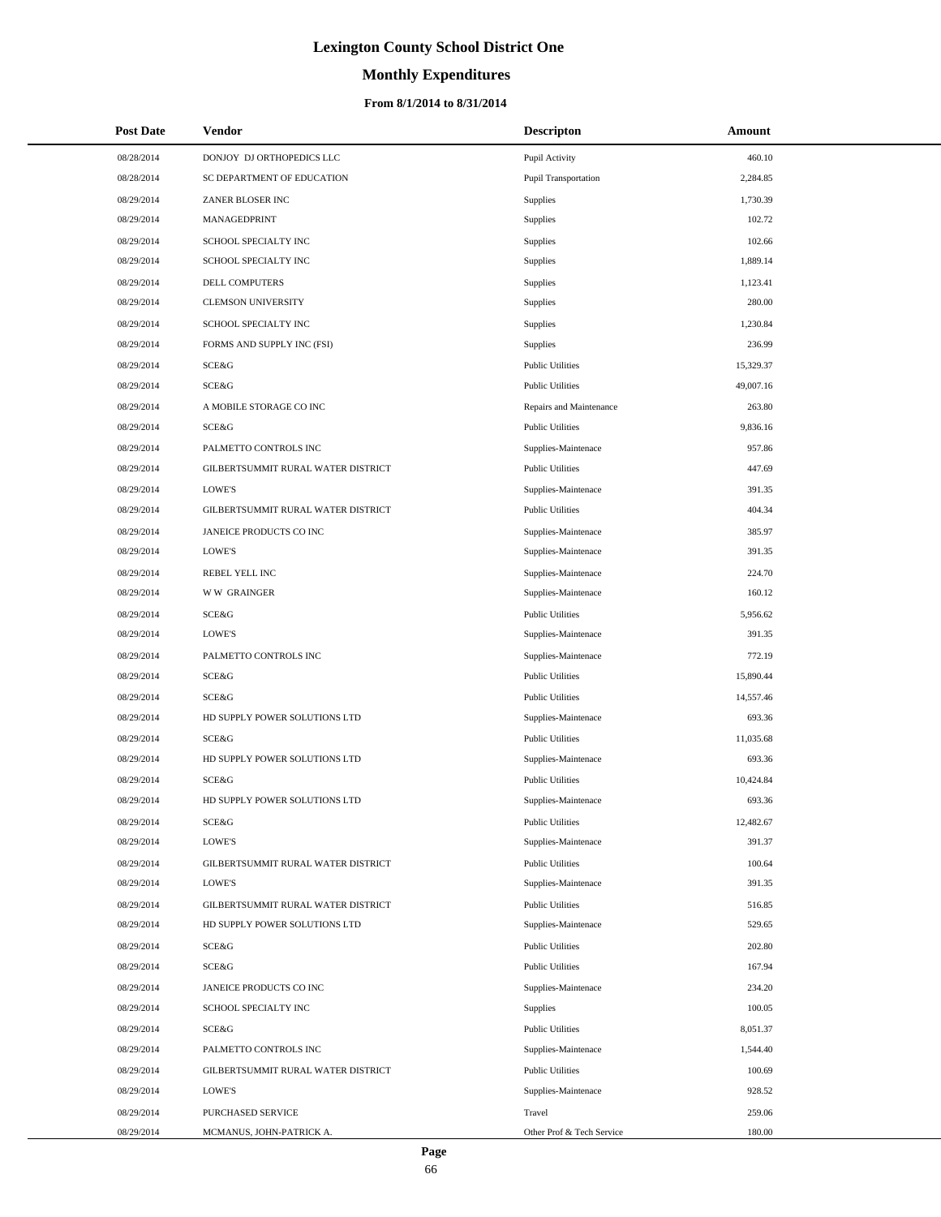# Lexington County School District One

## Monthly Expenditures

### From 8/1/2014 to 8/31/2014

| Post Date | Vendor | Descripton | Amount |
|---|---|---|---|
| 08/28/2014 | DONJOY DJ ORTHOPEDICS LLC | Pupil Activity | 460.10 |
| 08/28/2014 | SC DEPARTMENT OF EDUCATION | Pupil Transportation | 2,284.85 |
| 08/29/2014 | ZANER BLOSER INC | Supplies | 1,730.39 |
| 08/29/2014 | MANAGEDPRINT | Supplies | 102.72 |
| 08/29/2014 | SCHOOL SPECIALTY INC | Supplies | 102.66 |
| 08/29/2014 | SCHOOL SPECIALTY INC | Supplies | 1,889.14 |
| 08/29/2014 | DELL COMPUTERS | Supplies | 1,123.41 |
| 08/29/2014 | CLEMSON UNIVERSITY | Supplies | 280.00 |
| 08/29/2014 | SCHOOL SPECIALTY INC | Supplies | 1,230.84 |
| 08/29/2014 | FORMS AND SUPPLY INC (FSI) | Supplies | 236.99 |
| 08/29/2014 | SCE&G | Public Utilities | 15,329.37 |
| 08/29/2014 | SCE&G | Public Utilities | 49,007.16 |
| 08/29/2014 | A MOBILE STORAGE CO INC | Repairs and Maintenance | 263.80 |
| 08/29/2014 | SCE&G | Public Utilities | 9,836.16 |
| 08/29/2014 | PALMETTO CONTROLS INC | Supplies-Maintenace | 957.86 |
| 08/29/2014 | GILBERTSUMMIT RURAL WATER DISTRICT | Public Utilities | 447.69 |
| 08/29/2014 | LOWE'S | Supplies-Maintenace | 391.35 |
| 08/29/2014 | GILBERTSUMMIT RURAL WATER DISTRICT | Public Utilities | 404.34 |
| 08/29/2014 | JANEICE PRODUCTS CO INC | Supplies-Maintenace | 385.97 |
| 08/29/2014 | LOWE'S | Supplies-Maintenace | 391.35 |
| 08/29/2014 | REBEL YELL INC | Supplies-Maintenace | 224.70 |
| 08/29/2014 | W W GRAINGER | Supplies-Maintenace | 160.12 |
| 08/29/2014 | SCE&G | Public Utilities | 5,956.62 |
| 08/29/2014 | LOWE'S | Supplies-Maintenace | 391.35 |
| 08/29/2014 | PALMETTO CONTROLS INC | Supplies-Maintenace | 772.19 |
| 08/29/2014 | SCE&G | Public Utilities | 15,890.44 |
| 08/29/2014 | SCE&G | Public Utilities | 14,557.46 |
| 08/29/2014 | HD SUPPLY POWER SOLUTIONS LTD | Supplies-Maintenace | 693.36 |
| 08/29/2014 | SCE&G | Public Utilities | 11,035.68 |
| 08/29/2014 | HD SUPPLY POWER SOLUTIONS LTD | Supplies-Maintenace | 693.36 |
| 08/29/2014 | SCE&G | Public Utilities | 10,424.84 |
| 08/29/2014 | HD SUPPLY POWER SOLUTIONS LTD | Supplies-Maintenace | 693.36 |
| 08/29/2014 | SCE&G | Public Utilities | 12,482.67 |
| 08/29/2014 | LOWE'S | Supplies-Maintenace | 391.37 |
| 08/29/2014 | GILBERTSUMMIT RURAL WATER DISTRICT | Public Utilities | 100.64 |
| 08/29/2014 | LOWE'S | Supplies-Maintenace | 391.35 |
| 08/29/2014 | GILBERTSUMMIT RURAL WATER DISTRICT | Public Utilities | 516.85 |
| 08/29/2014 | HD SUPPLY POWER SOLUTIONS LTD | Supplies-Maintenace | 529.65 |
| 08/29/2014 | SCE&G | Public Utilities | 202.80 |
| 08/29/2014 | SCE&G | Public Utilities | 167.94 |
| 08/29/2014 | JANEICE PRODUCTS CO INC | Supplies-Maintenace | 234.20 |
| 08/29/2014 | SCHOOL SPECIALTY INC | Supplies | 100.05 |
| 08/29/2014 | SCE&G | Public Utilities | 8,051.37 |
| 08/29/2014 | PALMETTO CONTROLS INC | Supplies-Maintenace | 1,544.40 |
| 08/29/2014 | GILBERTSUMMIT RURAL WATER DISTRICT | Public Utilities | 100.69 |
| 08/29/2014 | LOWE'S | Supplies-Maintenace | 928.52 |
| 08/29/2014 | PURCHASED SERVICE | Travel | 259.06 |
| 08/29/2014 | MCMANUS, JOHN-PATRICK A. | Other Prof & Tech Service | 180.00 |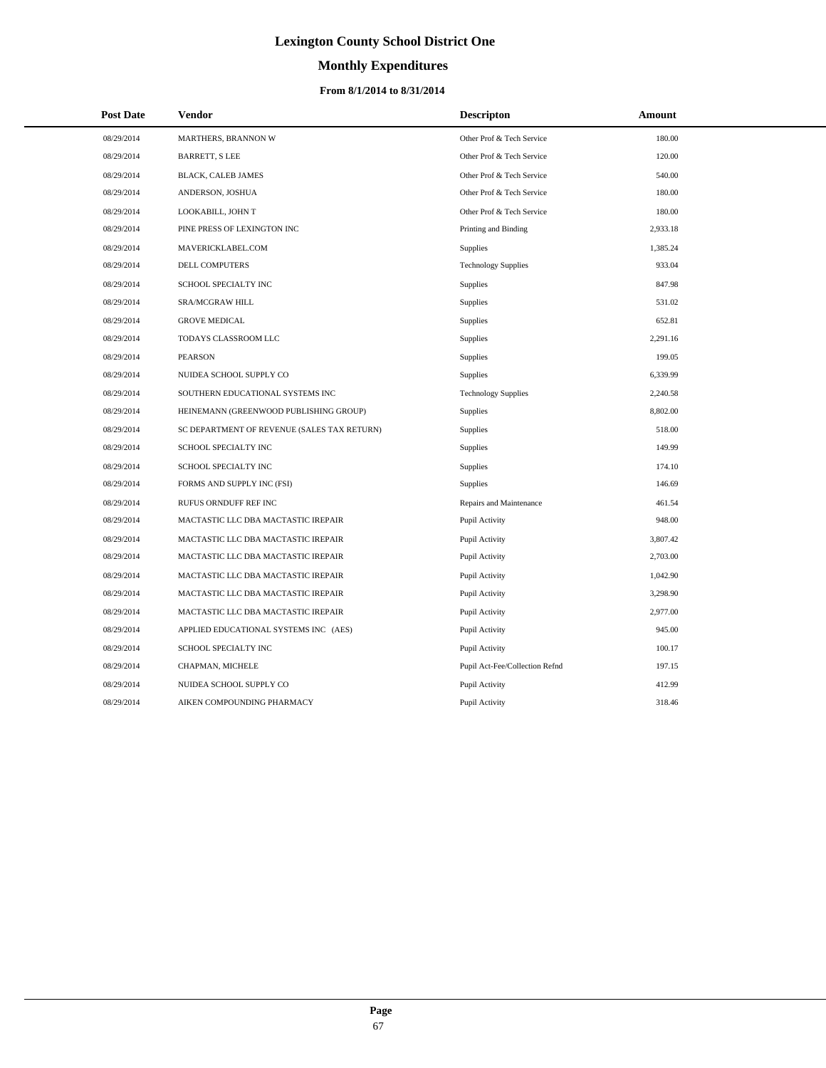# Lexington County School District One

## Monthly Expenditures

### From 8/1/2014 to 8/31/2014

| Post Date | Vendor | Descripton | Amount |
|---|---|---|---|
| 08/29/2014 | MARTHERS, BRANNON W | Other Prof & Tech Service | 180.00 |
| 08/29/2014 | BARRETT, S LEE | Other Prof & Tech Service | 120.00 |
| 08/29/2014 | BLACK, CALEB JAMES | Other Prof & Tech Service | 540.00 |
| 08/29/2014 | ANDERSON, JOSHUA | Other Prof & Tech Service | 180.00 |
| 08/29/2014 | LOOKABILL, JOHN T | Other Prof & Tech Service | 180.00 |
| 08/29/2014 | PINE PRESS OF LEXINGTON INC | Printing and Binding | 2,933.18 |
| 08/29/2014 | MAVERICKLABEL.COM | Supplies | 1,385.24 |
| 08/29/2014 | DELL COMPUTERS | Technology Supplies | 933.04 |
| 08/29/2014 | SCHOOL SPECIALTY INC | Supplies | 847.98 |
| 08/29/2014 | SRA/MCGRAW HILL | Supplies | 531.02 |
| 08/29/2014 | GROVE MEDICAL | Supplies | 652.81 |
| 08/29/2014 | TODAYS CLASSROOM LLC | Supplies | 2,291.16 |
| 08/29/2014 | PEARSON | Supplies | 199.05 |
| 08/29/2014 | NUIDEA SCHOOL SUPPLY CO | Supplies | 6,339.99 |
| 08/29/2014 | SOUTHERN EDUCATIONAL SYSTEMS INC | Technology Supplies | 2,240.58 |
| 08/29/2014 | HEINEMANN (GREENWOOD PUBLISHING GROUP) | Supplies | 8,802.00 |
| 08/29/2014 | SC DEPARTMENT OF REVENUE (SALES TAX RETURN) | Supplies | 518.00 |
| 08/29/2014 | SCHOOL SPECIALTY INC | Supplies | 149.99 |
| 08/29/2014 | SCHOOL SPECIALTY INC | Supplies | 174.10 |
| 08/29/2014 | FORMS AND SUPPLY INC (FSI) | Supplies | 146.69 |
| 08/29/2014 | RUFUS ORNDUFF REF INC | Repairs and Maintenance | 461.54 |
| 08/29/2014 | MACTASTIC LLC DBA MACTASTIC IREPAIR | Pupil Activity | 948.00 |
| 08/29/2014 | MACTASTIC LLC DBA MACTASTIC IREPAIR | Pupil Activity | 3,807.42 |
| 08/29/2014 | MACTASTIC LLC DBA MACTASTIC IREPAIR | Pupil Activity | 2,703.00 |
| 08/29/2014 | MACTASTIC LLC DBA MACTASTIC IREPAIR | Pupil Activity | 1,042.90 |
| 08/29/2014 | MACTASTIC LLC DBA MACTASTIC IREPAIR | Pupil Activity | 3,298.90 |
| 08/29/2014 | MACTASTIC LLC DBA MACTASTIC IREPAIR | Pupil Activity | 2,977.00 |
| 08/29/2014 | APPLIED EDUCATIONAL SYSTEMS INC (AES) | Pupil Activity | 945.00 |
| 08/29/2014 | SCHOOL SPECIALTY INC | Pupil Activity | 100.17 |
| 08/29/2014 | CHAPMAN, MICHELE | Pupil Act-Fee/Collection Refnd | 197.15 |
| 08/29/2014 | NUIDEA SCHOOL SUPPLY CO | Pupil Activity | 412.99 |
| 08/29/2014 | AIKEN COMPOUNDING PHARMACY | Pupil Activity | 318.46 |